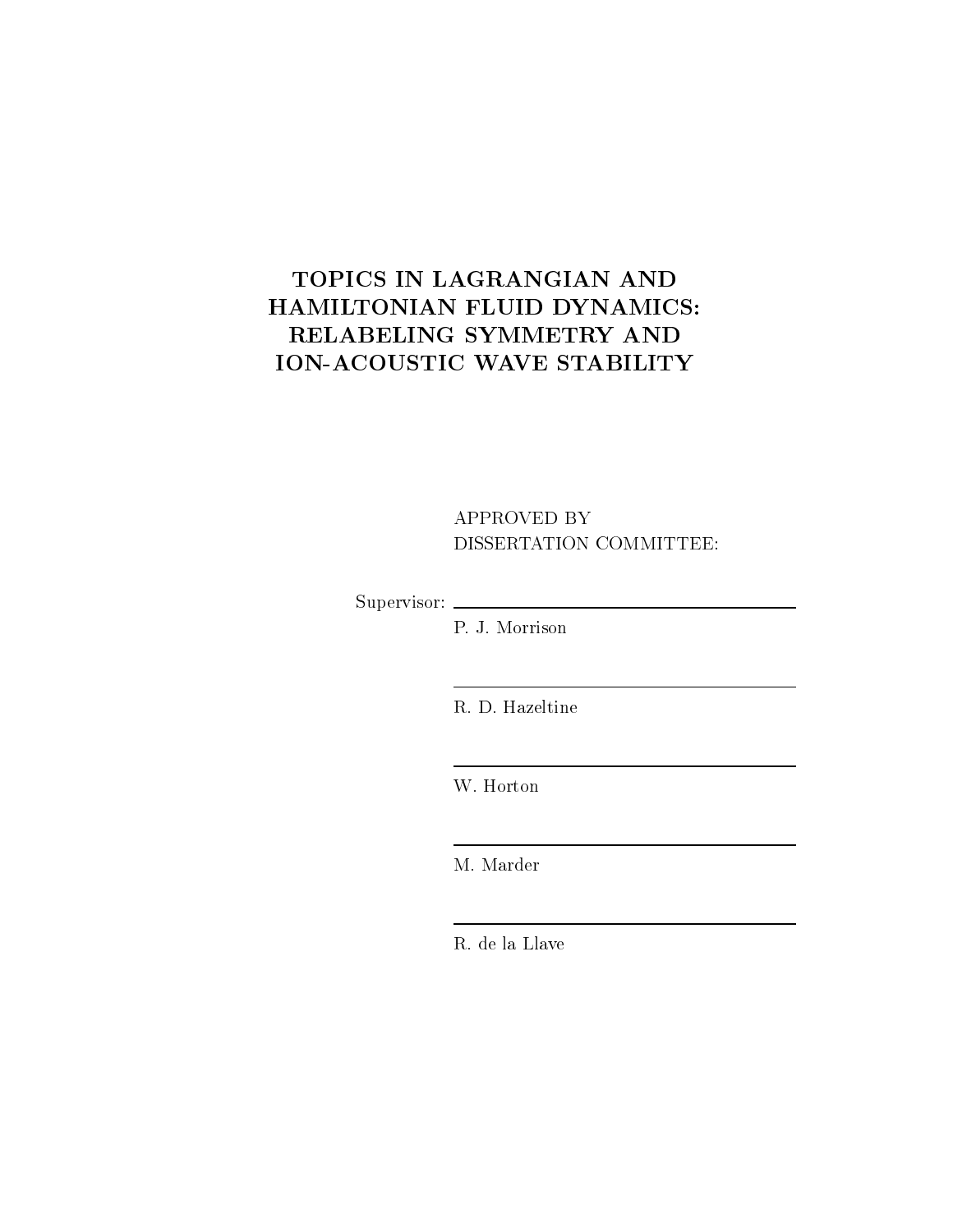# TOPICS IN LAGRANGIAN AND HAMILTONIAN FLUID DYNAMICS: RELABELING SYMMETRY AND ION-ACOUSTIC WAVE STABILITY

APPROVED BY
DISSERTATION COMMITTEE:

Supervisor: ______________________

P. J. Morrison

______________________

R. D. Hazeltine

______________________

W. Horton

______________________

M. Marder

______________________

R. de la Llave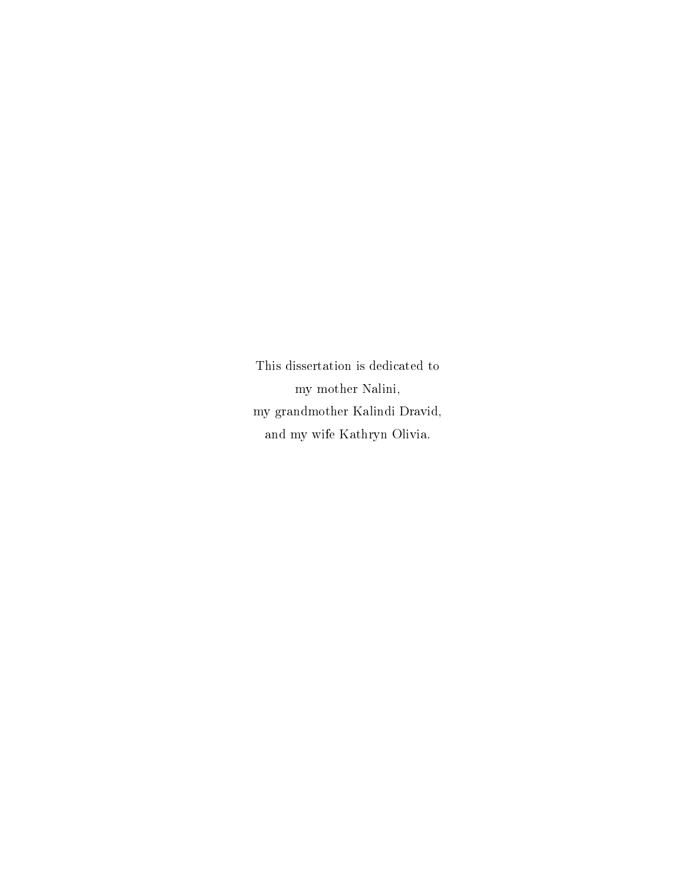This dissertation is dedicated to
my mother Nalini,
my grandmother Kalindi Dravid,
and my wife Kathryn Olivia.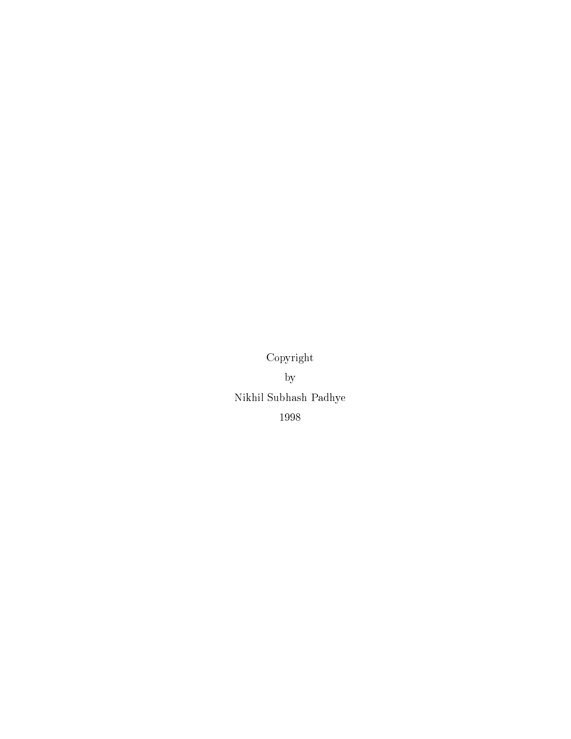Copyright

by

Nikhil Subhash Padhye

1998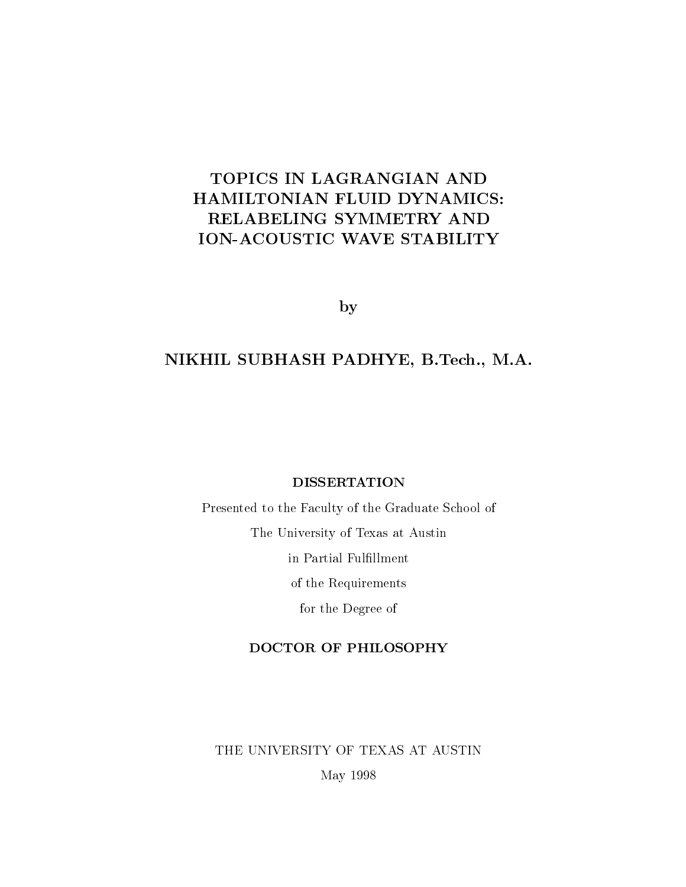# TOPICS IN LAGRANGIAN AND HAMILTONIAN FLUID DYNAMICS: RELABELING SYMMETRY AND ION-ACOUSTIC WAVE STABILITY

by

**NIKHIL SUBHASH PADHYE, B.Tech., M.A.**

**DISSERTATION**

Presented to the Faculty of the Graduate School of

The University of Texas at Austin

in Partial Fulfillment

of the Requirements

for the Degree of

**DOCTOR OF PHILOSOPHY**

THE UNIVERSITY OF TEXAS AT AUSTIN

May 1998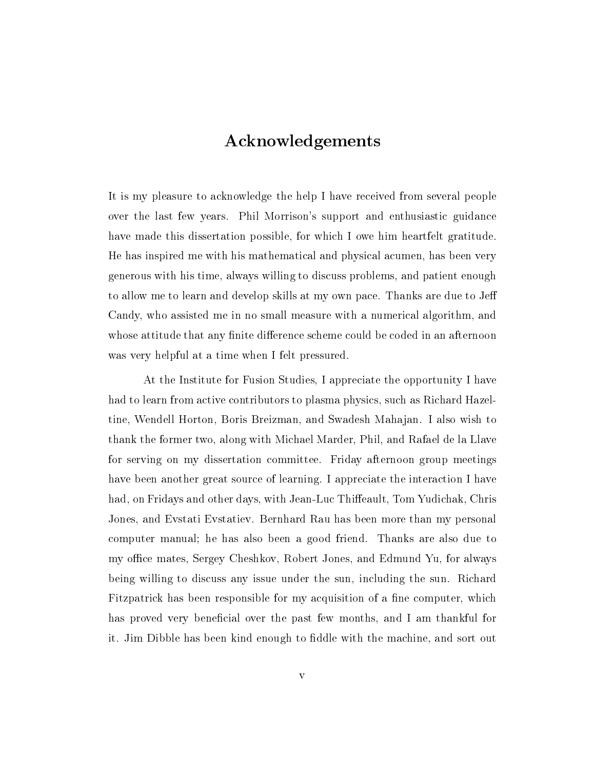# Acknowledgements

It is my pleasure to acknowledge the help I have received from several people over the last few years. Phil Morrison's support and enthusiastic guidance have made this dissertation possible, for which I owe him heartfelt gratitude. He has inspired me with his mathematical and physical acumen, has been very generous with his time, always willing to discuss problems, and patient enough to allow me to learn and develop skills at my own pace. Thanks are due to Jeff Candy, who assisted me in no small measure with a numerical algorithm, and whose attitude that any finite difference scheme could be coded in an afternoon was very helpful at a time when I felt pressured.

At the Institute for Fusion Studies, I appreciate the opportunity I have had to learn from active contributors to plasma physics, such as Richard Hazeltine, Wendell Horton, Boris Breizman, and Swadesh Mahajan. I also wish to thank the former two, along with Michael Marder, Phil, and Rafael de la Llave for serving on my dissertation committee. Friday afternoon group meetings have been another great source of learning. I appreciate the interaction I have had, on Fridays and other days, with Jean-Luc Thiffeault, Tom Yudichak, Chris Jones, and Evstati Evstatiev. Bernhard Rau has been more than my personal computer manual; he has also been a good friend. Thanks are also due to my office mates, Sergey Cheshkov, Robert Jones, and Edmund Yu, for always being willing to discuss any issue under the sun, including the sun. Richard Fitzpatrick has been responsible for my acquisition of a fine computer, which has proved very beneficial over the past few months, and I am thankful for it. Jim Dibble has been kind enough to fiddle with the machine, and sort out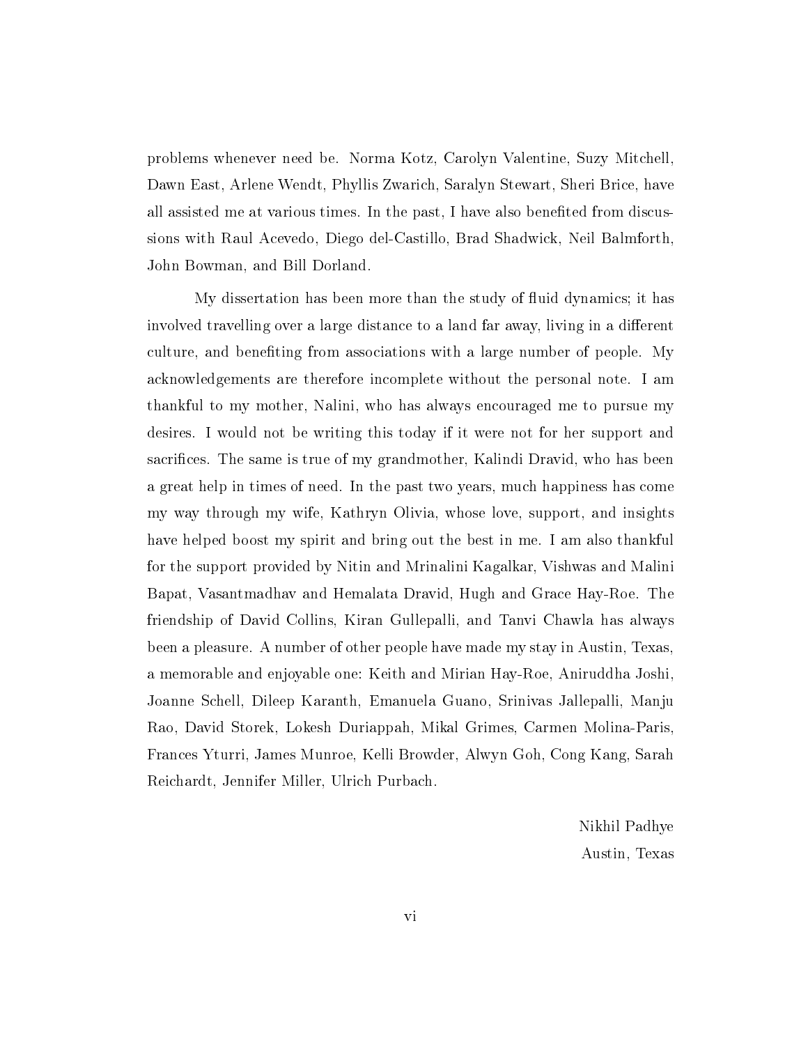problems whenever need be. Norma Kotz, Carolyn Valentine, Suzy Mitchell, Dawn East, Arlene Wendt, Phyllis Zwarich, Saralyn Stewart, Sheri Brice, have all assisted me at various times. In the past, I have also benefited from discussions with Raul Acevedo, Diego del-Castillo, Brad Shadwick, Neil Balmforth, John Bowman, and Bill Dorland.

My dissertation has been more than the study of fluid dynamics; it has involved travelling over a large distance to a land far away, living in a different culture, and benefiting from associations with a large number of people. My acknowledgements are therefore incomplete without the personal note. I am thankful to my mother, Nalini, who has always encouraged me to pursue my desires. I would not be writing this today if it were not for her support and sacrifices. The same is true of my grandmother, Kalindi Dravid, who has been a great help in times of need. In the past two years, much happiness has come my way through my wife, Kathryn Olivia, whose love, support, and insights have helped boost my spirit and bring out the best in me. I am also thankful for the support provided by Nitin and Mrinalini Kagalkar, Vishwas and Malini Bapat, Vasantmadhav and Hemalata Dravid, Hugh and Grace Hay-Roe. The friendship of David Collins, Kiran Gullepalli, and Tanvi Chawla has always been a pleasure. A number of other people have made my stay in Austin, Texas, a memorable and enjoyable one: Keith and Mirian Hay-Roe, Aniruddha Joshi, Joanne Schell, Dileep Karanth, Emanuela Guano, Srinivas Jallepalli, Manju Rao, David Storek, Lokesh Duriappah, Mikal Grimes, Carmen Molina-Paris, Frances Yturri, James Munroe, Kelli Browder, Alwyn Goh, Cong Kang, Sarah Reichardt, Jennifer Miller, Ulrich Purbach.

Nikhil Padhye

Austin, Texas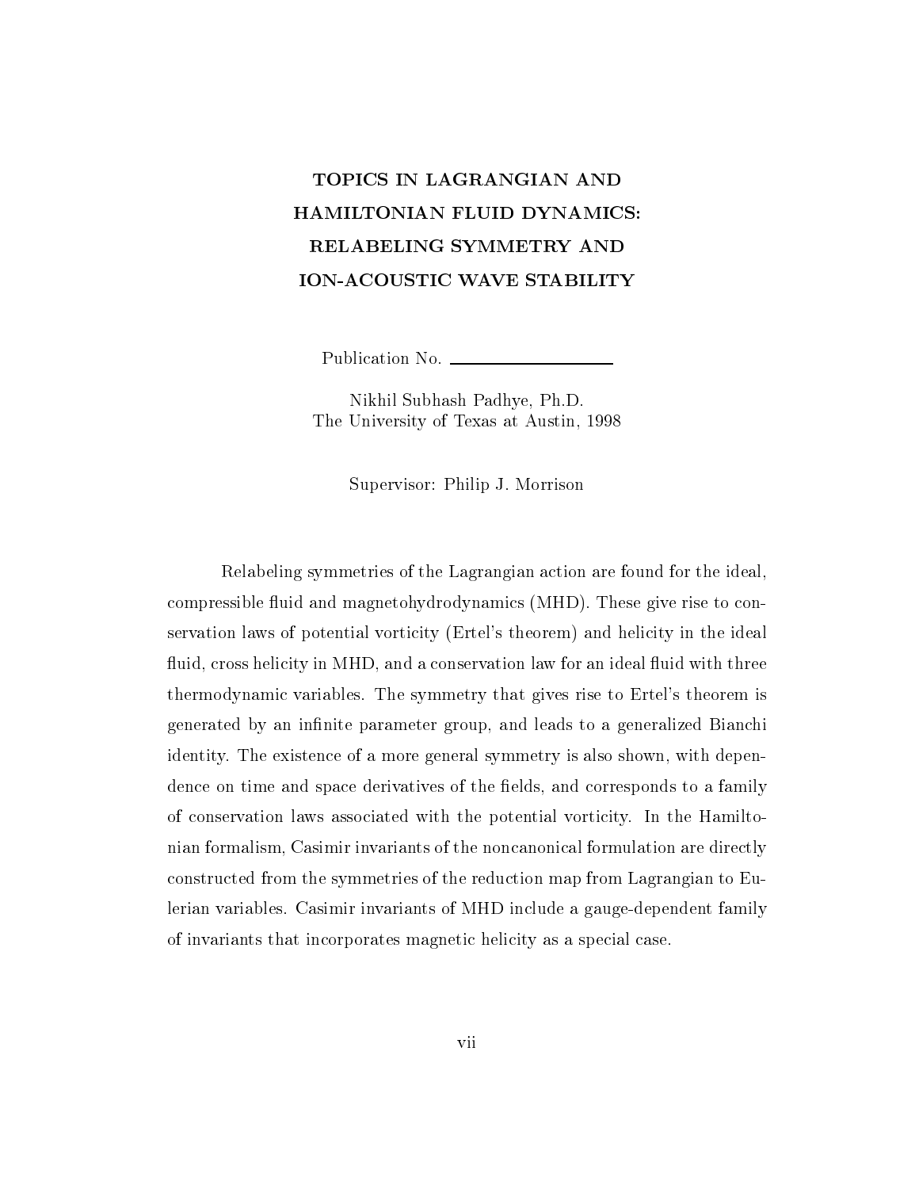# TOPICS IN LAGRANGIAN AND HAMILTONIAN FLUID DYNAMICS: RELABELING SYMMETRY AND ION-ACOUSTIC WAVE STABILITY

Publication No. \_\_\_\_\_\_\_\_\_\_\_\_\_\_\_\_\_\_

Nikhil Subhash Padhye, Ph.D.
The University of Texas at Austin, 1998

Supervisor: Philip J. Morrison

Relabeling symmetries of the Lagrangian action are found for the ideal, compressible fluid and magnetohydrodynamics (MHD). These give rise to conservation laws of potential vorticity (Ertel's theorem) and helicity in the ideal fluid, cross helicity in MHD, and a conservation law for an ideal fluid with three thermodynamic variables. The symmetry that gives rise to Ertel's theorem is generated by an infinite parameter group, and leads to a generalized Bianchi identity. The existence of a more general symmetry is also shown, with dependence on time and space derivatives of the fields, and corresponds to a family of conservation laws associated with the potential vorticity. In the Hamiltonian formalism, Casimir invariants of the noncanonical formulation are directly constructed from the symmetries of the reduction map from Lagrangian to Eulerian variables. Casimir invariants of MHD include a gauge-dependent family of invariants that incorporates magnetic helicity as a special case.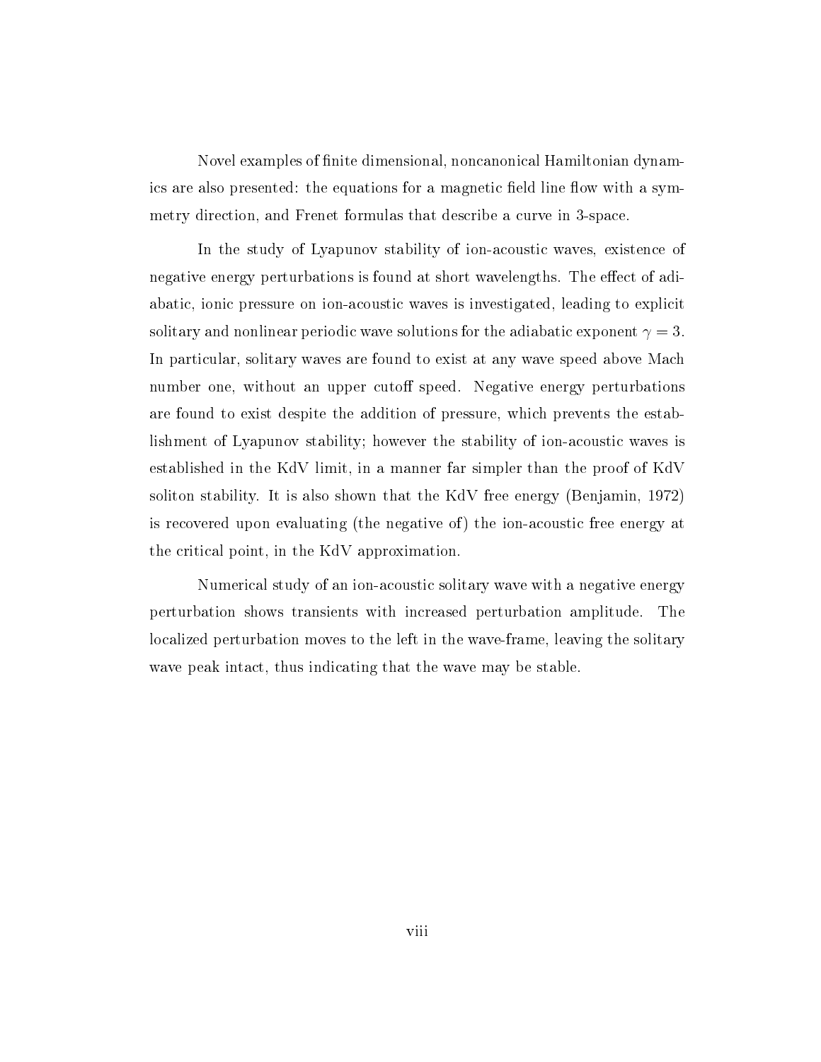Novel examples of finite dimensional, noncanonical Hamiltonian dynamics are also presented: the equations for a magnetic field line flow with a symmetry direction, and Frenet formulas that describe a curve in 3-space.

In the study of Lyapunov stability of ion-acoustic waves, existence of negative energy perturbations is found at short wavelengths. The effect of adiabatic, ionic pressure on ion-acoustic waves is investigated, leading to explicit solitary and nonlinear periodic wave solutions for the adiabatic exponent $\gamma = 3$. In particular, solitary waves are found to exist at any wave speed above Mach number one, without an upper cutoff speed. Negative energy perturbations are found to exist despite the addition of pressure, which prevents the establishment of Lyapunov stability; however the stability of ion-acoustic waves is established in the KdV limit, in a manner far simpler than the proof of KdV soliton stability. It is also shown that the KdV free energy (Benjamin, 1972) is recovered upon evaluating (the negative of) the ion-acoustic free energy at the critical point, in the KdV approximation.

Numerical study of an ion-acoustic solitary wave with a negative energy perturbation shows transients with increased perturbation amplitude. The localized perturbation moves to the left in the wave-frame, leaving the solitary wave peak intact, thus indicating that the wave may be stable.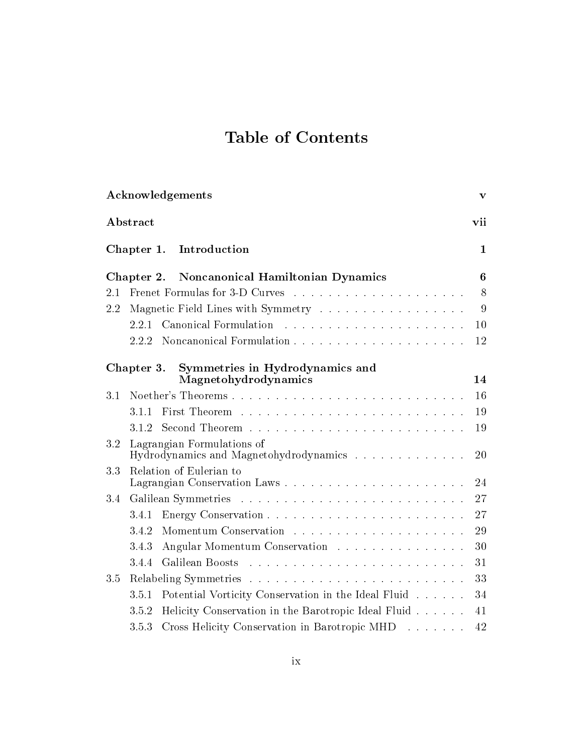# Table of Contents

**Acknowledgements** **v**

**Abstract** **vii**

**Chapter 1. Introduction** **1**

**Chapter 2. Noncanonical Hamiltonian Dynamics** **6**

2.1 Frenet Formulas for 3-D Curves . . . . . . . . . . . . . . . . . . . . . 8

2.2 Magnetic Field Lines with Symmetry . . . . . . . . . . . . . . . . . . 9

  2.2.1 Canonical Formulation . . . . . . . . . . . . . . . . . . . . . 10

  2.2.2 Noncanonical Formulation . . . . . . . . . . . . . . . . . . . . 12

**Chapter 3. Symmetries in Hydrodynamics and Magnetohydrodynamics** **14**

3.1 Noether's Theorems . . . . . . . . . . . . . . . . . . . . . . . . . . . 16

  3.1.1 First Theorem . . . . . . . . . . . . . . . . . . . . . . . . . . 19

  3.1.2 Second Theorem . . . . . . . . . . . . . . . . . . . . . . . . . 19

3.2 Lagrangian Formulations of Hydrodynamics and Magnetohydrodynamics . . . . . . . . . . . . . . 20

3.3 Relation of Eulerian to Lagrangian Conservation Laws . . . . . . . . . . . . . . . . . . . . . 24

3.4 Galilean Symmetries . . . . . . . . . . . . . . . . . . . . . . . . . . 27

  3.4.1 Energy Conservation . . . . . . . . . . . . . . . . . . . . . . . 27

  3.4.2 Momentum Conservation . . . . . . . . . . . . . . . . . . . . 29

  3.4.3 Angular Momentum Conservation . . . . . . . . . . . . . . . . 30

  3.4.4 Galilean Boosts . . . . . . . . . . . . . . . . . . . . . . . . . 31

3.5 Relabeling Symmetries . . . . . . . . . . . . . . . . . . . . . . . . . 33

  3.5.1 Potential Vorticity Conservation in the Ideal Fluid . . . . . . 34

  3.5.2 Helicity Conservation in the Barotropic Ideal Fluid . . . . . . 41

  3.5.3 Cross Helicity Conservation in Barotropic MHD . . . . . . . 42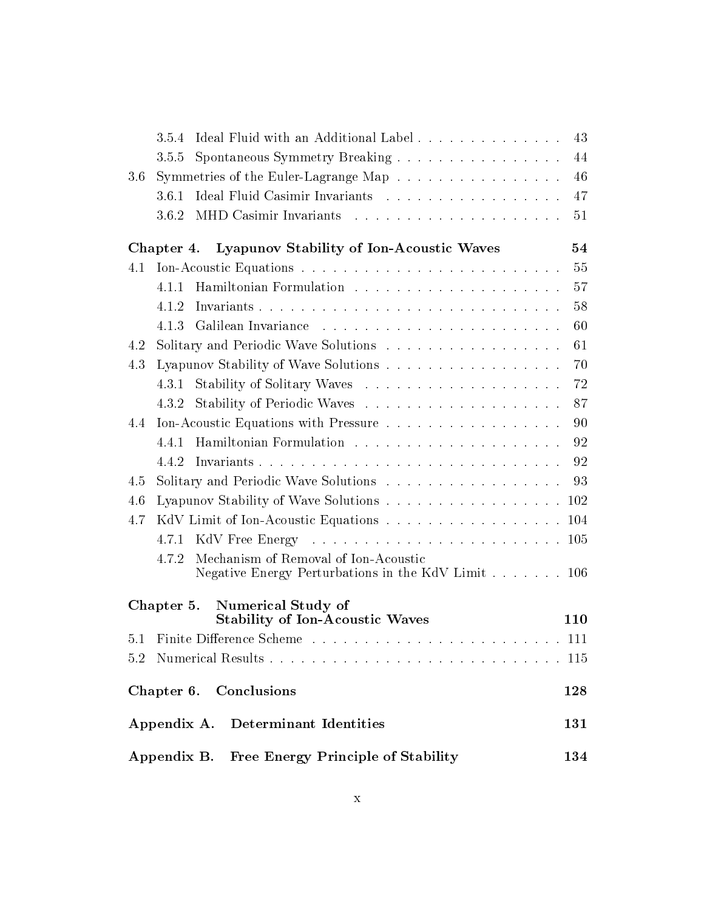3.5.4 Ideal Fluid with an Additional Label . . . . . . . . . . . . . . . 43

3.5.5 Spontaneous Symmetry Breaking . . . . . . . . . . . . . . . . . 44

3.6 Symmetries of the Euler-Lagrange Map . . . . . . . . . . . . . . . . 46

3.6.1 Ideal Fluid Casimir Invariants . . . . . . . . . . . . . . . . . 47

3.6.2 MHD Casimir Invariants . . . . . . . . . . . . . . . . . . . . 51

**Chapter 4. Lyapunov Stability of Ion-Acoustic Waves 54**

4.1 Ion-Acoustic Equations . . . . . . . . . . . . . . . . . . . . . . . . . 55

4.1.1 Hamiltonian Formulation . . . . . . . . . . . . . . . . . . . . 57

4.1.2 Invariants . . . . . . . . . . . . . . . . . . . . . . . . . . . . . 58

4.1.3 Galilean Invariance . . . . . . . . . . . . . . . . . . . . . . . 60

4.2 Solitary and Periodic Wave Solutions . . . . . . . . . . . . . . . . . 61

4.3 Lyapunov Stability of Wave Solutions . . . . . . . . . . . . . . . . . 70

4.3.1 Stability of Solitary Waves . . . . . . . . . . . . . . . . . . . 72

4.3.2 Stability of Periodic Waves . . . . . . . . . . . . . . . . . . . 87

4.4 Ion-Acoustic Equations with Pressure . . . . . . . . . . . . . . . . . 90

4.4.1 Hamiltonian Formulation . . . . . . . . . . . . . . . . . . . . 92

4.4.2 Invariants . . . . . . . . . . . . . . . . . . . . . . . . . . . . . 92

4.5 Solitary and Periodic Wave Solutions . . . . . . . . . . . . . . . . . 93

4.6 Lyapunov Stability of Wave Solutions . . . . . . . . . . . . . . . . . 102

4.7 KdV Limit of Ion-Acoustic Equations . . . . . . . . . . . . . . . . . 104

4.7.1 KdV Free Energy . . . . . . . . . . . . . . . . . . . . . . . . 105

4.7.2 Mechanism of Removal of Ion-Acoustic Negative Energy Perturbations in the KdV Limit . . . . . . . 106

**Chapter 5. Numerical Study of Stability of Ion-Acoustic Waves 110**

5.1 Finite Difference Scheme . . . . . . . . . . . . . . . . . . . . . . . . 111

5.2 Numerical Results . . . . . . . . . . . . . . . . . . . . . . . . . . . . 115

**Chapter 6. Conclusions 128**

**Appendix A. Determinant Identities 131**

**Appendix B. Free Energy Principle of Stability 134**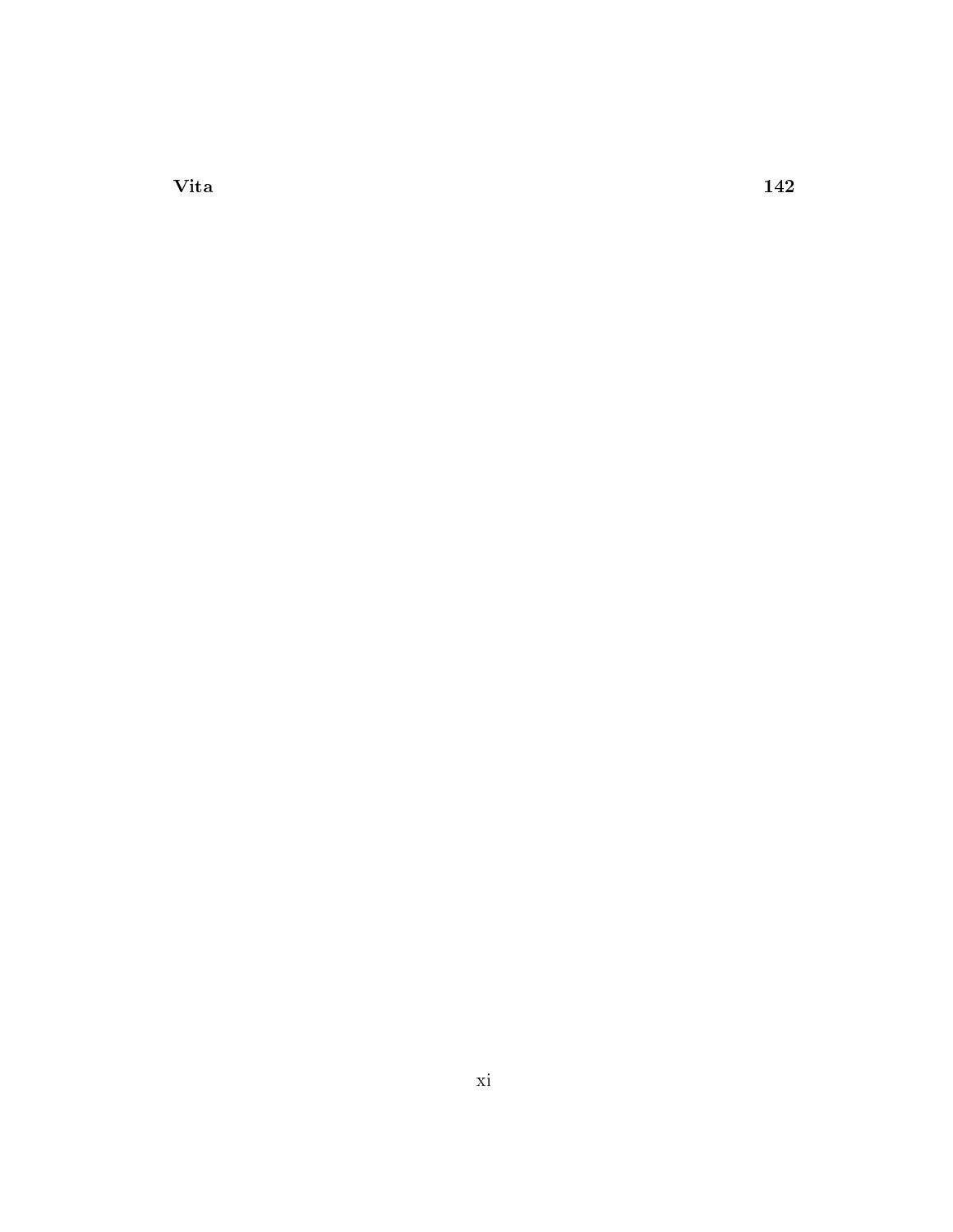**Vita** **142**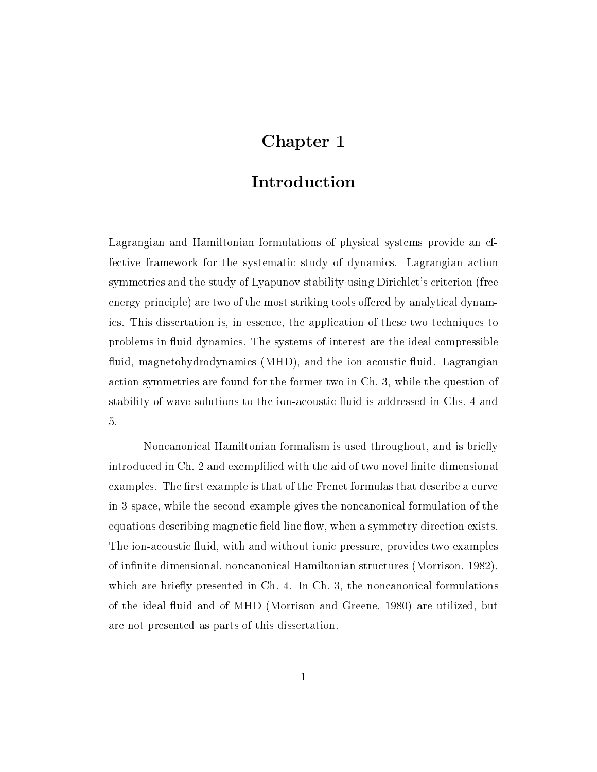# Chapter 1

# Introduction

Lagrangian and Hamiltonian formulations of physical systems provide an effective framework for the systematic study of dynamics. Lagrangian action symmetries and the study of Lyapunov stability using Dirichlet's criterion (free energy principle) are two of the most striking tools offered by analytical dynamics. This dissertation is, in essence, the application of these two techniques to problems in fluid dynamics. The systems of interest are the ideal compressible fluid, magnetohydrodynamics (MHD), and the ion-acoustic fluid. Lagrangian action symmetries are found for the former two in Ch. 3, while the question of stability of wave solutions to the ion-acoustic fluid is addressed in Chs. 4 and 5.

Noncanonical Hamiltonian formalism is used throughout, and is briefly introduced in Ch. 2 and exemplified with the aid of two novel finite dimensional examples. The first example is that of the Frenet formulas that describe a curve in 3-space, while the second example gives the noncanonical formulation of the equations describing magnetic field line flow, when a symmetry direction exists. The ion-acoustic fluid, with and without ionic pressure, provides two examples of infinite-dimensional, noncanonical Hamiltonian structures (Morrison, 1982), which are briefly presented in Ch. 4. In Ch. 3, the noncanonical formulations of the ideal fluid and of MHD (Morrison and Greene, 1980) are utilized, but are not presented as parts of this dissertation.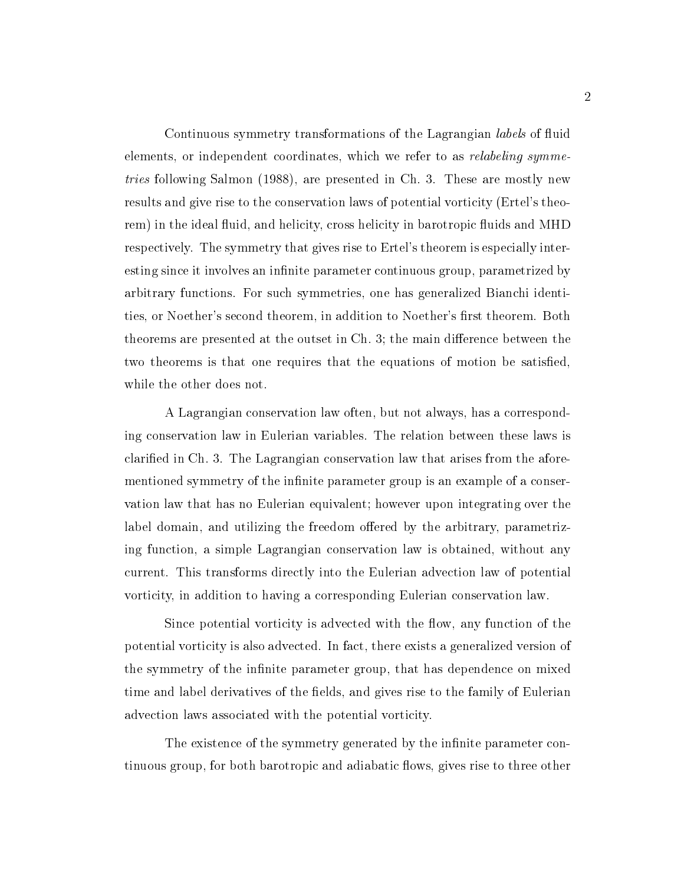Continuous symmetry transformations of the Lagrangian *labels* of fluid elements, or independent coordinates, which we refer to as *relabeling symmetries* following Salmon (1988), are presented in Ch. 3. These are mostly new results and give rise to the conservation laws of potential vorticity (Ertel's theorem) in the ideal fluid, and helicity, cross helicity in barotropic fluids and MHD respectively. The symmetry that gives rise to Ertel's theorem is especially interesting since it involves an infinite parameter continuous group, parametrized by arbitrary functions. For such symmetries, one has generalized Bianchi identities, or Noether's second theorem, in addition to Noether's first theorem. Both theorems are presented at the outset in Ch. 3; the main difference between the two theorems is that one requires that the equations of motion be satisfied, while the other does not.

A Lagrangian conservation law often, but not always, has a corresponding conservation law in Eulerian variables. The relation between these laws is clarified in Ch. 3. The Lagrangian conservation law that arises from the aforementioned symmetry of the infinite parameter group is an example of a conservation law that has no Eulerian equivalent; however upon integrating over the label domain, and utilizing the freedom offered by the arbitrary, parametrizing function, a simple Lagrangian conservation law is obtained, without any current. This transforms directly into the Eulerian advection law of potential vorticity, in addition to having a corresponding Eulerian conservation law.

Since potential vorticity is advected with the flow, any function of the potential vorticity is also advected. In fact, there exists a generalized version of the symmetry of the infinite parameter group, that has dependence on mixed time and label derivatives of the fields, and gives rise to the family of Eulerian advection laws associated with the potential vorticity.

The existence of the symmetry generated by the infinite parameter continuous group, for both barotropic and adiabatic flows, gives rise to three other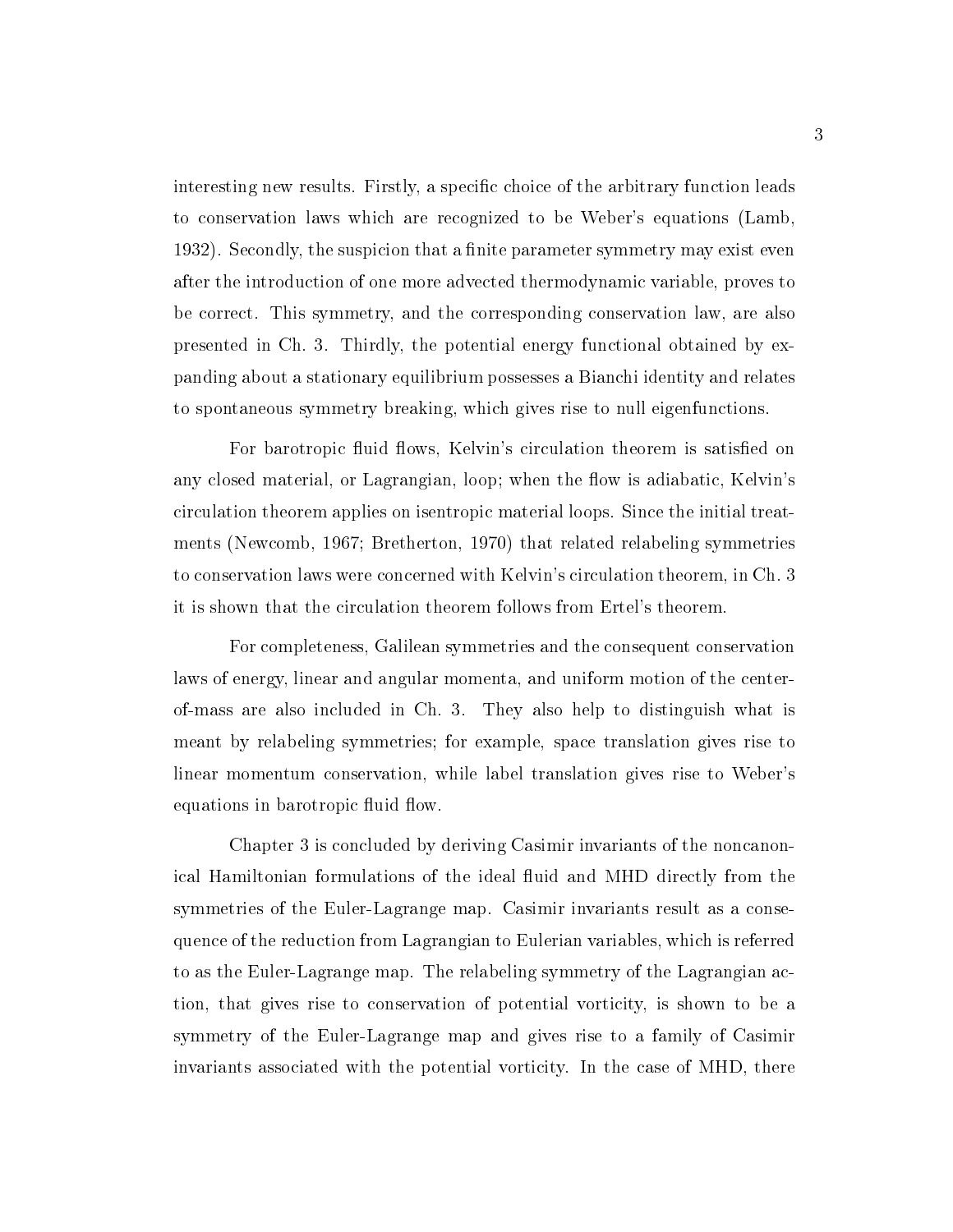interesting new results. Firstly, a specific choice of the arbitrary function leads to conservation laws which are recognized to be Weber's equations (Lamb, 1932). Secondly, the suspicion that a finite parameter symmetry may exist even after the introduction of one more advected thermodynamic variable, proves to be correct. This symmetry, and the corresponding conservation law, are also presented in Ch. 3. Thirdly, the potential energy functional obtained by expanding about a stationary equilibrium possesses a Bianchi identity and relates to spontaneous symmetry breaking, which gives rise to null eigenfunctions.

For barotropic fluid flows, Kelvin's circulation theorem is satisfied on any closed material, or Lagrangian, loop; when the flow is adiabatic, Kelvin's circulation theorem applies on isentropic material loops. Since the initial treatments (Newcomb, 1967; Bretherton, 1970) that related relabeling symmetries to conservation laws were concerned with Kelvin's circulation theorem, in Ch. 3 it is shown that the circulation theorem follows from Ertel's theorem.

For completeness, Galilean symmetries and the consequent conservation laws of energy, linear and angular momenta, and uniform motion of the center-of-mass are also included in Ch. 3. They also help to distinguish what is meant by relabeling symmetries; for example, space translation gives rise to linear momentum conservation, while label translation gives rise to Weber's equations in barotropic fluid flow.

Chapter 3 is concluded by deriving Casimir invariants of the noncanonical Hamiltonian formulations of the ideal fluid and MHD directly from the symmetries of the Euler-Lagrange map. Casimir invariants result as a consequence of the reduction from Lagrangian to Eulerian variables, which is referred to as the Euler-Lagrange map. The relabeling symmetry of the Lagrangian action, that gives rise to conservation of potential vorticity, is shown to be a symmetry of the Euler-Lagrange map and gives rise to a family of Casimir invariants associated with the potential vorticity. In the case of MHD, there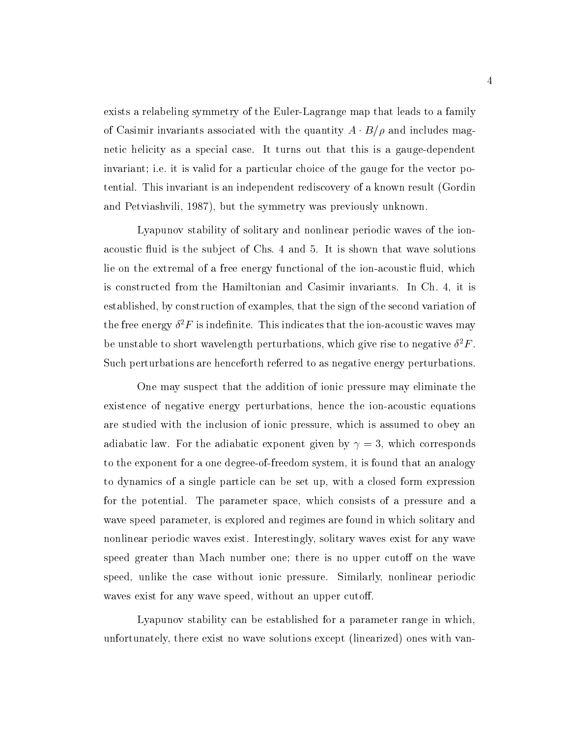exists a relabeling symmetry of the Euler-Lagrange map that leads to a family of Casimir invariants associated with the quantity $A \cdot B/\rho$ and includes magnetic helicity as a special case. It turns out that this is a gauge-dependent invariant; i.e. it is valid for a particular choice of the gauge for the vector potential. This invariant is an independent rediscovery of a known result (Gordin and Petviashvili, 1987), but the symmetry was previously unknown.

Lyapunov stability of solitary and nonlinear periodic waves of the ion-acoustic fluid is the subject of Chs. 4 and 5. It is shown that wave solutions lie on the extremal of a free energy functional of the ion-acoustic fluid, which is constructed from the Hamiltonian and Casimir invariants. In Ch. 4, it is established, by construction of examples, that the sign of the second variation of the free energy $\delta^2 F$ is indefinite. This indicates that the ion-acoustic waves may be unstable to short wavelength perturbations, which give rise to negative $\delta^2 F$. Such perturbations are henceforth referred to as negative energy perturbations.

One may suspect that the addition of ionic pressure may eliminate the existence of negative energy perturbations, hence the ion-acoustic equations are studied with the inclusion of ionic pressure, which is assumed to obey an adiabatic law. For the adiabatic exponent given by $\gamma = 3$, which corresponds to the exponent for a one degree-of-freedom system, it is found that an analogy to dynamics of a single particle can be set up, with a closed form expression for the potential. The parameter space, which consists of a pressure and a wave speed parameter, is explored and regimes are found in which solitary and nonlinear periodic waves exist. Interestingly, solitary waves exist for any wave speed greater than Mach number one; there is no upper cutoff on the wave speed, unlike the case without ionic pressure. Similarly, nonlinear periodic waves exist for any wave speed, without an upper cutoff.

Lyapunov stability can be established for a parameter range in which, unfortunately, there exist no wave solutions except (linearized) ones with van-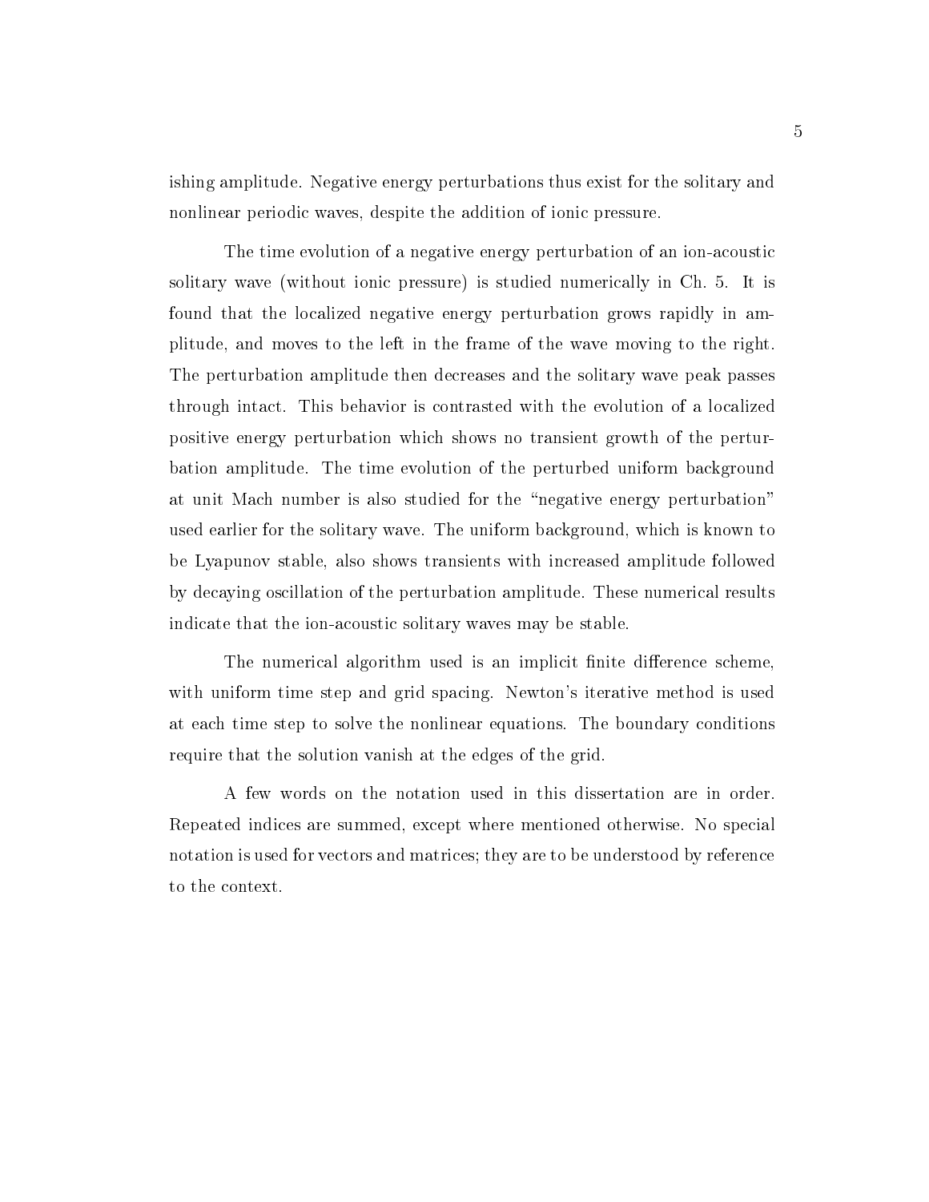ishing amplitude. Negative energy perturbations thus exist for the solitary and nonlinear periodic waves, despite the addition of ionic pressure.

The time evolution of a negative energy perturbation of an ion-acoustic solitary wave (without ionic pressure) is studied numerically in Ch. 5. It is found that the localized negative energy perturbation grows rapidly in amplitude, and moves to the left in the frame of the wave moving to the right. The perturbation amplitude then decreases and the solitary wave peak passes through intact. This behavior is contrasted with the evolution of a localized positive energy perturbation which shows no transient growth of the perturbation amplitude. The time evolution of the perturbed uniform background at unit Mach number is also studied for the "negative energy perturbation" used earlier for the solitary wave. The uniform background, which is known to be Lyapunov stable, also shows transients with increased amplitude followed by decaying oscillation of the perturbation amplitude. These numerical results indicate that the ion-acoustic solitary waves may be stable.

The numerical algorithm used is an implicit finite difference scheme, with uniform time step and grid spacing. Newton's iterative method is used at each time step to solve the nonlinear equations. The boundary conditions require that the solution vanish at the edges of the grid.

A few words on the notation used in this dissertation are in order. Repeated indices are summed, except where mentioned otherwise. No special notation is used for vectors and matrices; they are to be understood by reference to the context.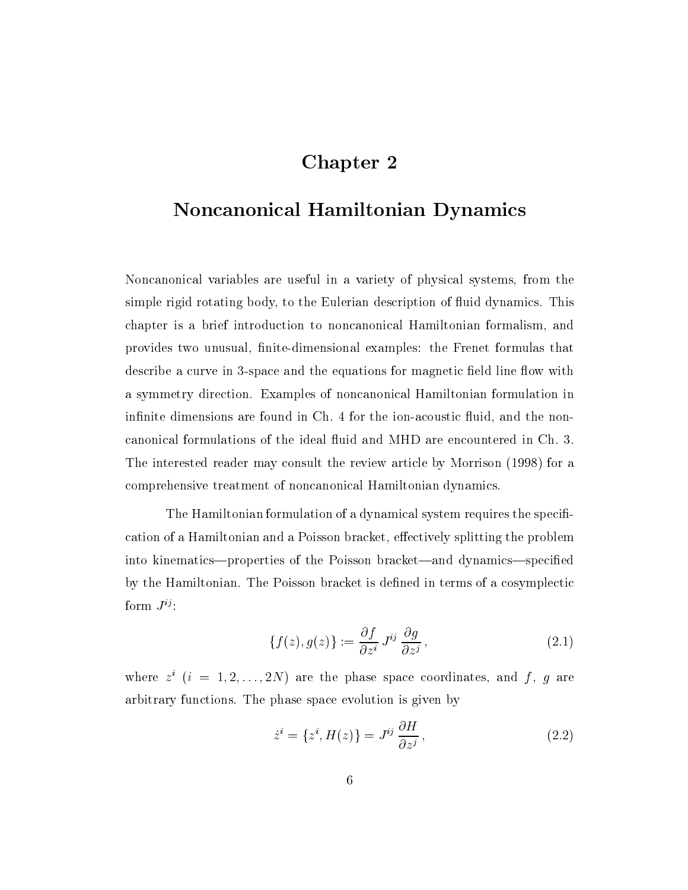# Chapter 2

# Noncanonical Hamiltonian Dynamics

Noncanonical variables are useful in a variety of physical systems, from the simple rigid rotating body, to the Eulerian description of fluid dynamics. This chapter is a brief introduction to noncanonical Hamiltonian formalism, and provides two unusual, finite-dimensional examples: the Frenet formulas that describe a curve in 3-space and the equations for magnetic field line flow with a symmetry direction. Examples of noncanonical Hamiltonian formulation in infinite dimensions are found in Ch. 4 for the ion-acoustic fluid, and the noncanonical formulations of the ideal fluid and MHD are encountered in Ch. 3. The interested reader may consult the review article by Morrison (1998) for a comprehensive treatment of noncanonical Hamiltonian dynamics.

The Hamiltonian formulation of a dynamical system requires the specification of a Hamiltonian and a Poisson bracket, effectively splitting the problem into kinematics—properties of the Poisson bracket—and dynamics—specified by the Hamiltonian. The Poisson bracket is defined in terms of a cosymplectic form $J^{ij}$:

$$\{f(z), g(z)\} := \frac{\partial f}{\partial z^i} \, J^{ij} \, \frac{\partial g}{\partial z^j} \, , \tag{2.1}$$

where $z^i$ $(i = 1, 2, \ldots, 2N)$ are the phase space coordinates, and $f$, $g$ are arbitrary functions. The phase space evolution is given by

$$\dot{z}^i = \{z^i, H(z)\} = J^{ij} \, \frac{\partial H}{\partial z^j} \, , \tag{2.2}$$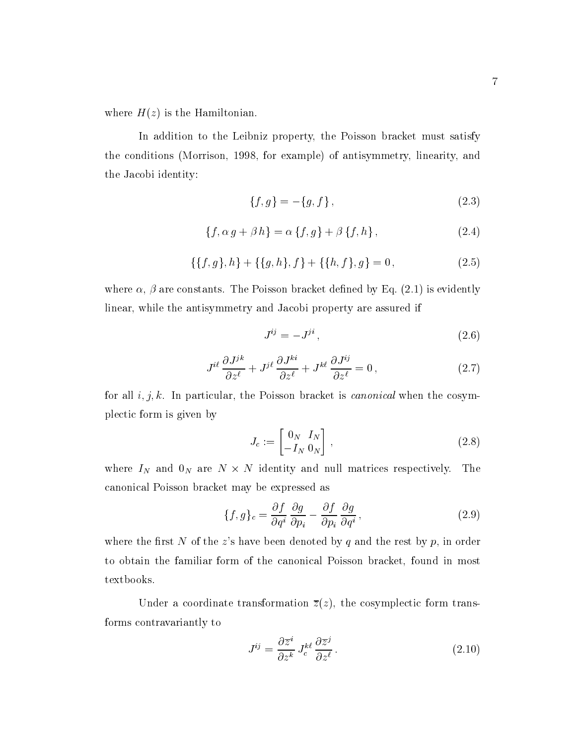where $H(z)$ is the Hamiltonian.

In addition to the Leibniz property, the Poisson bracket must satisfy the conditions (Morrison, 1998, for example) of antisymmetry, linearity, and the Jacobi identity:

$$\{f, g\} = -\{g, f\}\,, \tag{2.3}$$

$$\{f, \alpha\, g + \beta\, h\} = \alpha\, \{f, g\} + \beta\, \{f, h\}\,, \tag{2.4}$$

$$\{\{f, g\}, h\} + \{\{g, h\}, f\} + \{\{h, f\}, g\} = 0\,, \tag{2.5}$$

where $\alpha$, $\beta$ are constants. The Poisson bracket defined by Eq. (2.1) is evidently linear, while the antisymmetry and Jacobi property are assured if

$$J^{ij} = -J^{ji}\,, \tag{2.6}$$

$$J^{i\ell}\,\frac{\partial J^{jk}}{\partial z^\ell} + J^{j\ell}\,\frac{\partial J^{ki}}{\partial z^\ell} + J^{k\ell}\,\frac{\partial J^{ij}}{\partial z^\ell} = 0\,, \tag{2.7}$$

for all $i, j, k$. In particular, the Poisson bracket is *canonical* when the cosymplectic form is given by

$$J_c := \begin{bmatrix} 0_N & I_N \\ -I_N & 0_N \end{bmatrix}\,, \tag{2.8}$$

where $I_N$ and $0_N$ are $N \times N$ identity and null matrices respectively. The canonical Poisson bracket may be expressed as

$$\{f, g\}_c = \frac{\partial f}{\partial q^i}\,\frac{\partial g}{\partial p_i} - \frac{\partial f}{\partial p_i}\,\frac{\partial g}{\partial q^i}\,, \tag{2.9}$$

where the first $N$ of the $z$'s have been denoted by $q$ and the rest by $p$, in order to obtain the familiar form of the canonical Poisson bracket, found in most textbooks.

Under a coordinate transformation $\overline{z}(z)$, the cosymplectic form transforms contravariantly to

$$J^{ij} = \frac{\partial \overline{z}^i}{\partial z^k}\,J_c^{k\ell}\,\frac{\partial \overline{z}^j}{\partial z^\ell}\,. \tag{2.10}$$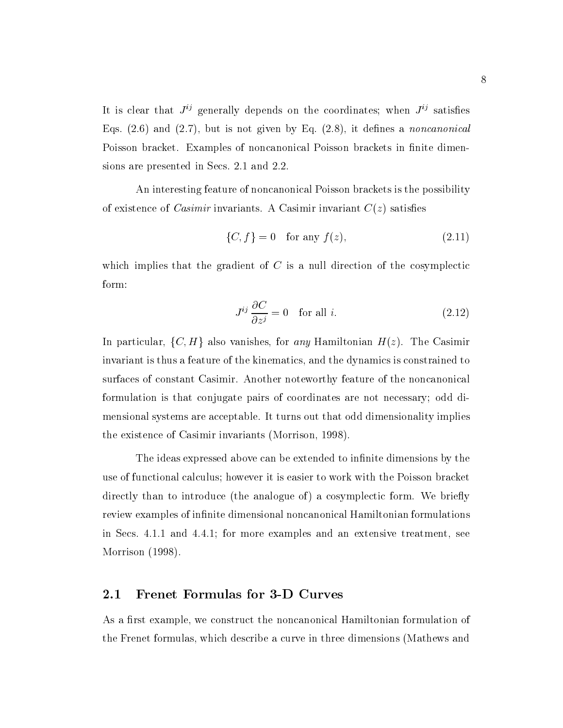It is clear that $J^{ij}$ generally depends on the coordinates; when $J^{ij}$ satisfies Eqs. (2.6) and (2.7), but is not given by Eq. (2.8), it defines a *noncanonical* Poisson bracket. Examples of noncanonical Poisson brackets in finite dimensions are presented in Secs. 2.1 and 2.2.

An interesting feature of noncanonical Poisson brackets is the possibility of existence of *Casimir* invariants. A Casimir invariant $C(z)$ satisfies

$$\{C, f\} = 0 \quad \text{for any } f(z), \tag{2.11}$$

which implies that the gradient of $C$ is a null direction of the cosymplectic form:

$$J^{ij}\,\frac{\partial C}{\partial z^j} = 0 \quad \text{for all } i. \tag{2.12}$$

In particular, $\{C, H\}$ also vanishes, for *any* Hamiltonian $H(z)$. The Casimir invariant is thus a feature of the kinematics, and the dynamics is constrained to surfaces of constant Casimir. Another noteworthy feature of the noncanonical formulation is that conjugate pairs of coordinates are not necessary; odd dimensional systems are acceptable. It turns out that odd dimensionality implies the existence of Casimir invariants (Morrison, 1998).

The ideas expressed above can be extended to infinite dimensions by the use of functional calculus; however it is easier to work with the Poisson bracket directly than to introduce (the analogue of) a cosymplectic form. We briefly review examples of infinite dimensional noncanonical Hamiltonian formulations in Secs. 4.1.1 and 4.4.1; for more examples and an extensive treatment, see Morrison (1998).

## 2.1 Frenet Formulas for 3-D Curves

As a first example, we construct the noncanonical Hamiltonian formulation of the Frenet formulas, which describe a curve in three dimensions (Mathews and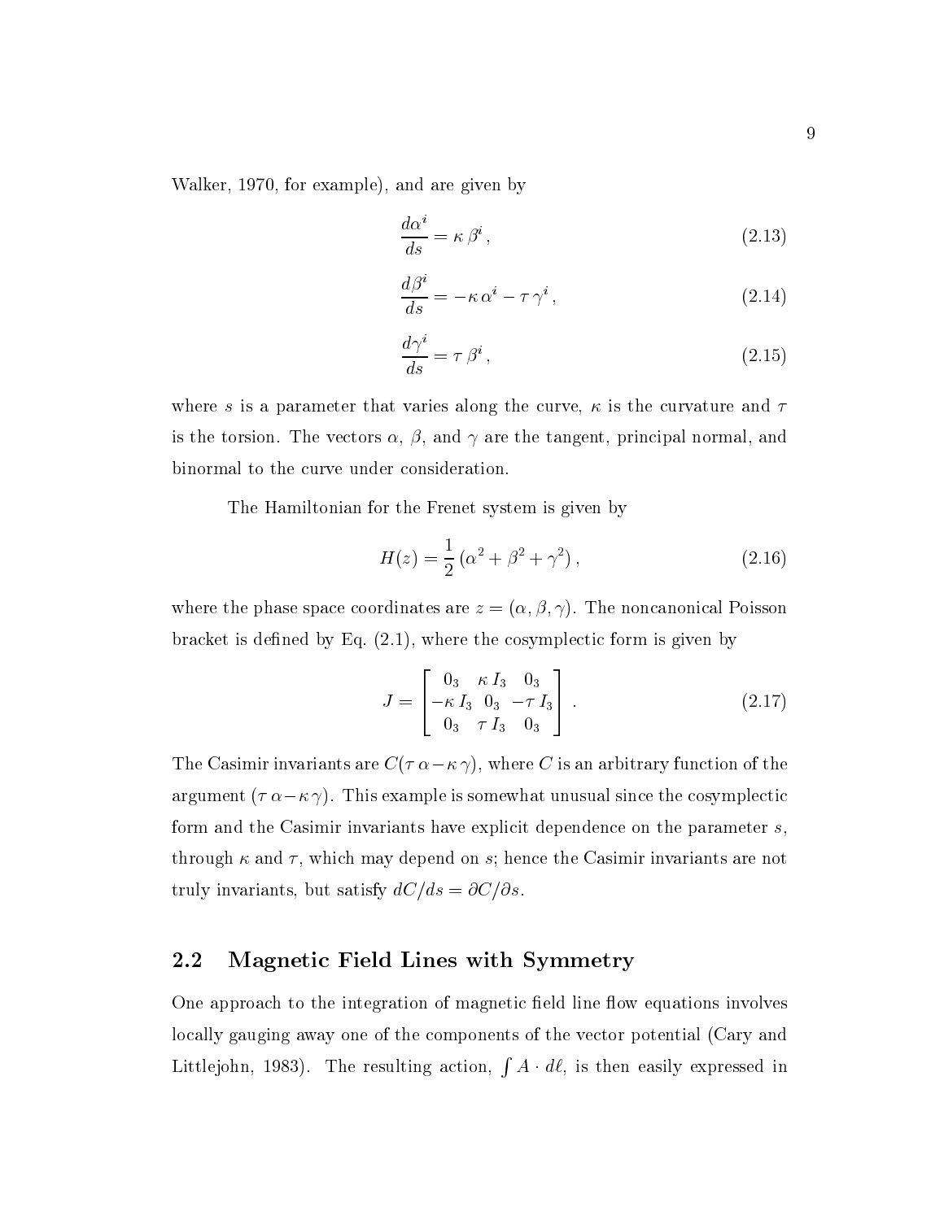Walker, 1970, for example), and are given by

$$\frac{d\alpha^i}{ds} = \kappa \, \beta^i \,, \tag{2.13}$$

$$\frac{d\beta^i}{ds} = -\kappa \, \alpha^i - \tau \, \gamma^i \,, \tag{2.14}$$

$$\frac{d\gamma^i}{ds} = \tau \, \beta^i \,, \tag{2.15}$$

where $s$ is a parameter that varies along the curve, $\kappa$ is the curvature and $\tau$ is the torsion. The vectors $\alpha$, $\beta$, and $\gamma$ are the tangent, principal normal, and binormal to the curve under consideration.

The Hamiltonian for the Frenet system is given by

$$H(z) = \frac{1}{2} \left( \alpha^2 + \beta^2 + \gamma^2 \right) , \tag{2.16}$$

where the phase space coordinates are $z = (\alpha, \beta, \gamma)$. The noncanonical Poisson bracket is defined by Eq. (2.1), where the cosymplectic form is given by

$$J = \begin{bmatrix} 0_3 & \kappa \, I_3 & 0_3 \\ -\kappa \, I_3 & 0_3 & -\tau \, I_3 \\ 0_3 & \tau \, I_3 & 0_3 \end{bmatrix} . \tag{2.17}$$

The Casimir invariants are $C(\tau \, \alpha - \kappa \, \gamma)$, where $C$ is an arbitrary function of the argument $(\tau \, \alpha - \kappa \, \gamma)$. This example is somewhat unusual since the cosymplectic form and the Casimir invariants have explicit dependence on the parameter $s$, through $\kappa$ and $\tau$, which may depend on $s$; hence the Casimir invariants are not truly invariants, but satisfy $dC/ds = \partial C / \partial s$.

## 2.2 Magnetic Field Lines with Symmetry

One approach to the integration of magnetic field line flow equations involves locally gauging away one of the components of the vector potential (Cary and Littlejohn, 1983). The resulting action, $\int A \cdot d\ell$, is then easily expressed in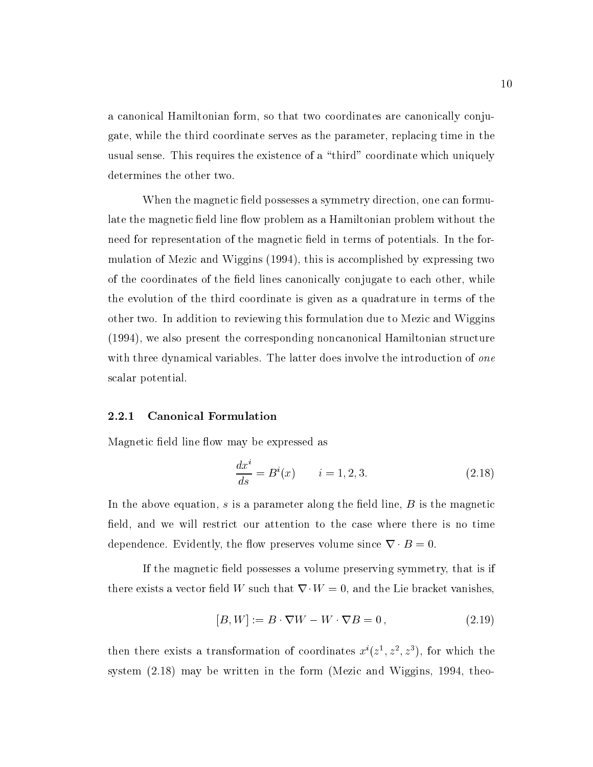a canonical Hamiltonian form, so that two coordinates are canonically conjugate, while the third coordinate serves as the parameter, replacing time in the usual sense. This requires the existence of a "third" coordinate which uniquely determines the other two.

When the magnetic field possesses a symmetry direction, one can formulate the magnetic field line flow problem as a Hamiltonian problem without the need for representation of the magnetic field in terms of potentials. In the formulation of Mezic and Wiggins (1994), this is accomplished by expressing two of the coordinates of the field lines canonically conjugate to each other, while the evolution of the third coordinate is given as a quadrature in terms of the other two. In addition to reviewing this formulation due to Mezic and Wiggins (1994), we also present the corresponding noncanonical Hamiltonian structure with three dynamical variables. The latter does involve the introduction of *one* scalar potential.

### 2.2.1 Canonical Formulation

Magnetic field line flow may be expressed as

$$\frac{dx^i}{ds} = B^i(x) \qquad i = 1, 2, 3. \tag{2.18}$$

In the above equation, $s$ is a parameter along the field line, $B$ is the magnetic field, and we will restrict our attention to the case where there is no time dependence. Evidently, the flow preserves volume since $\nabla \cdot B = 0$.

If the magnetic field possesses a volume preserving symmetry, that is if there exists a vector field $W$ such that $\nabla \cdot W = 0$, and the Lie bracket vanishes,

$$[B, W] := B \cdot \nabla W - W \cdot \nabla B = 0\,, \tag{2.19}$$

then there exists a transformation of coordinates $x^i(z^1, z^2, z^3)$, for which the system (2.18) may be written in the form (Mezic and Wiggins, 1994, theo-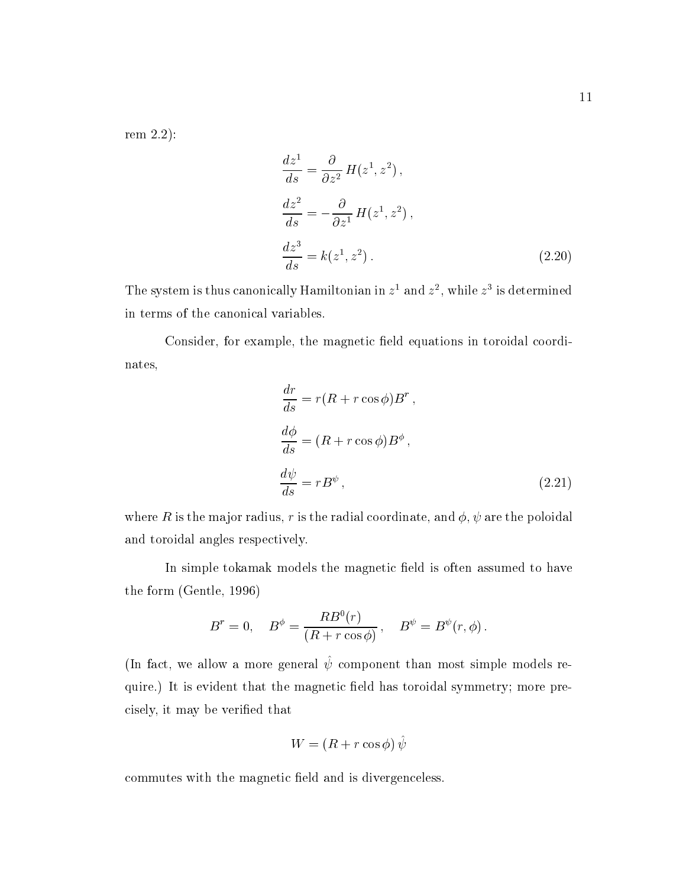rem 2.2):

$$
\begin{aligned}
\frac{dz^1}{ds} &= \frac{\partial}{\partial z^2}\, H(z^1, z^2)\,, \\
\frac{dz^2}{ds} &= -\frac{\partial}{\partial z^1}\, H(z^1, z^2)\,, \\
\frac{dz^3}{ds} &= k(z^1, z^2)\,.
\end{aligned}
\tag{2.20}
$$

The system is thus canonically Hamiltonian in $z^1$ and $z^2$, while $z^3$ is determined in terms of the canonical variables.

Consider, for example, the magnetic field equations in toroidal coordinates,

$$
\begin{aligned}
\frac{dr}{ds} &= r(R + r\cos\phi)B^r\,, \\
\frac{d\phi}{ds} &= (R + r\cos\phi)B^\phi\,, \\
\frac{d\psi}{ds} &= rB^\psi\,,
\end{aligned}
\tag{2.21}
$$

where $R$ is the major radius, $r$ is the radial coordinate, and $\phi, \psi$ are the poloidal and toroidal angles respectively.

In simple tokamak models the magnetic field is often assumed to have the form (Gentle, 1996)

$$
B^r = 0, \quad B^\phi = \frac{RB^0(r)}{(R + r\cos\phi)}\,, \quad B^\psi = B^\psi(r, \phi)\,.
$$

(In fact, we allow a more general $\hat{\psi}$ component than most simple models require.) It is evident that the magnetic field has toroidal symmetry; more precisely, it may be verified that

$$
W = (R + r\cos\phi)\,\hat{\psi}
$$

commutes with the magnetic field and is divergenceless.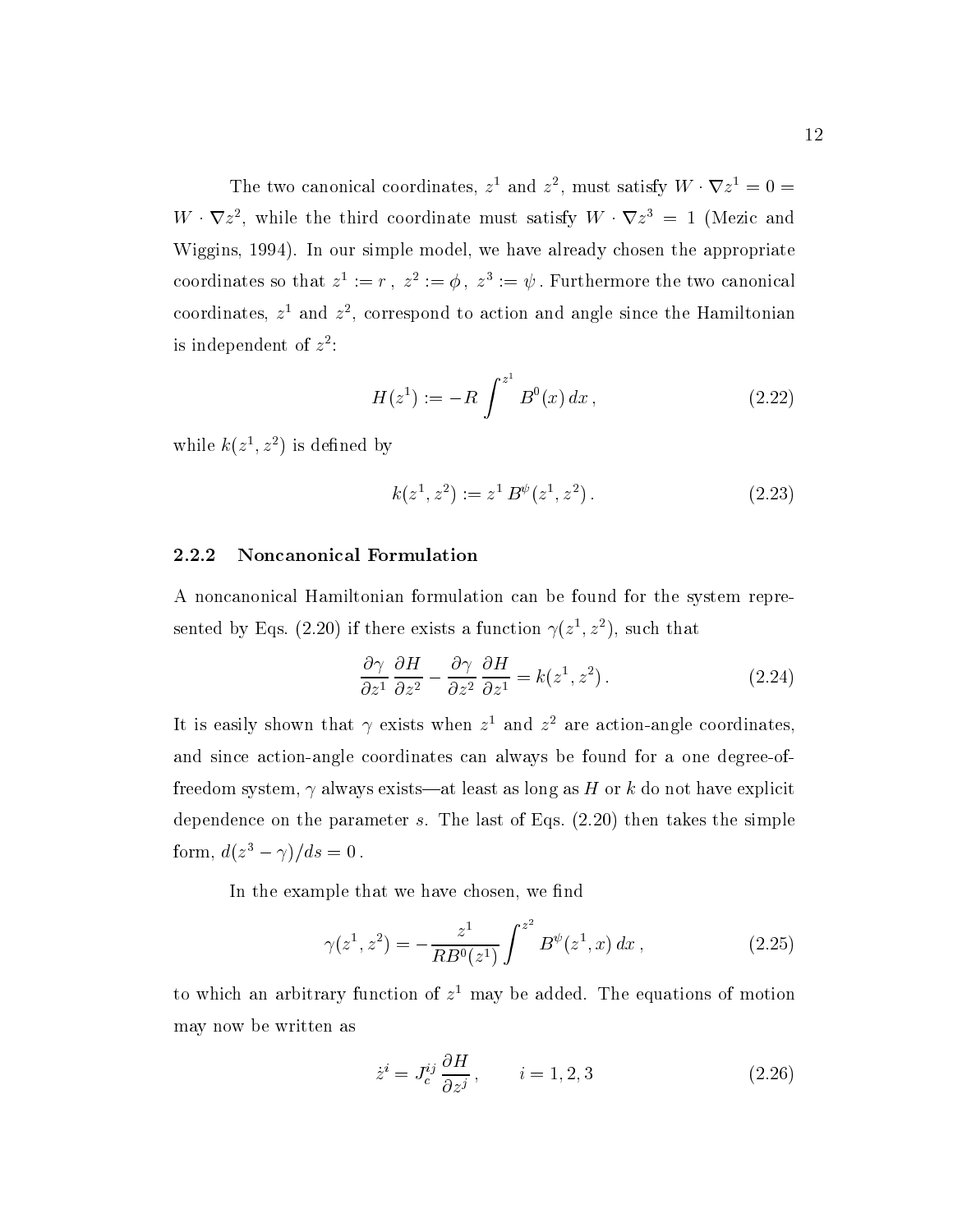The two canonical coordinates, $z^1$ and $z^2$, must satisfy $W \cdot \nabla z^1 = 0 = W \cdot \nabla z^2$, while the third coordinate must satisfy $W \cdot \nabla z^3 = 1$ (Mezic and Wiggins, 1994). In our simple model, we have already chosen the appropriate coordinates so that $z^1 := r$ , $z^2 := \phi$, $z^3 := \psi$ . Furthermore the two canonical coordinates, $z^1$ and $z^2$, correspond to action and angle since the Hamiltonian is independent of $z^2$:

$$H(z^1) := -R \int^{z^1} B^0(x)\, dx\,, \tag{2.22}$$

while $k(z^1, z^2)$ is defined by

$$k(z^1, z^2) := z^1\, B^\psi(z^1, z^2)\,. \tag{2.23}$$

### 2.2.2 Noncanonical Formulation

A noncanonical Hamiltonian formulation can be found for the system represented by Eqs. (2.20) if there exists a function $\gamma(z^1, z^2)$, such that

$$\frac{\partial \gamma}{\partial z^1}\,\frac{\partial H}{\partial z^2} - \frac{\partial \gamma}{\partial z^2}\,\frac{\partial H}{\partial z^1} = k(z^1, z^2)\,. \tag{2.24}$$

It is easily shown that $\gamma$ exists when $z^1$ and $z^2$ are action-angle coordinates, and since action-angle coordinates can always be found for a one degree-of-freedom system, $\gamma$ always exists—at least as long as $H$ or $k$ do not have explicit dependence on the parameter $s$. The last of Eqs. (2.20) then takes the simple form, $d(z^3 - \gamma)/ds = 0$ .

In the example that we have chosen, we find

$$\gamma(z^1, z^2) = -\frac{z^1}{RB^0(z^1)} \int^{z^2} B^\psi(z^1, x)\, dx\,, \tag{2.25}$$

to which an arbitrary function of $z^1$ may be added. The equations of motion may now be written as

$$\dot{z}^i = J_c^{ij}\,\frac{\partial H}{\partial z^j}\,, \qquad i = 1, 2, 3 \tag{2.26}$$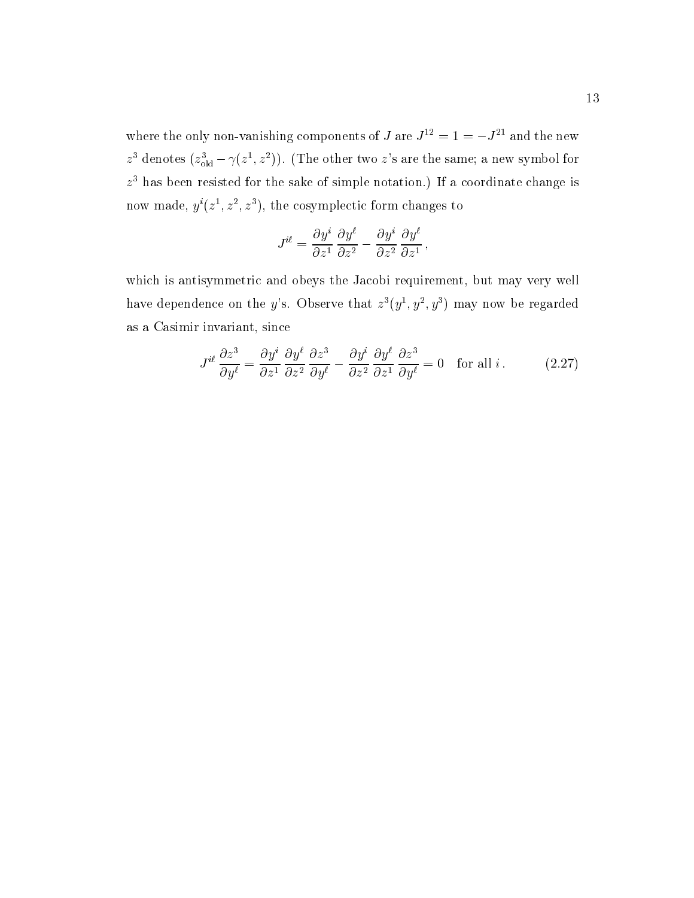where the only non-vanishing components of $J$ are $J^{12} = 1 = -J^{21}$ and the new $z^3$ denotes $(z^3_{\rm old} - \gamma(z^1, z^2))$. (The other two $z$'s are the same; a new symbol for $z^3$ has been resisted for the sake of simple notation.) If a coordinate change is now made, $y^i(z^1, z^2, z^3)$, the cosymplectic form changes to

$$J^{i\ell} = \frac{\partial y^i}{\partial z^1} \frac{\partial y^\ell}{\partial z^2} - \frac{\partial y^i}{\partial z^2} \frac{\partial y^\ell}{\partial z^1} \,,$$

which is antisymmetric and obeys the Jacobi requirement, but may very well have dependence on the $y$'s. Observe that $z^3(y^1, y^2, y^3)$ may now be regarded as a Casimir invariant, since

$$J^{i\ell} \frac{\partial z^3}{\partial y^\ell} = \frac{\partial y^i}{\partial z^1} \frac{\partial y^\ell}{\partial z^2} \frac{\partial z^3}{\partial y^\ell} - \frac{\partial y^i}{\partial z^2} \frac{\partial y^\ell}{\partial z^1} \frac{\partial z^3}{\partial y^\ell} = 0 \quad \text{for all } i \,. \tag{2.27}$$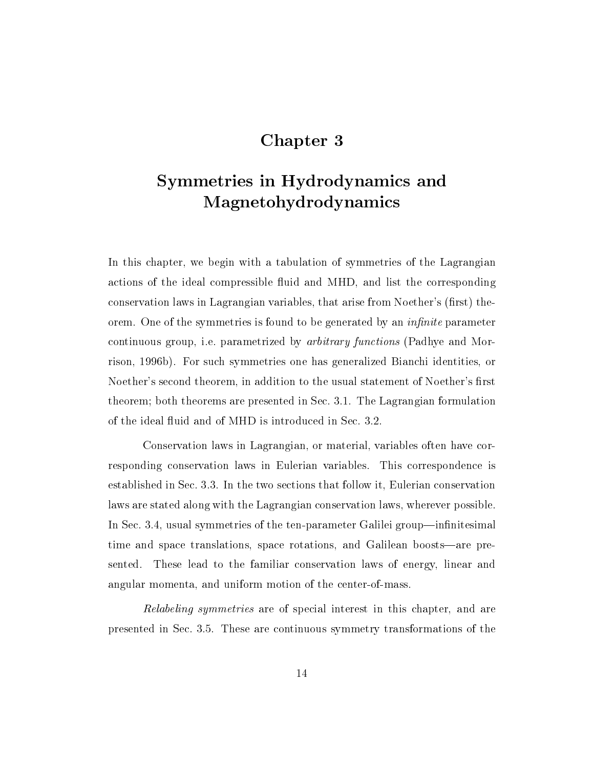# Chapter 3

# Symmetries in Hydrodynamics and Magnetohydrodynamics

In this chapter, we begin with a tabulation of symmetries of the Lagrangian actions of the ideal compressible fluid and MHD, and list the corresponding conservation laws in Lagrangian variables, that arise from Noether's (first) theorem. One of the symmetries is found to be generated by an *infinite* parameter continuous group, i.e. parametrized by *arbitrary functions* (Padhye and Morrison, 1996b). For such symmetries one has generalized Bianchi identities, or Noether's second theorem, in addition to the usual statement of Noether's first theorem; both theorems are presented in Sec. 3.1. The Lagrangian formulation of the ideal fluid and of MHD is introduced in Sec. 3.2.

Conservation laws in Lagrangian, or material, variables often have corresponding conservation laws in Eulerian variables. This correspondence is established in Sec. 3.3. In the two sections that follow it, Eulerian conservation laws are stated along with the Lagrangian conservation laws, wherever possible. In Sec. 3.4, usual symmetries of the ten-parameter Galilei group—infinitesimal time and space translations, space rotations, and Galilean boosts—are presented. These lead to the familiar conservation laws of energy, linear and angular momenta, and uniform motion of the center-of-mass.

*Relabeling symmetries* are of special interest in this chapter, and are presented in Sec. 3.5. These are continuous symmetry transformations of the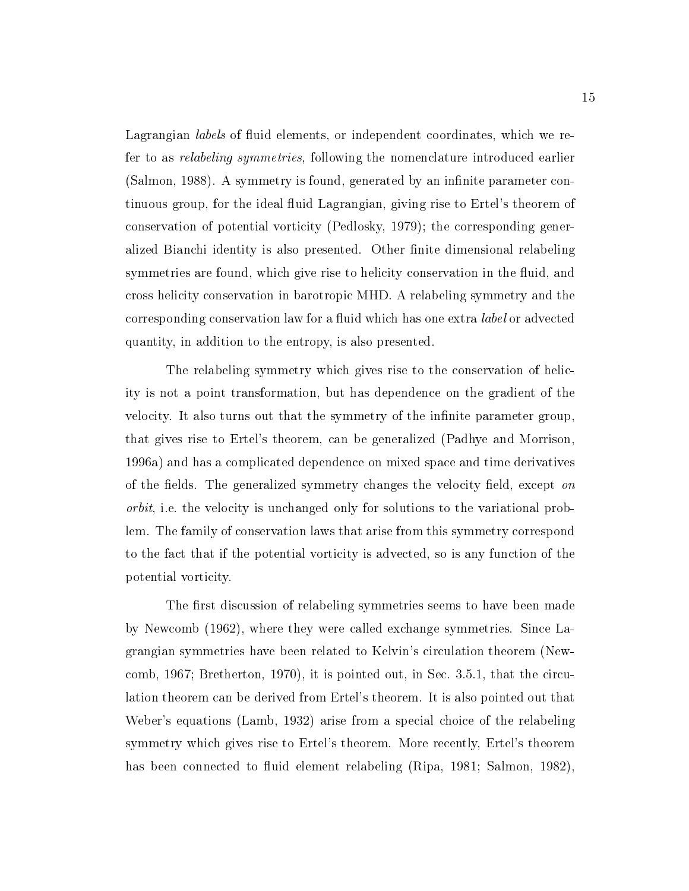Lagrangian *labels* of fluid elements, or independent coordinates, which we refer to as *relabeling symmetries*, following the nomenclature introduced earlier (Salmon, 1988). A symmetry is found, generated by an infinite parameter continuous group, for the ideal fluid Lagrangian, giving rise to Ertel's theorem of conservation of potential vorticity (Pedlosky, 1979); the corresponding generalized Bianchi identity is also presented. Other finite dimensional relabeling symmetries are found, which give rise to helicity conservation in the fluid, and cross helicity conservation in barotropic MHD. A relabeling symmetry and the corresponding conservation law for a fluid which has one extra *label* or advected quantity, in addition to the entropy, is also presented.

The relabeling symmetry which gives rise to the conservation of helicity is not a point transformation, but has dependence on the gradient of the velocity. It also turns out that the symmetry of the infinite parameter group, that gives rise to Ertel's theorem, can be generalized (Padhye and Morrison, 1996a) and has a complicated dependence on mixed space and time derivatives of the fields. The generalized symmetry changes the velocity field, except *on orbit*, i.e. the velocity is unchanged only for solutions to the variational problem. The family of conservation laws that arise from this symmetry correspond to the fact that if the potential vorticity is advected, so is any function of the potential vorticity.

The first discussion of relabeling symmetries seems to have been made by Newcomb (1962), where they were called exchange symmetries. Since Lagrangian symmetries have been related to Kelvin's circulation theorem (Newcomb, 1967; Bretherton, 1970), it is pointed out, in Sec. 3.5.1, that the circulation theorem can be derived from Ertel's theorem. It is also pointed out that Weber's equations (Lamb, 1932) arise from a special choice of the relabeling symmetry which gives rise to Ertel's theorem. More recently, Ertel's theorem has been connected to fluid element relabeling (Ripa, 1981; Salmon, 1982),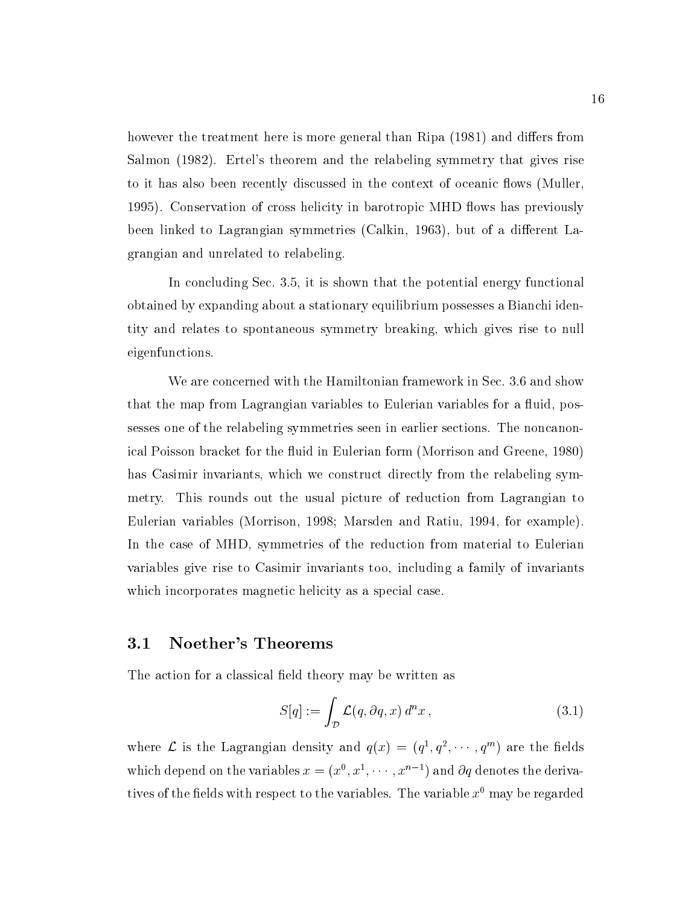however the treatment here is more general than Ripa (1981) and differs from Salmon (1982). Ertel's theorem and the relabeling symmetry that gives rise to it has also been recently discussed in the context of oceanic flows (Muller, 1995). Conservation of cross helicity in barotropic MHD flows has previously been linked to Lagrangian symmetries (Calkin, 1963), but of a different Lagrangian and unrelated to relabeling.

In concluding Sec. 3.5, it is shown that the potential energy functional obtained by expanding about a stationary equilibrium possesses a Bianchi identity and relates to spontaneous symmetry breaking, which gives rise to null eigenfunctions.

We are concerned with the Hamiltonian framework in Sec. 3.6 and show that the map from Lagrangian variables to Eulerian variables for a fluid, possesses one of the relabeling symmetries seen in earlier sections. The noncanonical Poisson bracket for the fluid in Eulerian form (Morrison and Greene, 1980) has Casimir invariants, which we construct directly from the relabeling symmetry. This rounds out the usual picture of reduction from Lagrangian to Eulerian variables (Morrison, 1998; Marsden and Ratiu, 1994, for example). In the case of MHD, symmetries of the reduction from material to Eulerian variables give rise to Casimir invariants too, including a family of invariants which incorporates magnetic helicity as a special case.

## 3.1 Noether's Theorems

The action for a classical field theory may be written as

$$S[q] := \int_{\mathcal{D}} \mathcal{L}(q, \partial q, x) \, d^n x \,, \tag{3.1}$$

where $\mathcal{L}$ is the Lagrangian density and $q(x) = (q^1, q^2, \cdots, q^m)$ are the fields which depend on the variables $x = (x^0, x^1, \cdots, x^{n-1})$ and $\partial q$ denotes the derivatives of the fields with respect to the variables. The variable $x^0$ may be regarded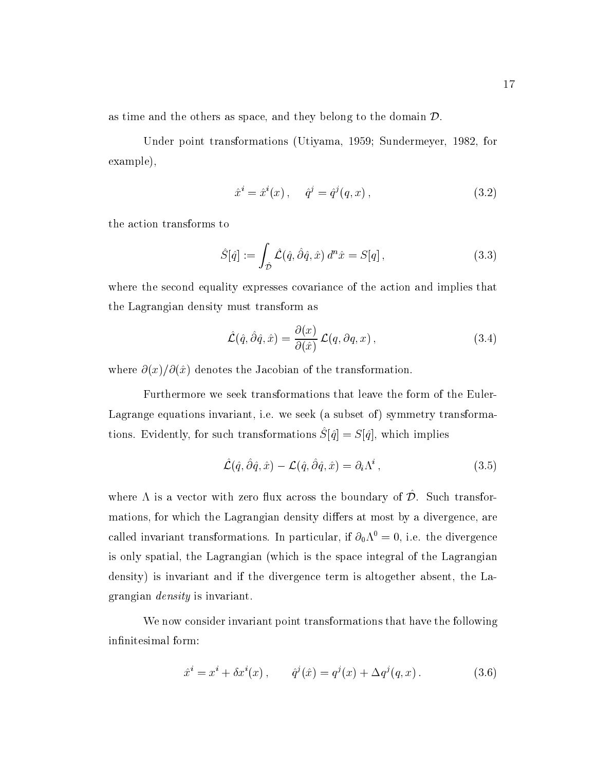as time and the others as space, and they belong to the domain $\mathcal{D}$.

Under point transformations (Utiyama, 1959; Sundermeyer, 1982, for example),

$$\hat{x}^i = \hat{x}^i(x)\,, \quad \hat{q}^j = \hat{q}^j(q,x)\,, \tag{3.2}$$

the action transforms to

$$\hat{S}[\hat{q}] := \int_{\hat{\mathcal{D}}} \hat{\mathcal{L}}(\hat{q}, \hat{\partial}\hat{q}, \hat{x})\, d^n\hat{x} = S[q]\,, \tag{3.3}$$

where the second equality expresses covariance of the action and implies that the Lagrangian density must transform as

$$\hat{\mathcal{L}}(\hat{q}, \hat{\partial}\hat{q}, \hat{x}) = \frac{\partial(x)}{\partial(\hat{x})}\, \mathcal{L}(q, \partial q, x)\,, \tag{3.4}$$

where $\partial(x)/\partial(\hat{x})$ denotes the Jacobian of the transformation.

Furthermore we seek transformations that leave the form of the Euler-Lagrange equations invariant, i.e. we seek (a subset of) symmetry transformations. Evidently, for such transformations $\hat{S}[\hat{q}] = S[\hat{q}]$, which implies

$$\hat{\mathcal{L}}(\hat{q}, \hat{\partial}\hat{q}, \hat{x}) - \mathcal{L}(\hat{q}, \hat{\partial}\hat{q}, \hat{x}) = \partial_i \Lambda^i\,, \tag{3.5}$$

where $\Lambda$ is a vector with zero flux across the boundary of $\hat{\mathcal{D}}$. Such transformations, for which the Lagrangian density differs at most by a divergence, are called invariant transformations. In particular, if $\partial_0 \Lambda^0 = 0$, i.e. the divergence is only spatial, the Lagrangian (which is the space integral of the Lagrangian density) is invariant and if the divergence term is altogether absent, the Lagrangian *density* is invariant.

We now consider invariant point transformations that have the following infinitesimal form:

$$\hat{x}^i = x^i + \delta x^i(x)\,, \qquad \hat{q}^j(\hat{x}) = q^j(x) + \Delta q^j(q,x)\,. \tag{3.6}$$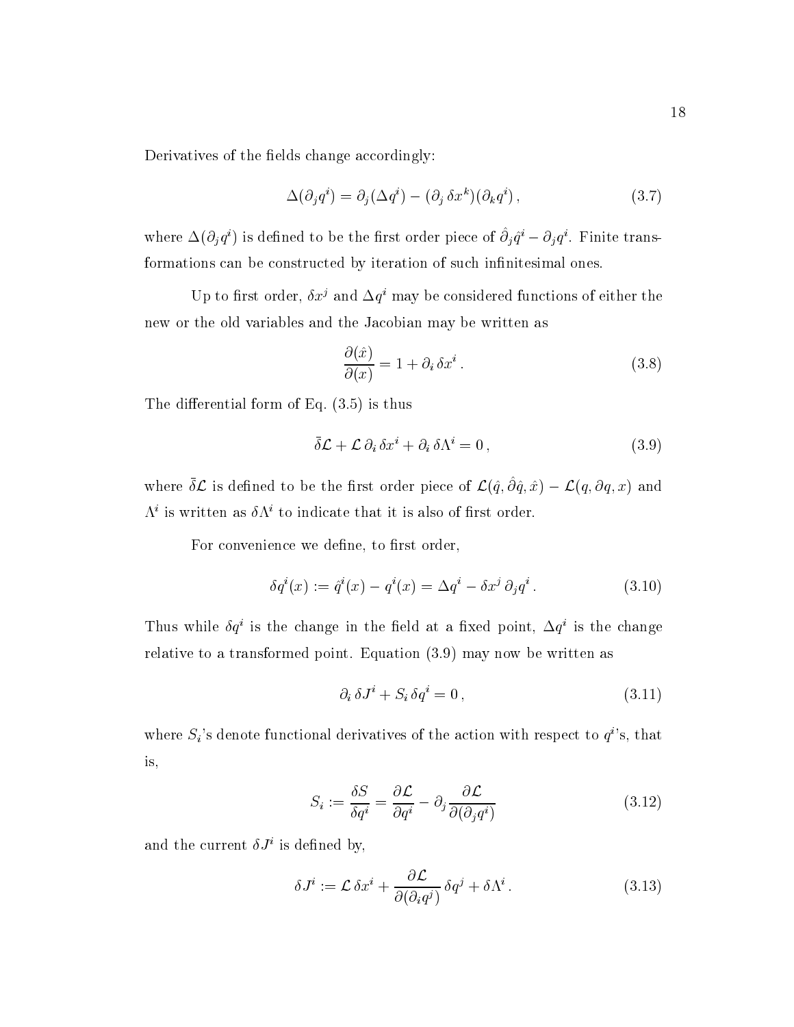Derivatives of the fields change accordingly:

$$\Delta(\partial_j q^i) = \partial_j(\Delta q^i) - (\partial_j \, \delta x^k)(\partial_k q^i)\,, \tag{3.7}$$

where $\Delta(\partial_j q^i)$ is defined to be the first order piece of $\hat{\partial}_j \hat{q}^i - \partial_j q^i$. Finite transformations can be constructed by iteration of such infinitesimal ones.

Up to first order, $\delta x^j$ and $\Delta q^i$ may be considered functions of either the new or the old variables and the Jacobian may be written as

$$\frac{\partial(\hat{x})}{\partial(x)} = 1 + \partial_i \, \delta x^i\,. \tag{3.8}$$

The differential form of Eq. (3.5) is thus

$$\bar{\delta}\mathcal{L} + \mathcal{L}\,\partial_i \, \delta x^i + \partial_i \, \delta\Lambda^i = 0\,, \tag{3.9}$$

where $\bar{\delta}\mathcal{L}$ is defined to be the first order piece of $\mathcal{L}(\hat{q}, \hat{\partial}\hat{q}, \hat{x}) - \mathcal{L}(q, \partial q, x)$ and $\Lambda^i$ is written as $\delta\Lambda^i$ to indicate that it is also of first order.

For convenience we define, to first order,

$$\delta q^i(x) := \hat{q}^i(x) - q^i(x) = \Delta q^i - \delta x^j \, \partial_j q^i\,. \tag{3.10}$$

Thus while $\delta q^i$ is the change in the field at a fixed point, $\Delta q^i$ is the change relative to a transformed point. Equation (3.9) may now be written as

$$\partial_i \, \delta J^i + S_i \, \delta q^i = 0\,, \tag{3.11}$$

where $S_i$'s denote functional derivatives of the action with respect to $q^i$'s, that is,

$$S_i := \frac{\delta S}{\delta q^i} = \frac{\partial \mathcal{L}}{\partial q^i} - \partial_j \frac{\partial \mathcal{L}}{\partial(\partial_j q^i)} \tag{3.12}$$

and the current $\delta J^i$ is defined by,

$$\delta J^i := \mathcal{L}\,\delta x^i + \frac{\partial \mathcal{L}}{\partial(\partial_i q^j)}\,\delta q^j + \delta\Lambda^i\,. \tag{3.13}$$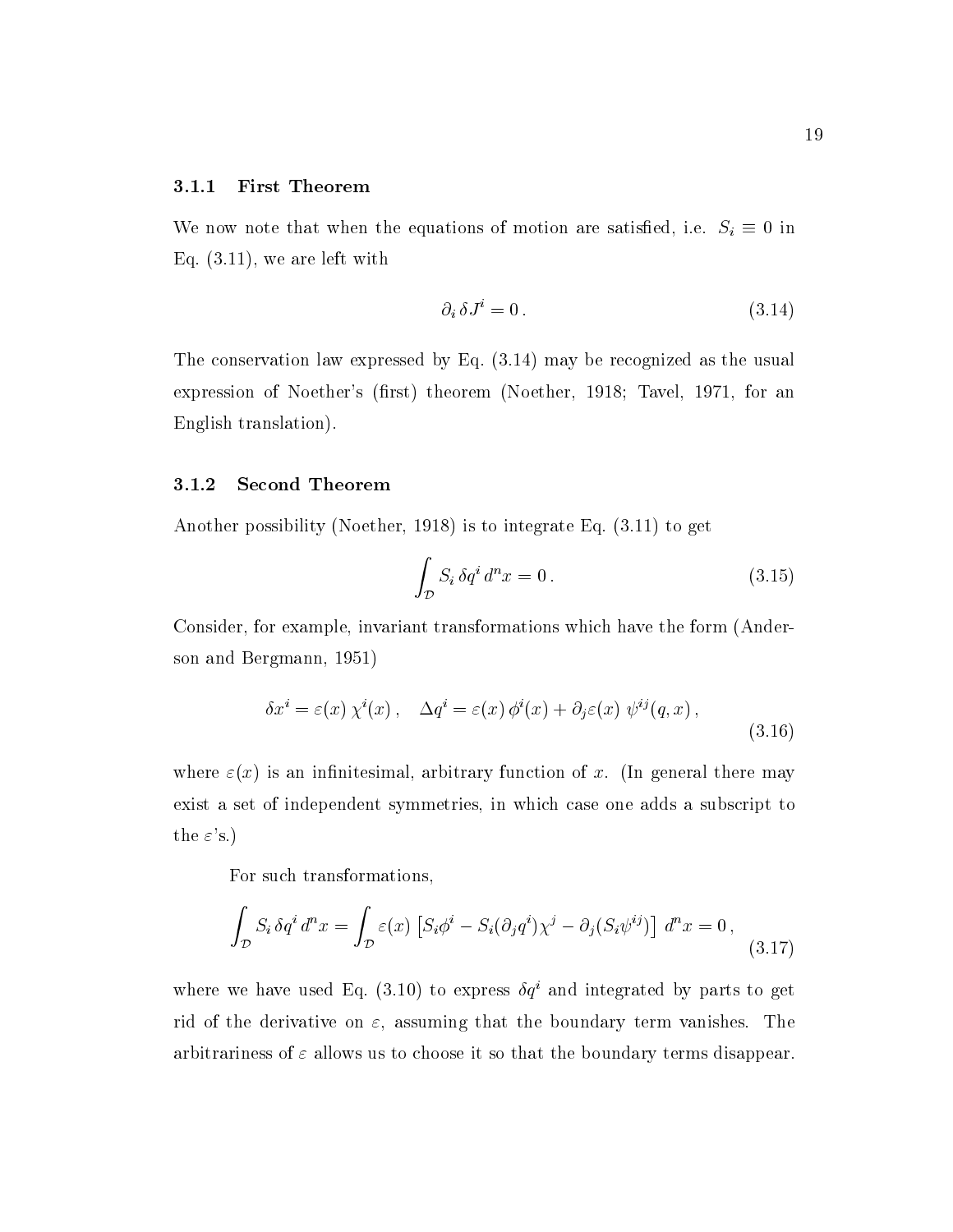### 3.1.1 First Theorem

We now note that when the equations of motion are satisfied, i.e. $S_i \equiv 0$ in Eq. (3.11), we are left with

$$\partial_i \, \delta J^i = 0 \, . \tag{3.14}$$

The conservation law expressed by Eq. (3.14) may be recognized as the usual expression of Noether's (first) theorem (Noether, 1918; Tavel, 1971, for an English translation).

### 3.1.2 Second Theorem

Another possibility (Noether, 1918) is to integrate Eq. (3.11) to get

$$\int_{\mathcal{D}} S_i \, \delta q^i \, d^n x = 0 \, . \tag{3.15}$$

Consider, for example, invariant transformations which have the form (Anderson and Bergmann, 1951)

$$\delta x^i = \varepsilon(x) \, \chi^i(x) \, , \quad \Delta q^i = \varepsilon(x) \, \phi^i(x) + \partial_j \varepsilon(x) \; \psi^{ij}(q, x) \, , \tag{3.16}$$

where $\varepsilon(x)$ is an infinitesimal, arbitrary function of $x$. (In general there may exist a set of independent symmetries, in which case one adds a subscript to the $\varepsilon$'s.)

For such transformations,

$$\int_{\mathcal{D}} S_i \, \delta q^i \, d^n x = \int_{\mathcal{D}} \varepsilon(x) \left[ S_i \phi^i - S_i (\partial_j q^i) \chi^j - \partial_j (S_i \psi^{ij}) \right] \, d^n x = 0 \, , \tag{3.17}$$

where we have used Eq. (3.10) to express $\delta q^i$ and integrated by parts to get rid of the derivative on $\varepsilon$, assuming that the boundary term vanishes. The arbitrariness of $\varepsilon$ allows us to choose it so that the boundary terms disappear.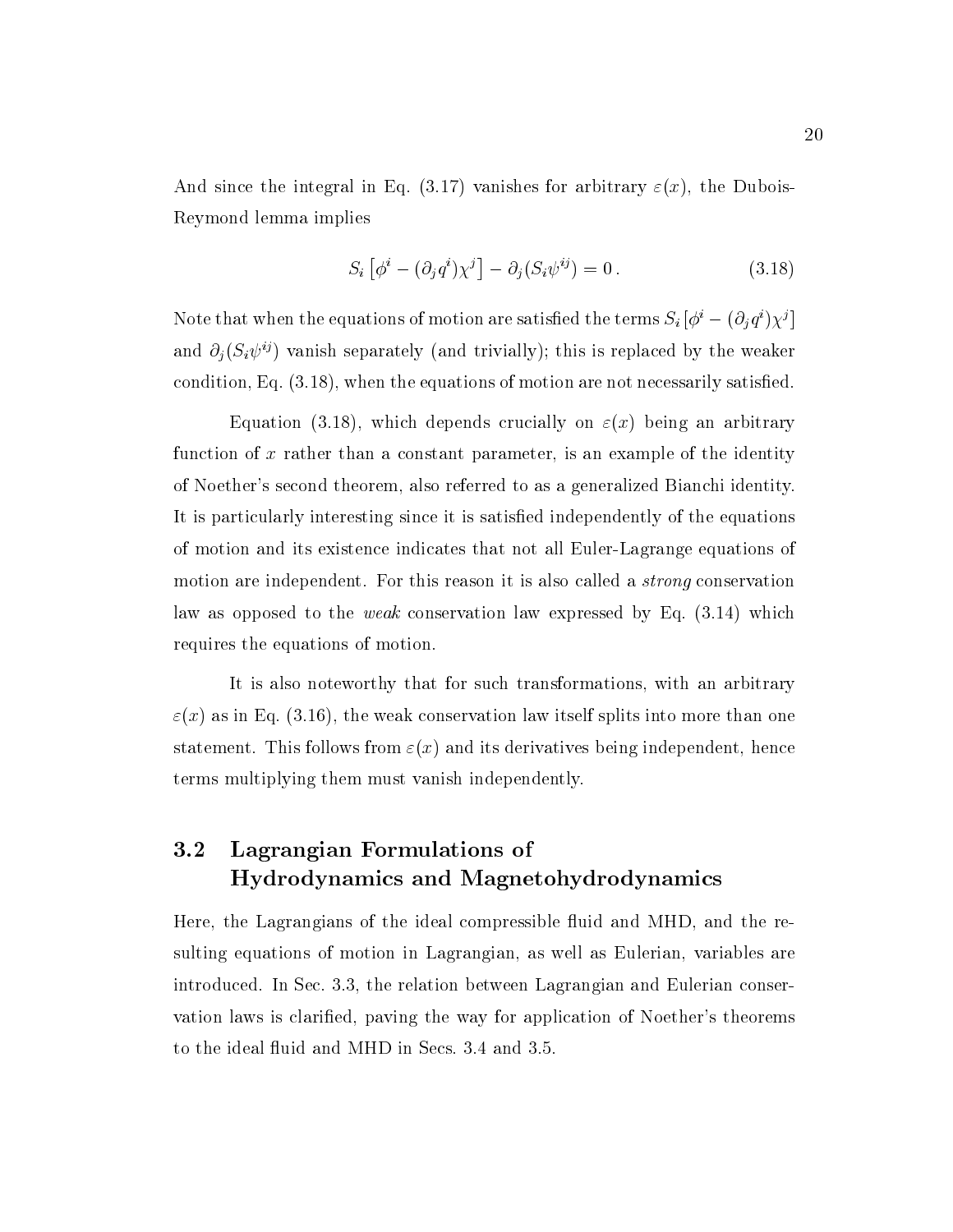And since the integral in Eq. (3.17) vanishes for arbitrary $\varepsilon(x)$, the Dubois-Reymond lemma implies

$$S_i\left[\phi^i - (\partial_j q^i)\chi^j\right] - \partial_j(S_i \psi^{ij}) = 0\,. \tag{3.18}$$

Note that when the equations of motion are satisfied the terms $S_i\left[\phi^i - (\partial_j q^i)\chi^j\right]$ and $\partial_j(S_i\psi^{ij})$ vanish separately (and trivially); this is replaced by the weaker condition, Eq. (3.18), when the equations of motion are not necessarily satisfied.

Equation (3.18), which depends crucially on $\varepsilon(x)$ being an arbitrary function of $x$ rather than a constant parameter, is an example of the identity of Noether's second theorem, also referred to as a generalized Bianchi identity. It is particularly interesting since it is satisfied independently of the equations of motion and its existence indicates that not all Euler-Lagrange equations of motion are independent. For this reason it is also called a *strong* conservation law as opposed to the *weak* conservation law expressed by Eq. (3.14) which requires the equations of motion.

It is also noteworthy that for such transformations, with an arbitrary $\varepsilon(x)$ as in Eq. (3.16), the weak conservation law itself splits into more than one statement. This follows from $\varepsilon(x)$ and its derivatives being independent, hence terms multiplying them must vanish independently.

## 3.2 Lagrangian Formulations of Hydrodynamics and Magnetohydrodynamics

Here, the Lagrangians of the ideal compressible fluid and MHD, and the resulting equations of motion in Lagrangian, as well as Eulerian, variables are introduced. In Sec. 3.3, the relation between Lagrangian and Eulerian conservation laws is clarified, paving the way for application of Noether's theorems to the ideal fluid and MHD in Secs. 3.4 and 3.5.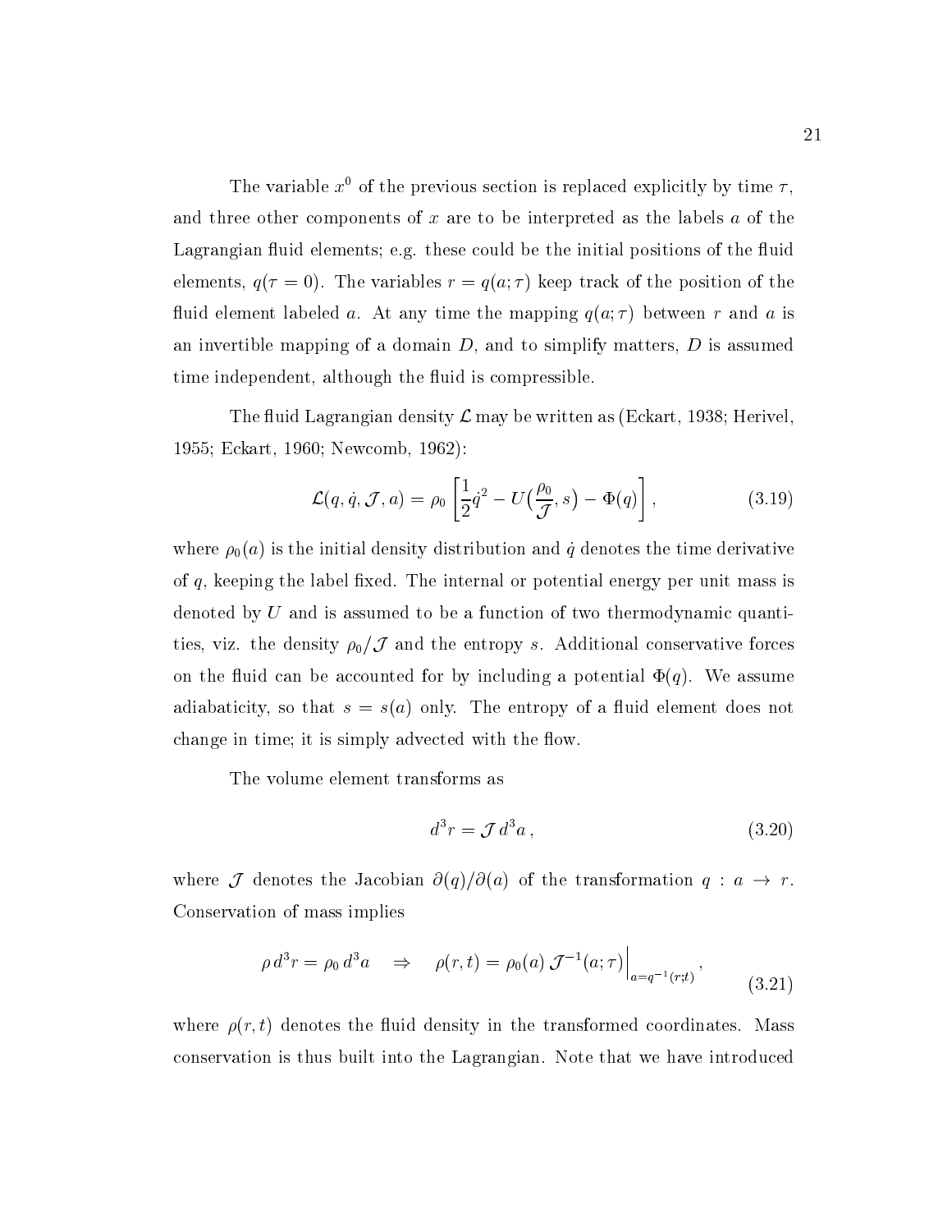The variable $x^0$ of the previous section is replaced explicitly by time $\tau$, and three other components of $x$ are to be interpreted as the labels $a$ of the Lagrangian fluid elements; e.g. these could be the initial positions of the fluid elements, $q(\tau = 0)$. The variables $r = q(a;\tau)$ keep track of the position of the fluid element labeled $a$. At any time the mapping $q(a;\tau)$ between $r$ and $a$ is an invertible mapping of a domain $D$, and to simplify matters, $D$ is assumed time independent, although the fluid is compressible.

The fluid Lagrangian density $\mathcal{L}$ may be written as (Eckart, 1938; Herivel, 1955; Eckart, 1960; Newcomb, 1962):

$$\mathcal{L}(q, \dot{q}, \mathcal{J}, a) = \rho_0 \left[ \frac{1}{2}\dot{q}^2 - U\big(\frac{\rho_0}{\mathcal{J}}, s\big) - \Phi(q) \right], \tag{3.19}$$

where $\rho_0(a)$ is the initial density distribution and $\dot{q}$ denotes the time derivative of $q$, keeping the label fixed. The internal or potential energy per unit mass is denoted by $U$ and is assumed to be a function of two thermodynamic quantities, viz. the density $\rho_0/\mathcal{J}$ and the entropy $s$. Additional conservative forces on the fluid can be accounted for by including a potential $\Phi(q)$. We assume adiabaticity, so that $s = s(a)$ only. The entropy of a fluid element does not change in time; it is simply advected with the flow.

The volume element transforms as

$$d^3r = \mathcal{J}\, d^3a\,, \tag{3.20}$$

where $\mathcal{J}$ denotes the Jacobian $\partial(q)/\partial(a)$ of the transformation $q : a \to r$. Conservation of mass implies

$$\rho\, d^3r = \rho_0\, d^3a \quad \Rightarrow \quad \rho(r,t) = \rho_0(a)\, \mathcal{J}^{-1}(a;\tau)\Big|_{a=q^{-1}(r;t)}, \tag{3.21}$$

where $\rho(r,t)$ denotes the fluid density in the transformed coordinates. Mass conservation is thus built into the Lagrangian. Note that we have introduced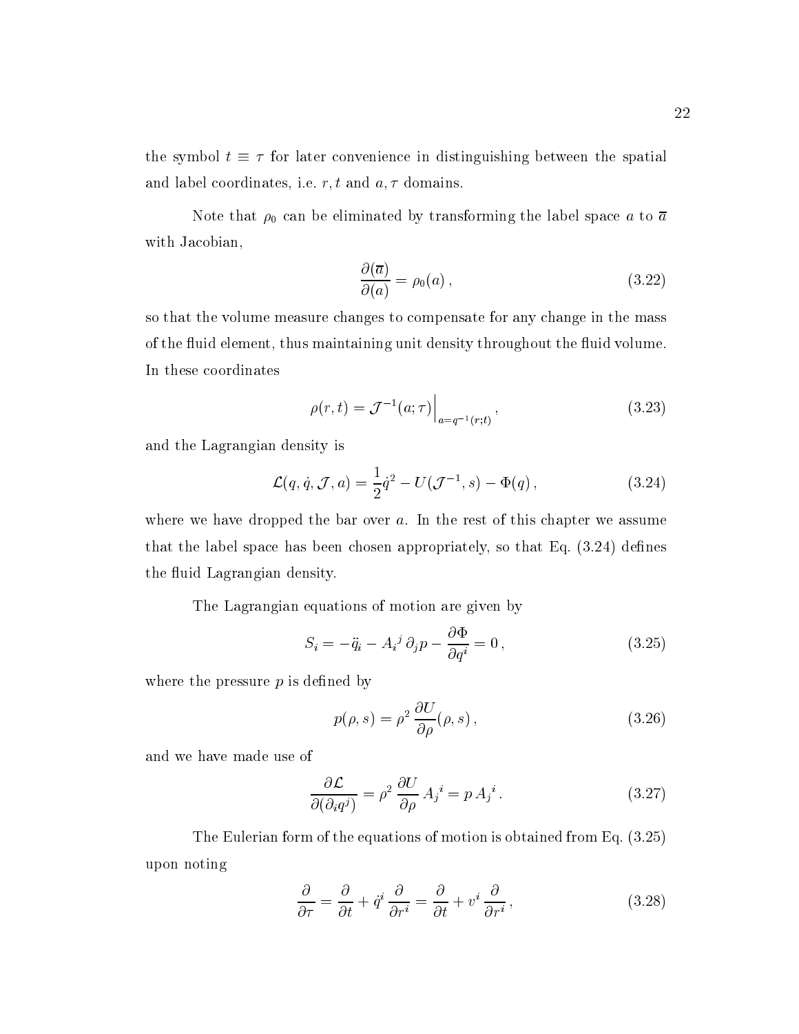the symbol $t \equiv \tau$ for later convenience in distinguishing between the spatial and label coordinates, i.e. $r, t$ and $a, \tau$ domains.

Note that $\rho_0$ can be eliminated by transforming the label space $a$ to $\overline{a}$ with Jacobian,

$$\frac{\partial(\overline{a})}{\partial(a)} = \rho_0(a) \, , \tag{3.22}$$

so that the volume measure changes to compensate for any change in the mass of the fluid element, thus maintaining unit density throughout the fluid volume. In these coordinates

$$\rho(r,t) = \mathcal{J}^{-1}(a;\tau)\Big|_{a=q^{-1}(r;t)} \, , \tag{3.23}$$

and the Lagrangian density is

$$\mathcal{L}(q, \dot{q}, \mathcal{J}, a) = \frac{1}{2}\dot{q}^2 - U(\mathcal{J}^{-1}, s) - \Phi(q) \, , \tag{3.24}$$

where we have dropped the bar over $a$. In the rest of this chapter we assume that the label space has been chosen appropriately, so that Eq. (3.24) defines the fluid Lagrangian density.

The Lagrangian equations of motion are given by

$$S_i = -\ddot{q}_i - A_i{}^j \, \partial_j p - \frac{\partial \Phi}{\partial q^i} = 0 \, , \tag{3.25}$$

where the pressure $p$ is defined by

$$p(\rho, s) = \rho^2 \, \frac{\partial U}{\partial \rho}(\rho, s) \, , \tag{3.26}$$

and we have made use of

$$\frac{\partial \mathcal{L}}{\partial(\partial_i q^j)} = \rho^2 \, \frac{\partial U}{\partial \rho} \, A_j{}^i = p \, A_j{}^i \, . \tag{3.27}$$

The Eulerian form of the equations of motion is obtained from Eq. (3.25) upon noting

$$\frac{\partial}{\partial \tau} = \frac{\partial}{\partial t} + \dot{q}^i \, \frac{\partial}{\partial r^i} = \frac{\partial}{\partial t} + v^i \, \frac{\partial}{\partial r^i} \, , \tag{3.28}$$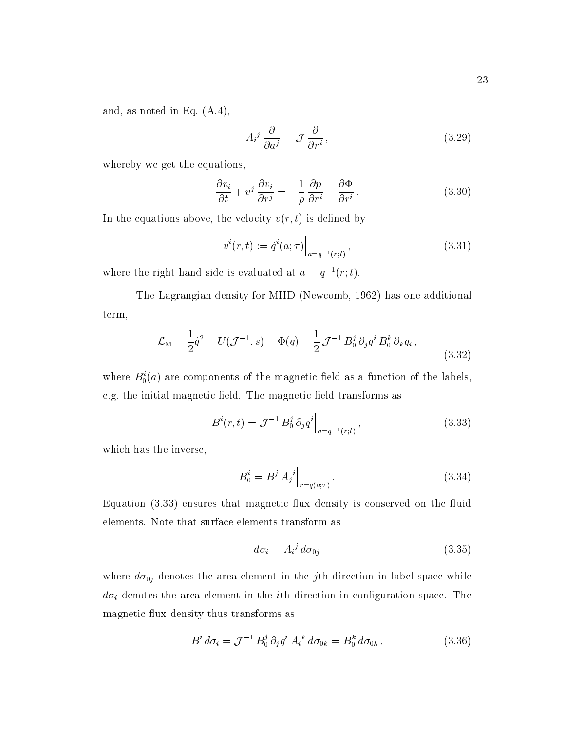and, as noted in Eq. (A.4),

$$A_i{}^j \frac{\partial}{\partial a^j} = \mathcal{J} \frac{\partial}{\partial r^i}, \tag{3.29}$$

whereby we get the equations,

$$\frac{\partial v_i}{\partial t} + v^j \frac{\partial v_i}{\partial r^j} = -\frac{1}{\rho} \frac{\partial p}{\partial r^i} - \frac{\partial \Phi}{\partial r^i}. \tag{3.30}$$

In the equations above, the velocity $v(r,t)$ is defined by

$$v^i(r,t) := \dot{q}^i(a;\tau)\Big|_{a=q^{-1}(r;t)}, \tag{3.31}$$

where the right hand side is evaluated at $a = q^{-1}(r;t)$.

The Lagrangian density for MHD (Newcomb, 1962) has one additional term,

$$\mathcal{L}_{\rm M} = \frac{1}{2}\dot{q}^2 - U(\mathcal{J}^{-1}, s) - \Phi(q) - \frac{1}{2}\mathcal{J}^{-1} B_0^j \, \partial_j q^i \, B_0^k \, \partial_k q_i, \tag{3.32}$$

where $B_0^i(a)$ are components of the magnetic field as a function of the labels, e.g. the initial magnetic field. The magnetic field transforms as

$$B^i(r,t) = \mathcal{J}^{-1} B_0^j \, \partial_j q^i \Big|_{a=q^{-1}(r;t)}, \tag{3.33}$$

which has the inverse,

$$B_0^i = B^j \, A_j{}^i \Big|_{r=q(a;\tau)}. \tag{3.34}$$

Equation (3.33) ensures that magnetic flux density is conserved on the fluid elements. Note that surface elements transform as

$$d\sigma_i = A_i{}^j \, d\sigma_{0j} \tag{3.35}$$

where $d\sigma_{0j}$ denotes the area element in the $j$th direction in label space while $d\sigma_i$ denotes the area element in the $i$th direction in configuration space. The magnetic flux density thus transforms as

$$B^i \, d\sigma_i = \mathcal{J}^{-1} B_0^j \, \partial_j q^i \, A_i{}^k \, d\sigma_{0k} = B_0^k \, d\sigma_{0k}, \tag{3.36}$$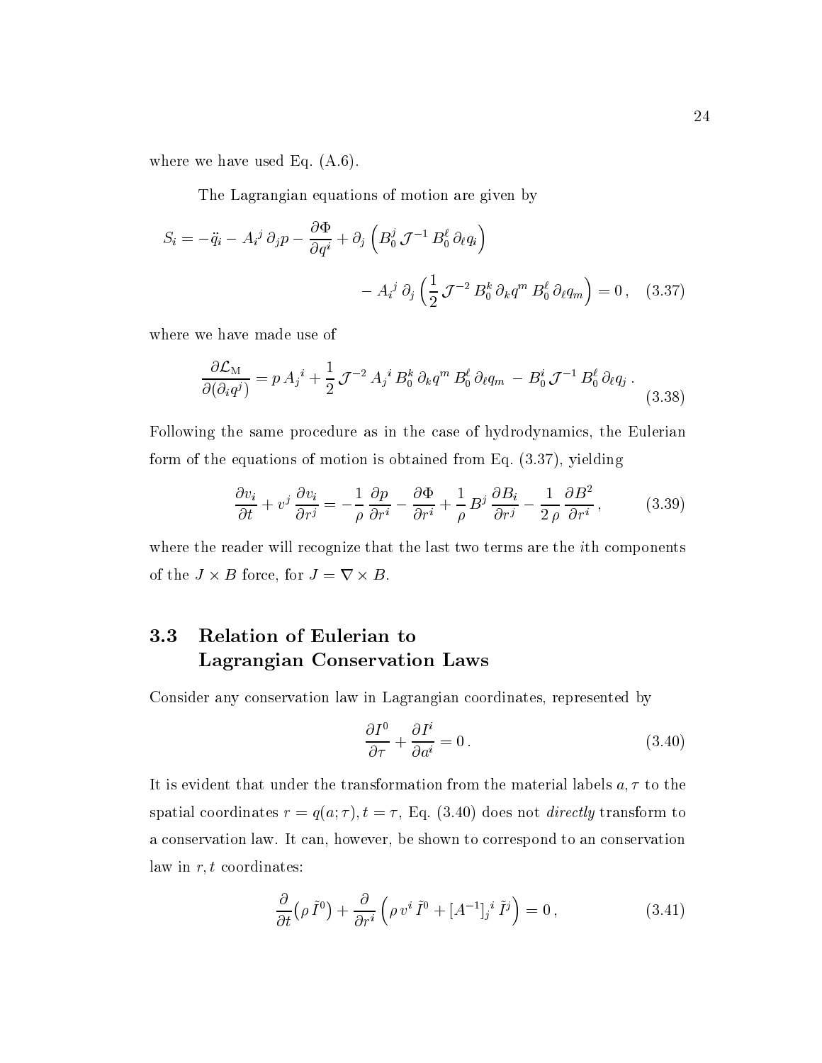where we have used Eq. (A.6).

The Lagrangian equations of motion are given by

$$S_i = -\ddot{q}_i - A_i{}^j\,\partial_j p - \frac{\partial \Phi}{\partial q^i} + \partial_j\left(B_0^j\,\mathcal{J}^{-1}\,B_0^\ell\,\partial_\ell q_i\right) - A_i{}^j\,\partial_j\left(\frac{1}{2}\,\mathcal{J}^{-2}\,B_0^k\,\partial_k q^m\,B_0^\ell\,\partial_\ell q_m\right) = 0\,, \quad (3.37)$$

where we have made use of

$$\frac{\partial \mathcal{L}_{\mathrm{M}}}{\partial(\partial_i q^j)} = p\,A_j{}^i + \frac{1}{2}\,\mathcal{J}^{-2}\,A_j{}^i\,B_0^k\,\partial_k q^m\,B_0^\ell\,\partial_\ell q_m\, - B_0^i\,\mathcal{J}^{-1}\,B_0^\ell\,\partial_\ell q_j\,. \quad (3.38)$$

Following the same procedure as in the case of hydrodynamics, the Eulerian form of the equations of motion is obtained from Eq. (3.37), yielding

$$\frac{\partial v_i}{\partial t} + v^j\,\frac{\partial v_i}{\partial r^j} = -\frac{1}{\rho}\,\frac{\partial p}{\partial r^i} - \frac{\partial \Phi}{\partial r^i} + \frac{1}{\rho}\,B^j\,\frac{\partial B_i}{\partial r^j} - \frac{1}{2\,\rho}\,\frac{\partial B^2}{\partial r^i}\,, \quad (3.39)$$

where the reader will recognize that the last two terms are the $i$th components of the $J \times B$ force, for $J = \nabla \times B$.

## 3.3 Relation of Eulerian to Lagrangian Conservation Laws

Consider any conservation law in Lagrangian coordinates, represented by

$$\frac{\partial I^0}{\partial \tau} + \frac{\partial I^i}{\partial a^i} = 0\,. \quad (3.40)$$

It is evident that under the transformation from the material labels $a, \tau$ to the spatial coordinates $r = q(a;\tau), t = \tau$, Eq. (3.40) does not *directly* transform to a conservation law. It can, however, be shown to correspond to an conservation law in $r, t$ coordinates:

$$\frac{\partial}{\partial t}\big(\rho\,\tilde{I}^0\big) + \frac{\partial}{\partial r^i}\left(\rho\,v^i\,\tilde{I}^0 + [A^{-1}]_j{}^i\,\tilde{I}^j\right) = 0\,, \quad (3.41)$$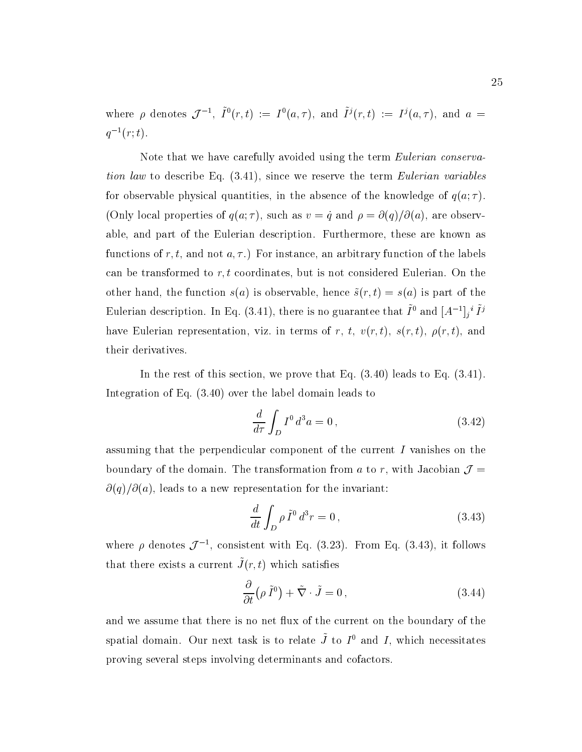where $\rho$ denotes $\mathcal{J}^{-1}$, $\tilde{I}^0(r,t) := I^0(a,\tau)$, and $\tilde{I}^j(r,t) := I^j(a,\tau)$, and $a = q^{-1}(r;t)$.

Note that we have carefully avoided using the term *Eulerian conservation law* to describe Eq. (3.41), since we reserve the term *Eulerian variables* for observable physical quantities, in the absence of the knowledge of $q(a;\tau)$. (Only local properties of $q(a;\tau)$, such as $v = \dot{q}$ and $\rho = \partial(q)/\partial(a)$, are observable, and part of the Eulerian description. Furthermore, these are known as functions of $r, t$, and not $a, \tau$.) For instance, an arbitrary function of the labels can be transformed to $r, t$ coordinates, but is not considered Eulerian. On the other hand, the function $s(a)$ is observable, hence $\tilde{s}(r,t) = s(a)$ is part of the Eulerian description. In Eq. (3.41), there is no guarantee that $\tilde{I}^0$ and $[A^{-1}]_j{}^i\,\tilde{I}^j$ have Eulerian representation, viz. in terms of $r$, $t$, $v(r,t)$, $s(r,t)$, $\rho(r,t)$, and their derivatives.

In the rest of this section, we prove that Eq. (3.40) leads to Eq. (3.41). Integration of Eq. (3.40) over the label domain leads to

$$\frac{d}{d\tau}\int_D I^0\, d^3a = 0\,, \tag{3.42}$$

assuming that the perpendicular component of the current $I$ vanishes on the boundary of the domain. The transformation from $a$ to $r$, with Jacobian $\mathcal{J} = \partial(q)/\partial(a)$, leads to a new representation for the invariant:

$$\frac{d}{dt}\int_D \rho\,\tilde{I}^0\, d^3r = 0\,, \tag{3.43}$$

where $\rho$ denotes $\mathcal{J}^{-1}$, consistent with Eq. (3.23). From Eq. (3.43), it follows that there exists a current $\tilde{J}(r,t)$ which satisfies

$$\frac{\partial}{\partial t}\big(\rho\,\tilde{I}^0\big) + \tilde{\nabla}\cdot\tilde{J} = 0\,, \tag{3.44}$$

and we assume that there is no net flux of the current on the boundary of the spatial domain. Our next task is to relate $\tilde{J}$ to $I^0$ and $I$, which necessitates proving several steps involving determinants and cofactors.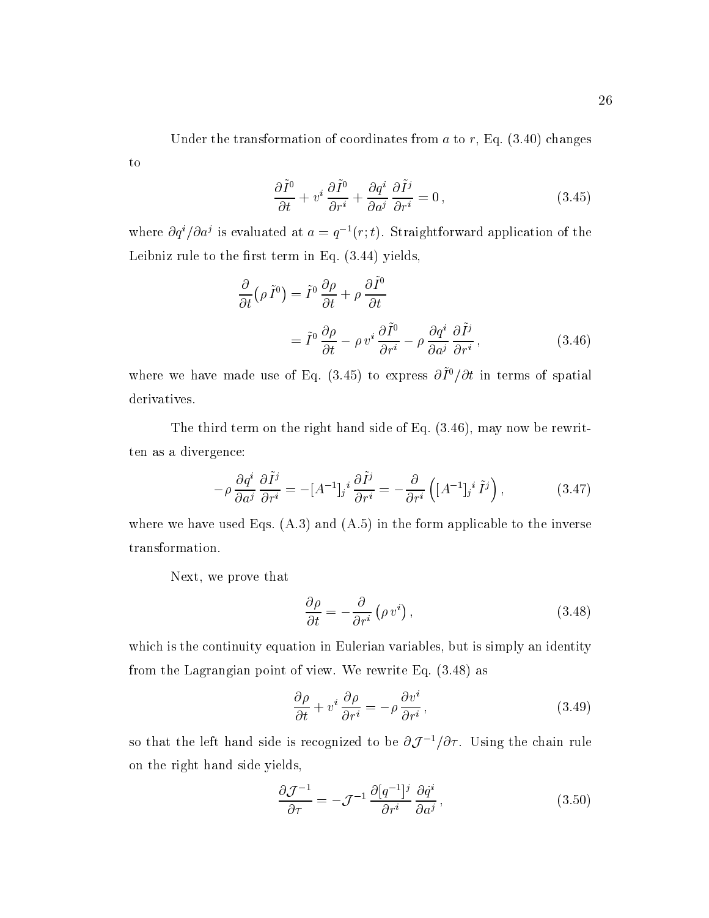Under the transformation of coordinates from $a$ to $r$, Eq. (3.40) changes to

$$\frac{\partial \tilde{I}^0}{\partial t} + v^i \, \frac{\partial \tilde{I}^0}{\partial r^i} + \frac{\partial q^i}{\partial a^j} \, \frac{\partial \tilde{I}^j}{\partial r^i} = 0 \,, \tag{3.45}$$

where $\partial q^i / \partial a^j$ is evaluated at $a = q^{-1}(r;t)$. Straightforward application of the Leibniz rule to the first term in Eq. (3.44) yields,

$$\begin{aligned} \frac{\partial}{\partial t}\big(\rho \, \tilde{I}^0\big) &= \tilde{I}^0 \, \frac{\partial \rho}{\partial t} + \rho \, \frac{\partial \tilde{I}^0}{\partial t} \\ &= \tilde{I}^0 \, \frac{\partial \rho}{\partial t} - \rho \, v^i \, \frac{\partial \tilde{I}^0}{\partial r^i} - \rho \, \frac{\partial q^i}{\partial a^j} \, \frac{\partial \tilde{I}^j}{\partial r^i} \,, \end{aligned} \tag{3.46}$$

where we have made use of Eq. (3.45) to express $\partial \tilde{I}^0 / \partial t$ in terms of spatial derivatives.

The third term on the right hand side of Eq. (3.46), may now be rewritten as a divergence:

$$-\rho \, \frac{\partial q^i}{\partial a^j} \, \frac{\partial \tilde{I}^j}{\partial r^i} = -[A^{-1}]_j{}^i \, \frac{\partial \tilde{I}^j}{\partial r^i} = -\frac{\partial}{\partial r^i} \left( [A^{-1}]_j{}^i \, \tilde{I}^j \right), \tag{3.47}$$

where we have used Eqs. (A.3) and (A.5) in the form applicable to the inverse transformation.

Next, we prove that

$$\frac{\partial \rho}{\partial t} = -\frac{\partial}{\partial r^i} \left( \rho \, v^i \right), \tag{3.48}$$

which is the continuity equation in Eulerian variables, but is simply an identity from the Lagrangian point of view. We rewrite Eq. (3.48) as

$$\frac{\partial \rho}{\partial t} + v^i \, \frac{\partial \rho}{\partial r^i} = -\rho \, \frac{\partial v^i}{\partial r^i} \,, \tag{3.49}$$

so that the left hand side is recognized to be $\partial \mathcal{J}^{-1} / \partial \tau$. Using the chain rule on the right hand side yields,

$$\frac{\partial \mathcal{J}^{-1}}{\partial \tau} = -\mathcal{J}^{-1} \, \frac{\partial [q^{-1}]^j}{\partial r^i} \, \frac{\partial \dot{q}^i}{\partial a^j} \,, \tag{3.50}$$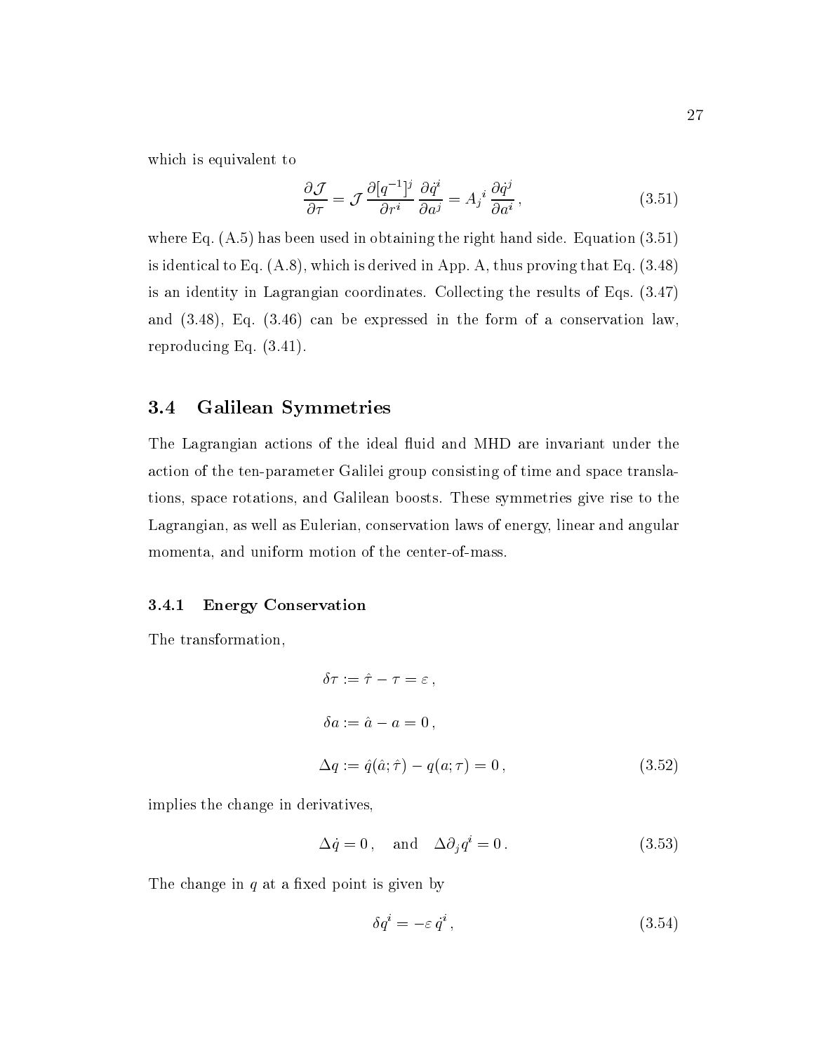which is equivalent to

$$\frac{\partial \mathcal{J}}{\partial \tau} = \mathcal{J}\, \frac{\partial [q^{-1}]^j}{\partial r^i}\, \frac{\partial \dot{q}^i}{\partial a^j} = A_j{}^i\, \frac{\partial \dot{q}^j}{\partial a^i}\,, \tag{3.51}$$

where Eq. (A.5) has been used in obtaining the right hand side. Equation (3.51) is identical to Eq. (A.8), which is derived in App. A, thus proving that Eq. (3.48) is an identity in Lagrangian coordinates. Collecting the results of Eqs. (3.47) and (3.48), Eq. (3.46) can be expressed in the form of a conservation law, reproducing Eq. (3.41).

## 3.4 Galilean Symmetries

The Lagrangian actions of the ideal fluid and MHD are invariant under the action of the ten-parameter Galilei group consisting of time and space translations, space rotations, and Galilean boosts. These symmetries give rise to the Lagrangian, as well as Eulerian, conservation laws of energy, linear and angular momenta, and uniform motion of the center-of-mass.

### 3.4.1 Energy Conservation

The transformation,

$$\begin{aligned}
\delta\tau &:= \hat{\tau} - \tau = \varepsilon\,, \\
\delta a &:= \hat{a} - a = 0\,, \\
\Delta q &:= \hat{q}(\hat{a};\hat{\tau}) - q(a;\tau) = 0\,,
\end{aligned} \tag{3.52}$$

implies the change in derivatives,

$$\Delta \dot{q} = 0\,, \quad \text{and} \quad \Delta \partial_j q^i = 0\,. \tag{3.53}$$

The change in $q$ at a fixed point is given by

$$\delta q^i = -\varepsilon\, \dot{q}^i\,, \tag{3.54}$$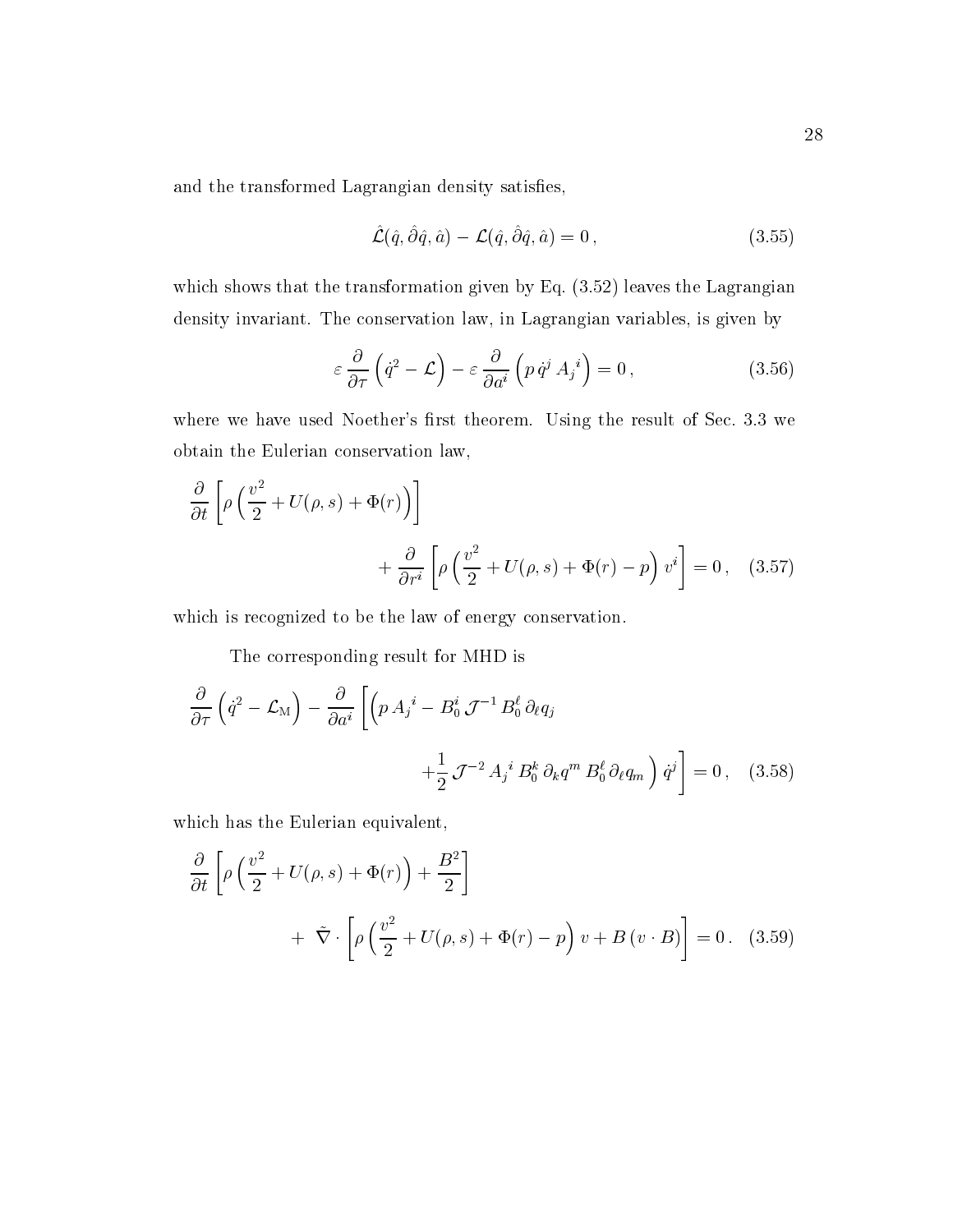and the transformed Lagrangian density satisfies,

$$\hat{\mathcal{L}}(\hat{q}, \hat{\partial}\hat{q}, \hat{a}) - \mathcal{L}(\hat{q}, \hat{\partial}\hat{q}, \hat{a}) = 0\,, \tag{3.55}$$

which shows that the transformation given by Eq. (3.52) leaves the Lagrangian density invariant. The conservation law, in Lagrangian variables, is given by

$$\varepsilon \frac{\partial}{\partial \tau}\left(\dot{q}^2 - \mathcal{L}\right) - \varepsilon \frac{\partial}{\partial a^i}\left(p\, \dot{q}^j\, A_j{}^i\right) = 0\,, \tag{3.56}$$

where we have used Noether's first theorem. Using the result of Sec. 3.3 we obtain the Eulerian conservation law,

$$\frac{\partial}{\partial t}\left[\rho\left(\frac{v^2}{2} + U(\rho, s) + \Phi(r)\right)\right] + \frac{\partial}{\partial r^i}\left[\rho\left(\frac{v^2}{2} + U(\rho, s) + \Phi(r) - p\right) v^i\right] = 0\,, \tag{3.57}$$

which is recognized to be the law of energy conservation.

The corresponding result for MHD is

$$\frac{\partial}{\partial \tau}\left(\dot{q}^2 - \mathcal{L}_{\mathrm{M}}\right) - \frac{\partial}{\partial a^i}\left[\left(p\, A_j{}^i - B_0^i\, \mathcal{J}^{-1}\, B_0^\ell\, \partial_\ell q_j + \frac{1}{2}\, \mathcal{J}^{-2}\, A_j{}^i\, B_0^k\, \partial_k q^m\, B_0^\ell\, \partial_\ell q_m\right) \dot{q}^j\right] = 0\,, \tag{3.58}$$

which has the Eulerian equivalent,

$$\frac{\partial}{\partial t}\left[\rho\left(\frac{v^2}{2} + U(\rho, s) + \Phi(r)\right) + \frac{B^2}{2}\right] + \tilde{\nabla} \cdot \left[\rho\left(\frac{v^2}{2} + U(\rho, s) + \Phi(r) - p\right) v + B\,(v \cdot B)\right] = 0\,. \tag{3.59}$$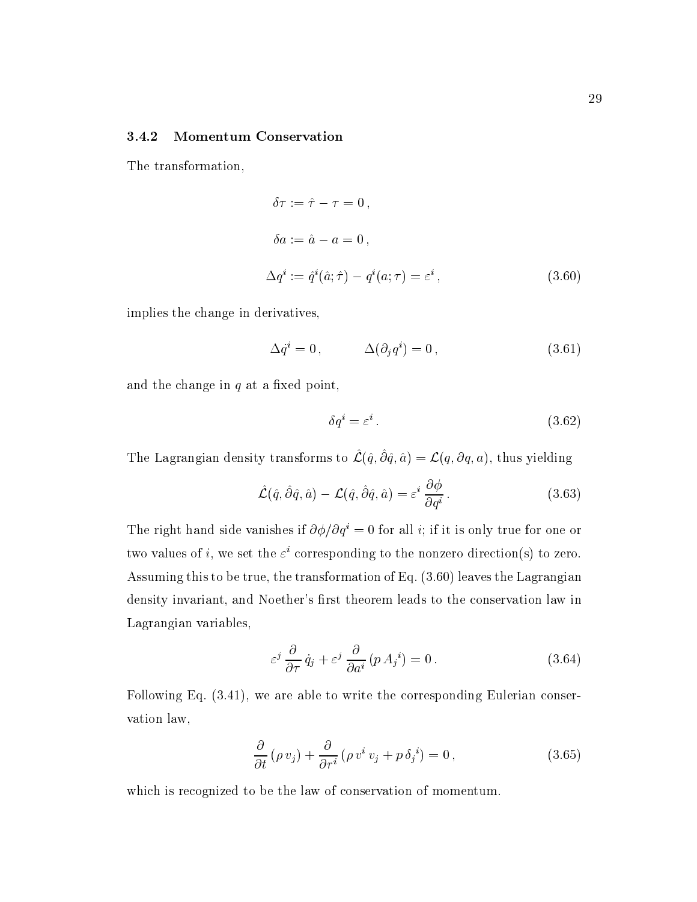### 3.4.2 Momentum Conservation

The transformation,

$$
\begin{aligned}
\delta\tau &:= \hat{\tau} - \tau = 0\,, \\
\delta a &:= \hat{a} - a = 0\,, \\
\Delta q^i &:= \hat{q}^i(\hat{a};\hat{\tau}) - q^i(a;\tau) = \varepsilon^i\,,
\end{aligned}
\tag{3.60}
$$

implies the change in derivatives,

$$
\Delta\dot{q}^i = 0\,, \qquad \Delta(\partial_j q^i) = 0\,, \tag{3.61}
$$

and the change in $q$ at a fixed point,

$$
\delta q^i = \varepsilon^i\,. \tag{3.62}
$$

The Lagrangian density transforms to $\hat{\mathcal{L}}(\hat{q},\hat{\partial}\hat{q},\hat{a}) = \mathcal{L}(q,\partial q,a)$, thus yielding

$$
\hat{\mathcal{L}}(\hat{q},\hat{\partial}\hat{q},\hat{a}) - \mathcal{L}(\hat{q},\hat{\partial}\hat{q},\hat{a}) = \varepsilon^i\,\frac{\partial\phi}{\partial q^i}\,. \tag{3.63}
$$

The right hand side vanishes if $\partial\phi/\partial q^i = 0$ for all $i$; if it is only true for one or two values of $i$, we set the $\varepsilon^i$ corresponding to the nonzero direction(s) to zero. Assuming this to be true, the transformation of Eq. (3.60) leaves the Lagrangian density invariant, and Noether's first theorem leads to the conservation law in Lagrangian variables,

$$
\varepsilon^j\,\frac{\partial}{\partial\tau}\,\dot{q}_j + \varepsilon^j\,\frac{\partial}{\partial a^i}\,(p\,A_j{}^i) = 0\,. \tag{3.64}
$$

Following Eq. (3.41), we are able to write the corresponding Eulerian conservation law,

$$
\frac{\partial}{\partial t}\,(\rho\,v_j) + \frac{\partial}{\partial r^i}\,(\rho\,v^i\,v_j + p\,\delta_j{}^i) = 0\,, \tag{3.65}
$$

which is recognized to be the law of conservation of momentum.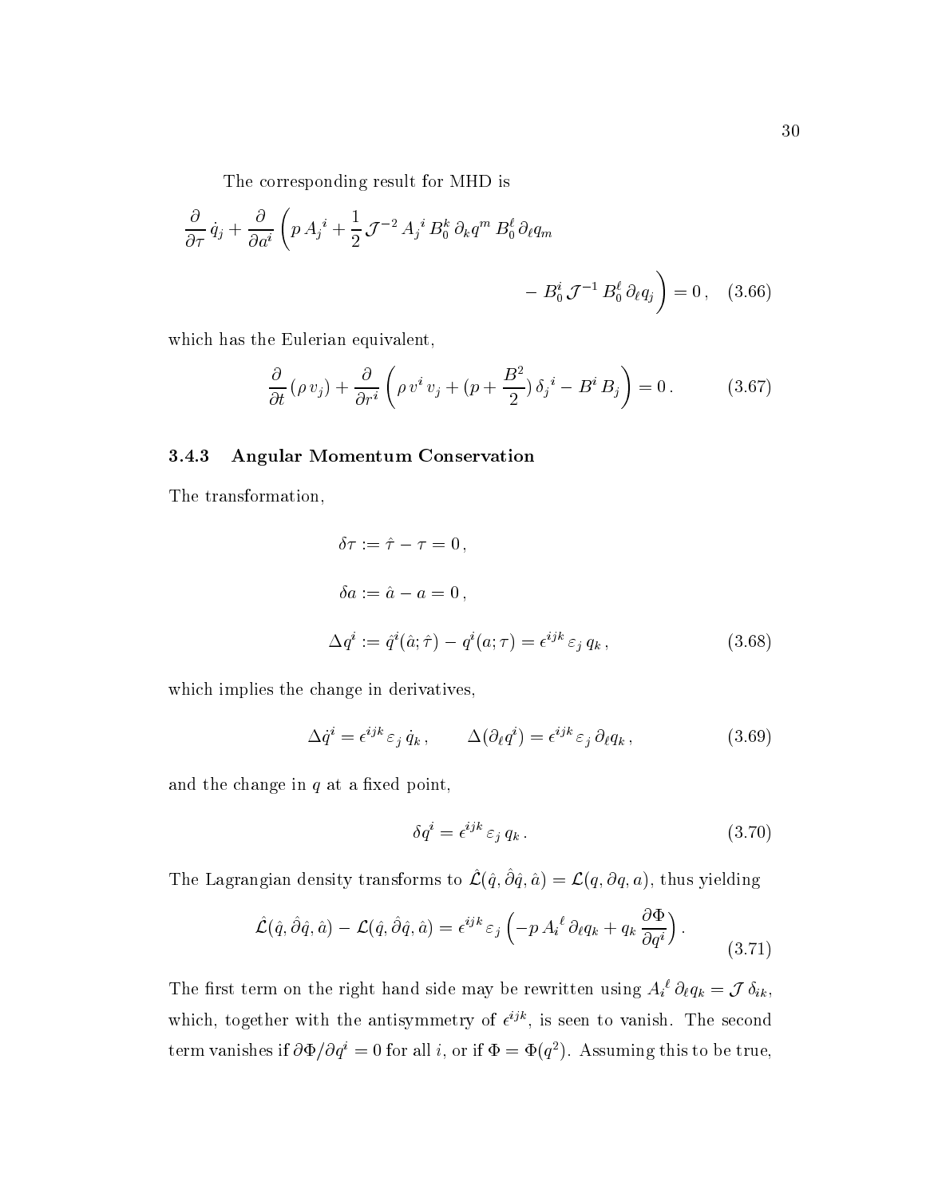The corresponding result for MHD is

$$\frac{\partial}{\partial \tau}\, \dot{q}_j + \frac{\partial}{\partial a^i}\left( p\, A_j{}^i + \frac{1}{2}\, \mathcal{J}^{-2}\, A_j{}^i\, B_0^k\, \partial_k q^m\, B_0^\ell\, \partial_\ell q_m \right.$$

$$\left. - \, B_0^i\, \mathcal{J}^{-1}\, B_0^\ell\, \partial_\ell q_j \right) = 0\,, \quad (3.66)$$

which has the Eulerian equivalent,

$$\frac{\partial}{\partial t}\,(\rho\, v_j) + \frac{\partial}{\partial r^i}\left( \rho\, v^i\, v_j + (p + \frac{B^2}{2})\, \delta_j{}^i - B^i\, B_j \right) = 0\,. \quad (3.67)$$

### 3.4.3 Angular Momentum Conservation

The transformation,

$$\delta\tau := \hat{\tau} - \tau = 0\,,$$

$$\delta a := \hat{a} - a = 0\,,$$

$$\Delta q^i := \hat{q}^i(\hat{a};\hat{\tau}) - q^i(a;\tau) = \epsilon^{ijk}\, \varepsilon_j\, q_k\,, \quad (3.68)$$

which implies the change in derivatives,

$$\Delta \dot{q}^i = \epsilon^{ijk}\, \varepsilon_j\, \dot{q}_k\,, \qquad \Delta(\partial_\ell q^i) = \epsilon^{ijk}\, \varepsilon_j\, \partial_\ell q_k\,, \quad (3.69)$$

and the change in $q$ at a fixed point,

$$\delta q^i = \epsilon^{ijk}\, \varepsilon_j\, q_k\,. \quad (3.70)$$

The Lagrangian density transforms to $\hat{\mathcal{L}}(\hat{q}, \hat{\partial}\hat{q}, \hat{a}) = \mathcal{L}(q, \partial q, a)$, thus yielding

$$\hat{\mathcal{L}}(\hat{q}, \hat{\partial}\hat{q}, \hat{a}) - \mathcal{L}(\hat{q}, \hat{\partial}\hat{q}, \hat{a}) = \epsilon^{ijk}\, \varepsilon_j \left( -p\, A_i{}^\ell\, \partial_\ell q_k + q_k\, \frac{\partial \Phi}{\partial q^i} \right). \quad (3.71)$$

The first term on the right hand side may be rewritten using $A_i{}^\ell\, \partial_\ell q_k = \mathcal{J}\, \delta_{ik}$, which, together with the antisymmetry of $\epsilon^{ijk}$, is seen to vanish. The second term vanishes if $\partial\Phi/\partial q^i = 0$ for all $i$, or if $\Phi = \Phi(q^2)$. Assuming this to be true,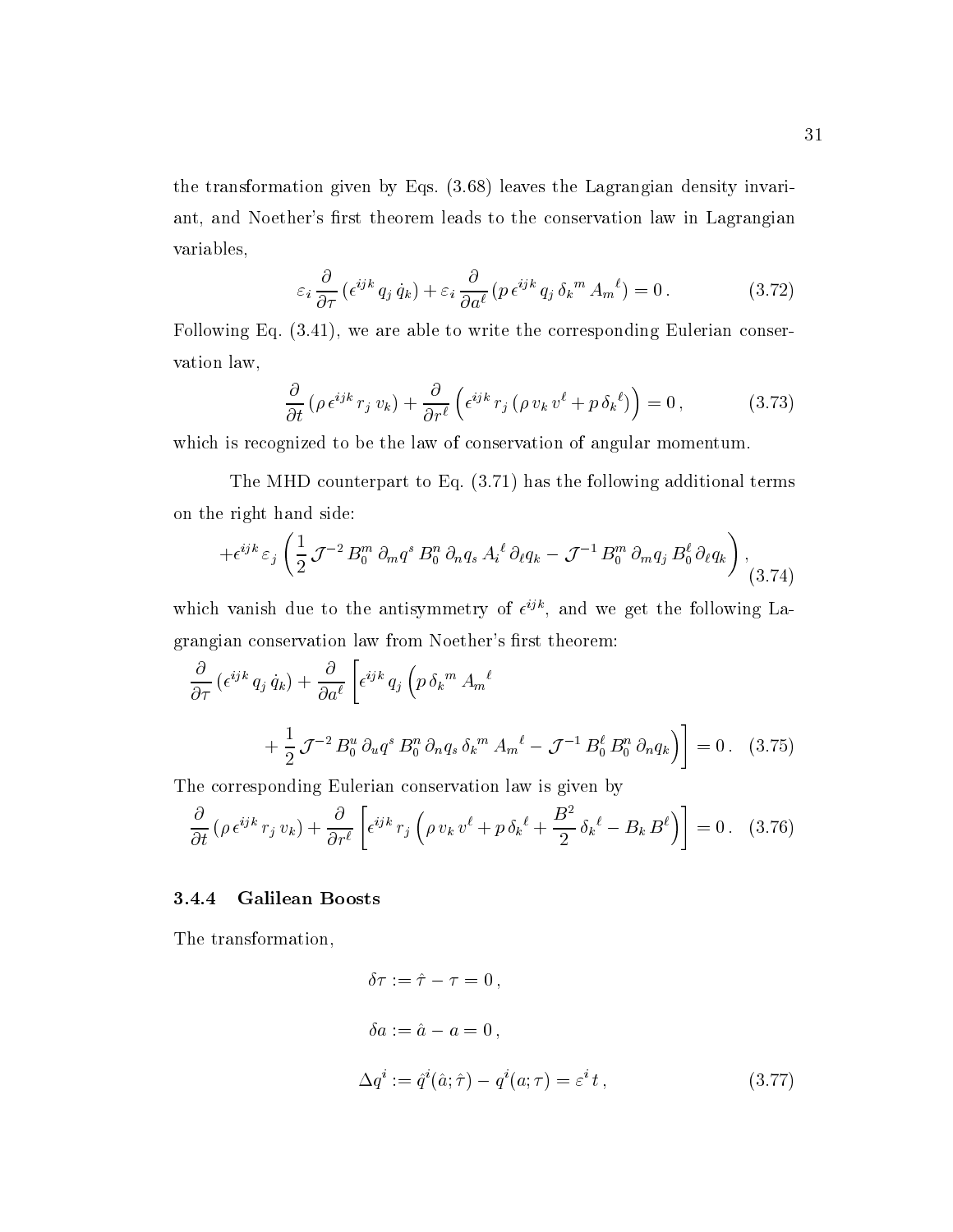the transformation given by Eqs. (3.68) leaves the Lagrangian density invariant, and Noether's first theorem leads to the conservation law in Lagrangian variables,

$$\varepsilon_i \frac{\partial}{\partial \tau} (\epsilon^{ijk} q_j \dot{q}_k) + \varepsilon_i \frac{\partial}{\partial a^\ell} (p \, \epsilon^{ijk} q_j \, \delta_k{}^m A_m{}^\ell) = 0 \,. \tag{3.72}$$

Following Eq. (3.41), we are able to write the corresponding Eulerian conservation law,

$$\frac{\partial}{\partial t} (\rho \, \epsilon^{ijk} r_j \, v_k) + \frac{\partial}{\partial r^\ell} \left( \epsilon^{ijk} r_j \, (\rho \, v_k \, v^\ell + p \, \delta_k{}^\ell) \right) = 0 \,, \tag{3.73}$$

which is recognized to be the law of conservation of angular momentum.

The MHD counterpart to Eq. (3.71) has the following additional terms on the right hand side:

$$+\epsilon^{ijk} \varepsilon_j \left( \frac{1}{2} \mathcal{J}^{-2} B_0^m \, \partial_m q^s \, B_0^n \, \partial_n q_s \, A_i{}^\ell \, \partial_\ell q_k - \mathcal{J}^{-1} B_0^m \, \partial_m q_j \, B_0^\ell \partial_\ell q_k \right) , \tag{3.74}$$

which vanish due to the antisymmetry of $\epsilon^{ijk}$, and we get the following Lagrangian conservation law from Noether's first theorem:

$$\frac{\partial}{\partial \tau} (\epsilon^{ijk} q_j \, \dot{q}_k) + \frac{\partial}{\partial a^\ell} \left[ \epsilon^{ijk} q_j \left( p \, \delta_k{}^m A_m{}^\ell \right. \right.$$

$$\left. \left. + \frac{1}{2} \mathcal{J}^{-2} B_0^u \, \partial_u q^s \, B_0^n \, \partial_n q_s \, \delta_k{}^m A_m{}^\ell - \mathcal{J}^{-1} B_0^\ell \, B_0^n \, \partial_n q_k \right) \right] = 0 \,. \tag{3.75}$$

The corresponding Eulerian conservation law is given by

$$\frac{\partial}{\partial t} (\rho \, \epsilon^{ijk} r_j \, v_k) + \frac{\partial}{\partial r^\ell} \left[ \epsilon^{ijk} r_j \left( \rho \, v_k \, v^\ell + p \, \delta_k{}^\ell + \frac{B^2}{2} \delta_k{}^\ell - B_k \, B^\ell \right) \right] = 0 \,. \tag{3.76}$$

### 3.4.4 Galilean Boosts

The transformation,

$$\delta\tau := \hat{\tau} - \tau = 0 \,,$$

$$\delta a := \hat{a} - a = 0 \,,$$

$$\Delta q^i := \hat{q}^i(\hat{a}; \hat{\tau}) - q^i(a; \tau) = \varepsilon^i \, t \,, \tag{3.77}$$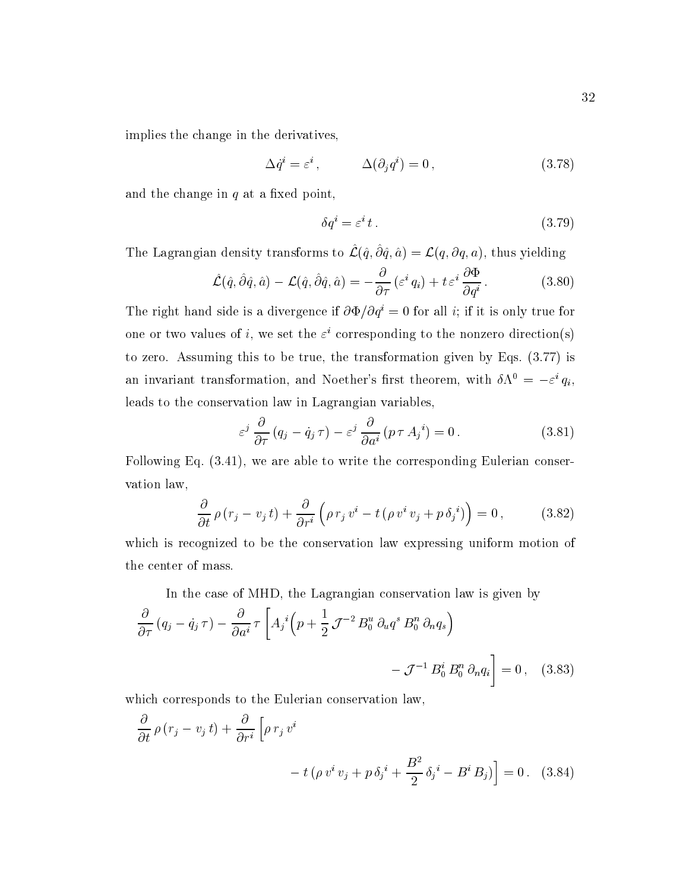implies the change in the derivatives,

$$\Delta \dot{q}^i = \varepsilon^i \,, \qquad\qquad \Delta(\partial_j q^i) = 0 \,, \tag{3.78}$$

and the change in $q$ at a fixed point,

$$\delta q^i = \varepsilon^i \, t \,. \tag{3.79}$$

The Lagrangian density transforms to $\hat{\mathcal{L}}(\hat{q}, \hat{\partial}\hat{q}, \hat{a}) = \mathcal{L}(q, \partial q, a)$, thus yielding

$$\hat{\mathcal{L}}(\hat{q}, \hat{\partial}\hat{q}, \hat{a}) - \mathcal{L}(\hat{q}, \hat{\partial}\hat{q}, \hat{a}) = -\frac{\partial}{\partial \tau} \left( \varepsilon^i \, q_i \right) + t \, \varepsilon^i \, \frac{\partial \Phi}{\partial q^i} \,. \tag{3.80}$$

The right hand side is a divergence if $\partial \Phi / \partial q^i = 0$ for all $i$; if it is only true for one or two values of $i$, we set the $\varepsilon^i$ corresponding to the nonzero direction(s) to zero. Assuming this to be true, the transformation given by Eqs. (3.77) is an invariant transformation, and Noether's first theorem, with $\delta \Lambda^0 = -\varepsilon^i \, q_i$, leads to the conservation law in Lagrangian variables,

$$\varepsilon^j \, \frac{\partial}{\partial \tau} \left( q_j - \dot{q}_j \, \tau \right) - \varepsilon^j \, \frac{\partial}{\partial a^i} \left( p \, \tau \, A_j{}^i \right) = 0 \,. \tag{3.81}$$

Following Eq. (3.41), we are able to write the corresponding Eulerian conservation law,

$$\frac{\partial}{\partial t} \, \rho \left( r_j - v_j \, t \right) + \frac{\partial}{\partial r^i} \Big( \rho \, r_j \, v^i - t \left( \rho \, v^i \, v_j + p \, \delta_j{}^i \right) \Big) = 0 \,, \tag{3.82}$$

which is recognized to be the conservation law expressing uniform motion of the center of mass.

In the case of MHD, the Lagrangian conservation law is given by

$$\frac{\partial}{\partial \tau} \left( q_j - \dot{q}_j \, \tau \right) - \frac{\partial}{\partial a^i} \, \tau \left[ A_j{}^i \Big( p + \frac{1}{2} \, \mathcal{J}^{-2} \, B_0^u \, \partial_u q^s \, B_0^n \, \partial_n q_s \Big) - \mathcal{J}^{-1} \, B_0^i \, B_0^n \, \partial_n q_i \right] = 0 \,, \tag{3.83}$$

which corresponds to the Eulerian conservation law,

$$\frac{\partial}{\partial t} \, \rho \left( r_j - v_j \, t \right) + \frac{\partial}{\partial r^i} \Big[ \rho \, r_j \, v^i - t \left( \rho \, v^i \, v_j + p \, \delta_j{}^i + \frac{B^2}{2} \, \delta_j{}^i - B^i \, B_j \right) \Big] = 0 \,. \tag{3.84}$$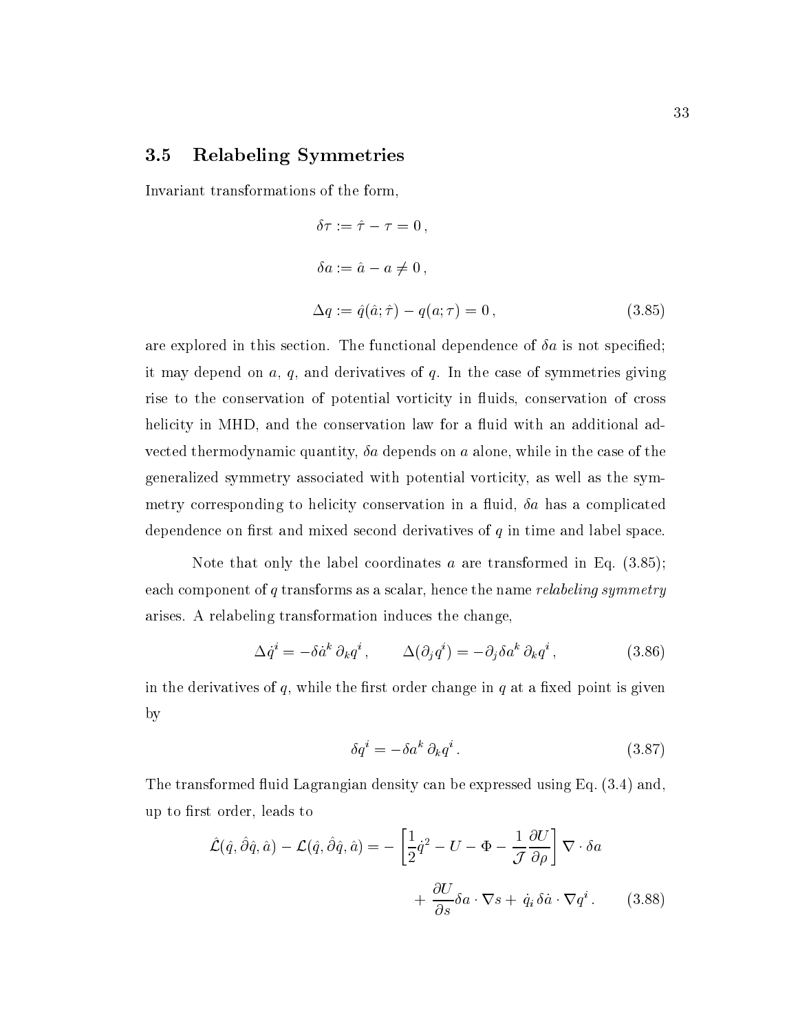## 3.5 Relabeling Symmetries

Invariant transformations of the form,

$$\delta\tau := \hat{\tau} - \tau = 0\,,$$

$$\delta a := \hat{a} - a \neq 0\,,$$

$$\Delta q := \hat{q}(\hat{a};\hat{\tau}) - q(a;\tau) = 0\,, \tag{3.85}$$

are explored in this section. The functional dependence of $\delta a$ is not specified; it may depend on $a$, $q$, and derivatives of $q$. In the case of symmetries giving rise to the conservation of potential vorticity in fluids, conservation of cross helicity in MHD, and the conservation law for a fluid with an additional advected thermodynamic quantity, $\delta a$ depends on $a$ alone, while in the case of the generalized symmetry associated with potential vorticity, as well as the symmetry corresponding to helicity conservation in a fluid, $\delta a$ has a complicated dependence on first and mixed second derivatives of $q$ in time and label space.

Note that only the label coordinates $a$ are transformed in Eq. (3.85); each component of $q$ transforms as a scalar, hence the name *relabeling symmetry* arises. A relabeling transformation induces the change,

$$\Delta\dot{q}^i = -\delta\dot{a}^k\,\partial_k q^i\,, \qquad \Delta(\partial_j q^i) = -\partial_j\delta a^k\,\partial_k q^i\,, \tag{3.86}$$

in the derivatives of $q$, while the first order change in $q$ at a fixed point is given by

$$\delta q^i = -\delta a^k\,\partial_k q^i\,. \tag{3.87}$$

The transformed fluid Lagrangian density can be expressed using Eq. (3.4) and, up to first order, leads to

$$\hat{\mathcal{L}}(\hat{q},\hat{\partial}\hat{q},\hat{a}) - \mathcal{L}(\hat{q},\hat{\partial}\hat{q},\hat{a}) = -\left[\frac{1}{2}\dot{q}^2 - U - \Phi - \frac{1}{\mathcal{J}}\frac{\partial U}{\partial\rho}\right]\nabla\cdot\delta a$$

$$+\,\frac{\partial U}{\partial s}\delta a\cdot\nabla s + \dot{q}_i\,\delta\dot{a}\cdot\nabla q^i\,. \tag{3.88}$$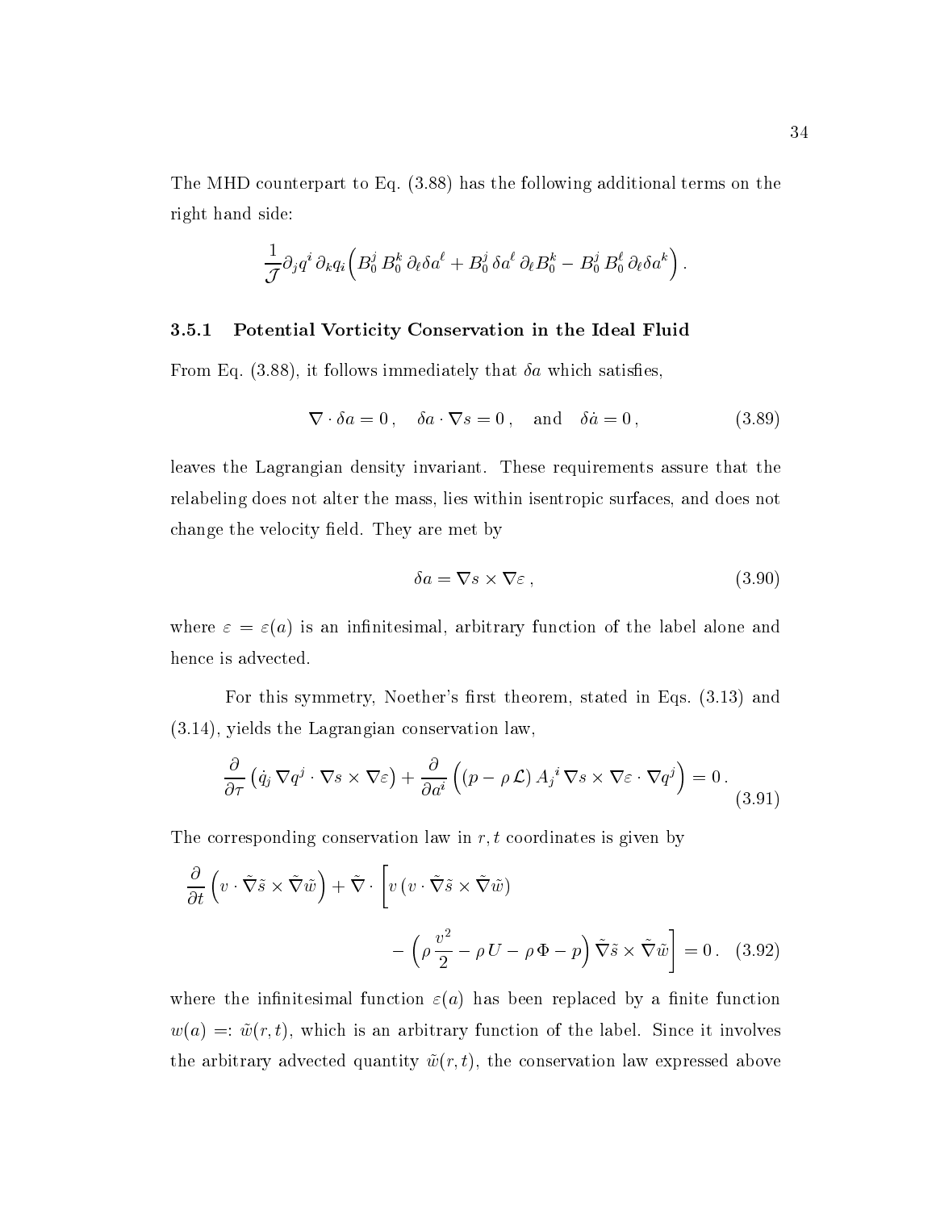The MHD counterpart to Eq. (3.88) has the following additional terms on the right hand side:

$$\frac{1}{\mathcal{J}}\partial_j q^i \, \partial_k q_i \Big( B_0^j \, B_0^k \, \partial_\ell \delta a^\ell + B_0^j \, \delta a^\ell \, \partial_\ell B_0^k - B_0^j \, B_0^\ell \, \partial_\ell \delta a^k \Big) \, .$$

### 3.5.1 Potential Vorticity Conservation in the Ideal Fluid

From Eq. (3.88), it follows immediately that $\delta a$ which satisfies,

$$\nabla \cdot \delta a = 0 \, , \quad \delta a \cdot \nabla s = 0 \, , \quad \text{and} \quad \delta \dot{a} = 0 \, , \tag{3.89}$$

leaves the Lagrangian density invariant. These requirements assure that the relabeling does not alter the mass, lies within isentropic surfaces, and does not change the velocity field. They are met by

$$\delta a = \nabla s \times \nabla \varepsilon \, , \tag{3.90}$$

where $\varepsilon = \varepsilon(a)$ is an infinitesimal, arbitrary function of the label alone and hence is advected.

For this symmetry, Noether's first theorem, stated in Eqs. (3.13) and (3.14), yields the Lagrangian conservation law,

$$\frac{\partial}{\partial \tau} \left( \dot{q}_j \, \nabla q^j \cdot \nabla s \times \nabla \varepsilon \right) + \frac{\partial}{\partial a^i} \Big( (p - \rho \, \mathcal{L}) \, A_j{}^i \, \nabla s \times \nabla \varepsilon \cdot \nabla q^j \Big) = 0 \, . \tag{3.91}$$

The corresponding conservation law in $r, t$ coordinates is given by

$$\frac{\partial}{\partial t} \Big( v \cdot \tilde{\nabla} \tilde{s} \times \tilde{\nabla} \tilde{w} \Big) + \tilde{\nabla} \cdot \Bigg[ v \, (v \cdot \tilde{\nabla} \tilde{s} \times \tilde{\nabla} \tilde{w}) - \Big( \rho \, \frac{v^2}{2} - \rho \, U - \rho \, \Phi - p \Big) \tilde{\nabla} \tilde{s} \times \tilde{\nabla} \tilde{w} \Bigg] = 0 \, . \tag{3.92}$$

where the infinitesimal function $\varepsilon(a)$ has been replaced by a finite function $w(a) =: \tilde{w}(r, t)$, which is an arbitrary function of the label. Since it involves the arbitrary advected quantity $\tilde{w}(r, t)$, the conservation law expressed above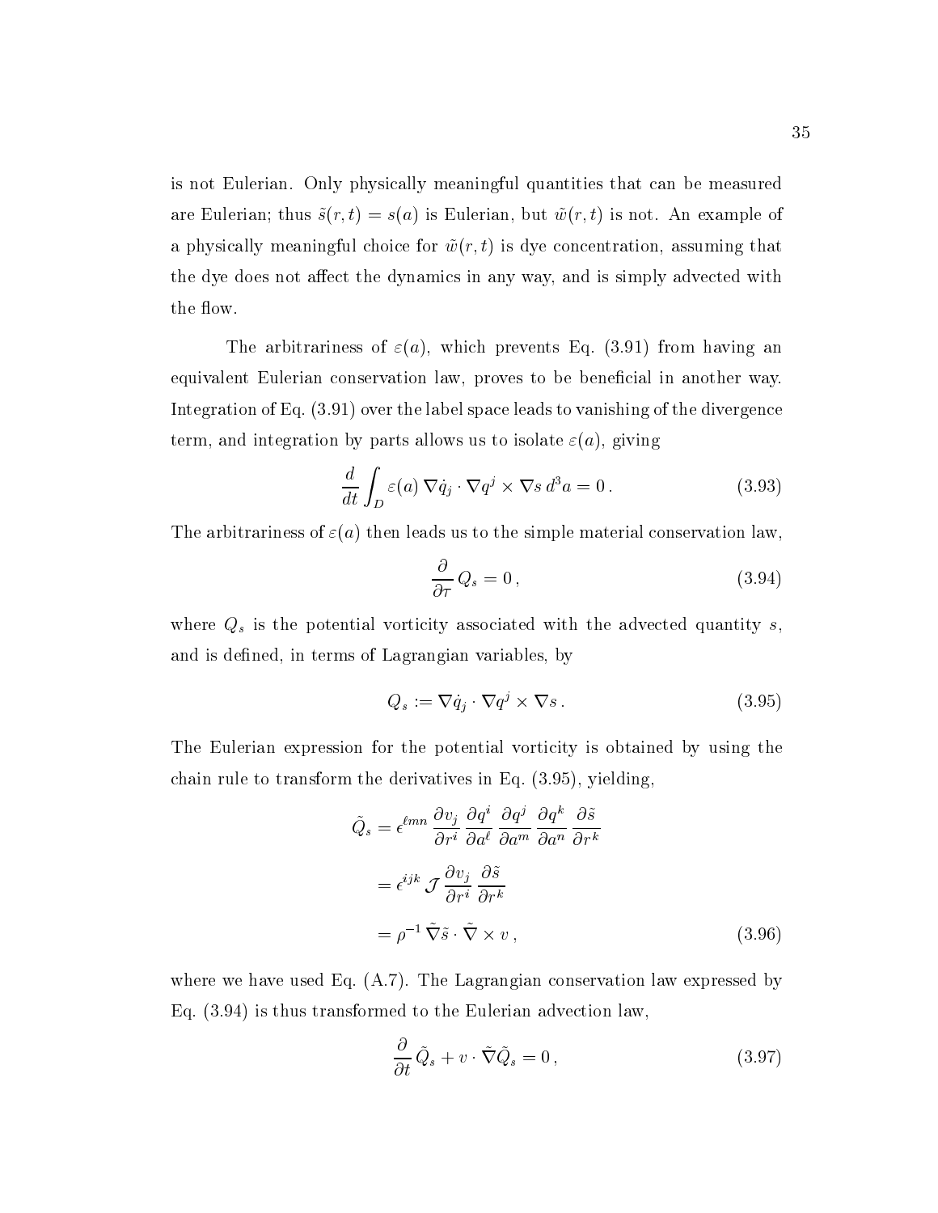is not Eulerian. Only physically meaningful quantities that can be measured are Eulerian; thus $\tilde{s}(r,t) = s(a)$ is Eulerian, but $\tilde{w}(r,t)$ is not. An example of a physically meaningful choice for $\tilde{w}(r,t)$ is dye concentration, assuming that the dye does not affect the dynamics in any way, and is simply advected with the flow.

The arbitrariness of $\varepsilon(a)$, which prevents Eq. (3.91) from having an equivalent Eulerian conservation law, proves to be beneficial in another way. Integration of Eq. (3.91) over the label space leads to vanishing of the divergence term, and integration by parts allows us to isolate $\varepsilon(a)$, giving

$$\frac{d}{dt}\int_D \varepsilon(a)\, \nabla\dot{q}_j \cdot \nabla q^j \times \nabla s \, d^3a = 0\,. \tag{3.93}$$

The arbitrariness of $\varepsilon(a)$ then leads us to the simple material conservation law,

$$\frac{\partial}{\partial\tau} Q_s = 0\,, \tag{3.94}$$

where $Q_s$ is the potential vorticity associated with the advected quantity $s$, and is defined, in terms of Lagrangian variables, by

$$Q_s := \nabla\dot{q}_j \cdot \nabla q^j \times \nabla s\,. \tag{3.95}$$

The Eulerian expression for the potential vorticity is obtained by using the chain rule to transform the derivatives in Eq. (3.95), yielding,

$$\begin{aligned}
\tilde{Q}_s &= \epsilon^{\ell mn}\,\frac{\partial v_j}{\partial r^i}\,\frac{\partial q^i}{\partial a^\ell}\,\frac{\partial q^j}{\partial a^m}\,\frac{\partial q^k}{\partial a^n}\,\frac{\partial \tilde{s}}{\partial r^k} \\
&= \epsilon^{ijk}\,\mathcal{J}\,\frac{\partial v_j}{\partial r^i}\,\frac{\partial \tilde{s}}{\partial r^k} \\
&= \rho^{-1}\,\tilde{\nabla}\tilde{s}\cdot\tilde{\nabla}\times v\,,
\end{aligned} \tag{3.96}$$

where we have used Eq. (A.7). The Lagrangian conservation law expressed by Eq. (3.94) is thus transformed to the Eulerian advection law,

$$\frac{\partial}{\partial t}\tilde{Q}_s + v\cdot\tilde{\nabla}\tilde{Q}_s = 0\,, \tag{3.97}$$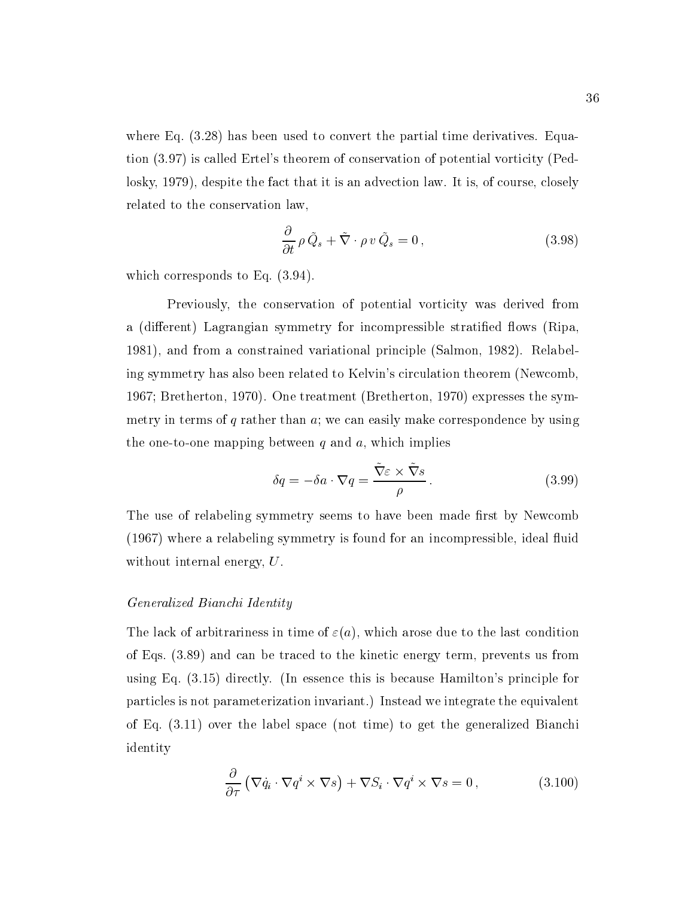where Eq. (3.28) has been used to convert the partial time derivatives. Equation (3.97) is called Ertel's theorem of conservation of potential vorticity (Pedlosky, 1979), despite the fact that it is an advection law. It is, of course, closely related to the conservation law,

$$\frac{\partial}{\partial t}\,\rho\,\tilde{Q}_s + \tilde{\nabla}\cdot\rho\,v\,\tilde{Q}_s = 0\,, \tag{3.98}$$

which corresponds to Eq. (3.94).

Previously, the conservation of potential vorticity was derived from a (different) Lagrangian symmetry for incompressible stratified flows (Ripa, 1981), and from a constrained variational principle (Salmon, 1982). Relabeling symmetry has also been related to Kelvin's circulation theorem (Newcomb, 1967; Bretherton, 1970). One treatment (Bretherton, 1970) expresses the symmetry in terms of $q$ rather than $a$; we can easily make correspondence by using the one-to-one mapping between $q$ and $a$, which implies

$$\delta q = -\delta a\cdot\nabla q = \frac{\tilde{\nabla}\varepsilon\times\tilde{\nabla}s}{\rho}\,. \tag{3.99}$$

The use of relabeling symmetry seems to have been made first by Newcomb (1967) where a relabeling symmetry is found for an incompressible, ideal fluid without internal energy, $U$.

*Generalized Bianchi Identity*

The lack of arbitrariness in time of $\varepsilon(a)$, which arose due to the last condition of Eqs. (3.89) and can be traced to the kinetic energy term, prevents us from using Eq. (3.15) directly. (In essence this is because Hamilton's principle for particles is not parameterization invariant.) Instead we integrate the equivalent of Eq. (3.11) over the label space (not time) to get the generalized Bianchi identity

$$\frac{\partial}{\partial\tau}\left(\nabla\dot{q}_i\cdot\nabla q^i\times\nabla s\right) + \nabla S_i\cdot\nabla q^i\times\nabla s = 0\,, \tag{3.100}$$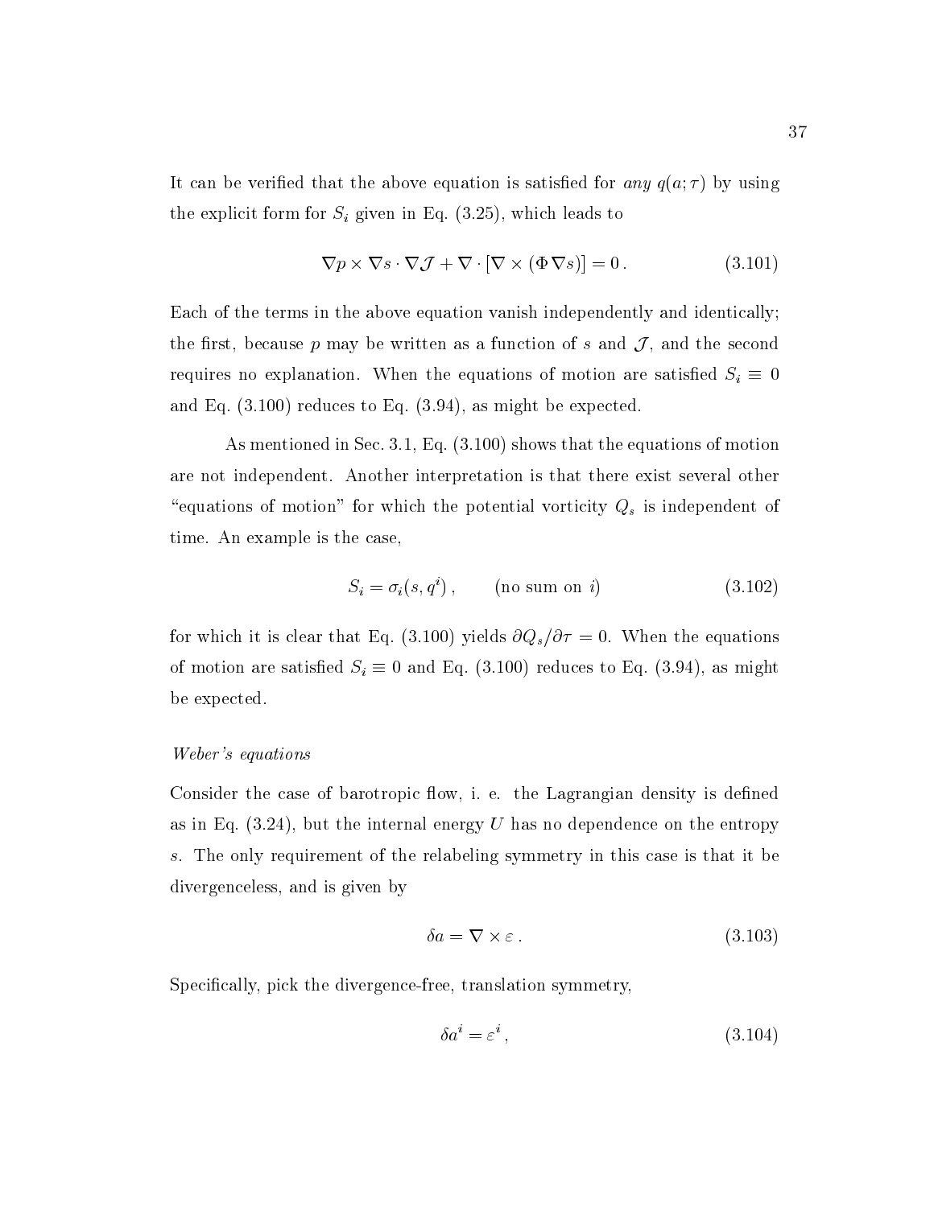It can be verified that the above equation is satisfied for *any* $q(a;\tau)$ by using the explicit form for $S_i$ given in Eq. (3.25), which leads to

$$\nabla p \times \nabla s \cdot \nabla \mathcal{J} + \nabla \cdot [\nabla \times (\Phi \nabla s)] = 0 \,. \tag{3.101}$$

Each of the terms in the above equation vanish independently and identically; the first, because $p$ may be written as a function of $s$ and $\mathcal{J}$, and the second requires no explanation. When the equations of motion are satisfied $S_i \equiv 0$ and Eq. (3.100) reduces to Eq. (3.94), as might be expected.

As mentioned in Sec. 3.1, Eq. (3.100) shows that the equations of motion are not independent. Another interpretation is that there exist several other "equations of motion" for which the potential vorticity $Q_s$ is independent of time. An example is the case,

$$S_i = \sigma_i(s, q^i) \,, \qquad \text{(no sum on } i) \tag{3.102}$$

for which it is clear that Eq. (3.100) yields $\partial Q_s / \partial \tau = 0$. When the equations of motion are satisfied $S_i \equiv 0$ and Eq. (3.100) reduces to Eq. (3.94), as might be expected.

*Weber's equations*

Consider the case of barotropic flow, i. e. the Lagrangian density is defined as in Eq. (3.24), but the internal energy $U$ has no dependence on the entropy $s$. The only requirement of the relabeling symmetry in this case is that it be divergenceless, and is given by

$$\delta a = \nabla \times \varepsilon \,. \tag{3.103}$$

Specifically, pick the divergence-free, translation symmetry,

$$\delta a^i = \varepsilon^i \,, \tag{3.104}$$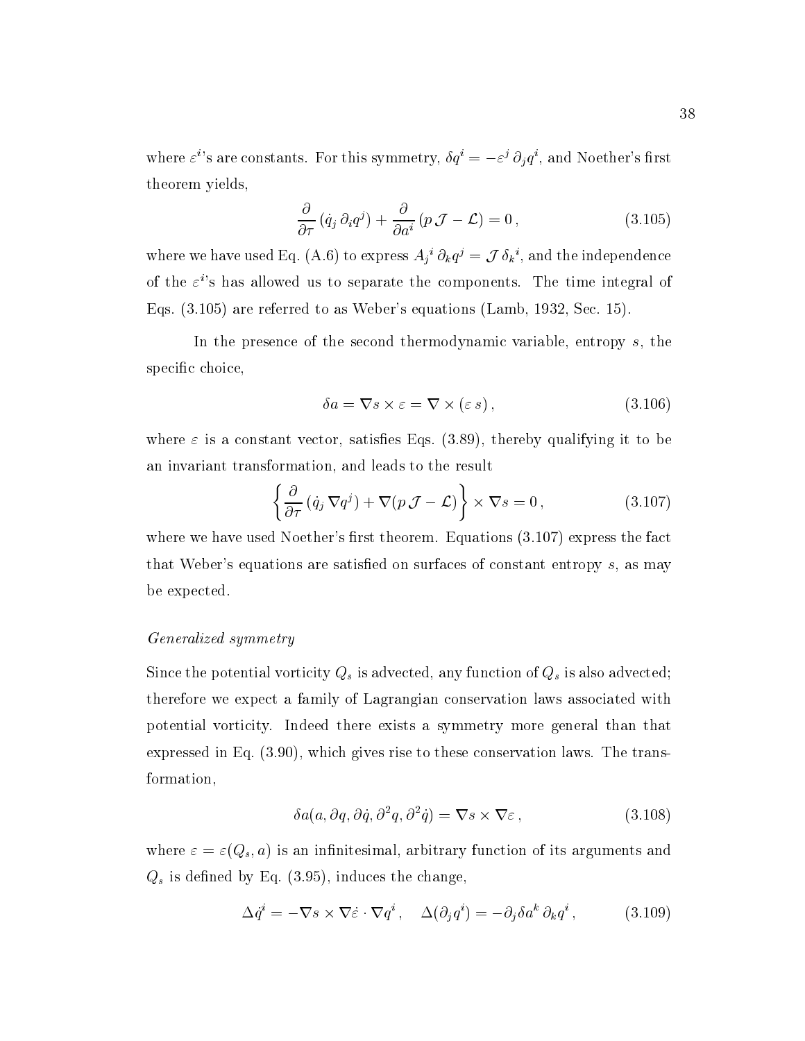where $\varepsilon^i$'s are constants. For this symmetry, $\delta q^i = -\varepsilon^j \, \partial_j q^i$, and Noether's first theorem yields,

$$\frac{\partial}{\partial \tau} \left( \dot{q}_j \, \partial_i q^j \right) + \frac{\partial}{\partial a^i} \left( p \, \mathcal{J} - \mathcal{L} \right) = 0 \, , \tag{3.105}$$

where we have used Eq. (A.6) to express $A_j{}^i \, \partial_k q^j = \mathcal{J} \, \delta_k{}^i$, and the independence of the $\varepsilon^i$'s has allowed us to separate the components. The time integral of Eqs. (3.105) are referred to as Weber's equations (Lamb, 1932, Sec. 15).

In the presence of the second thermodynamic variable, entropy $s$, the specific choice,

$$\delta a = \nabla s \times \varepsilon = \nabla \times (\varepsilon \, s) \, , \tag{3.106}$$

where $\varepsilon$ is a constant vector, satisfies Eqs. (3.89), thereby qualifying it to be an invariant transformation, and leads to the result

$$\left\{ \frac{\partial}{\partial \tau} \left( \dot{q}_j \, \nabla q^j \right) + \nabla (p \, \mathcal{J} - \mathcal{L}) \right\} \times \nabla s = 0 \, , \tag{3.107}$$

where we have used Noether's first theorem. Equations (3.107) express the fact that Weber's equations are satisfied on surfaces of constant entropy $s$, as may be expected.

*Generalized symmetry*

Since the potential vorticity $Q_s$ is advected, any function of $Q_s$ is also advected; therefore we expect a family of Lagrangian conservation laws associated with potential vorticity. Indeed there exists a symmetry more general than that expressed in Eq. (3.90), which gives rise to these conservation laws. The transformation,

$$\delta a(a, \partial q, \partial \dot{q}, \partial^2 q, \partial^2 \dot{q}) = \nabla s \times \nabla \varepsilon \, , \tag{3.108}$$

where $\varepsilon = \varepsilon(Q_s, a)$ is an infinitesimal, arbitrary function of its arguments and $Q_s$ is defined by Eq. (3.95), induces the change,

$$\Delta \dot{q}^i = -\nabla s \times \nabla \dot{\varepsilon} \cdot \nabla q^i \, , \quad \Delta(\partial_j q^i) = -\partial_j \delta a^k \, \partial_k q^i \, , \tag{3.109}$$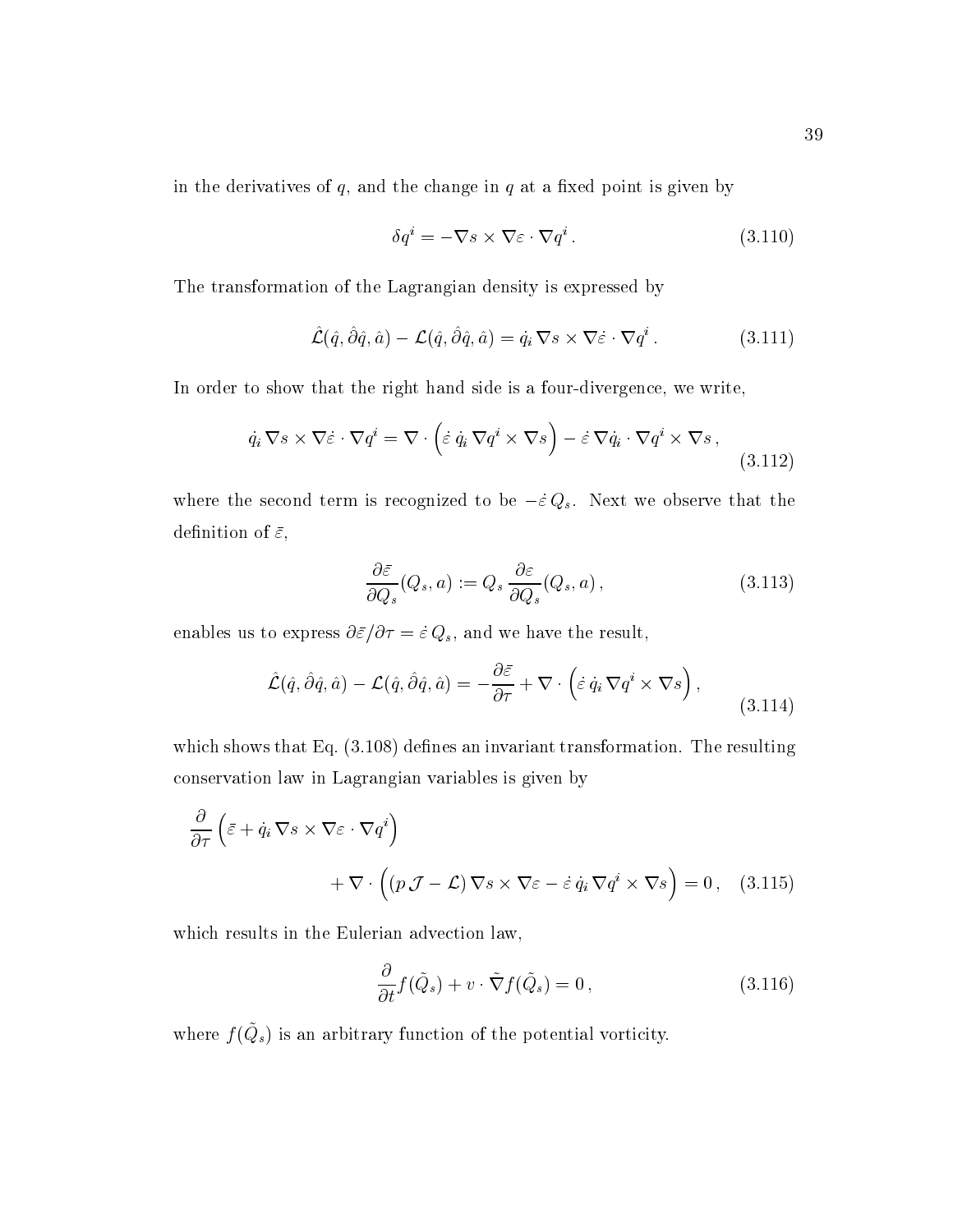in the derivatives of $q$, and the change in $q$ at a fixed point is given by

$$\delta q^i = -\nabla s \times \nabla \varepsilon \cdot \nabla q^i \,. \tag{3.110}$$

The transformation of the Lagrangian density is expressed by

$$\hat{\mathcal{L}}(\hat{q}, \hat{\partial}\hat{q}, \hat{a}) - \mathcal{L}(\hat{q}, \hat{\partial}\hat{q}, \hat{a}) = \dot{q}_i \, \nabla s \times \nabla \dot{\varepsilon} \cdot \nabla q^i \,. \tag{3.111}$$

In order to show that the right hand side is a four-divergence, we write,

$$\dot{q}_i \, \nabla s \times \nabla \dot{\varepsilon} \cdot \nabla q^i = \nabla \cdot \left( \dot{\varepsilon} \, \dot{q}_i \, \nabla q^i \times \nabla s \right) - \dot{\varepsilon} \, \nabla \dot{q}_i \cdot \nabla q^i \times \nabla s \,, \tag{3.112}$$

where the second term is recognized to be $-\dot{\varepsilon}\, Q_s$. Next we observe that the definition of $\bar{\varepsilon}$,

$$\frac{\partial \bar{\varepsilon}}{\partial Q_s}(Q_s, a) := Q_s \, \frac{\partial \varepsilon}{\partial Q_s}(Q_s, a) \,, \tag{3.113}$$

enables us to express $\partial \bar{\varepsilon}/\partial \tau = \dot{\varepsilon}\, Q_s$, and we have the result,

$$\hat{\mathcal{L}}(\hat{q}, \hat{\partial}\hat{q}, \hat{a}) - \mathcal{L}(\hat{q}, \hat{\partial}\hat{q}, \hat{a}) = -\frac{\partial \bar{\varepsilon}}{\partial \tau} + \nabla \cdot \left( \dot{\varepsilon} \, \dot{q}_i \, \nabla q^i \times \nabla s \right) , \tag{3.114}$$

which shows that Eq. (3.108) defines an invariant transformation. The resulting conservation law in Lagrangian variables is given by

$$\begin{aligned} \frac{\partial}{\partial \tau} \left( \bar{\varepsilon} + \dot{q}_i \, \nabla s \times \nabla \varepsilon \cdot \nabla q^i \right) & \\ + \nabla \cdot \Big( (p\, \mathcal{J} - \mathcal{L}) \, \nabla s \times \nabla \varepsilon - \dot{\varepsilon} \, \dot{q}_i \, \nabla q^i \times \nabla s \Big) &= 0 \,, \end{aligned} \tag{3.115}$$

which results in the Eulerian advection law,

$$\frac{\partial}{\partial t} f(\tilde{Q}_s) + v \cdot \tilde{\nabla} f(\tilde{Q}_s) = 0 \,, \tag{3.116}$$

where $f(\tilde{Q}_s)$ is an arbitrary function of the potential vorticity.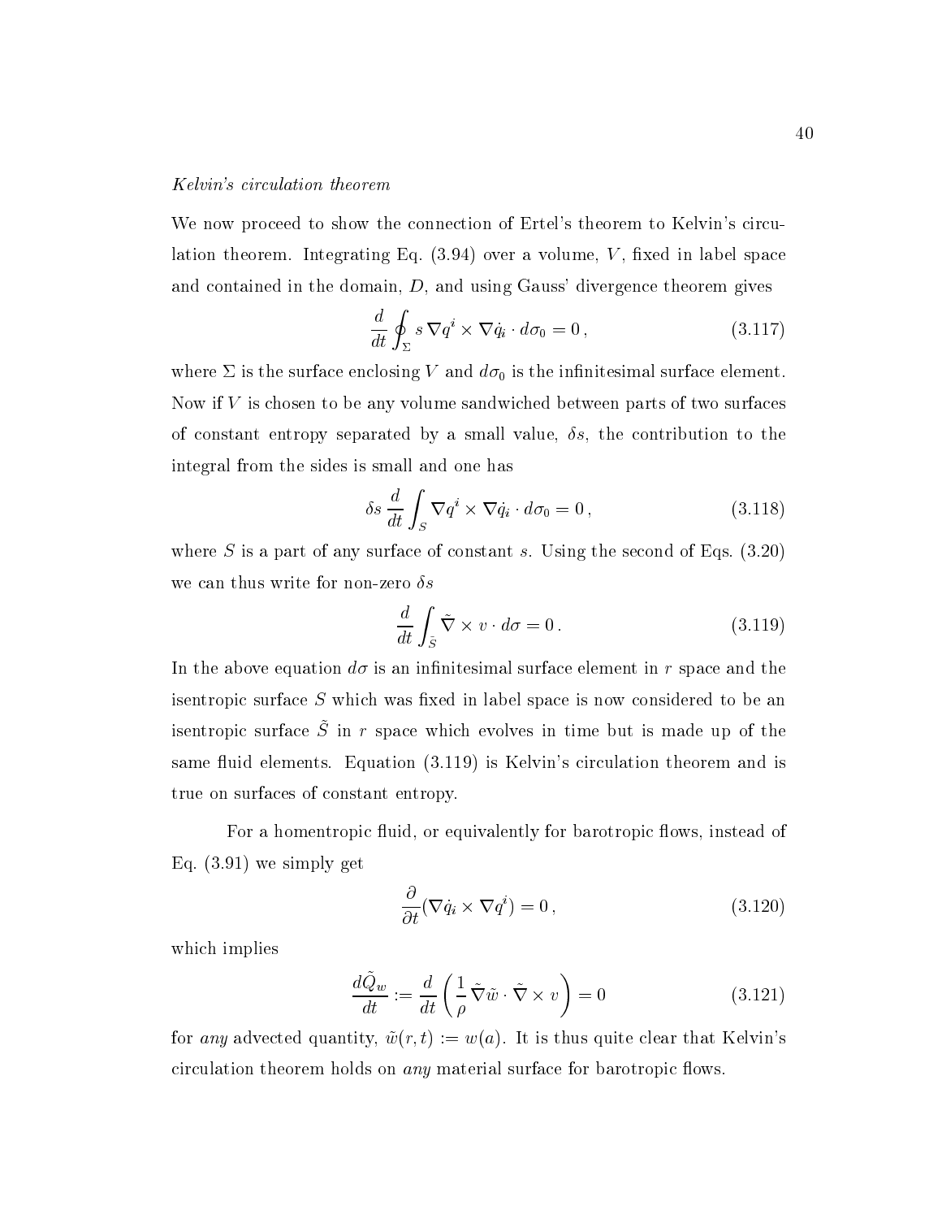*Kelvin's circulation theorem*

We now proceed to show the connection of Ertel's theorem to Kelvin's circulation theorem. Integrating Eq. (3.94) over a volume, $V$, fixed in label space and contained in the domain, $D$, and using Gauss' divergence theorem gives

$$\frac{d}{dt}\oint_{\Sigma} s\,\nabla q^i \times \nabla \dot{q}_i \cdot d\sigma_0 = 0\,, \tag{3.117}$$

where $\Sigma$ is the surface enclosing $V$ and $d\sigma_0$ is the infinitesimal surface element. Now if $V$ is chosen to be any volume sandwiched between parts of two surfaces of constant entropy separated by a small value, $\delta s$, the contribution to the integral from the sides is small and one has

$$\delta s\,\frac{d}{dt}\int_{S} \nabla q^i \times \nabla \dot{q}_i \cdot d\sigma_0 = 0\,, \tag{3.118}$$

where $S$ is a part of any surface of constant $s$. Using the second of Eqs. (3.20) we can thus write for non-zero $\delta s$

$$\frac{d}{dt}\int_{\tilde{S}} \tilde{\nabla} \times v \cdot d\sigma = 0\,. \tag{3.119}$$

In the above equation $d\sigma$ is an infinitesimal surface element in $r$ space and the isentropic surface $S$ which was fixed in label space is now considered to be an isentropic surface $\tilde{S}$ in $r$ space which evolves in time but is made up of the same fluid elements. Equation (3.119) is Kelvin's circulation theorem and is true on surfaces of constant entropy.

For a homentropic fluid, or equivalently for barotropic flows, instead of Eq. (3.91) we simply get

$$\frac{\partial}{\partial t}(\nabla \dot{q}_i \times \nabla q^i) = 0\,, \tag{3.120}$$

which implies

$$\frac{d\tilde{Q}_w}{dt} := \frac{d}{dt}\left(\frac{1}{\rho}\,\tilde{\nabla}\tilde{w} \cdot \tilde{\nabla} \times v\right) = 0 \tag{3.121}$$

for *any* advected quantity, $\tilde{w}(r,t) := w(a)$. It is thus quite clear that Kelvin's circulation theorem holds on *any* material surface for barotropic flows.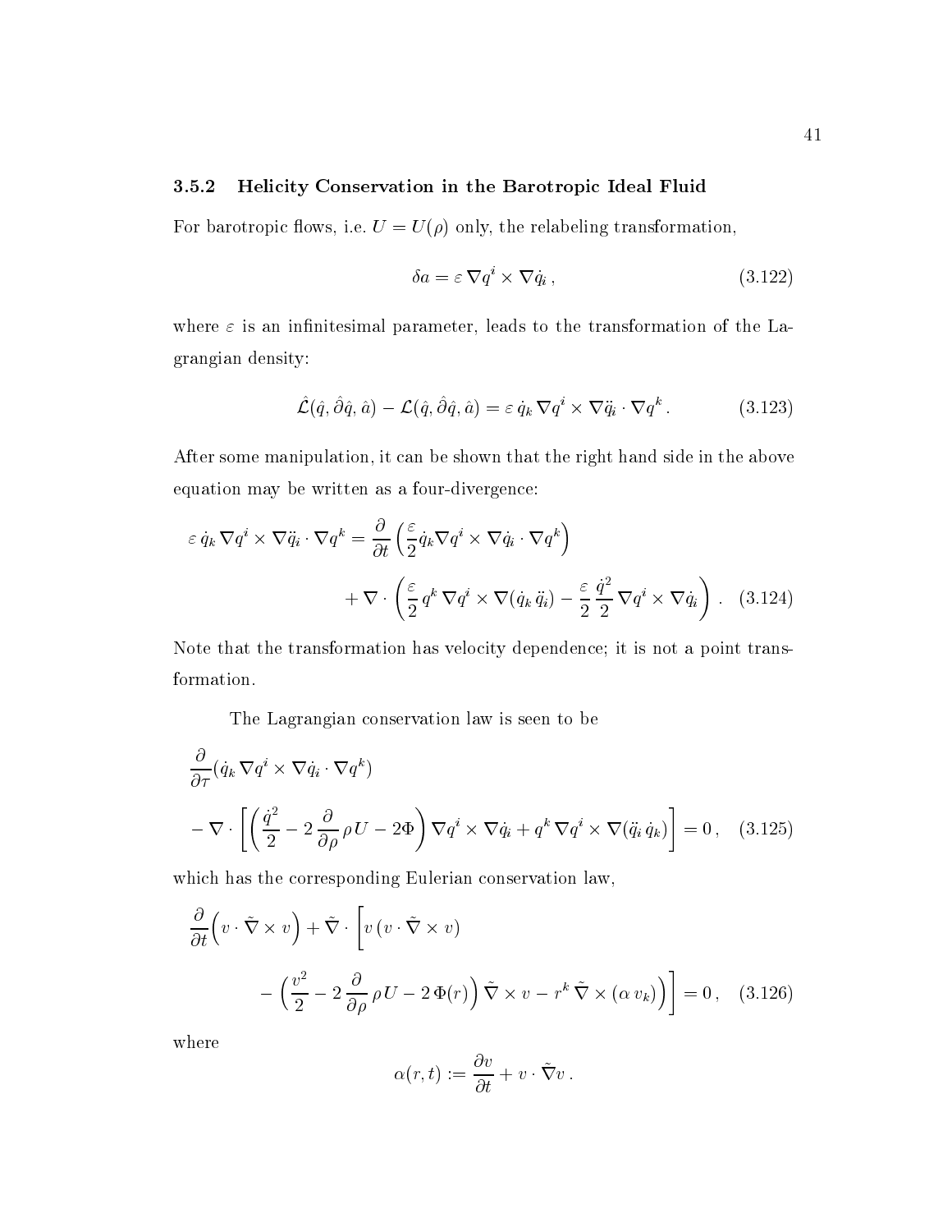### 3.5.2 Helicity Conservation in the Barotropic Ideal Fluid

For barotropic flows, i.e. $U = U(\rho)$ only, the relabeling transformation,

$$\delta a = \varepsilon \, \nabla q^i \times \nabla \dot{q}_i \,, \tag{3.122}$$

where $\varepsilon$ is an infinitesimal parameter, leads to the transformation of the Lagrangian density:

$$\hat{\mathcal{L}}(\hat{q}, \hat{\partial}\hat{q}, \hat{a}) - \mathcal{L}(\hat{q}, \hat{\partial}\hat{q}, \hat{a}) = \varepsilon \, \dot{q}_k \, \nabla q^i \times \nabla \ddot{q}_i \cdot \nabla q^k \,. \tag{3.123}$$

After some manipulation, it can be shown that the right hand side in the above equation may be written as a four-divergence:

$$\begin{aligned} \varepsilon \, \dot{q}_k \, \nabla q^i \times \nabla \ddot{q}_i \cdot \nabla q^k = {} & \frac{\partial}{\partial t} \left( \frac{\varepsilon}{2} \dot{q}_k \nabla q^i \times \nabla \dot{q}_i \cdot \nabla q^k \right) \\ & + \nabla \cdot \left( \frac{\varepsilon}{2} \, q^k \, \nabla q^i \times \nabla (\dot{q}_k \, \ddot{q}_i) - \frac{\varepsilon}{2} \frac{\dot{q}^2}{2} \nabla q^i \times \nabla \dot{q}_i \right) \,. \end{aligned} \tag{3.124}$$

Note that the transformation has velocity dependence; it is not a point transformation.

The Lagrangian conservation law is seen to be

$$\begin{aligned} & \frac{\partial}{\partial \tau} (\dot{q}_k \, \nabla q^i \times \nabla \dot{q}_i \cdot \nabla q^k) \\ & - \nabla \cdot \left[ \left( \frac{\dot{q}^2}{2} - 2 \, \frac{\partial}{\partial \rho} \, \rho \, U - 2\Phi \right) \nabla q^i \times \nabla \dot{q}_i + q^k \, \nabla q^i \times \nabla (\ddot{q}_i \, \dot{q}_k) \right] = 0 \,, \end{aligned} \tag{3.125}$$

which has the corresponding Eulerian conservation law,

$$\begin{aligned} & \frac{\partial}{\partial t} \Big( v \cdot \tilde{\nabla} \times v \Big) + \tilde{\nabla} \cdot \Bigg[ v \, (v \cdot \tilde{\nabla} \times v) \\ & \qquad - \Big( \frac{v^2}{2} - 2 \, \frac{\partial}{\partial \rho} \, \rho \, U - 2 \, \Phi(r) \Big) \, \tilde{\nabla} \times v - r^k \, \tilde{\nabla} \times (\alpha \, v_k) \Big) \Bigg] = 0 \,, \end{aligned} \tag{3.126}$$

where

$$\alpha(r, t) := \frac{\partial v}{\partial t} + v \cdot \tilde{\nabla} v \,.$$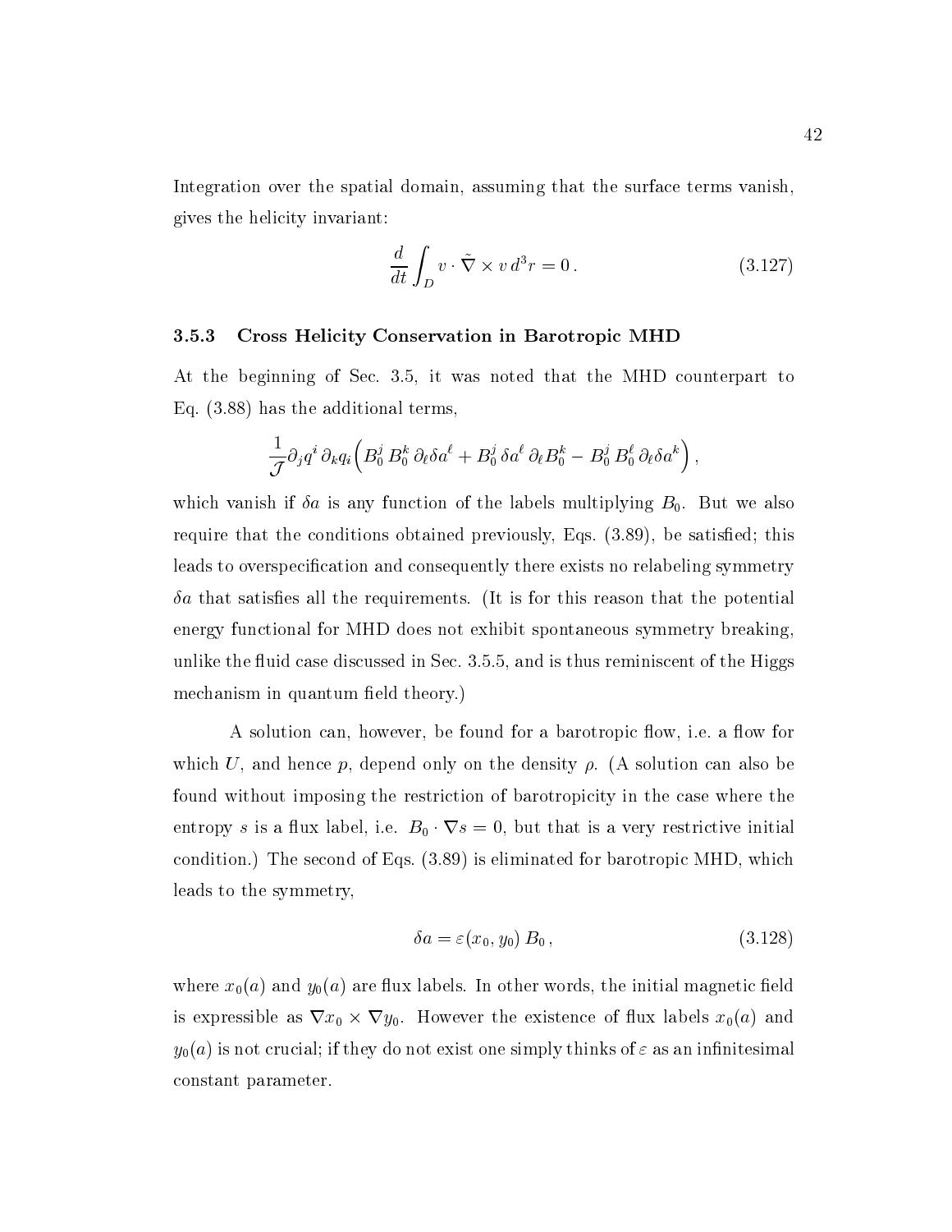Integration over the spatial domain, assuming that the surface terms vanish, gives the helicity invariant:

$$\frac{d}{dt}\int_D v \cdot \tilde{\nabla} \times v \, d^3r = 0 \,. \tag{3.127}$$

### 3.5.3 Cross Helicity Conservation in Barotropic MHD

At the beginning of Sec. 3.5, it was noted that the MHD counterpart to Eq. (3.88) has the additional terms,

$$\frac{1}{\mathcal{J}}\partial_j q^i \, \partial_k q_i \Big( B_0^j \, B_0^k \, \partial_\ell \delta a^\ell + B_0^j \, \delta a^\ell \, \partial_\ell B_0^k - B_0^j \, B_0^\ell \, \partial_\ell \delta a^k \Big) \,,$$

which vanish if $\delta a$ is any function of the labels multiplying $B_0$. But we also require that the conditions obtained previously, Eqs. (3.89), be satisfied; this leads to overspecification and consequently there exists no relabeling symmetry $\delta a$ that satisfies all the requirements. (It is for this reason that the potential energy functional for MHD does not exhibit spontaneous symmetry breaking, unlike the fluid case discussed in Sec. 3.5.5, and is thus reminiscent of the Higgs mechanism in quantum field theory.)

A solution can, however, be found for a barotropic flow, i.e. a flow for which $U$, and hence $p$, depend only on the density $\rho$. (A solution can also be found without imposing the restriction of barotropicity in the case where the entropy $s$ is a flux label, i.e. $B_0 \cdot \nabla s = 0$, but that is a very restrictive initial condition.) The second of Eqs. (3.89) is eliminated for barotropic MHD, which leads to the symmetry,

$$\delta a = \varepsilon(x_0, y_0) \, B_0 \,, \tag{3.128}$$

where $x_0(a)$ and $y_0(a)$ are flux labels. In other words, the initial magnetic field is expressible as $\nabla x_0 \times \nabla y_0$. However the existence of flux labels $x_0(a)$ and $y_0(a)$ is not crucial; if they do not exist one simply thinks of $\varepsilon$ as an infinitesimal constant parameter.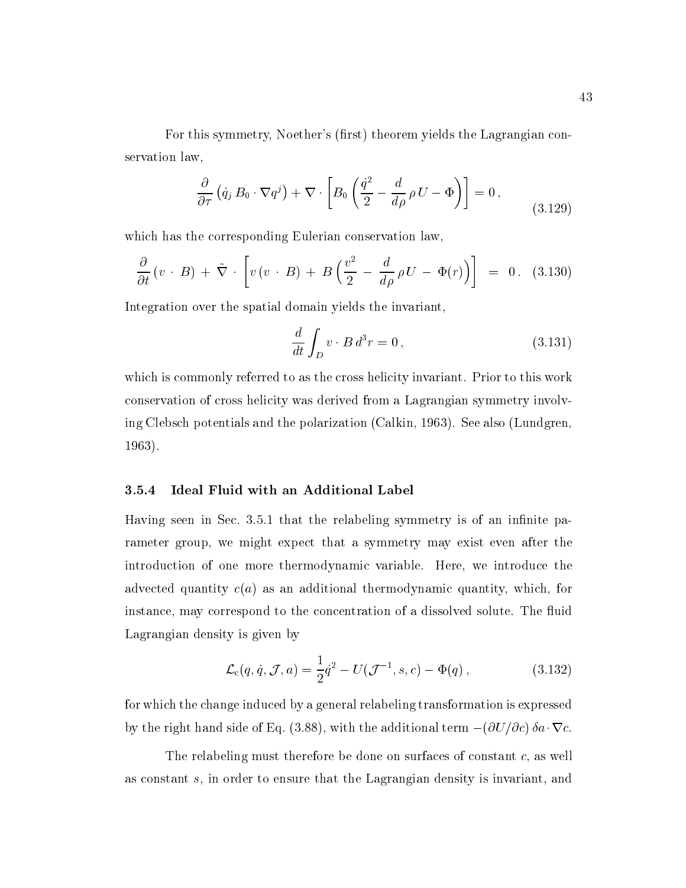For this symmetry, Noether's (first) theorem yields the Lagrangian conservation law,

$$\frac{\partial}{\partial \tau}\left(\dot{q}_j\, B_0 \cdot \nabla q^j\right) + \nabla \cdot \left[B_0 \left(\frac{\dot{q}^2}{2} - \frac{d}{d\rho}\,\rho\, U - \Phi\right)\right] = 0\,, \tag{3.129}$$

which has the corresponding Eulerian conservation law,

$$\frac{\partial}{\partial t}\left(v \cdot B\right) + \tilde{\nabla} \cdot \left[v\,(v \cdot B) + B\left(\frac{v^2}{2} - \frac{d}{d\rho}\,\rho U - \Phi(r)\right)\right] = 0\,. \tag{3.130}$$

Integration over the spatial domain yields the invariant,

$$\frac{d}{dt}\int_D v \cdot B\, d^3r = 0\,, \tag{3.131}$$

which is commonly referred to as the cross helicity invariant. Prior to this work conservation of cross helicity was derived from a Lagrangian symmetry involving Clebsch potentials and the polarization (Calkin, 1963). See also (Lundgren, 1963).

### 3.5.4 Ideal Fluid with an Additional Label

Having seen in Sec. 3.5.1 that the relabeling symmetry is of an infinite parameter group, we might expect that a symmetry may exist even after the introduction of one more thermodynamic variable. Here, we introduce the advected quantity $c(a)$ as an additional thermodynamic quantity, which, for instance, may correspond to the concentration of a dissolved solute. The fluid Lagrangian density is given by

$$\mathcal{L}_{\rm c}(q, \dot{q}, \mathcal{J}, a) = \frac{1}{2}\dot{q}^2 - U(\mathcal{J}^{-1}, s, c) - \Phi(q)\,, \tag{3.132}$$

for which the change induced by a general relabeling transformation is expressed by the right hand side of Eq. (3.88), with the additional term $-(\partial U/\partial c)\,\delta a \cdot \nabla c$.

The relabeling must therefore be done on surfaces of constant $c$, as well as constant $s$, in order to ensure that the Lagrangian density is invariant, and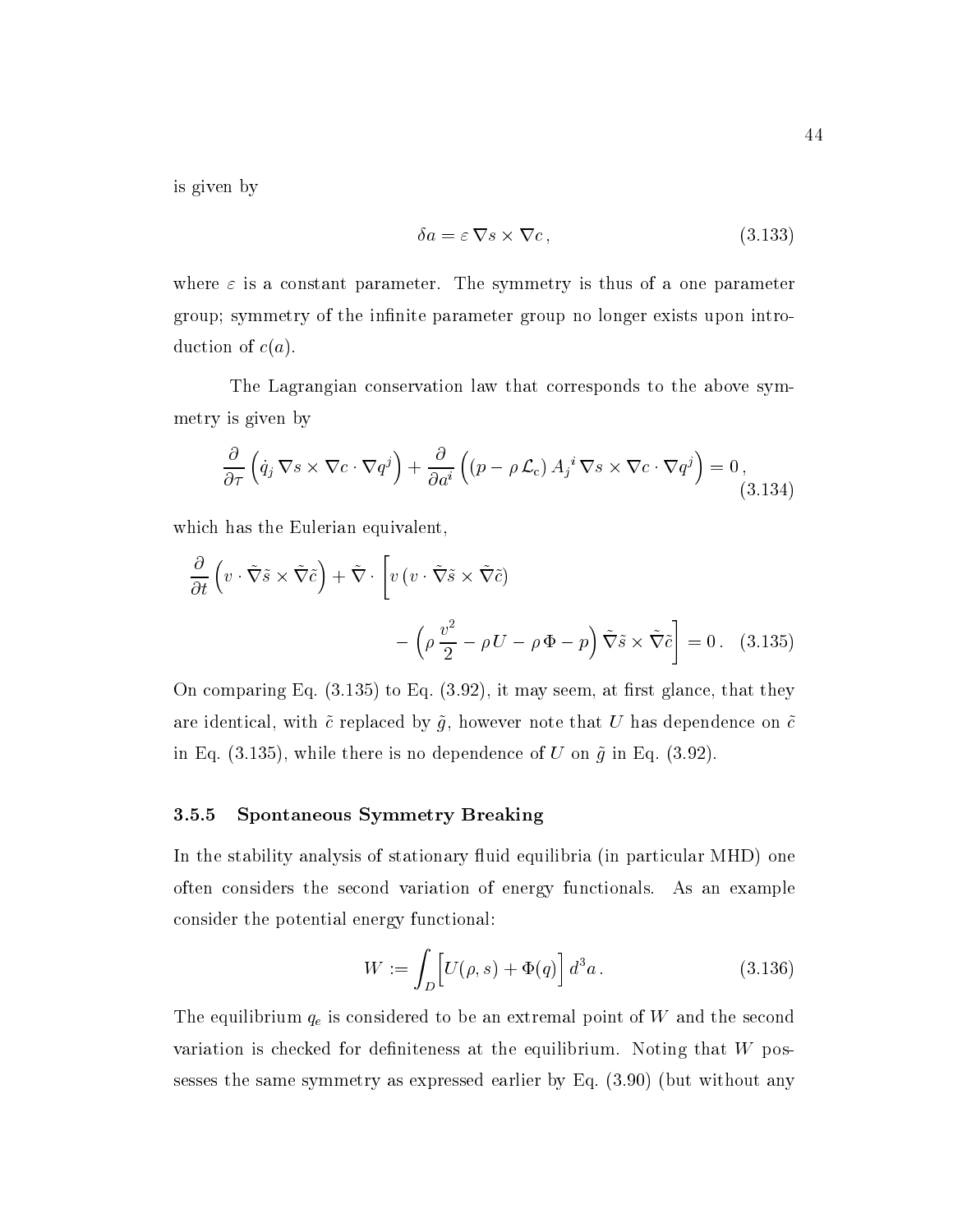is given by

$$\delta a = \varepsilon \, \nabla s \times \nabla c \,, \tag{3.133}$$

where $\varepsilon$ is a constant parameter. The symmetry is thus of a one parameter group; symmetry of the infinite parameter group no longer exists upon introduction of $c(a)$.

The Lagrangian conservation law that corresponds to the above symmetry is given by

$$\frac{\partial}{\partial \tau}\Big(\dot{q}_j \, \nabla s \times \nabla c \cdot \nabla q^j\Big) + \frac{\partial}{\partial a^i}\Big((p - \rho \, \mathcal{L}_{\mathrm{c}}) \, A_j{}^i \, \nabla s \times \nabla c \cdot \nabla q^j\Big) = 0 \,, \tag{3.134}$$

which has the Eulerian equivalent,

$$\frac{\partial}{\partial t}\Big(v \cdot \tilde{\nabla}\tilde{s} \times \tilde{\nabla}\tilde{c}\Big) + \tilde{\nabla} \cdot \Bigg[v \, (v \cdot \tilde{\nabla}\tilde{s} \times \tilde{\nabla}\tilde{c}) - \Big(\rho \, \frac{v^2}{2} - \rho \, U - \rho \, \Phi - p\Big) \, \tilde{\nabla}\tilde{s} \times \tilde{\nabla}\tilde{c}\Bigg] = 0 \,. \tag{3.135}$$

On comparing Eq. (3.135) to Eq. (3.92), it may seem, at first glance, that they are identical, with $\tilde{c}$ replaced by $\tilde{g}$, however note that $U$ has dependence on $\tilde{c}$ in Eq. (3.135), while there is no dependence of $U$ on $\tilde{g}$ in Eq. (3.92).

### 3.5.5 Spontaneous Symmetry Breaking

In the stability analysis of stationary fluid equilibria (in particular MHD) one often considers the second variation of energy functionals. As an example consider the potential energy functional:

$$W := \int_D \Big[U(\rho, s) + \Phi(q)\Big] \, d^3a \,. \tag{3.136}$$

The equilibrium $q_e$ is considered to be an extremal point of $W$ and the second variation is checked for definiteness at the equilibrium. Noting that $W$ possesses the same symmetry as expressed earlier by Eq. (3.90) (but without any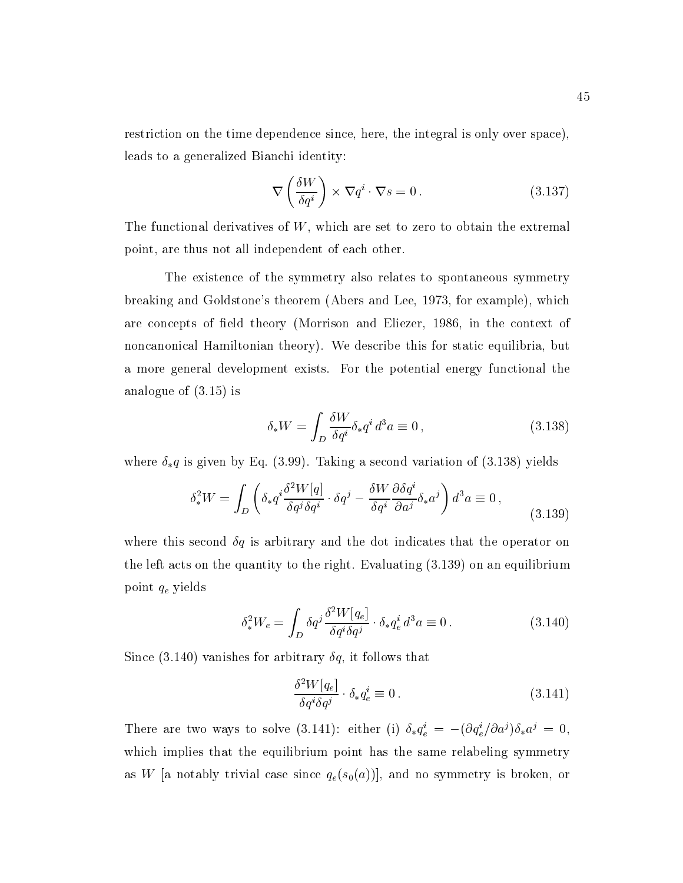restriction on the time dependence since, here, the integral is only over space), leads to a generalized Bianchi identity:

$$\nabla\left(\frac{\delta W}{\delta q^i}\right) \times \nabla q^i \cdot \nabla s = 0\,. \tag{3.137}$$

The functional derivatives of $W$, which are set to zero to obtain the extremal point, are thus not all independent of each other.

The existence of the symmetry also relates to spontaneous symmetry breaking and Goldstone's theorem (Abers and Lee, 1973, for example), which are concepts of field theory (Morrison and Eliezer, 1986, in the context of noncanonical Hamiltonian theory). We describe this for static equilibria, but a more general development exists. For the potential energy functional the analogue of (3.15) is

$$\delta_* W = \int_D \frac{\delta W}{\delta q^i}\delta_* q^i \, d^3 a \equiv 0\,, \tag{3.138}$$

where $\delta_* q$ is given by Eq. (3.99). Taking a second variation of (3.138) yields

$$\delta_*^2 W = \int_D \left(\delta_* q^i \frac{\delta^2 W[q]}{\delta q^j \delta q^i} \cdot \delta q^j - \frac{\delta W}{\delta q^i}\frac{\partial \delta q^i}{\partial a^j}\delta_* a^j\right) d^3 a \equiv 0\,, \tag{3.139}$$

where this second $\delta q$ is arbitrary and the dot indicates that the operator on the left acts on the quantity to the right. Evaluating (3.139) on an equilibrium point $q_e$ yields

$$\delta_*^2 W_e = \int_D \delta q^j \frac{\delta^2 W[q_e]}{\delta q^i \delta q^j} \cdot \delta_* q_e^i \, d^3 a \equiv 0\,. \tag{3.140}$$

Since (3.140) vanishes for arbitrary $\delta q$, it follows that

$$\frac{\delta^2 W[q_e]}{\delta q^i \delta q^j} \cdot \delta_* q_e^i \equiv 0\,. \tag{3.141}$$

There are two ways to solve (3.141): either (i) $\delta_* q_e^i = -(\partial q_e^i/\partial a^j)\delta_* a^j = 0$, which implies that the equilibrium point has the same relabeling symmetry as $W$ [a notably trivial case since $q_e(s_0(a))$], and no symmetry is broken, or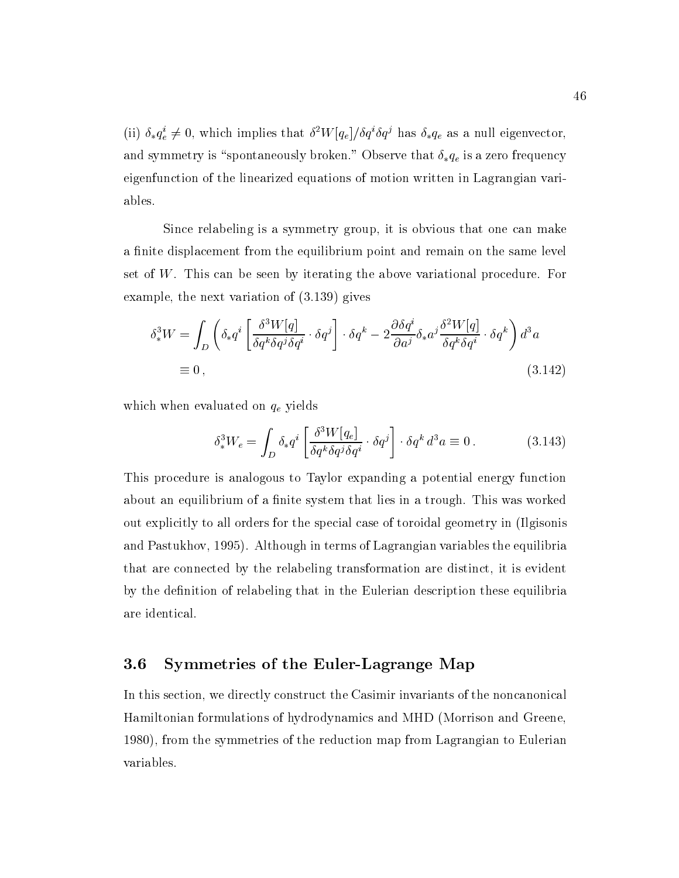(ii) $\delta_* q_e^i \neq 0$, which implies that $\delta^2 W[q_e]/\delta q^i \delta q^j$ has $\delta_* q_e$ as a null eigenvector, and symmetry is "spontaneously broken." Observe that $\delta_* q_e$ is a zero frequency eigenfunction of the linearized equations of motion written in Lagrangian variables.

Since relabeling is a symmetry group, it is obvious that one can make a finite displacement from the equilibrium point and remain on the same level set of $W$. This can be seen by iterating the above variational procedure. For example, the next variation of (3.139) gives

$$
\begin{aligned}
\delta_*^3 W &= \int_D \left( \delta_* q^i \left[ \frac{\delta^3 W[q]}{\delta q^k \delta q^j \delta q^i} \cdot \delta q^j \right] \cdot \delta q^k - 2 \frac{\partial \delta q^i}{\partial a^j} \delta_* a^j \frac{\delta^2 W[q]}{\delta q^k \delta q^i} \cdot \delta q^k \right) d^3 a \\
&\equiv 0 \, , \qquad\qquad\qquad\qquad\qquad\qquad\qquad\qquad\qquad\qquad\qquad\qquad (3.142)
\end{aligned}
$$

which when evaluated on $q_e$ yields

$$
\delta_*^3 W_e = \int_D \delta_* q^i \left[ \frac{\delta^3 W[q_e]}{\delta q^k \delta q^j \delta q^i} \cdot \delta q^j \right] \cdot \delta q^k \, d^3 a \equiv 0 \, . \qquad (3.143)
$$

This procedure is analogous to Taylor expanding a potential energy function about an equilibrium of a finite system that lies in a trough. This was worked out explicitly to all orders for the special case of toroidal geometry in (Ilgisonis and Pastukhov, 1995). Although in terms of Lagrangian variables the equilibria that are connected by the relabeling transformation are distinct, it is evident by the definition of relabeling that in the Eulerian description these equilibria are identical.

## 3.6 Symmetries of the Euler-Lagrange Map

In this section, we directly construct the Casimir invariants of the noncanonical Hamiltonian formulations of hydrodynamics and MHD (Morrison and Greene, 1980), from the symmetries of the reduction map from Lagrangian to Eulerian variables.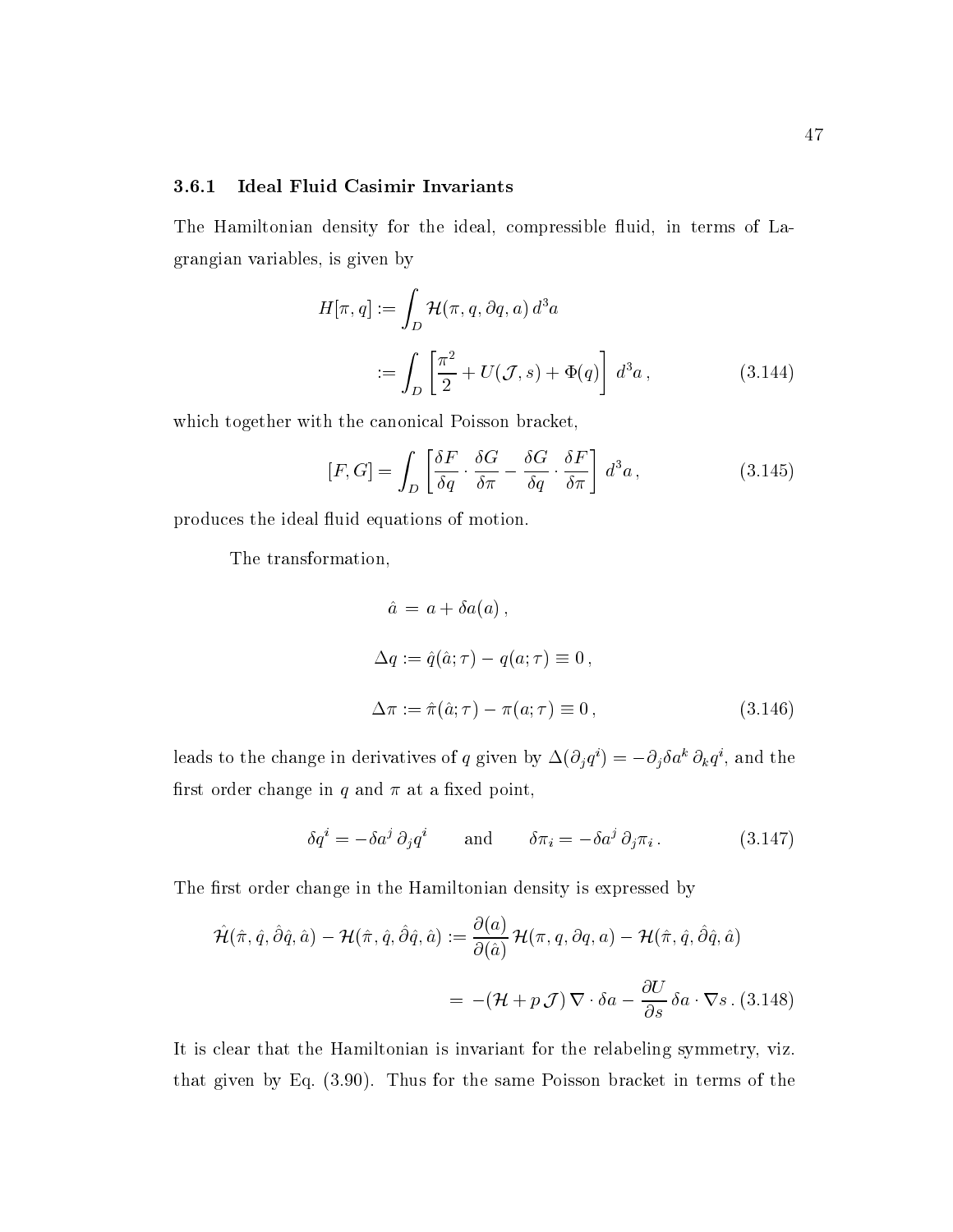### 3.6.1 Ideal Fluid Casimir Invariants

The Hamiltonian density for the ideal, compressible fluid, in terms of Lagrangian variables, is given by

$$
\begin{aligned}
H[\pi, q] &:= \int_D \mathcal{H}(\pi, q, \partial q, a)\, d^3a \\
&:= \int_D \left[ \frac{\pi^2}{2} + U(\mathcal{J}, s) + \Phi(q) \right] d^3a \,, \qquad (3.144)
\end{aligned}
$$

which together with the canonical Poisson bracket,

$$
[F, G] = \int_D \left[ \frac{\delta F}{\delta q} \cdot \frac{\delta G}{\delta \pi} - \frac{\delta G}{\delta q} \cdot \frac{\delta F}{\delta \pi} \right] d^3a \,, \qquad (3.145)
$$

produces the ideal fluid equations of motion.

The transformation,

$$
\begin{aligned}
\hat{a} &= a + \delta a(a) \,, \\
\Delta q &:= \hat{q}(\hat{a}; \tau) - q(a; \tau) \equiv 0 \,, \\
\Delta \pi &:= \hat{\pi}(\hat{a}; \tau) - \pi(a; \tau) \equiv 0 \,, \qquad (3.146)
\end{aligned}
$$

leads to the change in derivatives of $q$ given by $\Delta(\partial_j q^i) = -\partial_j \delta a^k \, \partial_k q^i$, and the first order change in $q$ and $\pi$ at a fixed point,

$$
\delta q^i = -\delta a^j \, \partial_j q^i \qquad \text{and} \qquad \delta \pi_i = -\delta a^j \, \partial_j \pi_i \,. \qquad (3.147)
$$

The first order change in the Hamiltonian density is expressed by

$$
\begin{aligned}
\hat{\mathcal{H}}(\hat{\pi}, \hat{q}, \hat{\partial}\hat{q}, \hat{a}) - \mathcal{H}(\hat{\pi}, \hat{q}, \hat{\partial}\hat{q}, \hat{a}) &:= \frac{\partial(a)}{\partial(\hat{a})} \mathcal{H}(\pi, q, \partial q, a) - \mathcal{H}(\hat{\pi}, \hat{q}, \hat{\partial}\hat{q}, \hat{a}) \\
&= -(\mathcal{H} + p\,\mathcal{J})\, \nabla \cdot \delta a - \frac{\partial U}{\partial s}\, \delta a \cdot \nabla s \,. \qquad (3.148)
\end{aligned}
$$

It is clear that the Hamiltonian is invariant for the relabeling symmetry, viz. that given by Eq. (3.90). Thus for the same Poisson bracket in terms of the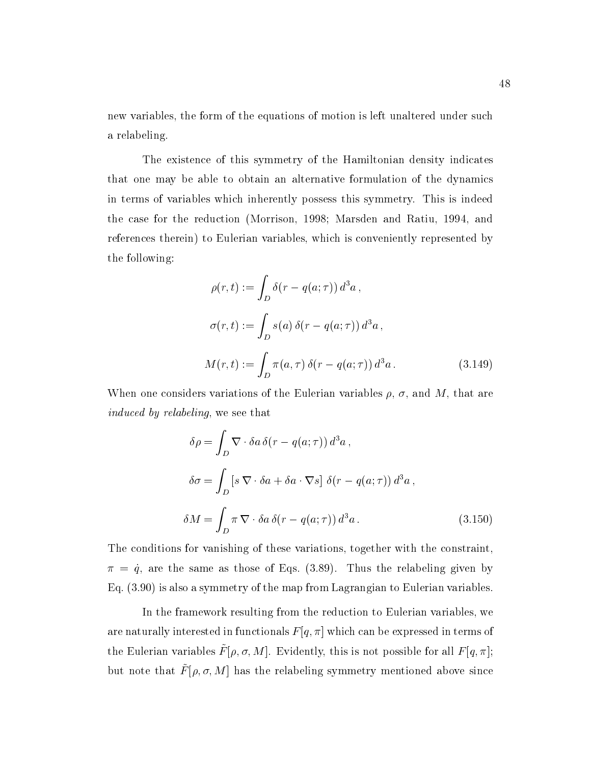new variables, the form of the equations of motion is left unaltered under such a relabeling.

The existence of this symmetry of the Hamiltonian density indicates that one may be able to obtain an alternative formulation of the dynamics in terms of variables which inherently possess this symmetry. This is indeed the case for the reduction (Morrison, 1998; Marsden and Ratiu, 1994, and references therein) to Eulerian variables, which is conveniently represented by the following:

$$
\begin{aligned}
\rho(r,t) &:= \int_D \delta(r - q(a;\tau))\, d^3a\,, \\
\sigma(r,t) &:= \int_D s(a)\, \delta(r - q(a;\tau))\, d^3a\,, \\
M(r,t) &:= \int_D \pi(a,\tau)\, \delta(r - q(a;\tau))\, d^3a\,.
\end{aligned}
\tag{3.149}
$$

When one considers variations of the Eulerian variables $\rho$, $\sigma$, and $M$, that are *induced by relabeling*, we see that

$$
\begin{aligned}
\delta\rho &= \int_D \nabla\cdot\delta a\, \delta(r - q(a;\tau))\, d^3a\,, \\
\delta\sigma &= \int_D \left[s\,\nabla\cdot\delta a + \delta a\cdot\nabla s\right]\, \delta(r - q(a;\tau))\, d^3a\,, \\
\delta M &= \int_D \pi\,\nabla\cdot\delta a\, \delta(r - q(a;\tau))\, d^3a\,.
\end{aligned}
\tag{3.150}
$$

The conditions for vanishing of these variations, together with the constraint, $\pi = \dot{q}$, are the same as those of Eqs. (3.89). Thus the relabeling given by Eq. (3.90) is also a symmetry of the map from Lagrangian to Eulerian variables.

In the framework resulting from the reduction to Eulerian variables, we are naturally interested in functionals $F[q,\pi]$ which can be expressed in terms of the Eulerian variables $\tilde{F}[\rho,\sigma,M]$. Evidently, this is not possible for all $F[q,\pi]$; but note that $\tilde{F}[\rho,\sigma,M]$ has the relabeling symmetry mentioned above since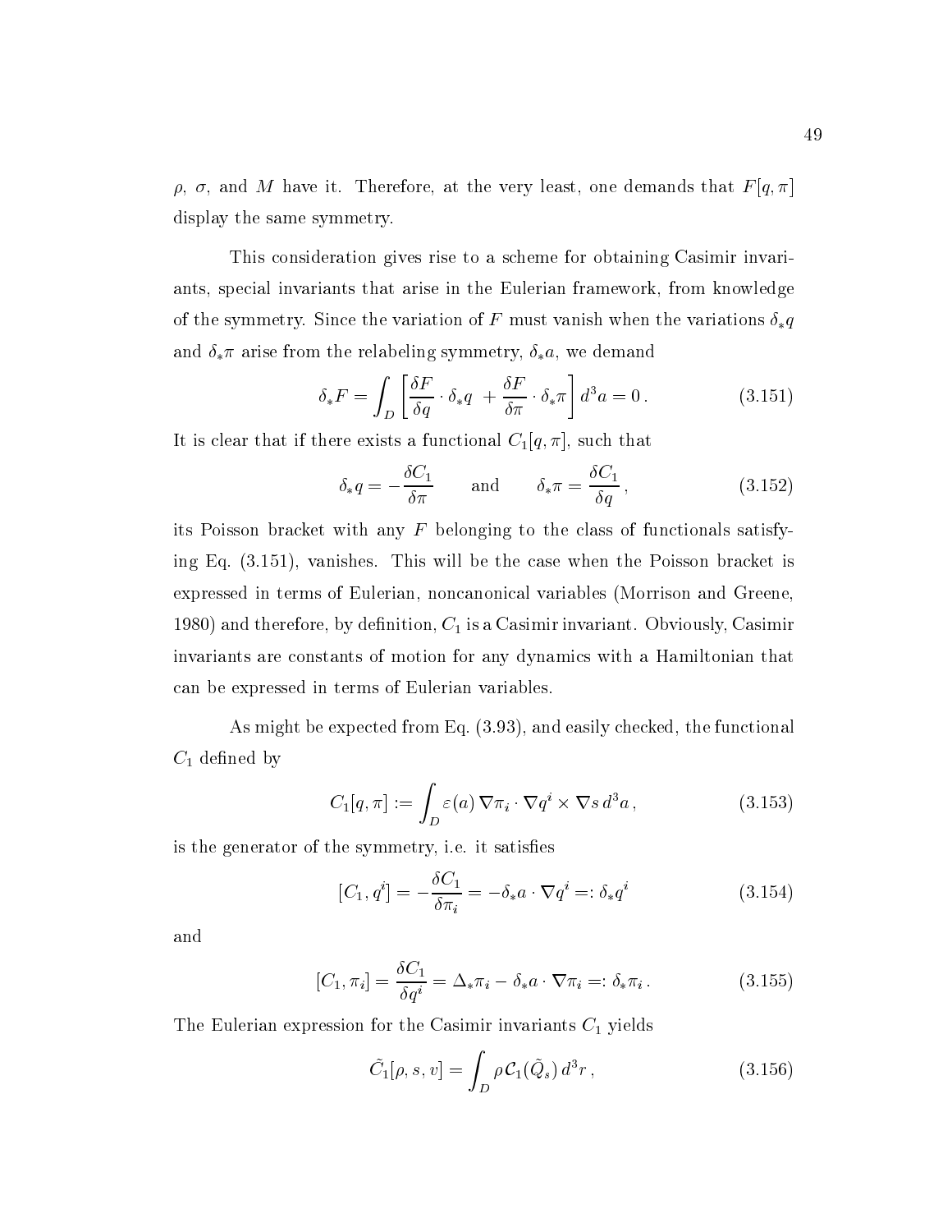$\rho$, $\sigma$, and $M$ have it. Therefore, at the very least, one demands that $F[q, \pi]$ display the same symmetry.

This consideration gives rise to a scheme for obtaining Casimir invariants, special invariants that arise in the Eulerian framework, from knowledge of the symmetry. Since the variation of $F$ must vanish when the variations $\delta_* q$ and $\delta_* \pi$ arise from the relabeling symmetry, $\delta_* a$, we demand

$$
\delta_* F = \int_D \left[ \frac{\delta F}{\delta q} \cdot \delta_* q \; + \frac{\delta F}{\delta \pi} \cdot \delta_* \pi \right] d^3 a = 0 \,. \tag{3.151}
$$

It is clear that if there exists a functional $C_1[q, \pi]$, such that

$$
\delta_* q = -\frac{\delta C_1}{\delta \pi} \qquad \text{and} \qquad \delta_* \pi = \frac{\delta C_1}{\delta q} \,, \tag{3.152}
$$

its Poisson bracket with any $F$ belonging to the class of functionals satisfying Eq. (3.151), vanishes. This will be the case when the Poisson bracket is expressed in terms of Eulerian, noncanonical variables (Morrison and Greene, 1980) and therefore, by definition, $C_1$ is a Casimir invariant. Obviously, Casimir invariants are constants of motion for any dynamics with a Hamiltonian that can be expressed in terms of Eulerian variables.

As might be expected from Eq. (3.93), and easily checked, the functional $C_1$ defined by

$$
C_1[q, \pi] := \int_D \varepsilon(a) \, \nabla \pi_i \cdot \nabla q^i \times \nabla s \, d^3 a \,, \tag{3.153}
$$

is the generator of the symmetry, i.e. it satisfies

$$
[C_1, q^i] = -\frac{\delta C_1}{\delta \pi_i} = -\delta_* a \cdot \nabla q^i =: \delta_* q^i \tag{3.154}
$$

and

$$
[C_1, \pi_i] = \frac{\delta C_1}{\delta q^i} = \Delta_* \pi_i - \delta_* a \cdot \nabla \pi_i =: \delta_* \pi_i \,. \tag{3.155}
$$

The Eulerian expression for the Casimir invariants $C_1$ yields

$$
\tilde{C}_1[\rho, s, v] = \int_D \rho \, \mathcal{C}_1(\tilde{Q}_s) \, d^3 r \,, \tag{3.156}
$$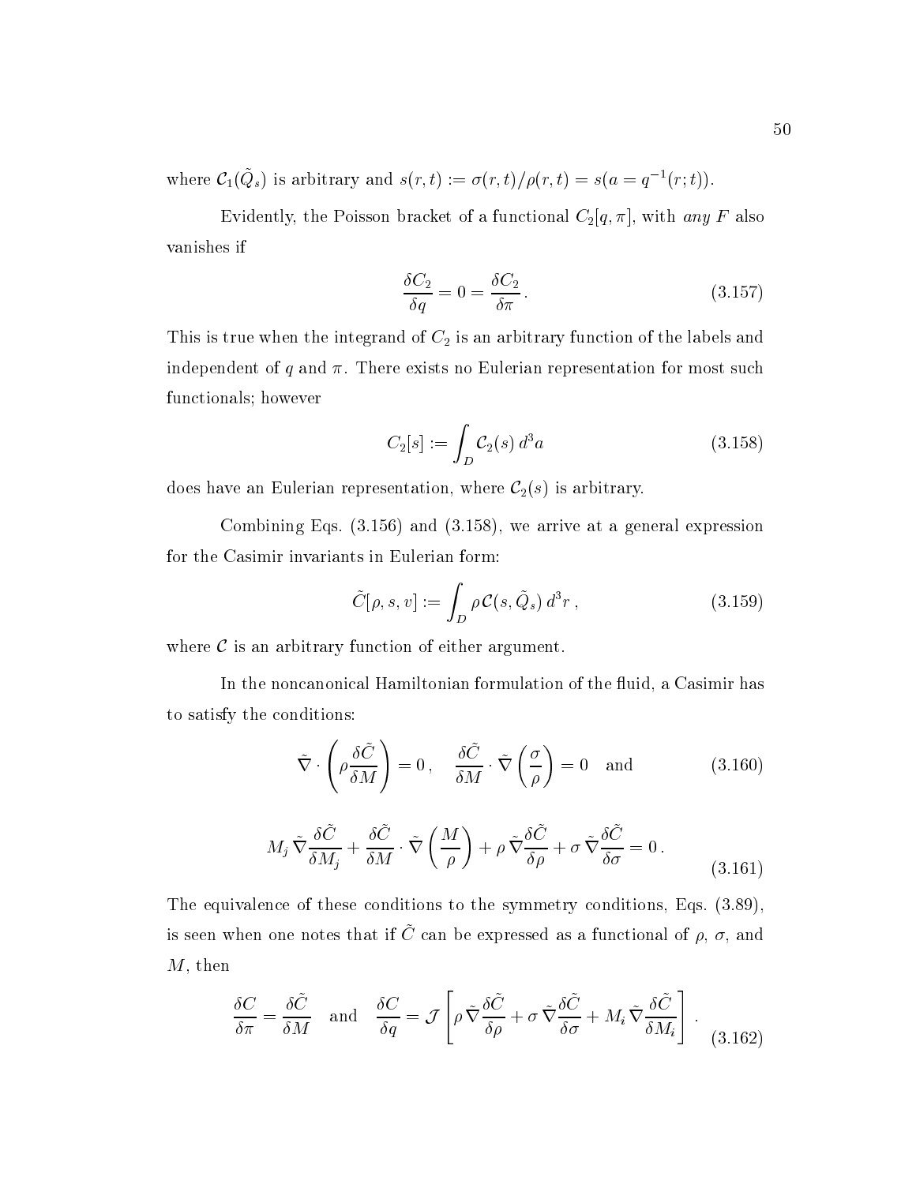where $\mathcal{C}_1(\tilde{Q}_s)$ is arbitrary and $s(r,t) := \sigma(r,t)/\rho(r,t) = s(a = q^{-1}(r;t))$.

Evidently, the Poisson bracket of a functional $C_2[q,\pi]$, with *any* $F$ also vanishes if

$$\frac{\delta C_2}{\delta q} = 0 = \frac{\delta C_2}{\delta \pi}\,. \tag{3.157}$$

This is true when the integrand of $C_2$ is an arbitrary function of the labels and independent of $q$ and $\pi$. There exists no Eulerian representation for most such functionals; however

$$C_2[s] := \int_D \mathcal{C}_2(s)\, d^3a \tag{3.158}$$

does have an Eulerian representation, where $\mathcal{C}_2(s)$ is arbitrary.

Combining Eqs. (3.156) and (3.158), we arrive at a general expression for the Casimir invariants in Eulerian form:

$$\tilde{C}[\rho, s, v] := \int_D \rho\, \mathcal{C}(s, \tilde{Q}_s)\, d^3r\,, \tag{3.159}$$

where $\mathcal{C}$ is an arbitrary function of either argument.

In the noncanonical Hamiltonian formulation of the fluid, a Casimir has to satisfy the conditions:

$$\tilde{\nabla} \cdot \left( \rho \frac{\delta \tilde{C}}{\delta M} \right) = 0\,, \quad \frac{\delta \tilde{C}}{\delta M} \cdot \tilde{\nabla} \left( \frac{\sigma}{\rho} \right) = 0 \quad \text{and} \tag{3.160}$$

$$M_j\, \tilde{\nabla} \frac{\delta \tilde{C}}{\delta M_j} + \frac{\delta \tilde{C}}{\delta M} \cdot \tilde{\nabla} \left( \frac{M}{\rho} \right) + \rho\, \tilde{\nabla} \frac{\delta \tilde{C}}{\delta \rho} + \sigma\, \tilde{\nabla} \frac{\delta \tilde{C}}{\delta \sigma} = 0\,. \tag{3.161}$$

The equivalence of these conditions to the symmetry conditions, Eqs. (3.89), is seen when one notes that if $\tilde{C}$ can be expressed as a functional of $\rho$, $\sigma$, and $M$, then

$$\frac{\delta C}{\delta \pi} = \frac{\delta \tilde{C}}{\delta M} \quad \text{and} \quad \frac{\delta C}{\delta q} = \mathcal{J} \left[ \rho\, \tilde{\nabla} \frac{\delta \tilde{C}}{\delta \rho} + \sigma\, \tilde{\nabla} \frac{\delta \tilde{C}}{\delta \sigma} + M_i\, \tilde{\nabla} \frac{\delta \tilde{C}}{\delta M_i} \right]\,. \tag{3.162}$$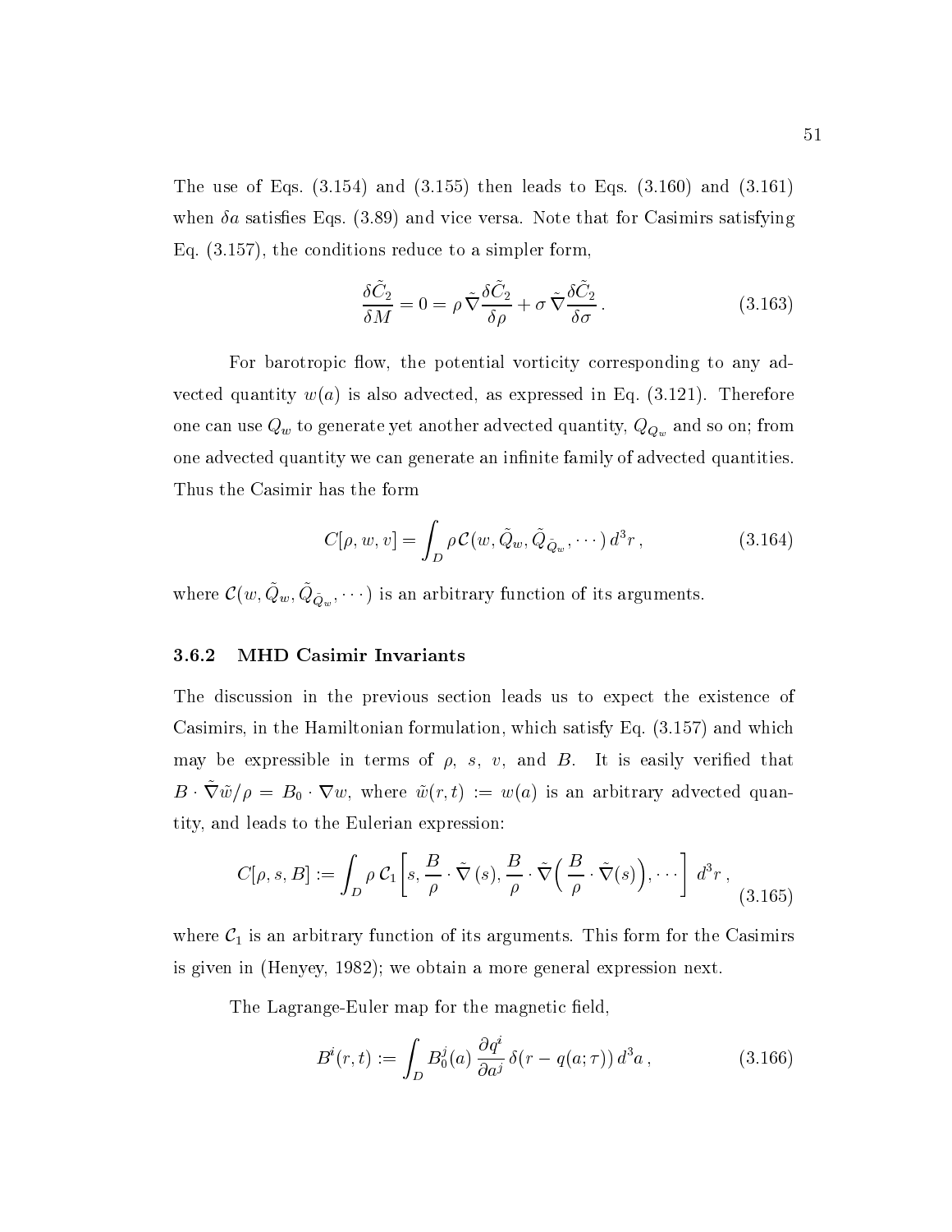The use of Eqs. (3.154) and (3.155) then leads to Eqs. (3.160) and (3.161) when $\delta a$ satisfies Eqs. (3.89) and vice versa. Note that for Casimirs satisfying Eq. (3.157), the conditions reduce to a simpler form,

$$\frac{\delta \tilde{C}_2}{\delta M} = 0 = \rho\, \tilde{\nabla} \frac{\delta \tilde{C}_2}{\delta \rho} + \sigma\, \tilde{\nabla} \frac{\delta \tilde{C}_2}{\delta \sigma}\,. \tag{3.163}$$

For barotropic flow, the potential vorticity corresponding to any advected quantity $w(a)$ is also advected, as expressed in Eq. (3.121). Therefore one can use $Q_w$ to generate yet another advected quantity, $Q_{Q_w}$ and so on; from one advected quantity we can generate an infinite family of advected quantities. Thus the Casimir has the form

$$C[\rho, w, v] = \int_D \rho\, \mathcal{C}(w, \tilde{Q}_w, \tilde{Q}_{\tilde{Q}_w}, \cdots)\, d^3 r\,, \tag{3.164}$$

where $\mathcal{C}(w, \tilde{Q}_w, \tilde{Q}_{\tilde{Q}_w}, \cdots)$ is an arbitrary function of its arguments.

### 3.6.2 MHD Casimir Invariants

The discussion in the previous section leads us to expect the existence of Casimirs, in the Hamiltonian formulation, which satisfy Eq. (3.157) and which may be expressible in terms of $\rho$, $s$, $v$, and $B$. It is easily verified that $B \cdot \tilde{\nabla} \tilde{w}/\rho = B_0 \cdot \nabla w$, where $\tilde{w}(r,t) := w(a)$ is an arbitrary advected quantity, and leads to the Eulerian expression:

$$C[\rho, s, B] := \int_D \rho\, \mathcal{C}_1 \left[ s, \frac{B}{\rho} \cdot \tilde{\nabla}\,(s), \frac{B}{\rho} \cdot \tilde{\nabla} \Big( \frac{B}{\rho} \cdot \tilde{\nabla}(s) \Big), \cdots \right]\, d^3 r\,, \tag{3.165}$$

where $\mathcal{C}_1$ is an arbitrary function of its arguments. This form for the Casimirs is given in (Henyey, 1982); we obtain a more general expression next.

The Lagrange-Euler map for the magnetic field,

$$B^i(r,t) := \int_D B_0^j(a)\, \frac{\partial q^i}{\partial a^j}\, \delta(r - q(a;\tau))\, d^3 a\,, \tag{3.166}$$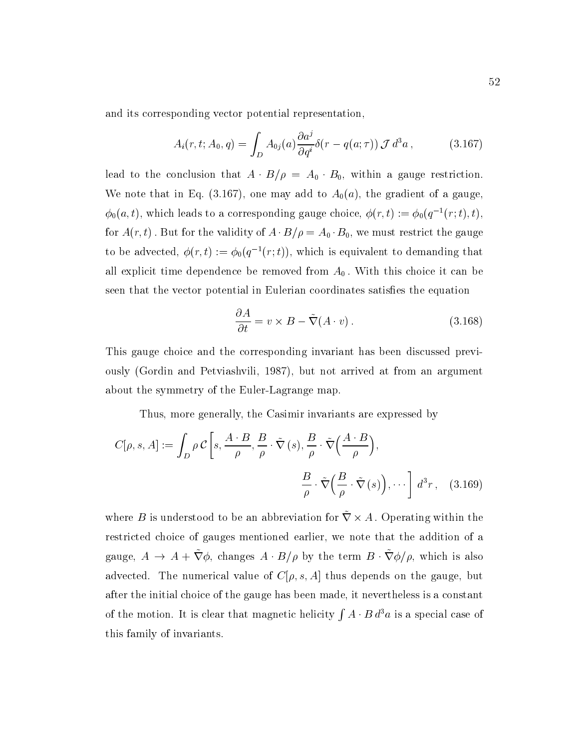and its corresponding vector potential representation,

$$A_i(r,t;A_0,q) = \int_D A_{0j}(a) \frac{\partial a^j}{\partial q^i} \delta(r - q(a;\tau))\, \mathcal{J}\, d^3a\,, \tag{3.167}$$

lead to the conclusion that $A \cdot B/\rho = A_0 \cdot B_0$, within a gauge restriction. We note that in Eq. (3.167), one may add to $A_0(a)$, the gradient of a gauge, $\phi_0(a,t)$, which leads to a corresponding gauge choice, $\phi(r,t) := \phi_0(q^{-1}(r;t),t)$, for $A(r,t)$ . But for the validity of $A \cdot B/\rho = A_0 \cdot B_0$, we must restrict the gauge to be advected, $\phi(r,t) := \phi_0(q^{-1}(r;t))$, which is equivalent to demanding that all explicit time dependence be removed from $A_0$ . With this choice it can be seen that the vector potential in Eulerian coordinates satisfies the equation

$$\frac{\partial A}{\partial t} = v \times B - \tilde{\nabla}(A \cdot v)\,. \tag{3.168}$$

This gauge choice and the corresponding invariant has been discussed previously (Gordin and Petviashvili, 1987), but not arrived at from an argument about the symmetry of the Euler-Lagrange map.

Thus, more generally, the Casimir invariants are expressed by

$$C[\rho, s, A] := \int_D \rho\, \mathcal{C}\left[ s, \frac{A \cdot B}{\rho}, \frac{B}{\rho} \cdot \tilde{\nabla}(s), \frac{B}{\rho} \cdot \tilde{\nabla}\Big(\frac{A \cdot B}{\rho}\Big), \frac{B}{\rho} \cdot \tilde{\nabla}\Big(\frac{B}{\rho} \cdot \tilde{\nabla}(s)\Big), \cdots \right] d^3r\,, \tag{3.169}$$

where $B$ is understood to be an abbreviation for $\tilde{\nabla} \times A$ . Operating within the restricted choice of gauges mentioned earlier, we note that the addition of a gauge, $A \to A + \tilde{\nabla}\phi$, changes $A \cdot B/\rho$ by the term $B \cdot \tilde{\nabla}\phi/\rho$, which is also advected. The numerical value of $C[\rho, s, A]$ thus depends on the gauge, but after the initial choice of the gauge has been made, it nevertheless is a constant of the motion. It is clear that magnetic helicity $\int A \cdot B\, d^3a$ is a special case of this family of invariants.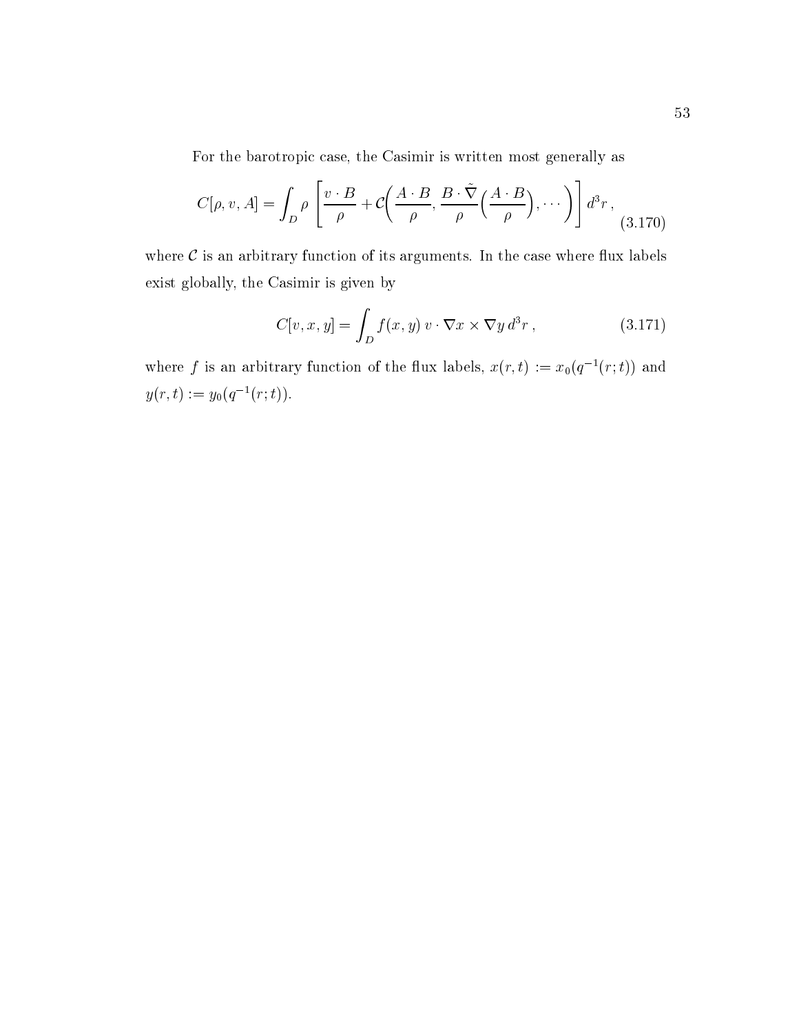For the barotropic case, the Casimir is written most generally as

$$C[\rho, v, A] = \int_D \rho \left[ \frac{v \cdot B}{\rho} + \mathcal{C}\left( \frac{A \cdot B}{\rho}, \frac{B \cdot \tilde{\nabla}}{\rho}\left( \frac{A \cdot B}{\rho} \right), \cdots \right) \right] d^3 r \,, \tag{3.170}$$

where $\mathcal{C}$ is an arbitrary function of its arguments. In the case where flux labels exist globally, the Casimir is given by

$$C[v, x, y] = \int_D f(x, y)\, v \cdot \nabla x \times \nabla y \, d^3 r \,, \tag{3.171}$$

where $f$ is an arbitrary function of the flux labels, $x(r, t) := x_0(q^{-1}(r; t))$ and $y(r, t) := y_0(q^{-1}(r; t))$.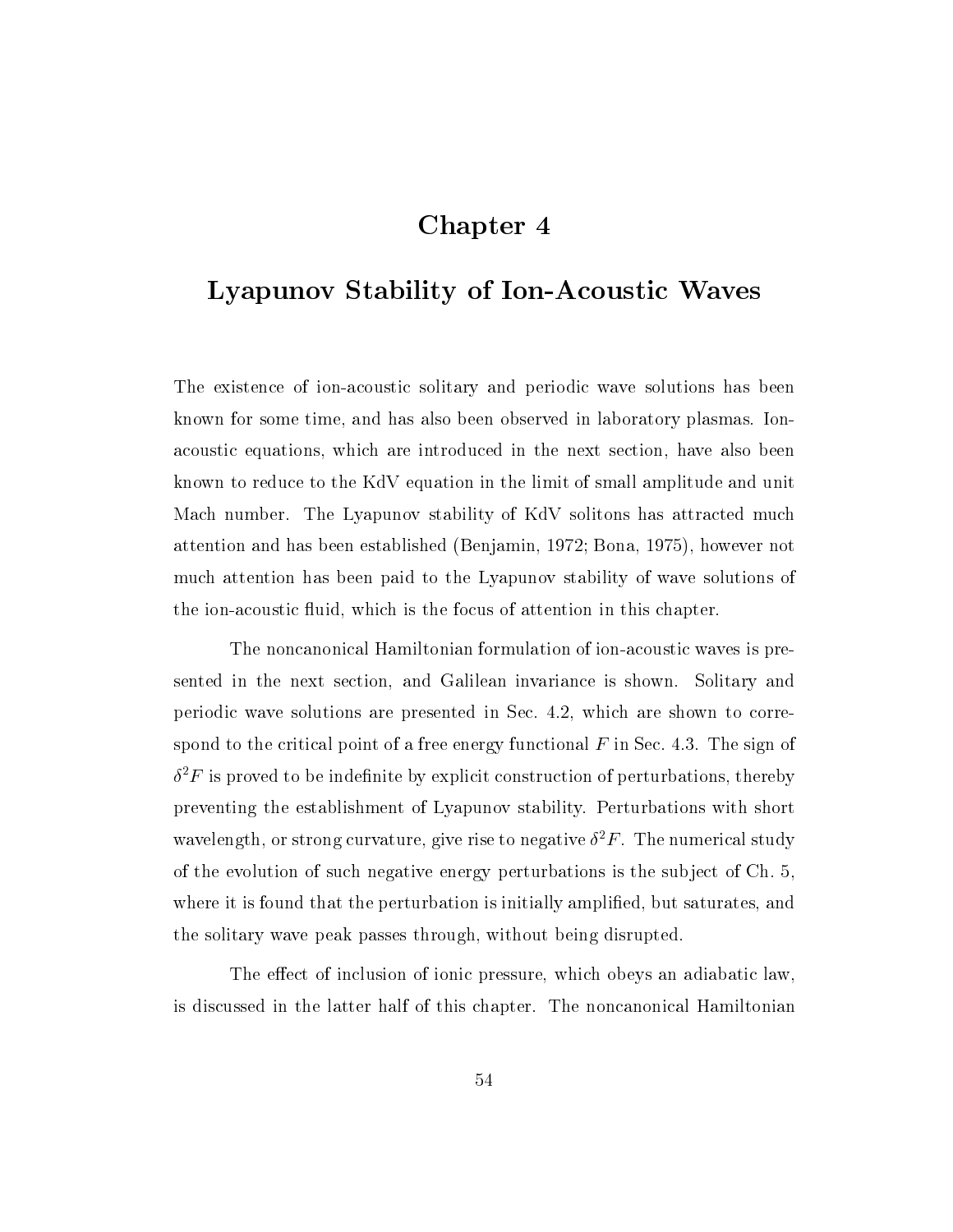# Chapter 4

# Lyapunov Stability of Ion-Acoustic Waves

The existence of ion-acoustic solitary and periodic wave solutions has been known for some time, and has also been observed in laboratory plasmas. Ion-acoustic equations, which are introduced in the next section, have also been known to reduce to the KdV equation in the limit of small amplitude and unit Mach number. The Lyapunov stability of KdV solitons has attracted much attention and has been established (Benjamin, 1972; Bona, 1975), however not much attention has been paid to the Lyapunov stability of wave solutions of the ion-acoustic fluid, which is the focus of attention in this chapter.

The noncanonical Hamiltonian formulation of ion-acoustic waves is presented in the next section, and Galilean invariance is shown. Solitary and periodic wave solutions are presented in Sec. 4.2, which are shown to correspond to the critical point of a free energy functional $F$ in Sec. 4.3. The sign of $\delta^2 F$ is proved to be indefinite by explicit construction of perturbations, thereby preventing the establishment of Lyapunov stability. Perturbations with short wavelength, or strong curvature, give rise to negative $\delta^2 F$. The numerical study of the evolution of such negative energy perturbations is the subject of Ch. 5, where it is found that the perturbation is initially amplified, but saturates, and the solitary wave peak passes through, without being disrupted.

The effect of inclusion of ionic pressure, which obeys an adiabatic law, is discussed in the latter half of this chapter. The noncanonical Hamiltonian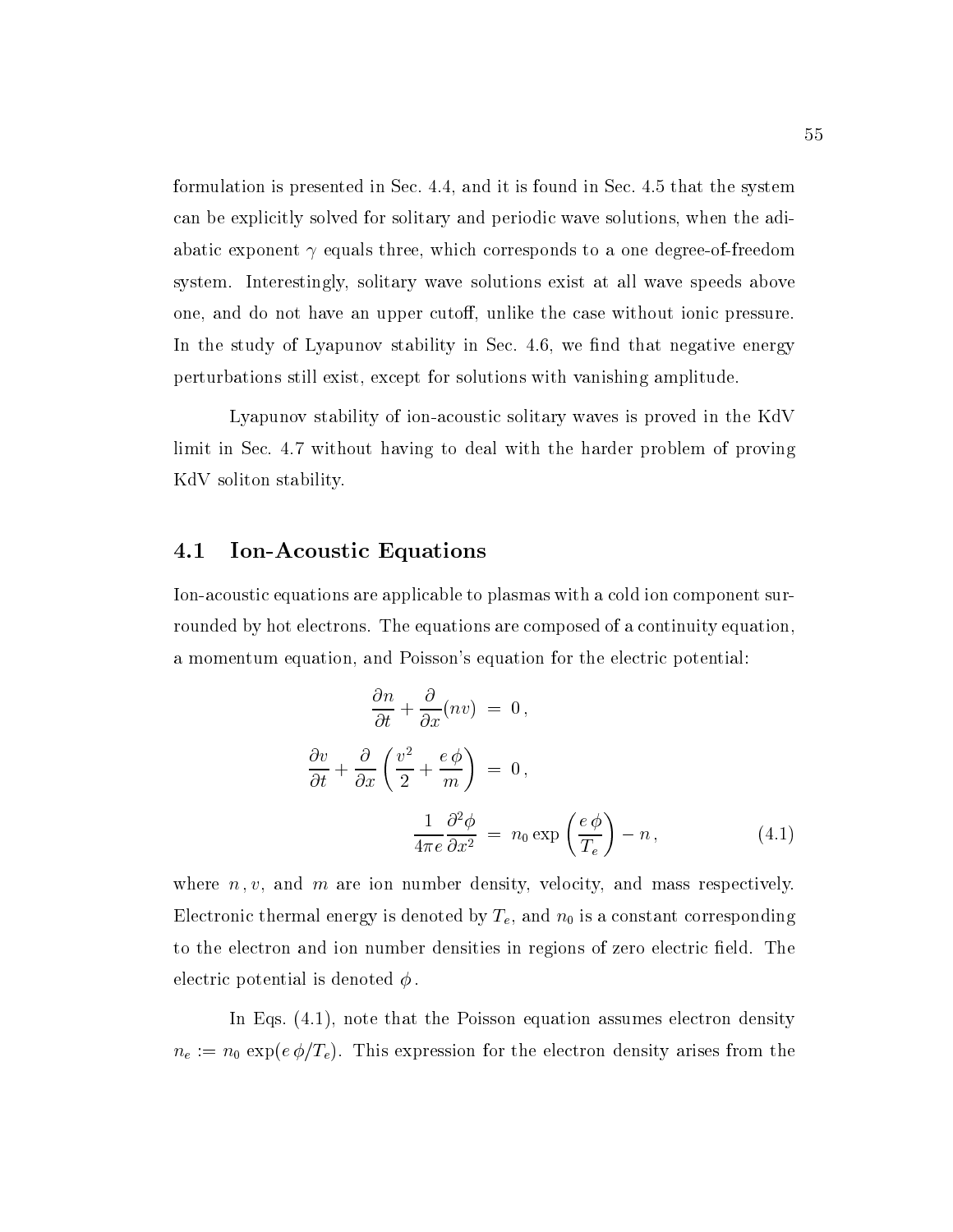formulation is presented in Sec. 4.4, and it is found in Sec. 4.5 that the system can be explicitly solved for solitary and periodic wave solutions, when the adiabatic exponent $\gamma$ equals three, which corresponds to a one degree-of-freedom system. Interestingly, solitary wave solutions exist at all wave speeds above one, and do not have an upper cutoff, unlike the case without ionic pressure. In the study of Lyapunov stability in Sec. 4.6, we find that negative energy perturbations still exist, except for solutions with vanishing amplitude.

Lyapunov stability of ion-acoustic solitary waves is proved in the KdV limit in Sec. 4.7 without having to deal with the harder problem of proving KdV soliton stability.

## 4.1 Ion-Acoustic Equations

Ion-acoustic equations are applicable to plasmas with a cold ion component surrounded by hot electrons. The equations are composed of a continuity equation, a momentum equation, and Poisson's equation for the electric potential:

$$
\begin{aligned}
\frac{\partial n}{\partial t} + \frac{\partial}{\partial x}(nv) &= 0\,, \\
\frac{\partial v}{\partial t} + \frac{\partial}{\partial x}\left(\frac{v^2}{2} + \frac{e\,\phi}{m}\right) &= 0\,, \\
\frac{1}{4\pi e}\frac{\partial^2 \phi}{\partial x^2} &= n_0 \exp\left(\frac{e\,\phi}{T_e}\right) - n\,,
\end{aligned}
\tag{4.1}
$$

where $n\,, v$, and $m$ are ion number density, velocity, and mass respectively. Electronic thermal energy is denoted by $T_e$, and $n_0$ is a constant corresponding to the electron and ion number densities in regions of zero electric field. The electric potential is denoted $\phi$.

In Eqs. (4.1), note that the Poisson equation assumes electron density $n_e := n_0 \exp(e\,\phi/T_e)$. This expression for the electron density arises from the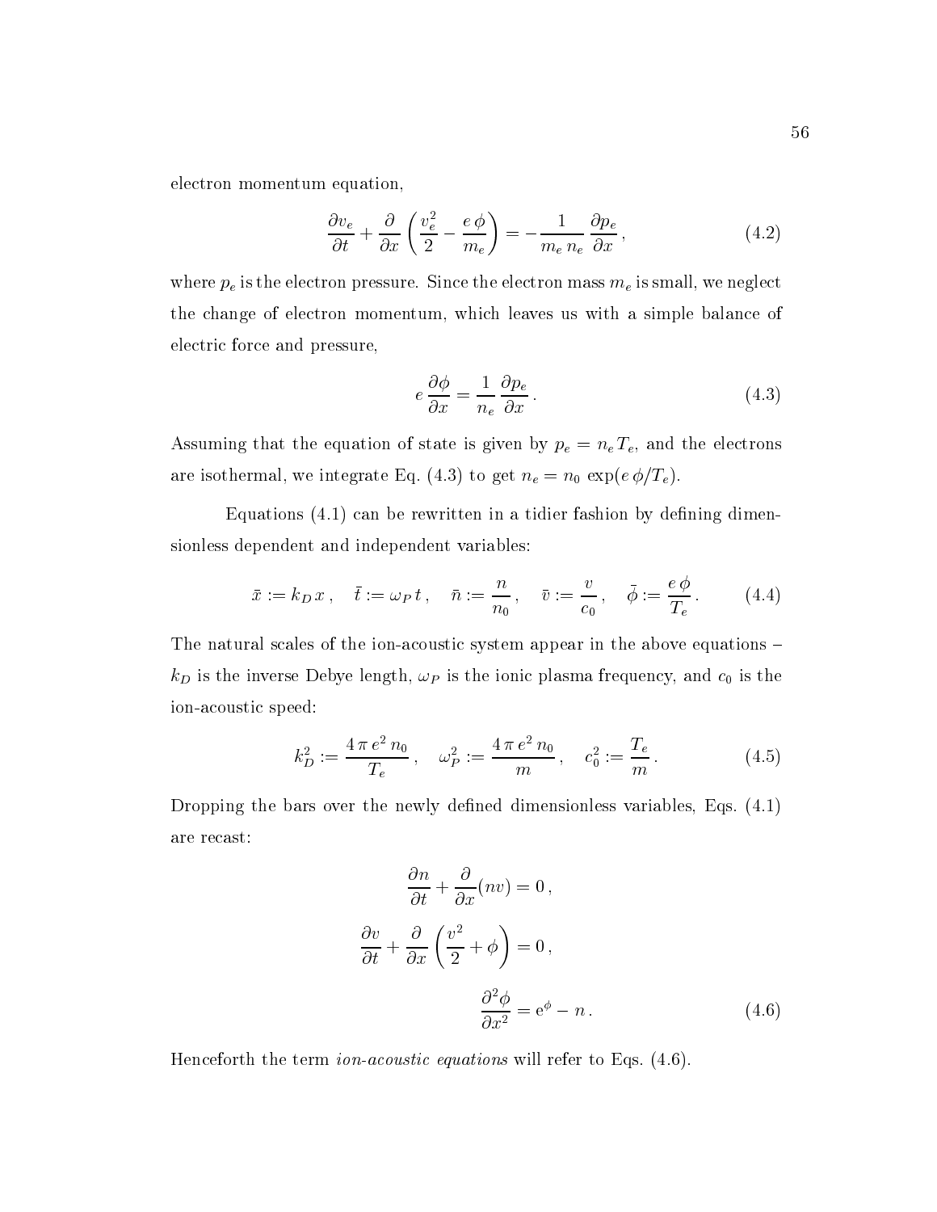electron momentum equation,

$$\frac{\partial v_e}{\partial t} + \frac{\partial}{\partial x}\left(\frac{v_e^2}{2} - \frac{e\,\phi}{m_e}\right) = -\frac{1}{m_e\,n_e}\,\frac{\partial p_e}{\partial x}\,, \tag{4.2}$$

where $p_e$ is the electron pressure. Since the electron mass $m_e$ is small, we neglect the change of electron momentum, which leaves us with a simple balance of electric force and pressure,

$$e\,\frac{\partial \phi}{\partial x} = \frac{1}{n_e}\,\frac{\partial p_e}{\partial x}\,. \tag{4.3}$$

Assuming that the equation of state is given by $p_e = n_e\,T_e$, and the electrons are isothermal, we integrate Eq. (4.3) to get $n_e = n_0\,\exp(e\,\phi/T_e)$.

Equations (4.1) can be rewritten in a tidier fashion by defining dimensionless dependent and independent variables:

$$\bar{x} := k_D\,x\,, \quad \bar{t} := \omega_P\,t\,, \quad \bar{n} := \frac{n}{n_0}\,, \quad \bar{v} := \frac{v}{c_0}\,, \quad \bar{\phi} := \frac{e\,\phi}{T_e}\,. \tag{4.4}$$

The natural scales of the ion-acoustic system appear in the above equations – $k_D$ is the inverse Debye length, $\omega_P$ is the ionic plasma frequency, and $c_0$ is the ion-acoustic speed:

$$k_D^2 := \frac{4\,\pi\,e^2\,n_0}{T_e}\,, \quad \omega_P^2 := \frac{4\,\pi\,e^2\,n_0}{m}\,, \quad c_0^2 := \frac{T_e}{m}\,. \tag{4.5}$$

Dropping the bars over the newly defined dimensionless variables, Eqs. (4.1) are recast:

$$\frac{\partial n}{\partial t} + \frac{\partial}{\partial x}(nv) = 0\,,$$

$$\frac{\partial v}{\partial t} + \frac{\partial}{\partial x}\left(\frac{v^2}{2} + \phi\right) = 0\,,$$

$$\frac{\partial^2 \phi}{\partial x^2} = \mathrm{e}^{\phi} - n\,. \tag{4.6}$$

Henceforth the term *ion-acoustic equations* will refer to Eqs. (4.6).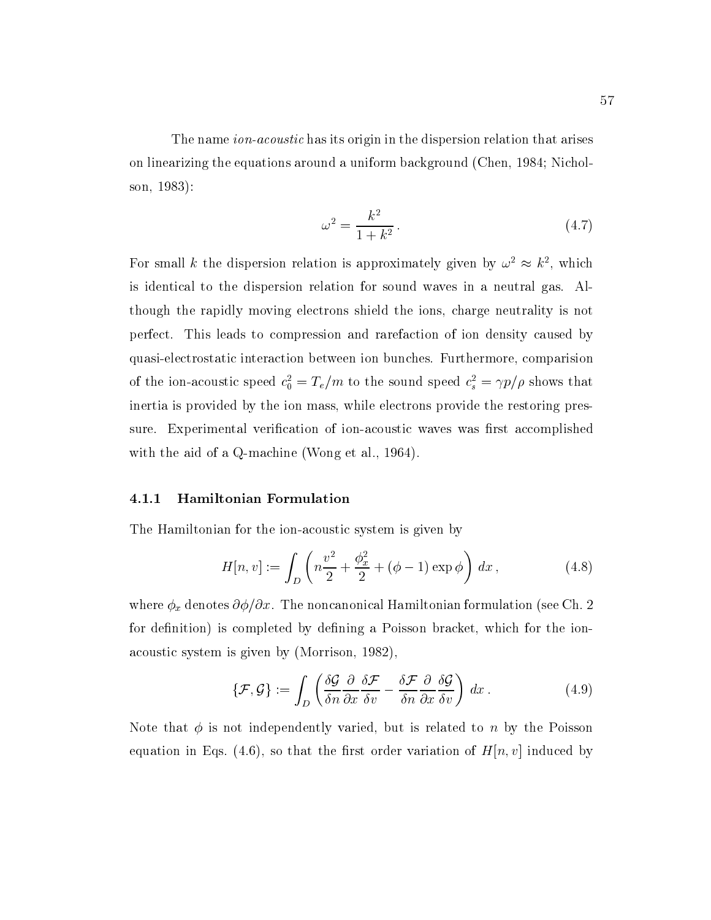The name *ion-acoustic* has its origin in the dispersion relation that arises on linearizing the equations around a uniform background (Chen, 1984; Nicholson, 1983):

$$\omega^2 = \frac{k^2}{1+k^2} \,. \tag{4.7}$$

For small $k$ the dispersion relation is approximately given by $\omega^2 \approx k^2$, which is identical to the dispersion relation for sound waves in a neutral gas. Although the rapidly moving electrons shield the ions, charge neutrality is not perfect. This leads to compression and rarefaction of ion density caused by quasi-electrostatic interaction between ion bunches. Furthermore, comparision of the ion-acoustic speed $c_0^2 = T_e/m$ to the sound speed $c_s^2 = \gamma p/\rho$ shows that inertia is provided by the ion mass, while electrons provide the restoring pressure. Experimental verification of ion-acoustic waves was first accomplished with the aid of a Q-machine (Wong et al., 1964).

### 4.1.1 Hamiltonian Formulation

The Hamiltonian for the ion-acoustic system is given by

$$H[n,v] := \int_D \left( n\frac{v^2}{2} + \frac{\phi_x^2}{2} + (\phi - 1)\exp\phi \right) \, dx \,, \tag{4.8}$$

where $\phi_x$ denotes $\partial\phi/\partial x$. The noncanonical Hamiltonian formulation (see Ch. 2 for definition) is completed by defining a Poisson bracket, which for the ion-acoustic system is given by (Morrison, 1982),

$$\{\mathcal{F}, \mathcal{G}\} := \int_D \left( \frac{\delta \mathcal{G}}{\delta n}\frac{\partial}{\partial x}\frac{\delta \mathcal{F}}{\delta v} - \frac{\delta \mathcal{F}}{\delta n}\frac{\partial}{\partial x}\frac{\delta \mathcal{G}}{\delta v} \right) \, dx \,. \tag{4.9}$$

Note that $\phi$ is not independently varied, but is related to $n$ by the Poisson equation in Eqs. (4.6), so that the first order variation of $H[n,v]$ induced by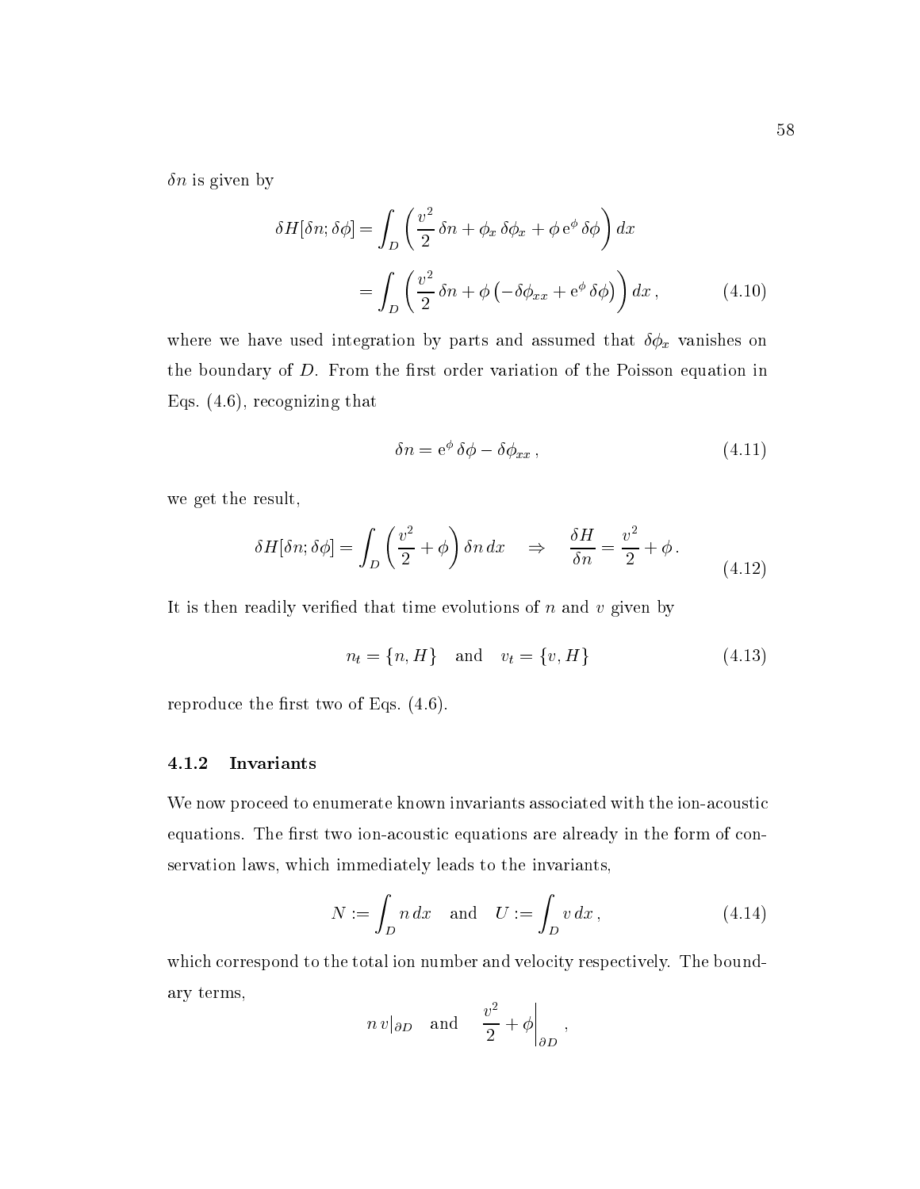$\delta n$ is given by

$$
\begin{aligned}
\delta H[\delta n; \delta\phi] &= \int_D \left( \frac{v^2}{2}\, \delta n + \phi_x\, \delta\phi_x + \phi\, \mathrm{e}^{\phi}\, \delta\phi \right) dx \\
&= \int_D \left( \frac{v^2}{2}\, \delta n + \phi \left( -\delta\phi_{xx} + \mathrm{e}^{\phi}\, \delta\phi \right) \right) dx\,, \qquad (4.10)
\end{aligned}
$$

where we have used integration by parts and assumed that $\delta\phi_x$ vanishes on the boundary of $D$. From the first order variation of the Poisson equation in Eqs. (4.6), recognizing that

$$
\delta n = \mathrm{e}^{\phi}\, \delta\phi - \delta\phi_{xx}\,, \qquad (4.11)
$$

we get the result,

$$
\delta H[\delta n; \delta\phi] = \int_D \left( \frac{v^2}{2} + \phi \right) \delta n\, dx \quad \Rightarrow \quad \frac{\delta H}{\delta n} = \frac{v^2}{2} + \phi\,. \qquad (4.12)
$$

It is then readily verified that time evolutions of $n$ and $v$ given by

$$
n_t = \{n, H\} \quad \text{and} \quad v_t = \{v, H\} \qquad (4.13)
$$

reproduce the first two of Eqs. (4.6).

### 4.1.2 Invariants

We now proceed to enumerate known invariants associated with the ion-acoustic equations. The first two ion-acoustic equations are already in the form of conservation laws, which immediately leads to the invariants,

$$
N := \int_D n\, dx \quad \text{and} \quad U := \int_D v\, dx\,, \qquad (4.14)
$$

which correspond to the total ion number and velocity respectively. The boundary terms,

$$
n\, v|_{\partial D} \quad \text{and} \quad \left. \frac{v^2}{2} + \phi \right|_{\partial D}\,,
$$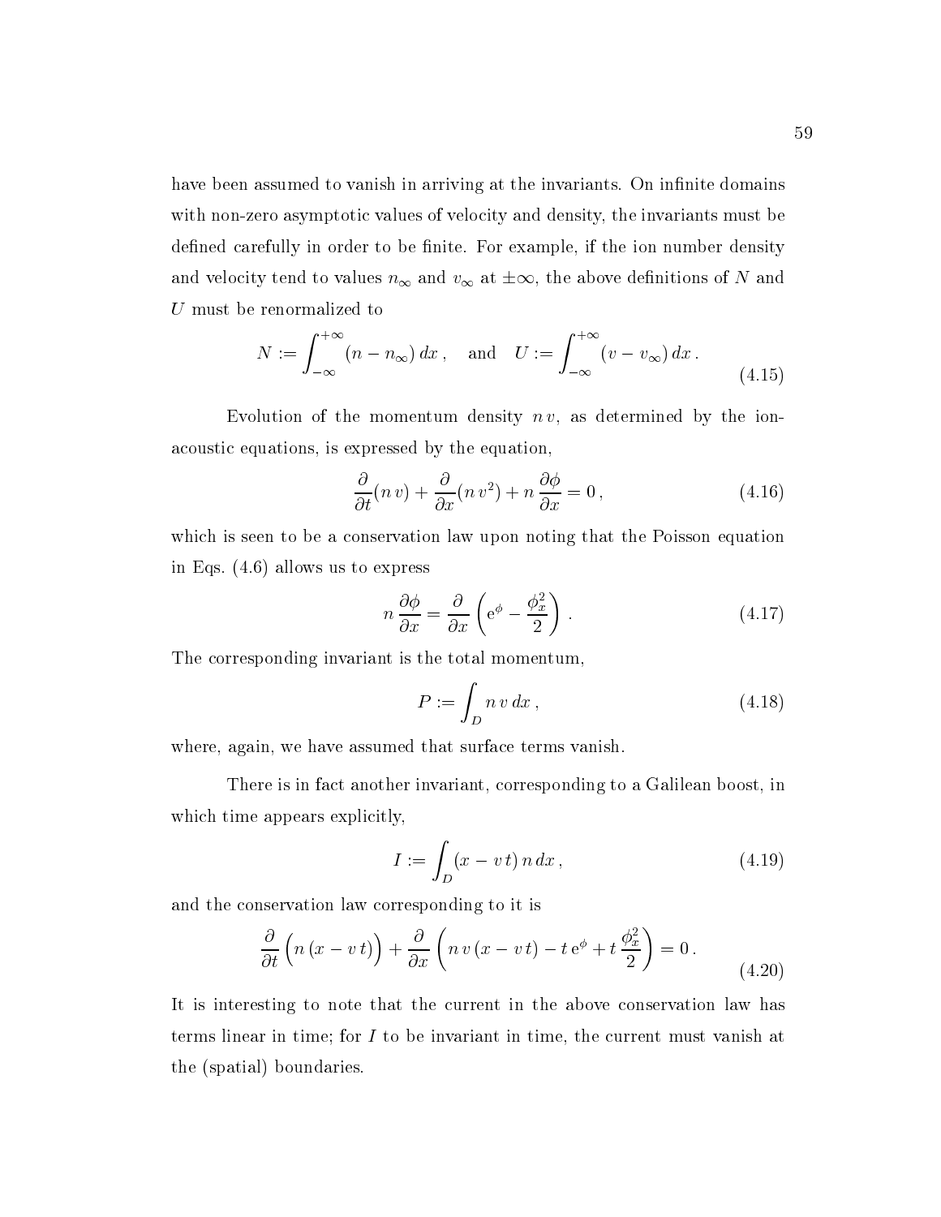have been assumed to vanish in arriving at the invariants. On infinite domains with non-zero asymptotic values of velocity and density, the invariants must be defined carefully in order to be finite. For example, if the ion number density and velocity tend to values $n_\infty$ and $v_\infty$ at $\pm\infty$, the above definitions of $N$ and $U$ must be renormalized to

$$N := \int_{-\infty}^{+\infty} (n - n_\infty)\, dx\,, \quad \text{and} \quad U := \int_{-\infty}^{+\infty} (v - v_\infty)\, dx\,. \tag{4.15}$$

Evolution of the momentum density $n\,v$, as determined by the ion-acoustic equations, is expressed by the equation,

$$\frac{\partial}{\partial t}(n\,v) + \frac{\partial}{\partial x}(n\,v^2) + n\,\frac{\partial \phi}{\partial x} = 0\,, \tag{4.16}$$

which is seen to be a conservation law upon noting that the Poisson equation in Eqs. (4.6) allows us to express

$$n\,\frac{\partial \phi}{\partial x} = \frac{\partial}{\partial x}\left(\mathrm{e}^{\phi} - \frac{\phi_x^2}{2}\right)\,. \tag{4.17}$$

The corresponding invariant is the total momentum,

$$P := \int_D n\,v\,dx\,, \tag{4.18}$$

where, again, we have assumed that surface terms vanish.

There is in fact another invariant, corresponding to a Galilean boost, in which time appears explicitly,

$$I := \int_D (x - v\,t)\,n\,dx\,, \tag{4.19}$$

and the conservation law corresponding to it is

$$\frac{\partial}{\partial t}\Big(n\,(x - v\,t)\Big) + \frac{\partial}{\partial x}\left(n\,v\,(x - v\,t) - t\,\mathrm{e}^{\phi} + t\,\frac{\phi_x^2}{2}\right) = 0\,. \tag{4.20}$$

It is interesting to note that the current in the above conservation law has terms linear in time; for $I$ to be invariant in time, the current must vanish at the (spatial) boundaries.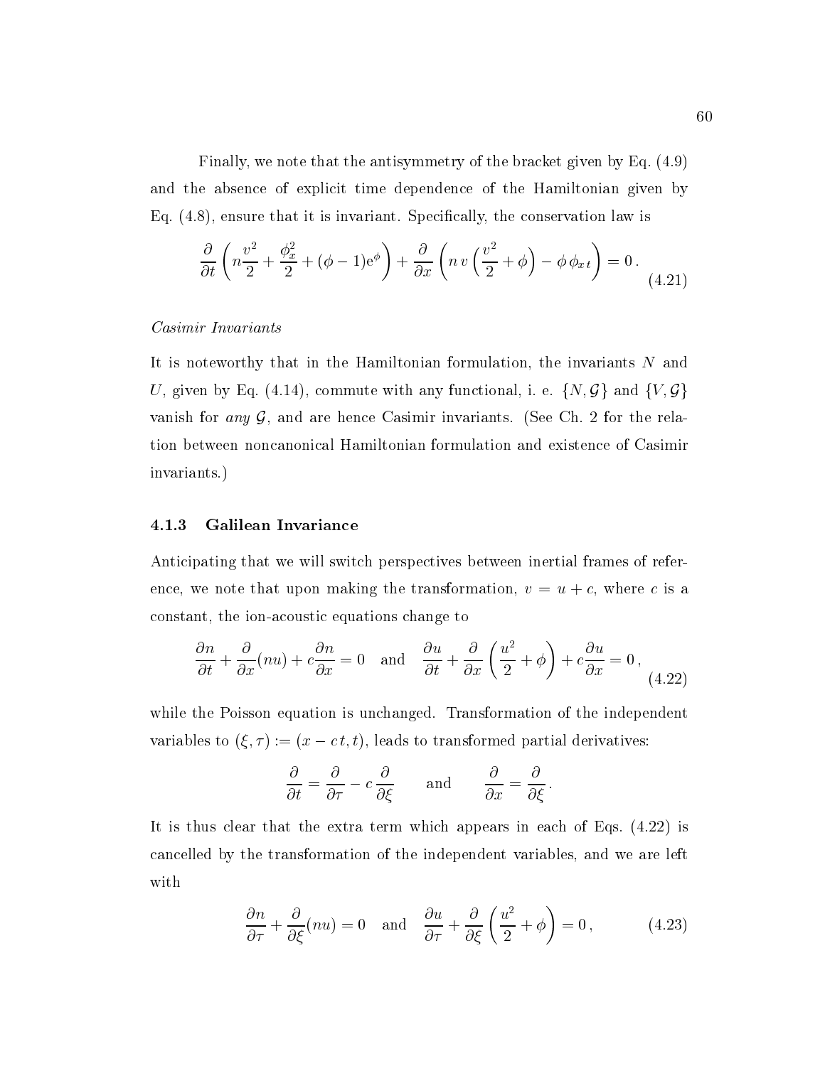Finally, we note that the antisymmetry of the bracket given by Eq. (4.9) and the absence of explicit time dependence of the Hamiltonian given by Eq. (4.8), ensure that it is invariant. Specifically, the conservation law is

$$\frac{\partial}{\partial t}\left(n\frac{v^2}{2} + \frac{\phi_x^2}{2} + (\phi - 1)\mathrm{e}^{\phi}\right) + \frac{\partial}{\partial x}\left(n\, v\left(\frac{v^2}{2} + \phi\right) - \phi\, \phi_{x\, t}\right) = 0\,. \tag{4.21}$$

*Casimir Invariants*

It is noteworthy that in the Hamiltonian formulation, the invariants $N$ and $U$, given by Eq. (4.14), commute with any functional, i. e. $\{N, \mathcal{G}\}$ and $\{V, \mathcal{G}\}$ vanish for *any* $\mathcal{G}$, and are hence Casimir invariants. (See Ch. 2 for the relation between noncanonical Hamiltonian formulation and existence of Casimir invariants.)

### 4.1.3 Galilean Invariance

Anticipating that we will switch perspectives between inertial frames of reference, we note that upon making the transformation, $v = u + c$, where $c$ is a constant, the ion-acoustic equations change to

$$\frac{\partial n}{\partial t} + \frac{\partial}{\partial x}(nu) + c\frac{\partial n}{\partial x} = 0 \quad \text{and} \quad \frac{\partial u}{\partial t} + \frac{\partial}{\partial x}\left(\frac{u^2}{2} + \phi\right) + c\frac{\partial u}{\partial x} = 0\,, \tag{4.22}$$

while the Poisson equation is unchanged. Transformation of the independent variables to $(\xi, \tau) := (x - c\,t, t)$, leads to transformed partial derivatives:

$$\frac{\partial}{\partial t} = \frac{\partial}{\partial \tau} - c\,\frac{\partial}{\partial \xi} \qquad \text{and} \qquad \frac{\partial}{\partial x} = \frac{\partial}{\partial \xi}\,.$$

It is thus clear that the extra term which appears in each of Eqs. (4.22) is cancelled by the transformation of the independent variables, and we are left with

$$\frac{\partial n}{\partial \tau} + \frac{\partial}{\partial \xi}(nu) = 0 \quad \text{and} \quad \frac{\partial u}{\partial \tau} + \frac{\partial}{\partial \xi}\left(\frac{u^2}{2} + \phi\right) = 0\,, \tag{4.23}$$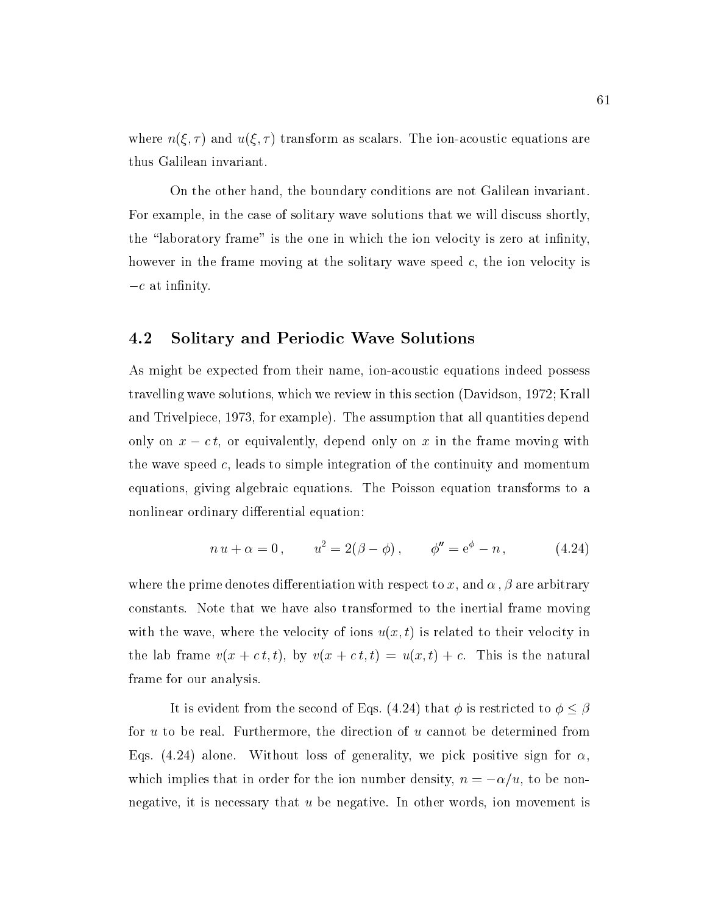where $n(\xi, \tau)$ and $u(\xi, \tau)$ transform as scalars. The ion-acoustic equations are thus Galilean invariant.

On the other hand, the boundary conditions are not Galilean invariant. For example, in the case of solitary wave solutions that we will discuss shortly, the "laboratory frame" is the one in which the ion velocity is zero at infinity, however in the frame moving at the solitary wave speed $c$, the ion velocity is $-c$ at infinity.

## 4.2 Solitary and Periodic Wave Solutions

As might be expected from their name, ion-acoustic equations indeed possess travelling wave solutions, which we review in this section (Davidson, 1972; Krall and Trivelpiece, 1973, for example). The assumption that all quantities depend only on $x - c\,t$, or equivalently, depend only on $x$ in the frame moving with the wave speed $c$, leads to simple integration of the continuity and momentum equations, giving algebraic equations. The Poisson equation transforms to a nonlinear ordinary differential equation:

$$n\,u + \alpha = 0\,, \qquad u^2 = 2(\beta - \phi)\,, \qquad \phi'' = \mathrm{e}^{\phi} - n\,, \tag{4.24}$$

where the prime denotes differentiation with respect to $x$, and $\alpha\,, \beta$ are arbitrary constants. Note that we have also transformed to the inertial frame moving with the wave, where the velocity of ions $u(x,t)$ is related to their velocity in the lab frame $v(x + c\,t, t)$, by $v(x + c\,t, t) = u(x,t) + c$. This is the natural frame for our analysis.

It is evident from the second of Eqs. (4.24) that $\phi$ is restricted to $\phi \leq \beta$ for $u$ to be real. Furthermore, the direction of $u$ cannot be determined from Eqs. (4.24) alone. Without loss of generality, we pick positive sign for $\alpha$, which implies that in order for the ion number density, $n = -\alpha/u$, to be non-negative, it is necessary that $u$ be negative. In other words, ion movement is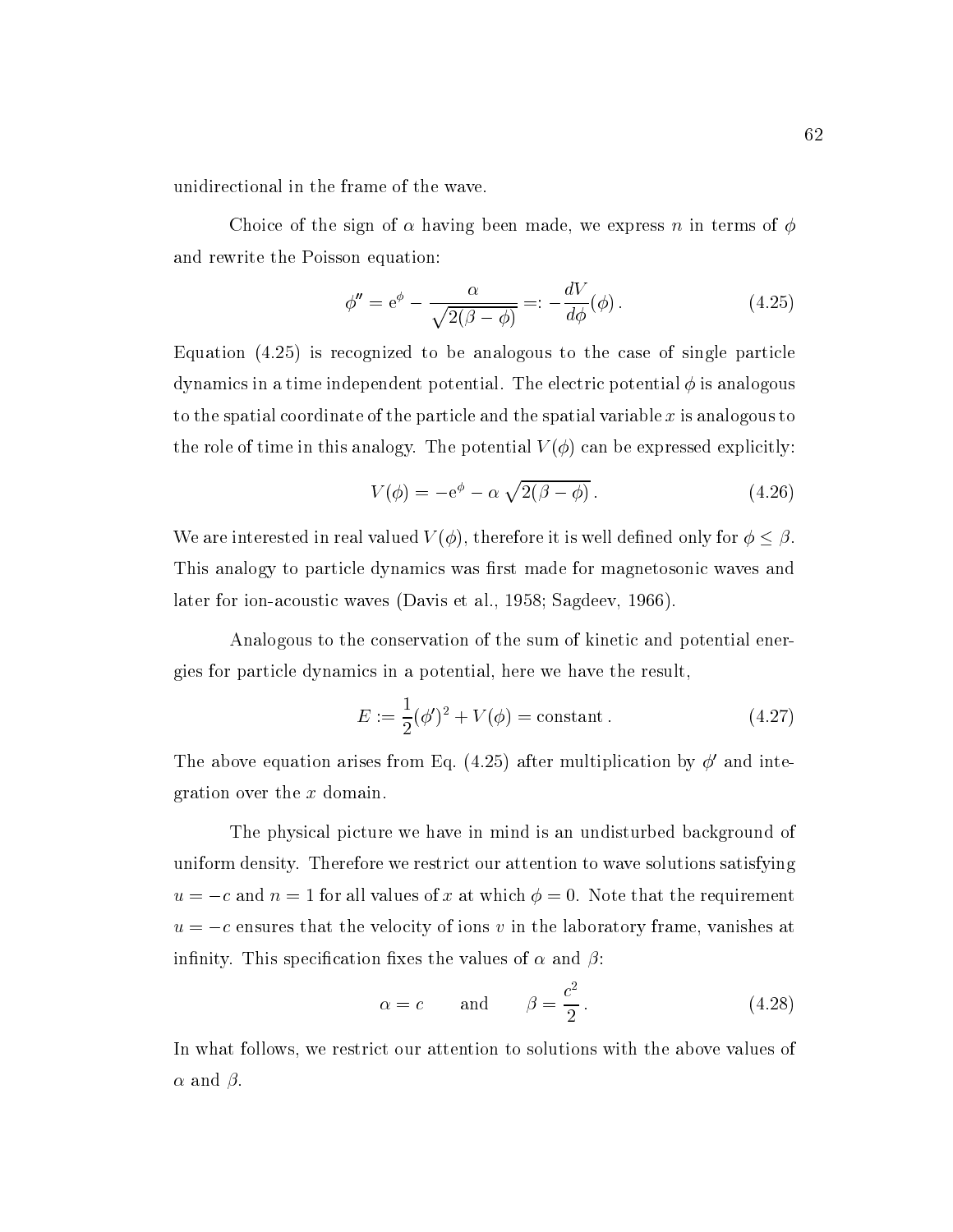unidirectional in the frame of the wave.

Choice of the sign of $\alpha$ having been made, we express $n$ in terms of $\phi$ and rewrite the Poisson equation:

$$\phi'' = \mathrm{e}^{\phi} - \frac{\alpha}{\sqrt{2(\beta - \phi)}} =: -\frac{dV}{d\phi}(\phi)\,. \tag{4.25}$$

Equation (4.25) is recognized to be analogous to the case of single particle dynamics in a time independent potential. The electric potential $\phi$ is analogous to the spatial coordinate of the particle and the spatial variable $x$ is analogous to the role of time in this analogy. The potential $V(\phi)$ can be expressed explicitly:

$$V(\phi) = -\mathrm{e}^{\phi} - \alpha\,\sqrt{2(\beta - \phi)}\,. \tag{4.26}$$

We are interested in real valued $V(\phi)$, therefore it is well defined only for $\phi \le \beta$. This analogy to particle dynamics was first made for magnetosonic waves and later for ion-acoustic waves (Davis et al., 1958; Sagdeev, 1966).

Analogous to the conservation of the sum of kinetic and potential energies for particle dynamics in a potential, here we have the result,

$$E := \frac{1}{2}(\phi')^2 + V(\phi) = \text{constant}\,. \tag{4.27}$$

The above equation arises from Eq. (4.25) after multiplication by $\phi'$ and integration over the $x$ domain.

The physical picture we have in mind is an undisturbed background of uniform density. Therefore we restrict our attention to wave solutions satisfying $u = -c$ and $n = 1$ for all values of $x$ at which $\phi = 0$. Note that the requirement $u = -c$ ensures that the velocity of ions $v$ in the laboratory frame, vanishes at infinity. This specification fixes the values of $\alpha$ and $\beta$:

$$\alpha = c \qquad \text{and} \qquad \beta = \frac{c^2}{2}\,. \tag{4.28}$$

In what follows, we restrict our attention to solutions with the above values of $\alpha$ and $\beta$.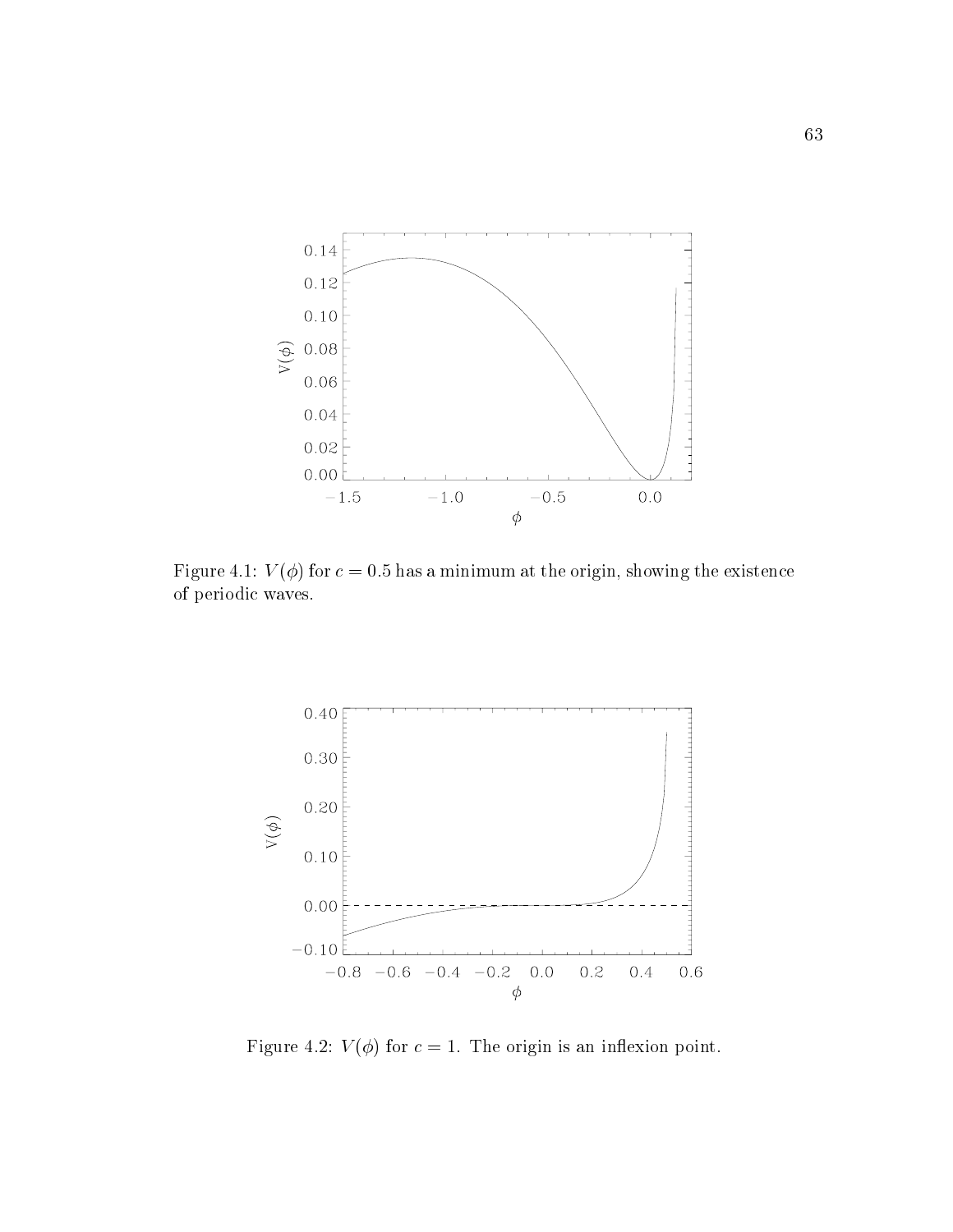Figure 4.1: $V(\phi)$ for $c = 0.5$ has a minimum at the origin, showing the existence of periodic waves.

Figure 4.2: $V(\phi)$ for $c = 1$. The origin is an inflexion point.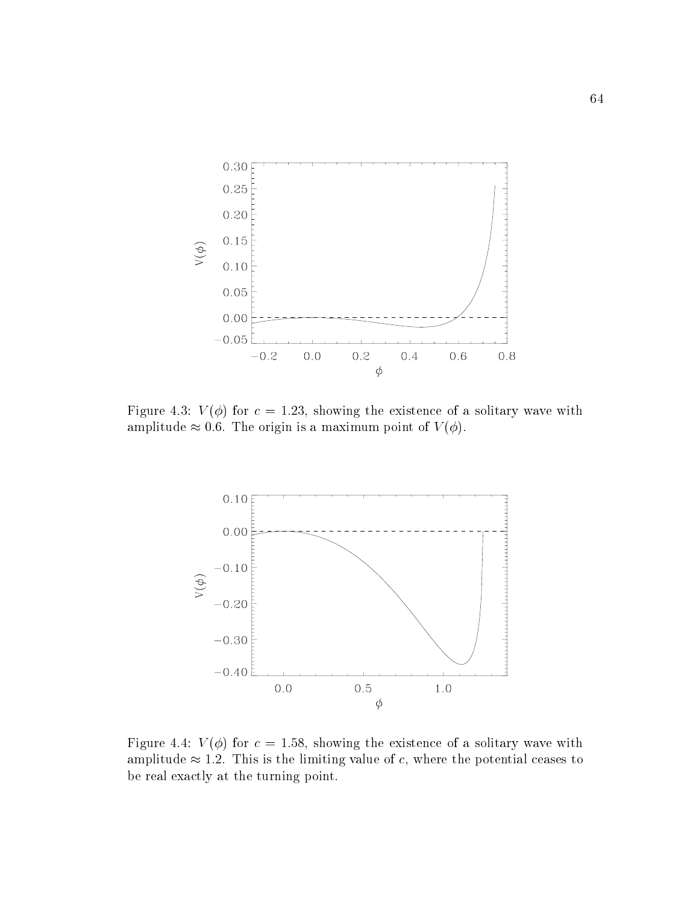Figure 4.3: $V(\phi)$ for $c = 1.23$, showing the existence of a solitary wave with amplitude $\approx 0.6$. The origin is a maximum point of $V(\phi)$.

Figure 4.4: $V(\phi)$ for $c = 1.58$, showing the existence of a solitary wave with amplitude $\approx 1.2$. This is the limiting value of $c$, where the potential ceases to be real exactly at the turning point.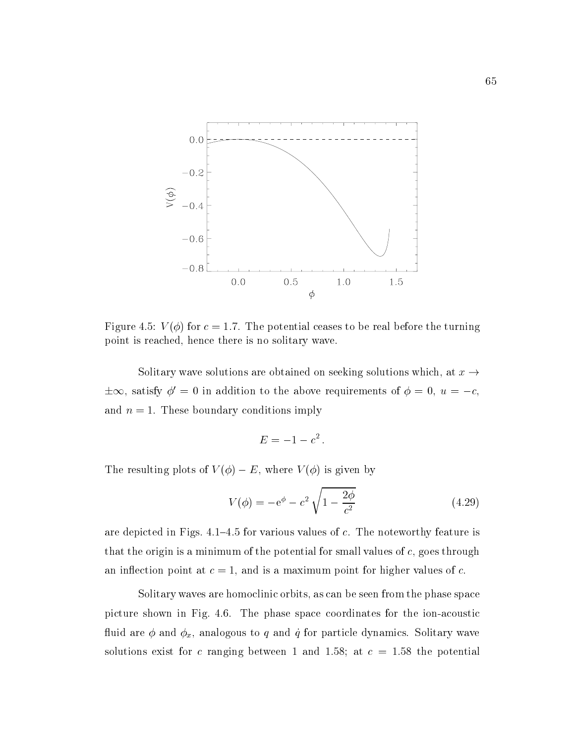Figure 4.5: $V(\phi)$ for $c = 1.7$. The potential ceases to be real before the turning point is reached, hence there is no solitary wave.

Solitary wave solutions are obtained on seeking solutions which, at $x \to \pm\infty$, satisfy $\phi' = 0$ in addition to the above requirements of $\phi = 0$, $u = -c$, and $n = 1$. These boundary conditions imply

$$E = -1 - c^2 \, .$$

The resulting plots of $V(\phi) - E$, where $V(\phi)$ is given by

$$V(\phi) = -\mathrm{e}^{\phi} - c^2 \sqrt{1 - \frac{2\phi}{c^2}} \tag{4.29}$$

are depicted in Figs. 4.1–4.5 for various values of $c$. The noteworthy feature is that the origin is a minimum of the potential for small values of $c$, goes through an inflection point at $c = 1$, and is a maximum point for higher values of $c$.

Solitary waves are homoclinic orbits, as can be seen from the phase space picture shown in Fig. 4.6. The phase space coordinates for the ion-acoustic fluid are $\phi$ and $\phi_x$, analogous to $q$ and $\dot{q}$ for particle dynamics. Solitary wave solutions exist for $c$ ranging between 1 and 1.58; at $c = 1.58$ the potential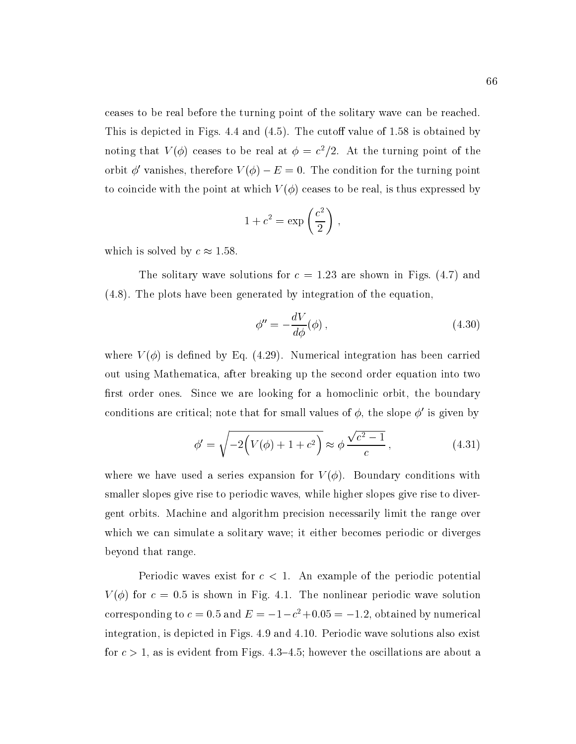ceases to be real before the turning point of the solitary wave can be reached. This is depicted in Figs. 4.4 and (4.5). The cutoff value of 1.58 is obtained by noting that $V(\phi)$ ceases to be real at $\phi = c^2/2$. At the turning point of the orbit $\phi'$ vanishes, therefore $V(\phi) - E = 0$. The condition for the turning point to coincide with the point at which $V(\phi)$ ceases to be real, is thus expressed by

$$1 + c^2 = \exp\left(\frac{c^2}{2}\right) ,$$

which is solved by $c \approx 1.58$.

The solitary wave solutions for $c = 1.23$ are shown in Figs. (4.7) and (4.8). The plots have been generated by integration of the equation,

$$\phi'' = -\frac{dV}{d\phi}(\phi) , \tag{4.30}$$

where $V(\phi)$ is defined by Eq. (4.29). Numerical integration has been carried out using Mathematica, after breaking up the second order equation into two first order ones. Since we are looking for a homoclinic orbit, the boundary conditions are critical; note that for small values of $\phi$, the slope $\phi'$ is given by

$$\phi' = \sqrt{-2\Big(V(\phi) + 1 + c^2\Big)} \approx \phi\,\frac{\sqrt{c^2-1}}{c} , \tag{4.31}$$

where we have used a series expansion for $V(\phi)$. Boundary conditions with smaller slopes give rise to periodic waves, while higher slopes give rise to divergent orbits. Machine and algorithm precision necessarily limit the range over which we can simulate a solitary wave; it either becomes periodic or diverges beyond that range.

Periodic waves exist for $c < 1$. An example of the periodic potential $V(\phi)$ for $c = 0.5$ is shown in Fig. 4.1. The nonlinear periodic wave solution corresponding to $c = 0.5$ and $E = -1 - c^2 + 0.05 = -1.2$, obtained by numerical integration, is depicted in Figs. 4.9 and 4.10. Periodic wave solutions also exist for $c > 1$, as is evident from Figs. 4.3–4.5; however the oscillations are about a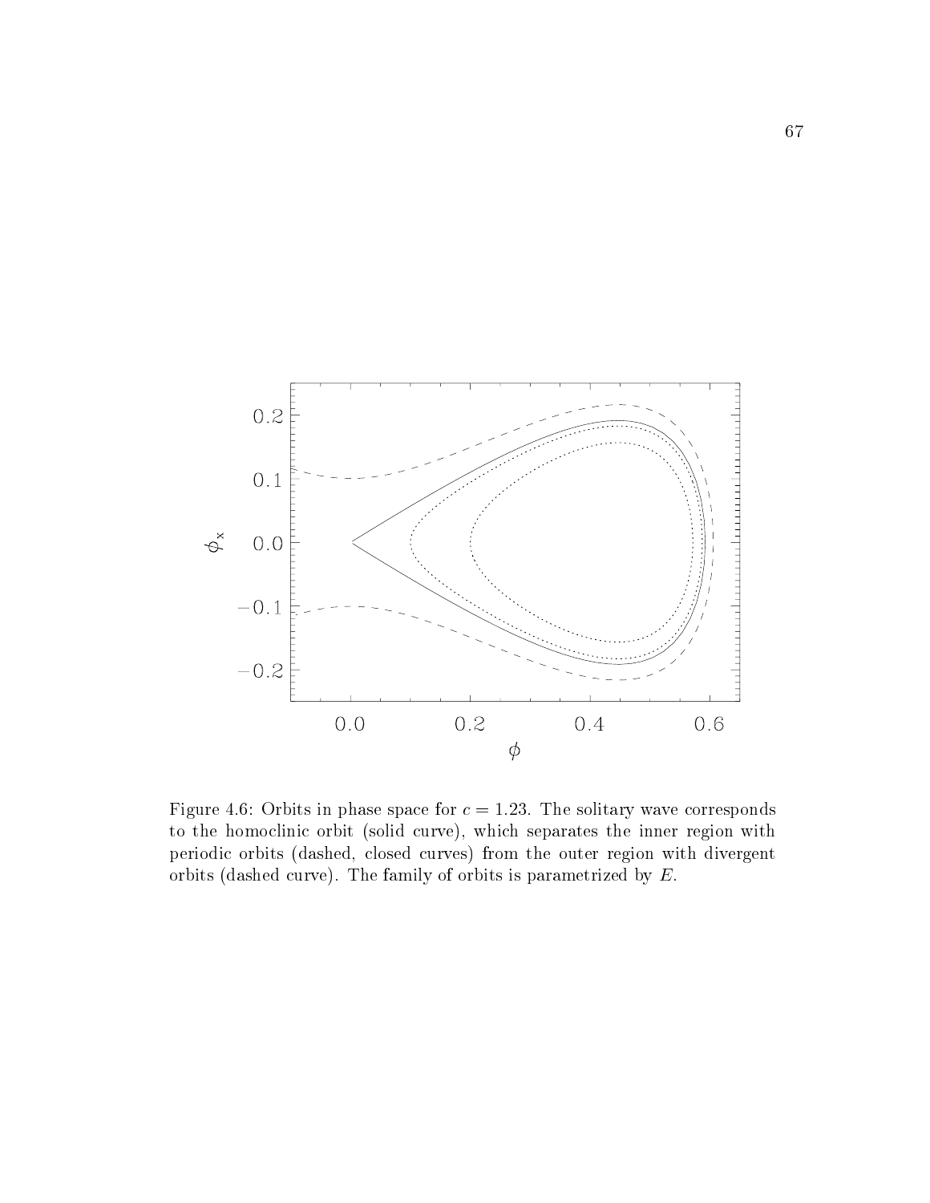Figure 4.6: Orbits in phase space for $c = 1.23$. The solitary wave corresponds to the homoclinic orbit (solid curve), which separates the inner region with periodic orbits (dashed, closed curves) from the outer region with divergent orbits (dashed curve). The family of orbits is parametrized by $E$.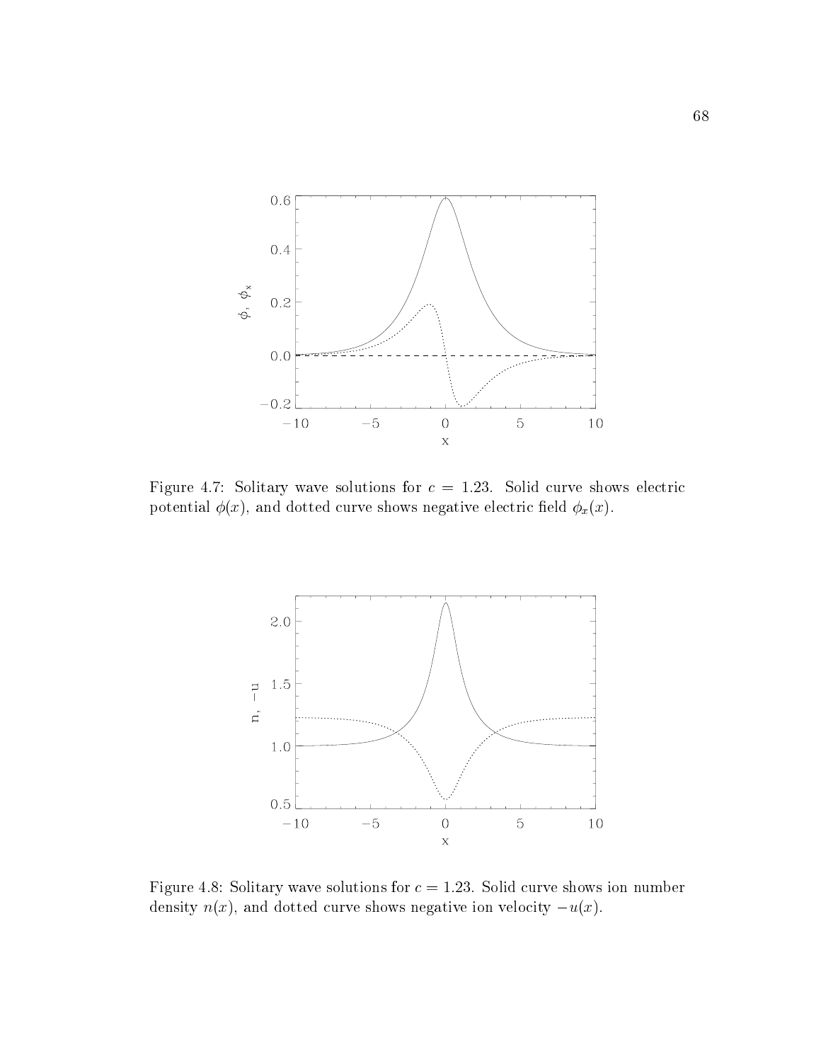Figure 4.7: Solitary wave solutions for $c = 1.23$. Solid curve shows electric potential $\phi(x)$, and dotted curve shows negative electric field $\phi_x(x)$.

Figure 4.8: Solitary wave solutions for $c = 1.23$. Solid curve shows ion number density $n(x)$, and dotted curve shows negative ion velocity $-u(x)$.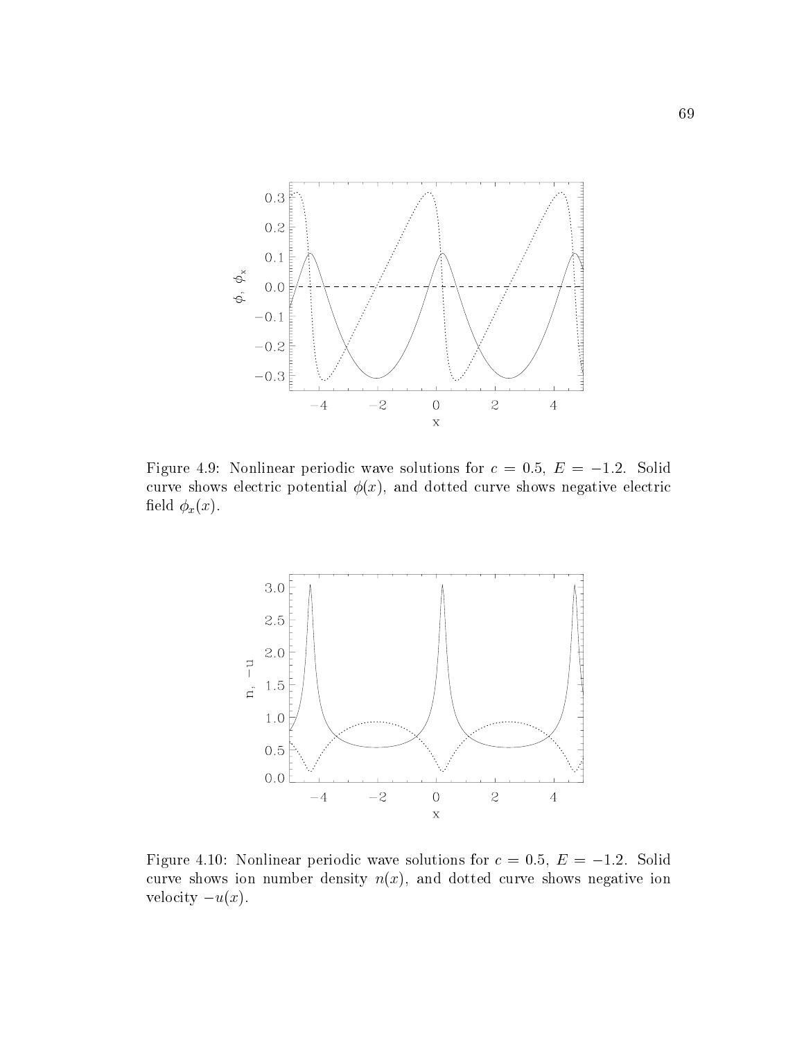Figure 4.9: Nonlinear periodic wave solutions for $c = 0.5$, $E = -1.2$. Solid curve shows electric potential $\phi(x)$, and dotted curve shows negative electric field $\phi_x(x)$.

Figure 4.10: Nonlinear periodic wave solutions for $c = 0.5$, $E = -1.2$. Solid curve shows ion number density $n(x)$, and dotted curve shows negative ion velocity $-u(x)$.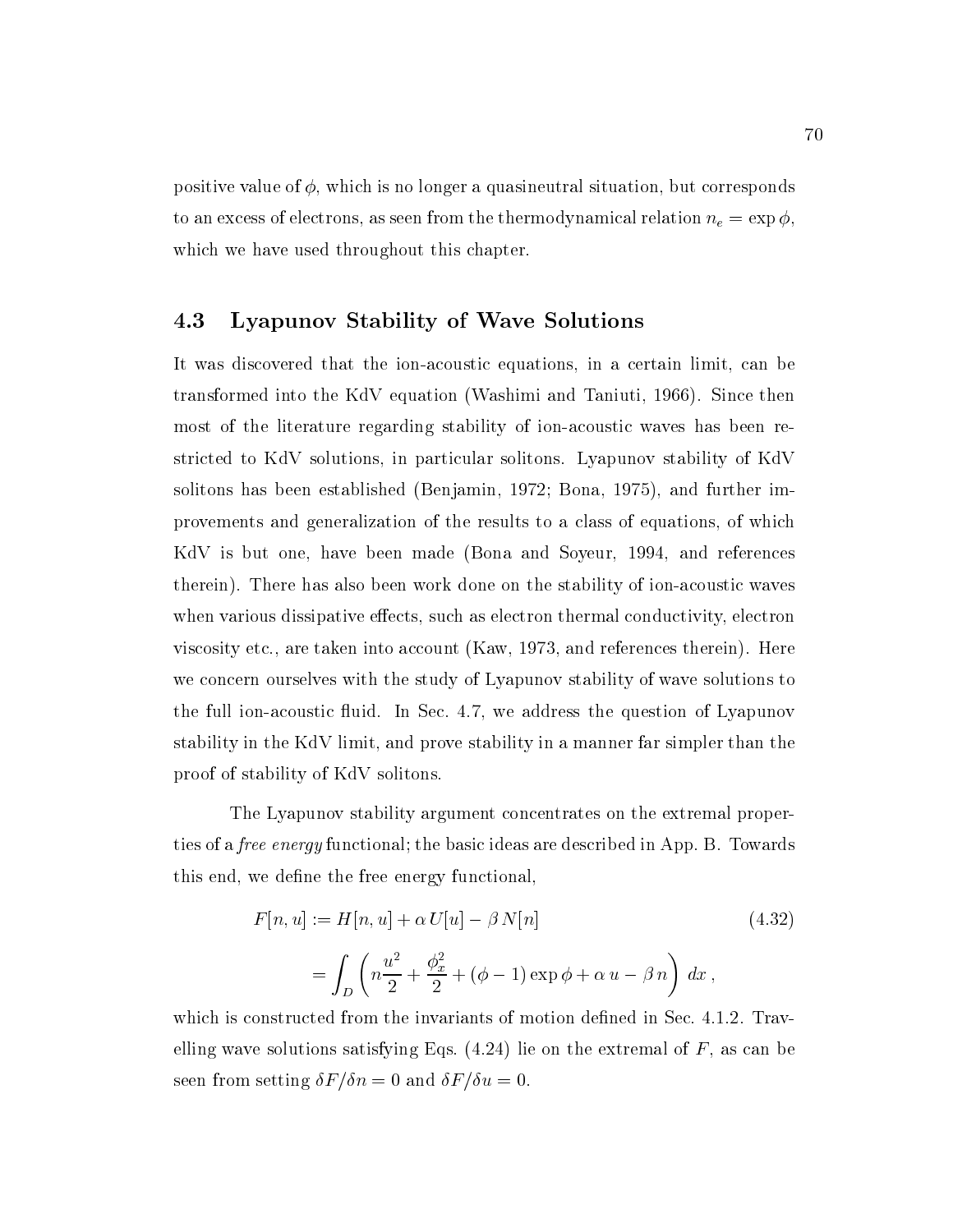positive value of $\phi$, which is no longer a quasineutral situation, but corresponds to an excess of electrons, as seen from the thermodynamical relation $n_e = \exp\phi$, which we have used throughout this chapter.

## 4.3 Lyapunov Stability of Wave Solutions

It was discovered that the ion-acoustic equations, in a certain limit, can be transformed into the KdV equation (Washimi and Taniuti, 1966). Since then most of the literature regarding stability of ion-acoustic waves has been restricted to KdV solutions, in particular solitons. Lyapunov stability of KdV solitons has been established (Benjamin, 1972; Bona, 1975), and further improvements and generalization of the results to a class of equations, of which KdV is but one, have been made (Bona and Soyeur, 1994, and references therein). There has also been work done on the stability of ion-acoustic waves when various dissipative effects, such as electron thermal conductivity, electron viscosity etc., are taken into account (Kaw, 1973, and references therein). Here we concern ourselves with the study of Lyapunov stability of wave solutions to the full ion-acoustic fluid. In Sec. 4.7, we address the question of Lyapunov stability in the KdV limit, and prove stability in a manner far simpler than the proof of stability of KdV solitons.

The Lyapunov stability argument concentrates on the extremal properties of a *free energy* functional; the basic ideas are described in App. B. Towards this end, we define the free energy functional,

$$
\begin{aligned}
F[n,u] &:= H[n,u] + \alpha\, U[u] - \beta\, N[n] \qquad (4.32)\\
&= \int_D \left( n\frac{u^2}{2} + \frac{\phi_x^2}{2} + (\phi - 1)\exp\phi + \alpha\, u - \beta\, n \right)\, dx\,,
\end{aligned}
$$

which is constructed from the invariants of motion defined in Sec. 4.1.2. Travelling wave solutions satisfying Eqs. (4.24) lie on the extremal of $F$, as can be seen from setting $\delta F/\delta n = 0$ and $\delta F/\delta u = 0$.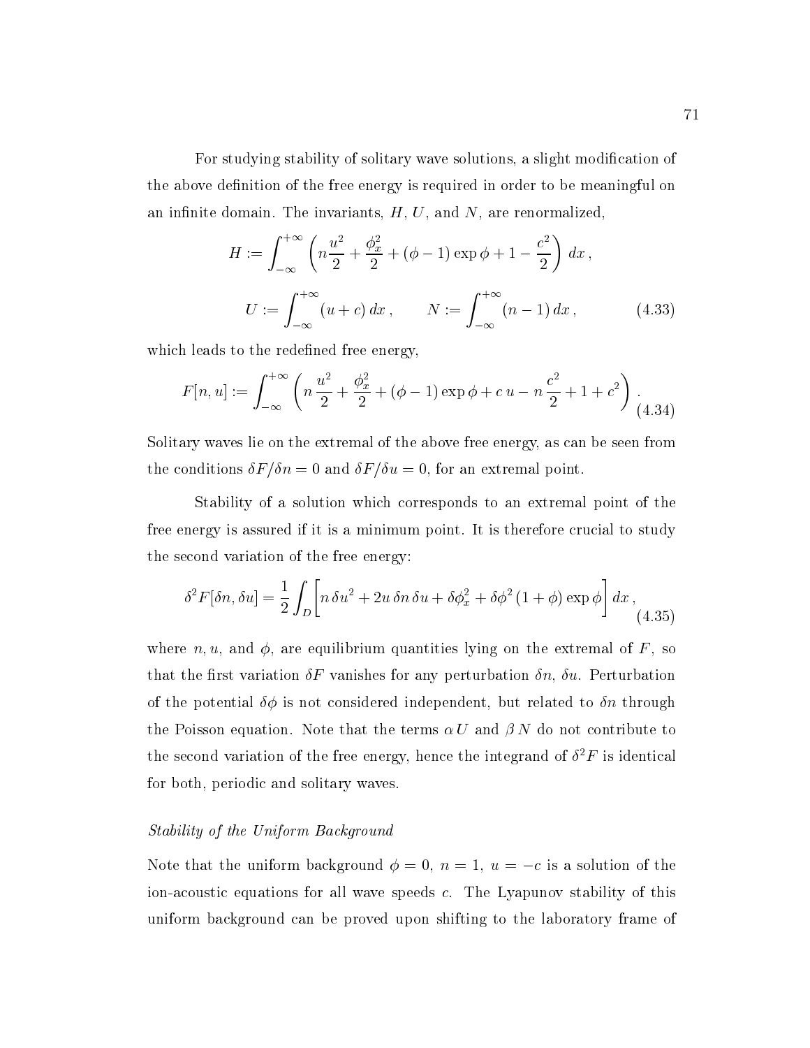For studying stability of solitary wave solutions, a slight modification of the above definition of the free energy is required in order to be meaningful on an infinite domain. The invariants, $H$, $U$, and $N$, are renormalized,

$$H := \int_{-\infty}^{+\infty} \left( n\frac{u^2}{2} + \frac{\phi_x^2}{2} + (\phi - 1)\exp\phi + 1 - \frac{c^2}{2} \right) dx \, ,$$

$$U := \int_{-\infty}^{+\infty} (u + c) \, dx \, , \qquad N := \int_{-\infty}^{+\infty} (n - 1) \, dx \, , \tag{4.33}$$

which leads to the redefined free energy,

$$F[n, u] := \int_{-\infty}^{+\infty} \left( n\,\frac{u^2}{2} + \frac{\phi_x^2}{2} + (\phi - 1)\exp\phi + c\,u - n\,\frac{c^2}{2} + 1 + c^2 \right) . \tag{4.34}$$

Solitary waves lie on the extremal of the above free energy, as can be seen from the conditions $\delta F / \delta n = 0$ and $\delta F / \delta u = 0$, for an extremal point.

Stability of a solution which corresponds to an extremal point of the free energy is assured if it is a minimum point. It is therefore crucial to study the second variation of the free energy:

$$\delta^2 F[\delta n, \delta u] = \frac{1}{2} \int_D \left[ n\,\delta u^2 + 2u\,\delta n\,\delta u + \delta\phi_x^2 + \delta\phi^2\,(1 + \phi)\exp\phi \right] dx \, , \tag{4.35}$$

where $n, u$, and $\phi$, are equilibrium quantities lying on the extremal of $F$, so that the first variation $\delta F$ vanishes for any perturbation $\delta n$, $\delta u$. Perturbation of the potential $\delta\phi$ is not considered independent, but related to $\delta n$ through the Poisson equation. Note that the terms $\alpha\,U$ and $\beta\,N$ do not contribute to the second variation of the free energy, hence the integrand of $\delta^2 F$ is identical for both, periodic and solitary waves.

*Stability of the Uniform Background*

Note that the uniform background $\phi = 0$, $n = 1$, $u = -c$ is a solution of the ion-acoustic equations for all wave speeds $c$. The Lyapunov stability of this uniform background can be proved upon shifting to the laboratory frame of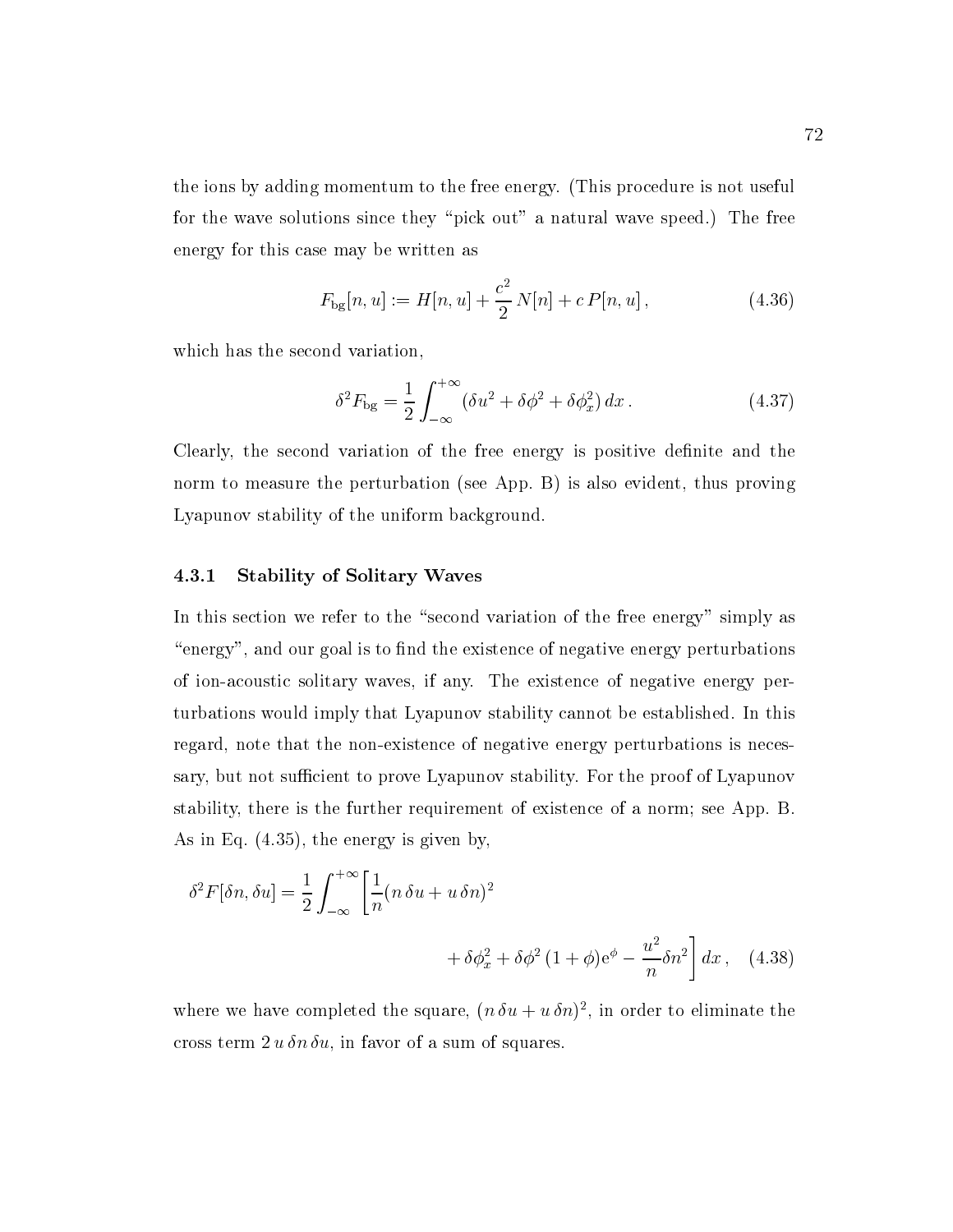the ions by adding momentum to the free energy. (This procedure is not useful for the wave solutions since they "pick out" a natural wave speed.) The free energy for this case may be written as

$$F_{\mathrm{bg}}[n,u] := H[n,u] + \frac{c^2}{2}\,N[n] + c\,P[n,u]\,, \tag{4.36}$$

which has the second variation,

$$\delta^2 F_{\mathrm{bg}} = \frac{1}{2}\int_{-\infty}^{+\infty} (\delta u^2 + \delta\phi^2 + \delta\phi_x^2)\,dx\,. \tag{4.37}$$

Clearly, the second variation of the free energy is positive definite and the norm to measure the perturbation (see App. B) is also evident, thus proving Lyapunov stability of the uniform background.

### 4.3.1 Stability of Solitary Waves

In this section we refer to the "second variation of the free energy" simply as "energy", and our goal is to find the existence of negative energy perturbations of ion-acoustic solitary waves, if any. The existence of negative energy perturbations would imply that Lyapunov stability cannot be established. In this regard, note that the non-existence of negative energy perturbations is necessary, but not sufficient to prove Lyapunov stability. For the proof of Lyapunov stability, there is the further requirement of existence of a norm; see App. B. As in Eq. (4.35), the energy is given by,

$$\delta^2 F[\delta n, \delta u] = \frac{1}{2}\int_{-\infty}^{+\infty}\left[\frac{1}{n}(n\,\delta u + u\,\delta n)^2 + \delta\phi_x^2 + \delta\phi^2\,(1+\phi)\mathrm{e}^{\phi} - \frac{u^2}{n}\delta n^2\right]dx\,, \tag{4.38}$$

where we have completed the square, $(n\,\delta u + u\,\delta n)^2$, in order to eliminate the cross term $2\,u\,\delta n\,\delta u$, in favor of a sum of squares.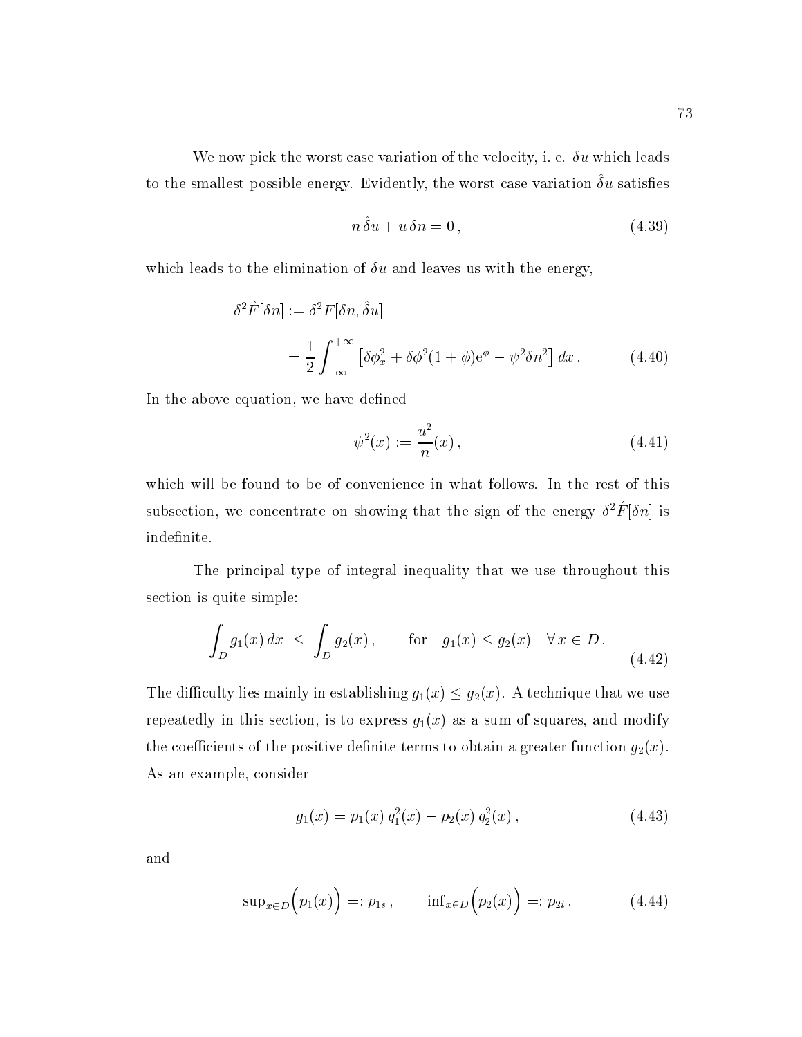We now pick the worst case variation of the velocity, i. e. $\delta u$ which leads to the smallest possible energy. Evidently, the worst case variation $\hat{\delta} u$ satisfies

$$n\,\hat{\delta} u + u\,\delta n = 0\,, \tag{4.39}$$

which leads to the elimination of $\delta u$ and leaves us with the energy,

$$\begin{aligned}\delta^2 \hat{F}[\delta n] &:= \delta^2 F[\delta n, \hat{\delta} u] \\ &= \frac{1}{2}\int_{-\infty}^{+\infty} \left[\delta\phi_x^2 + \delta\phi^2 (1+\phi) \mathrm{e}^{\phi} - \psi^2 \delta n^2\right] dx\,. \end{aligned} \tag{4.40}$$

In the above equation, we have defined

$$\psi^2(x) := \frac{u^2}{n}(x)\,, \tag{4.41}$$

which will be found to be of convenience in what follows. In the rest of this subsection, we concentrate on showing that the sign of the energy $\delta^2 \hat{F}[\delta n]$ is indefinite.

The principal type of integral inequality that we use throughout this section is quite simple:

$$\int_D g_1(x)\,dx \;\leq\; \int_D g_2(x)\,, \qquad \text{for} \quad g_1(x) \leq g_2(x) \quad \forall\, x \in D\,. \tag{4.42}$$

The difficulty lies mainly in establishing $g_1(x) \leq g_2(x)$. A technique that we use repeatedly in this section, is to express $g_1(x)$ as a sum of squares, and modify the coefficients of the positive definite terms to obtain a greater function $g_2(x)$. As an example, consider

$$g_1(x) = p_1(x)\, q_1^2(x) - p_2(x)\, q_2^2(x)\,, \tag{4.43}$$

and

$$\sup_{x\in D}\Big(p_1(x)\Big) =: p_{1s}\,, \qquad \inf_{x\in D}\Big(p_2(x)\Big) =: p_{2i}\,. \tag{4.44}$$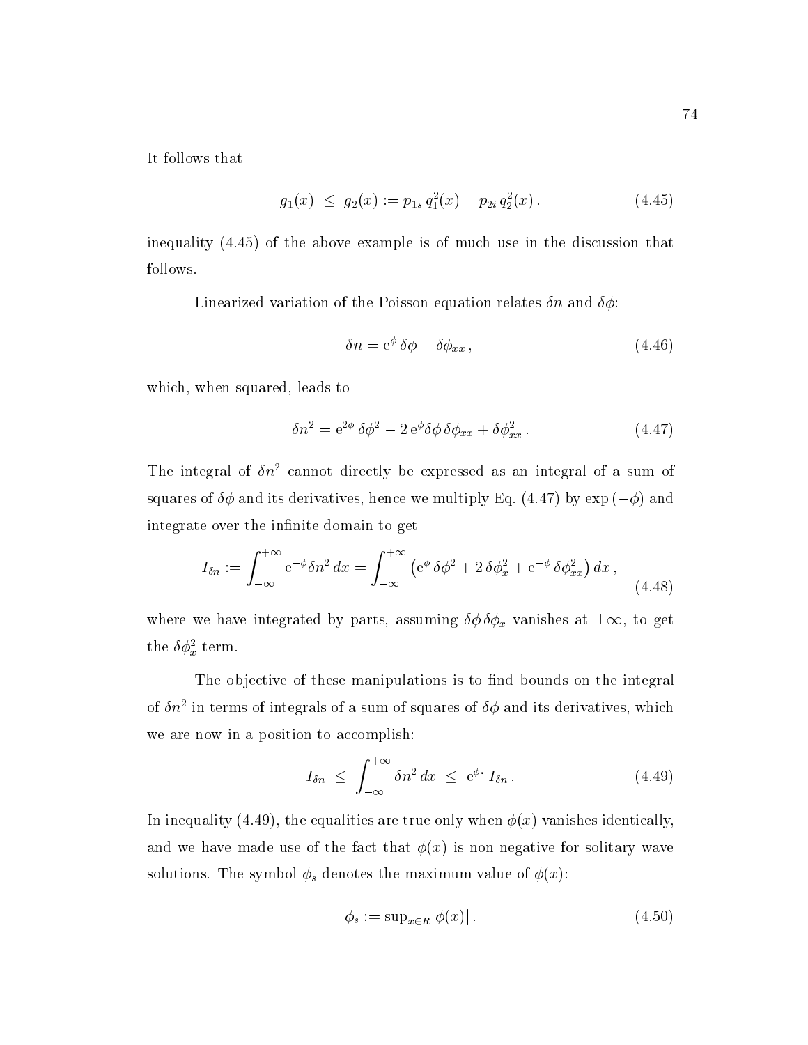It follows that

$$
g_1(x) \;\leq\; g_2(x) := p_{1s}\, q_1^2(x) - p_{2i}\, q_2^2(x)\,. \tag{4.45}
$$

inequality (4.45) of the above example is of much use in the discussion that follows.

Linearized variation of the Poisson equation relates $\delta n$ and $\delta\phi$:

$$
\delta n = \mathrm{e}^{\phi}\,\delta\phi - \delta\phi_{xx}\,, \tag{4.46}
$$

which, when squared, leads to

$$
\delta n^2 = \mathrm{e}^{2\phi}\,\delta\phi^2 - 2\,\mathrm{e}^{\phi}\delta\phi\,\delta\phi_{xx} + \delta\phi_{xx}^2\,. \tag{4.47}
$$

The integral of $\delta n^2$ cannot directly be expressed as an integral of a sum of squares of $\delta\phi$ and its derivatives, hence we multiply Eq. (4.47) by $\exp(-\phi)$ and integrate over the infinite domain to get

$$
I_{\delta n} := \int_{-\infty}^{+\infty} \mathrm{e}^{-\phi}\delta n^2\,dx = \int_{-\infty}^{+\infty} \left(\mathrm{e}^{\phi}\,\delta\phi^2 + 2\,\delta\phi_x^2 + \mathrm{e}^{-\phi}\,\delta\phi_{xx}^2\right)dx\,, \tag{4.48}
$$

where we have integrated by parts, assuming $\delta\phi\,\delta\phi_x$ vanishes at $\pm\infty$, to get the $\delta\phi_x^2$ term.

The objective of these manipulations is to find bounds on the integral of $\delta n^2$ in terms of integrals of a sum of squares of $\delta\phi$ and its derivatives, which we are now in a position to accomplish:

$$
I_{\delta n} \;\leq\; \int_{-\infty}^{+\infty} \delta n^2\,dx \;\leq\; \mathrm{e}^{\phi_s}\,I_{\delta n}\,. \tag{4.49}
$$

In inequality (4.49), the equalities are true only when $\phi(x)$ vanishes identically, and we have made use of the fact that $\phi(x)$ is non-negative for solitary wave solutions. The symbol $\phi_s$ denotes the maximum value of $\phi(x)$:

$$
\phi_s := \sup_{x\in R}|\phi(x)|\,. \tag{4.50}
$$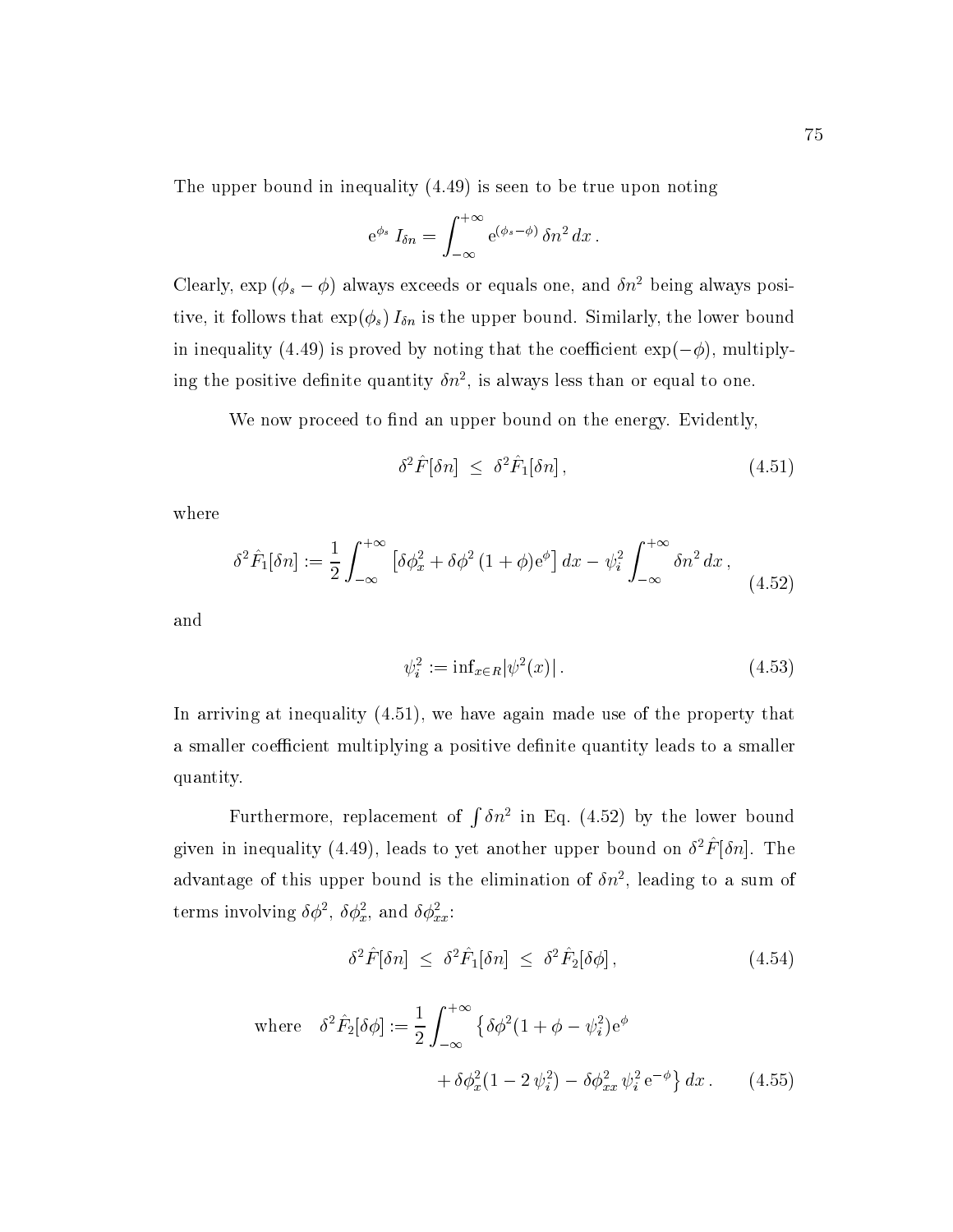The upper bound in inequality (4.49) is seen to be true upon noting

$$\mathrm{e}^{\phi_s}\, I_{\delta n} = \int_{-\infty}^{+\infty} \mathrm{e}^{(\phi_s - \phi)}\, \delta n^2\, dx\,.$$

Clearly, $\exp(\phi_s - \phi)$ always exceeds or equals one, and $\delta n^2$ being always positive, it follows that $\exp(\phi_s)\, I_{\delta n}$ is the upper bound. Similarly, the lower bound in inequality (4.49) is proved by noting that the coefficient $\exp(-\phi)$, multiplying the positive definite quantity $\delta n^2$, is always less than or equal to one.

We now proceed to find an upper bound on the energy. Evidently,

$$\delta^2 \hat{F}[\delta n] \;\leq\; \delta^2 \hat{F}_1[\delta n]\,, \tag{4.51}$$

where

$$\delta^2 \hat{F}_1[\delta n] := \frac{1}{2}\int_{-\infty}^{+\infty} \left[\delta\phi_x^2 + \delta\phi^2\,(1+\phi)\mathrm{e}^{\phi}\right] dx - \psi_i^2 \int_{-\infty}^{+\infty} \delta n^2\, dx\,, \tag{4.52}$$

and

$$\psi_i^2 := \mathrm{inf}_{x\in R} |\psi^2(x)|\,. \tag{4.53}$$

In arriving at inequality (4.51), we have again made use of the property that a smaller coefficient multiplying a positive definite quantity leads to a smaller quantity.

Furthermore, replacement of $\int \delta n^2$ in Eq. (4.52) by the lower bound given in inequality (4.49), leads to yet another upper bound on $\delta^2 \hat{F}[\delta n]$. The advantage of this upper bound is the elimination of $\delta n^2$, leading to a sum of terms involving $\delta\phi^2$, $\delta\phi_x^2$, and $\delta\phi_{xx}^2$:

$$\delta^2 \hat{F}[\delta n] \;\leq\; \delta^2 \hat{F}_1[\delta n] \;\leq\; \delta^2 \hat{F}_2[\delta\phi]\,, \tag{4.54}$$

$$\text{where}\quad \delta^2 \hat{F}_2[\delta\phi] := \frac{1}{2}\int_{-\infty}^{+\infty} \big\{\delta\phi^2(1+\phi-\psi_i^2)\mathrm{e}^{\phi} + \delta\phi_x^2(1-2\,\psi_i^2) - \delta\phi_{xx}^2\,\psi_i^2\,\mathrm{e}^{-\phi}\big\}\, dx\,. \tag{4.55}$$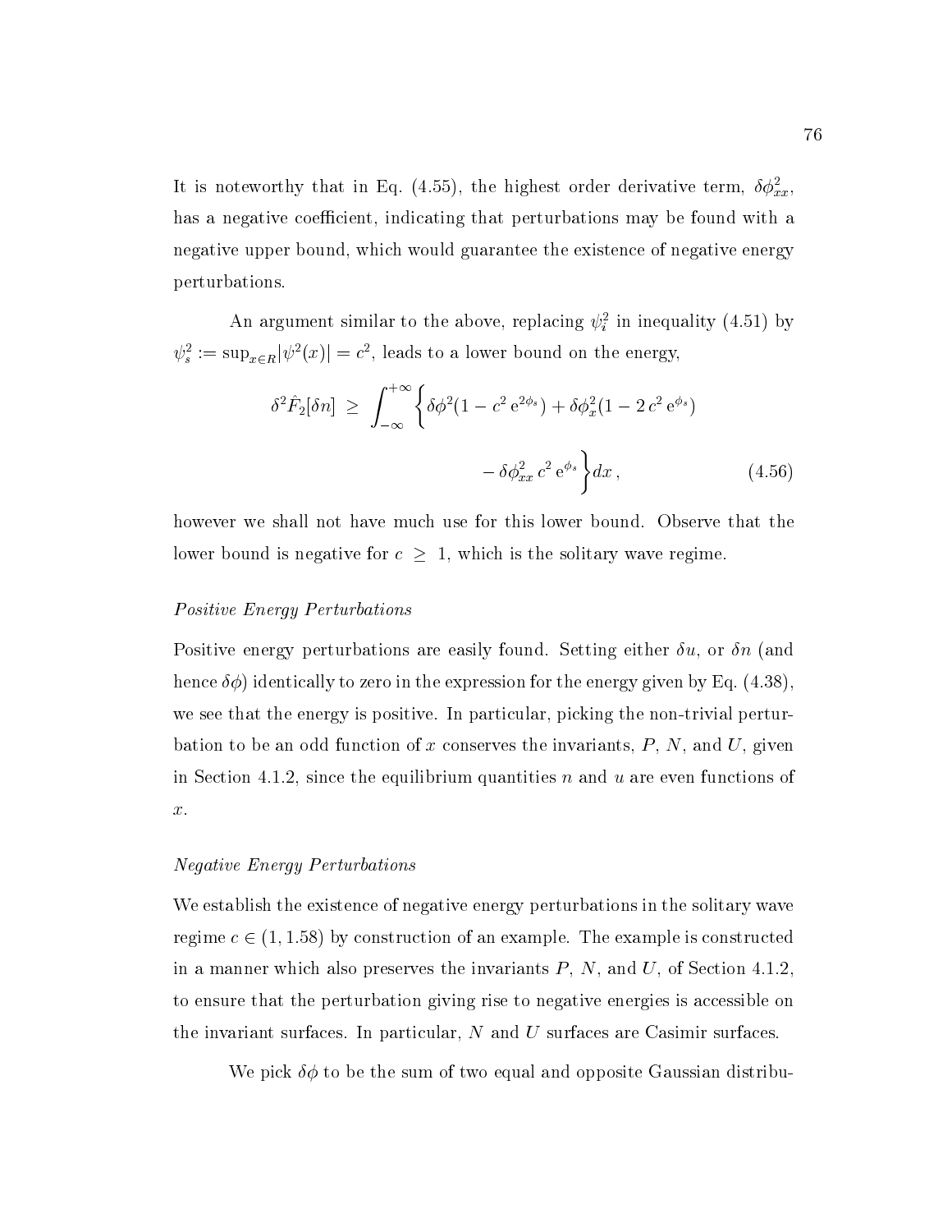It is noteworthy that in Eq. (4.55), the highest order derivative term, $\delta\phi_{xx}^2$, has a negative coefficient, indicating that perturbations may be found with a negative upper bound, which would guarantee the existence of negative energy perturbations.

An argument similar to the above, replacing $\psi_i^2$ in inequality (4.51) by $\psi_s^2 := \sup_{x\in R}|\psi^2(x)| = c^2$, leads to a lower bound on the energy,

$$\delta^2 \hat{F}_2[\delta n] \;\geq\; \int_{-\infty}^{+\infty} \Big\{ \delta\phi^2(1 - c^2\,\mathrm{e}^{2\phi_s}) + \delta\phi_x^2(1 - 2\,c^2\,\mathrm{e}^{\phi_s}) - \delta\phi_{xx}^2\, c^2\,\mathrm{e}^{\phi_s} \Big\} dx\,, \tag{4.56}$$

however we shall not have much use for this lower bound. Observe that the lower bound is negative for $c \geq 1$, which is the solitary wave regime.

*Positive Energy Perturbations*

Positive energy perturbations are easily found. Setting either $\delta u$, or $\delta n$ (and hence $\delta\phi$) identically to zero in the expression for the energy given by Eq. (4.38), we see that the energy is positive. In particular, picking the non-trivial perturbation to be an odd function of $x$ conserves the invariants, $P$, $N$, and $U$, given in Section 4.1.2, since the equilibrium quantities $n$ and $u$ are even functions of $x$.

*Negative Energy Perturbations*

We establish the existence of negative energy perturbations in the solitary wave regime $c \in (1, 1.58)$ by construction of an example. The example is constructed in a manner which also preserves the invariants $P$, $N$, and $U$, of Section 4.1.2, to ensure that the perturbation giving rise to negative energies is accessible on the invariant surfaces. In particular, $N$ and $U$ surfaces are Casimir surfaces.

We pick $\delta\phi$ to be the sum of two equal and opposite Gaussian distribu-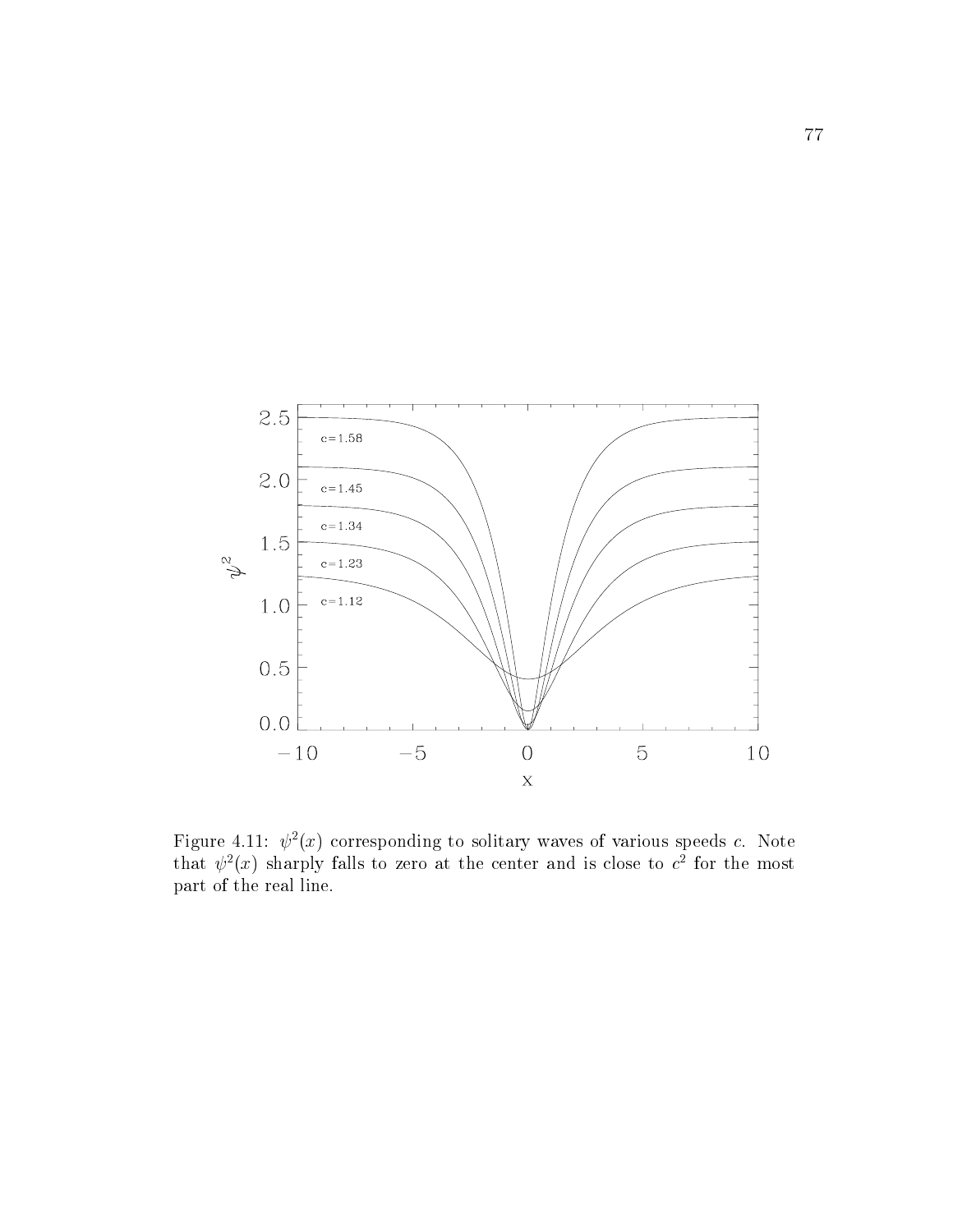Figure 4.11: $\psi^2(x)$ corresponding to solitary waves of various speeds $c$. Note that $\psi^2(x)$ sharply falls to zero at the center and is close to $c^2$ for the most part of the real line.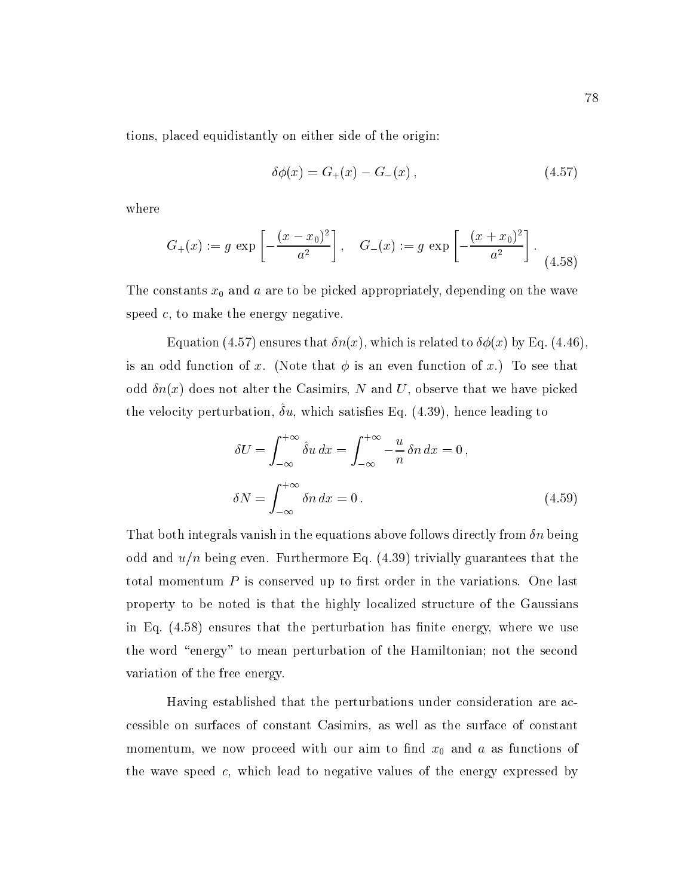tions, placed equidistantly on either side of the origin:

$$\delta\phi(x) = G_+(x) - G_-(x)\,, \tag{4.57}$$

where

$$G_+(x) := g\ \exp\left[-\frac{(x-x_0)^2}{a^2}\right], \quad G_-(x) := g\ \exp\left[-\frac{(x+x_0)^2}{a^2}\right]. \tag{4.58}$$

The constants $x_0$ and $a$ are to be picked appropriately, depending on the wave speed $c$, to make the energy negative.

Equation (4.57) ensures that $\delta n(x)$, which is related to $\delta\phi(x)$ by Eq. (4.46), is an odd function of $x$. (Note that $\phi$ is an even function of $x$.) To see that odd $\delta n(x)$ does not alter the Casimirs, $N$ and $U$, observe that we have picked the velocity perturbation, $\hat{\delta} u$, which satisfies Eq. (4.39), hence leading to

$$\delta U = \int_{-\infty}^{+\infty} \hat{\delta} u\, dx = \int_{-\infty}^{+\infty} -\frac{u}{n}\,\delta n\, dx = 0\,,$$

$$\delta N = \int_{-\infty}^{+\infty} \delta n\, dx = 0\,. \tag{4.59}$$

That both integrals vanish in the equations above follows directly from $\delta n$ being odd and $u/n$ being even. Furthermore Eq. (4.39) trivially guarantees that the total momentum $P$ is conserved up to first order in the variations. One last property to be noted is that the highly localized structure of the Gaussians in Eq. (4.58) ensures that the perturbation has finite energy, where we use the word "energy" to mean perturbation of the Hamiltonian; not the second variation of the free energy.

Having established that the perturbations under consideration are accessible on surfaces of constant Casimirs, as well as the surface of constant momentum, we now proceed with our aim to find $x_0$ and $a$ as functions of the wave speed $c$, which lead to negative values of the energy expressed by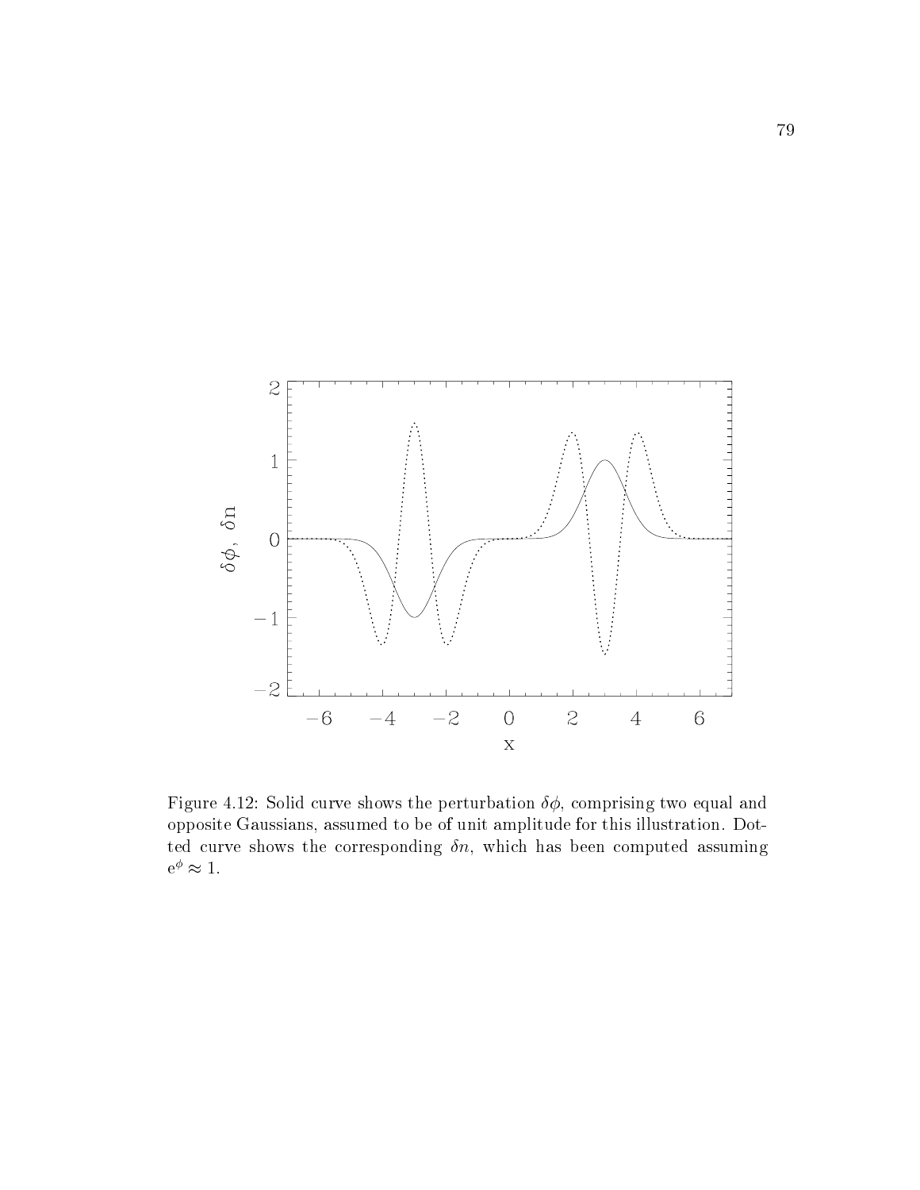Figure 4.12: Solid curve shows the perturbation $\delta\phi$, comprising two equal and opposite Gaussians, assumed to be of unit amplitude for this illustration. Dotted curve shows the corresponding $\delta n$, which has been computed assuming $e^{\phi} \approx 1$.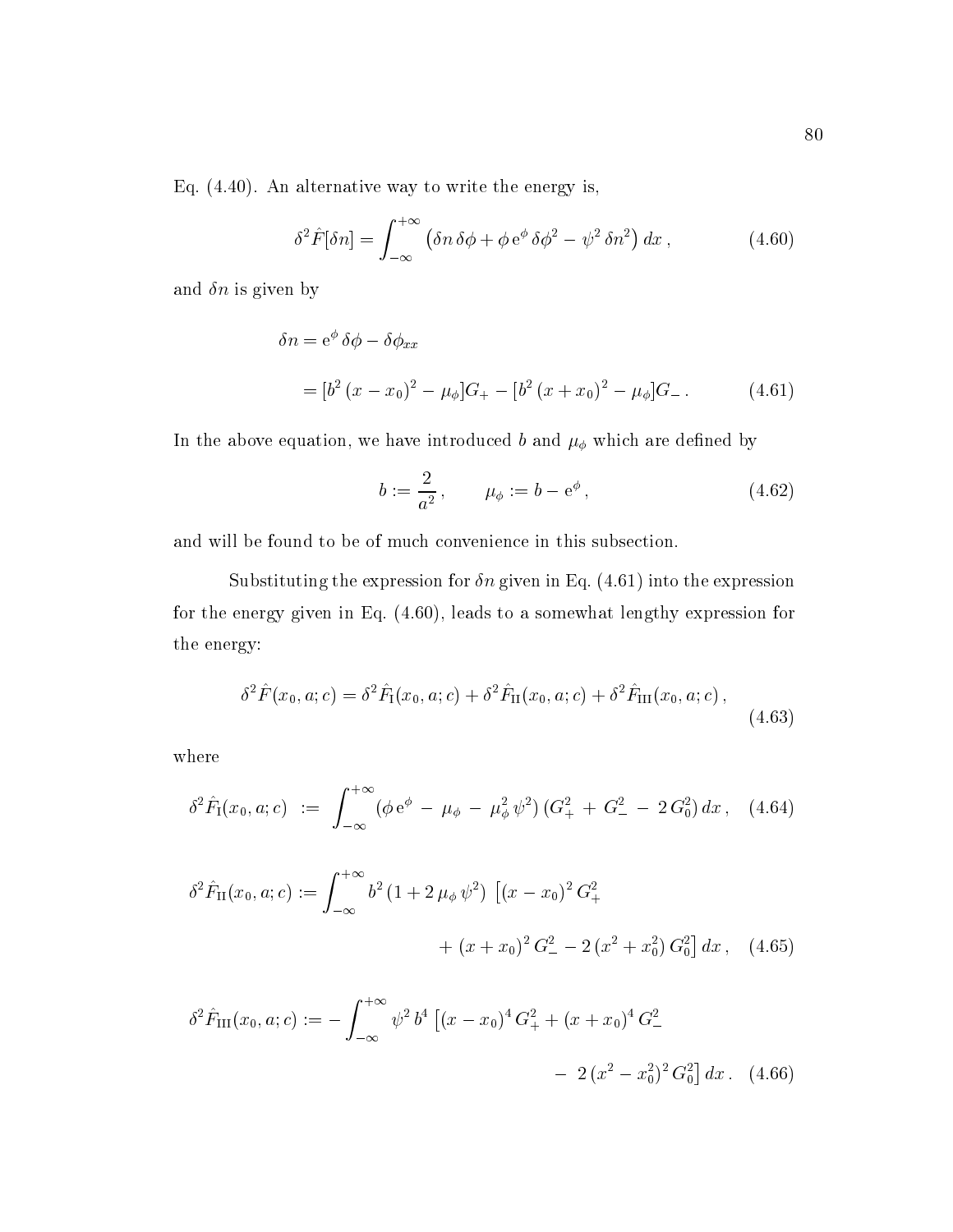Eq. (4.40). An alternative way to write the energy is,

$$\delta^2 \hat{F}[\delta n] = \int_{-\infty}^{+\infty} \left( \delta n \, \delta\phi + \phi \, \mathrm{e}^{\phi} \, \delta\phi^2 - \psi^2 \, \delta n^2 \right) dx \,, \tag{4.60}$$

and $\delta n$ is given by

$$\begin{aligned} \delta n &= \mathrm{e}^{\phi} \, \delta\phi - \delta\phi_{xx} \\ &= [b^2 \, (x - x_0)^2 - \mu_\phi] G_+ - [b^2 \, (x + x_0)^2 - \mu_\phi] G_- \,. \end{aligned} \tag{4.61}$$

In the above equation, we have introduced $b$ and $\mu_\phi$ which are defined by

$$b := \frac{2}{a^2} \,, \qquad \mu_\phi := b - \mathrm{e}^{\phi} \,, \tag{4.62}$$

and will be found to be of much convenience in this subsection.

Substituting the expression for $\delta n$ given in Eq. (4.61) into the expression for the energy given in Eq. (4.60), leads to a somewhat lengthy expression for the energy:

$$\delta^2 \hat{F}(x_0, a; c) = \delta^2 \hat{F}_{\mathrm{I}}(x_0, a; c) + \delta^2 \hat{F}_{\mathrm{II}}(x_0, a; c) + \delta^2 \hat{F}_{\mathrm{III}}(x_0, a; c) \,, \tag{4.63}$$

where

$$\delta^2 \hat{F}_{\mathrm{I}}(x_0, a; c) \;:=\; \int_{-\infty}^{+\infty} (\phi \, \mathrm{e}^{\phi} \,-\, \mu_\phi \,-\, \mu_\phi^2 \, \psi^2) \, (G_+^2 \,+\, G_-^2 \,-\, 2 \, G_0^2) \, dx \,, \tag{4.64}$$

$$\begin{aligned} \delta^2 \hat{F}_{\mathrm{II}}(x_0, a; c) := \int_{-\infty}^{+\infty} & b^2 \, (1 + 2 \, \mu_\phi \, \psi^2) \, \left[ (x - x_0)^2 \, G_+^2 \right. \\ & \left. + \, (x + x_0)^2 \, G_-^2 - 2 \, (x^2 + x_0^2) \, G_0^2 \right] dx \,, \end{aligned} \tag{4.65}$$

$$\begin{aligned} \delta^2 \hat{F}_{\mathrm{III}}(x_0, a; c) := -\int_{-\infty}^{+\infty} & \psi^2 \, b^4 \, \left[ (x - x_0)^4 \, G_+^2 + (x + x_0)^4 \, G_-^2 \right. \\ & \left. - \; 2 \, (x^2 - x_0^2)^2 \, G_0^2 \right] dx \,. \end{aligned} \tag{4.66}$$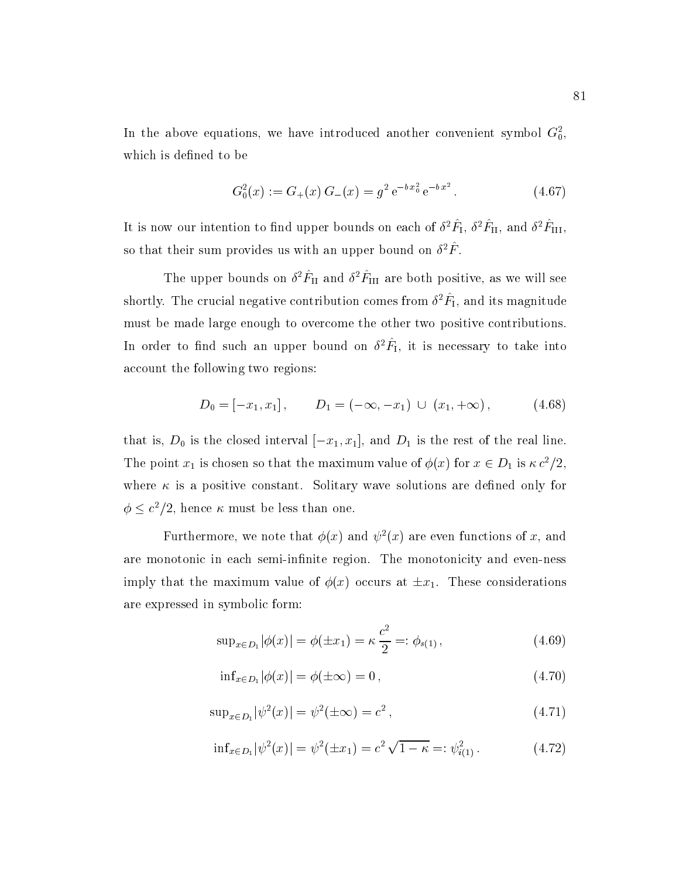In the above equations, we have introduced another convenient symbol $G_0^2$, which is defined to be

$$G_0^2(x) := G_+(x)\, G_-(x) = g^2\, \mathrm{e}^{-b\, x_0^2}\, \mathrm{e}^{-b\, x^2} \,. \tag{4.67}$$

It is now our intention to find upper bounds on each of $\delta^2 \hat{F}_{\mathrm{I}}$, $\delta^2 \hat{F}_{\mathrm{II}}$, and $\delta^2 \hat{F}_{\mathrm{III}}$, so that their sum provides us with an upper bound on $\delta^2 \hat{F}$.

The upper bounds on $\delta^2 \hat{F}_{\mathrm{II}}$ and $\delta^2 \hat{F}_{\mathrm{III}}$ are both positive, as we will see shortly. The crucial negative contribution comes from $\delta^2 \hat{F}_{\mathrm{I}}$, and its magnitude must be made large enough to overcome the other two positive contributions. In order to find such an upper bound on $\delta^2 \hat{F}_{\mathrm{I}}$, it is necessary to take into account the following two regions:

$$D_0 = [-x_1, x_1] \,, \qquad D_1 = (-\infty, -x_1) \,\cup\, (x_1, +\infty) \,, \tag{4.68}$$

that is, $D_0$ is the closed interval $[-x_1, x_1]$, and $D_1$ is the rest of the real line. The point $x_1$ is chosen so that the maximum value of $\phi(x)$ for $x \in D_1$ is $\kappa\, c^2/2$, where $\kappa$ is a positive constant. Solitary wave solutions are defined only for $\phi \leq c^2/2$, hence $\kappa$ must be less than one.

Furthermore, we note that $\phi(x)$ and $\psi^2(x)$ are even functions of $x$, and are monotonic in each semi-infinite region. The monotonicity and even-ness imply that the maximum value of $\phi(x)$ occurs at $\pm x_1$. These considerations are expressed in symbolic form:

$$\sup\nolimits_{x \in D_1} |\phi(x)| = \phi(\pm x_1) = \kappa\, \frac{c^2}{2} =: \phi_{s(1)} \,, \tag{4.69}$$

$$\inf\nolimits_{x \in D_1} |\phi(x)| = \phi(\pm \infty) = 0 \,, \tag{4.70}$$

$$\sup\nolimits_{x \in D_1} |\psi^2(x)| = \psi^2(\pm \infty) = c^2 \,, \tag{4.71}$$

$$\inf\nolimits_{x \in D_1} |\psi^2(x)| = \psi^2(\pm x_1) = c^2\, \sqrt{1 - \kappa} =: \psi_{i(1)}^2 \,. \tag{4.72}$$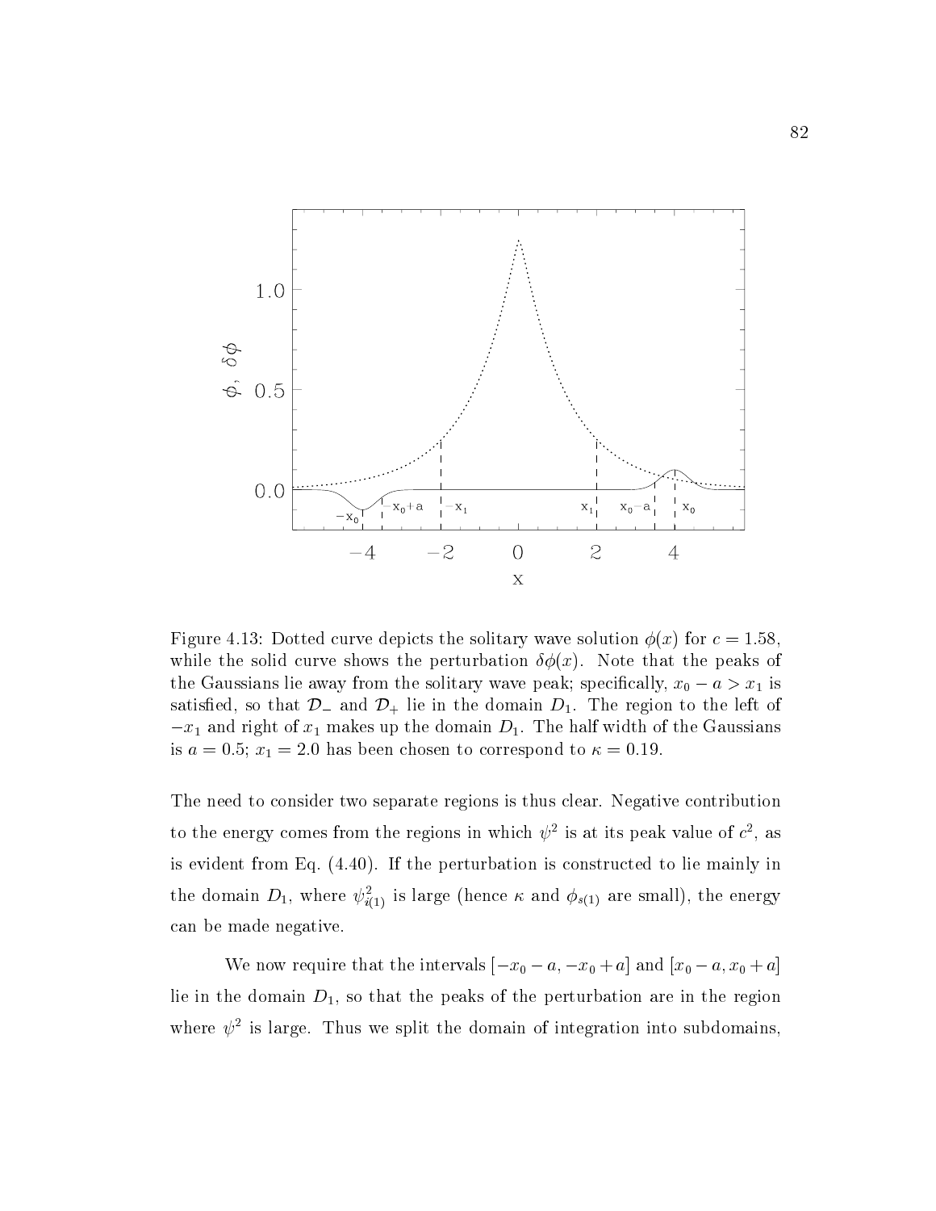Figure 4.13: Dotted curve depicts the solitary wave solution $\phi(x)$ for $c = 1.58$, while the solid curve shows the perturbation $\delta\phi(x)$. Note that the peaks of the Gaussians lie away from the solitary wave peak; specifically, $x_0 - a > x_1$ is satisfied, so that $\mathcal{D}_-$ and $\mathcal{D}_+$ lie in the domain $D_1$. The region to the left of $-x_1$ and right of $x_1$ makes up the domain $D_1$. The half width of the Gaussians is $a = 0.5$; $x_1 = 2.0$ has been chosen to correspond to $\kappa = 0.19$.

The need to consider two separate regions is thus clear. Negative contribution to the energy comes from the regions in which $\psi^2$ is at its peak value of $c^2$, as is evident from Eq. (4.40). If the perturbation is constructed to lie mainly in the domain $D_1$, where $\psi^2_{i(1)}$ is large (hence $\kappa$ and $\phi_{s(1)}$ are small), the energy can be made negative.

We now require that the intervals $[-x_0 - a, -x_0 + a]$ and $[x_0 - a, x_0 + a]$ lie in the domain $D_1$, so that the peaks of the perturbation are in the region where $\psi^2$ is large. Thus we split the domain of integration into subdomains,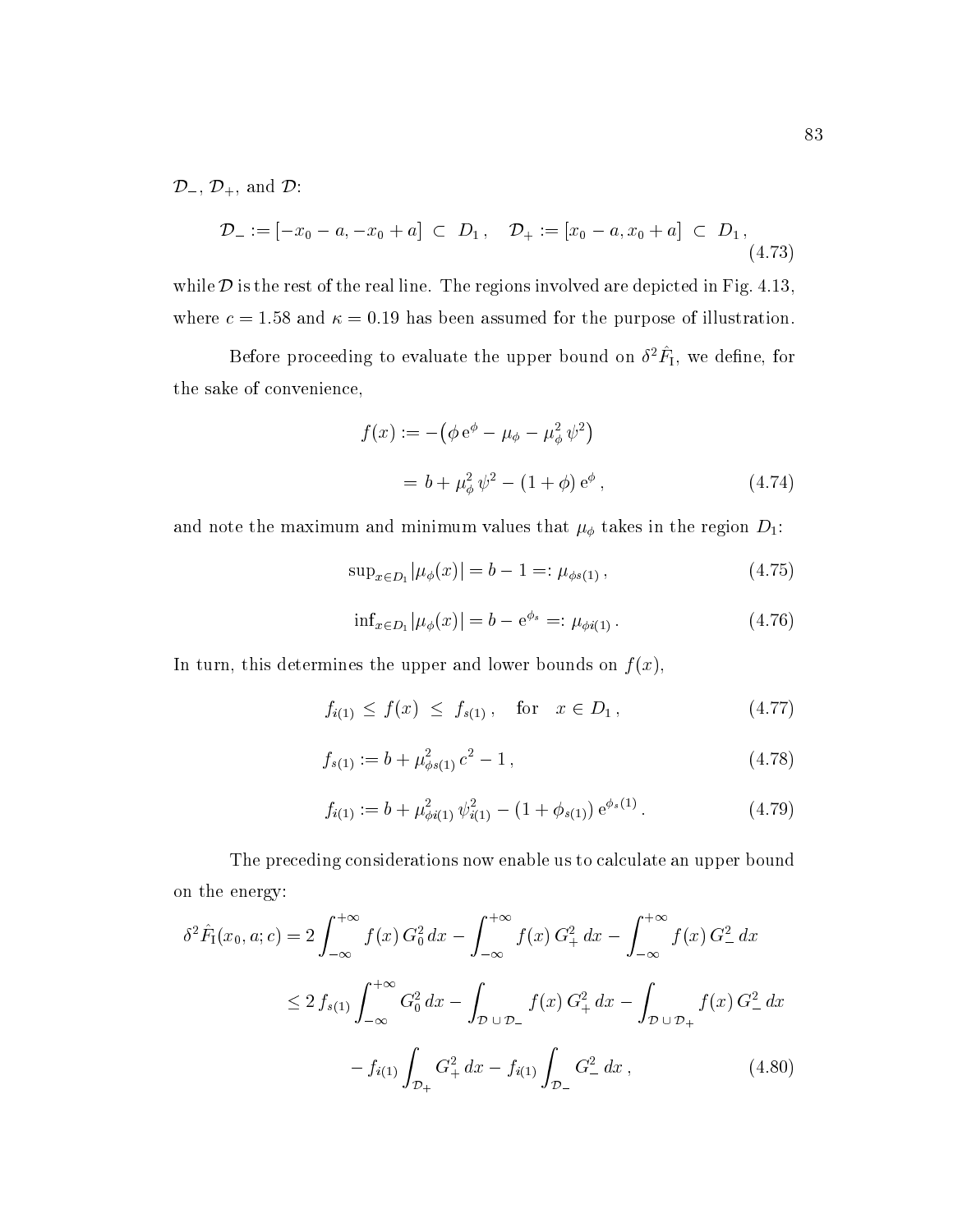$\mathcal{D}_-$, $\mathcal{D}_+$, and $\mathcal{D}$:

$$\mathcal{D}_- := [-x_0 - a, -x_0 + a] \subset D_1 \,, \quad \mathcal{D}_+ := [x_0 - a, x_0 + a] \subset D_1 \,, \tag{4.73}$$

while $\mathcal{D}$ is the rest of the real line. The regions involved are depicted in Fig. 4.13, where $c = 1.58$ and $\kappa = 0.19$ has been assumed for the purpose of illustration.

Before proceeding to evaluate the upper bound on $\delta^2 \hat{F}_{\rm I}$, we define, for the sake of convenience,

$$\begin{aligned} f(x) &:= -\big(\phi\,\mathrm{e}^{\phi} - \mu_\phi - \mu_\phi^2\,\psi^2\big) \\ &= b + \mu_\phi^2\,\psi^2 - (1+\phi)\,\mathrm{e}^{\phi}\,, \end{aligned} \tag{4.74}$$

and note the maximum and minimum values that $\mu_\phi$ takes in the region $D_1$:

$$\sup_{x\in D_1} |\mu_\phi(x)| = b - 1 =: \mu_{\phi s(1)}\,, \tag{4.75}$$

$$\inf_{x\in D_1} |\mu_\phi(x)| = b - \mathrm{e}^{\phi_s} =: \mu_{\phi i(1)}\,. \tag{4.76}$$

In turn, this determines the upper and lower bounds on $f(x)$,

$$f_{i(1)} \;\le\; f(x) \;\le\; f_{s(1)}\,, \quad \text{for} \quad x \in D_1\,, \tag{4.77}$$

$$f_{s(1)} := b + \mu_{\phi s(1)}^2\,c^2 - 1\,, \tag{4.78}$$

$$f_{i(1)} := b + \mu_{\phi i(1)}^2\,\psi_{i(1)}^2 - (1+\phi_{s(1)})\,\mathrm{e}^{\phi_s(1)}\,. \tag{4.79}$$

The preceding considerations now enable us to calculate an upper bound on the energy:

$$\begin{aligned} \delta^2 \hat{F}_{\rm I}(x_0, a; c) &= 2\int_{-\infty}^{+\infty} f(x)\,G_0^2\,dx - \int_{-\infty}^{+\infty} f(x)\,G_+^2\,dx - \int_{-\infty}^{+\infty} f(x)\,G_-^2\,dx \\ &\le 2\,f_{s(1)}\int_{-\infty}^{+\infty} G_0^2\,dx - \int_{\mathcal{D}\,\cup\,\mathcal{D}_-} f(x)\,G_+^2\,dx - \int_{\mathcal{D}\,\cup\,\mathcal{D}_+} f(x)\,G_-^2\,dx \\ &\quad - f_{i(1)}\int_{\mathcal{D}_+} G_+^2\,dx - f_{i(1)}\int_{\mathcal{D}_-} G_-^2\,dx\,, \end{aligned} \tag{4.80}$$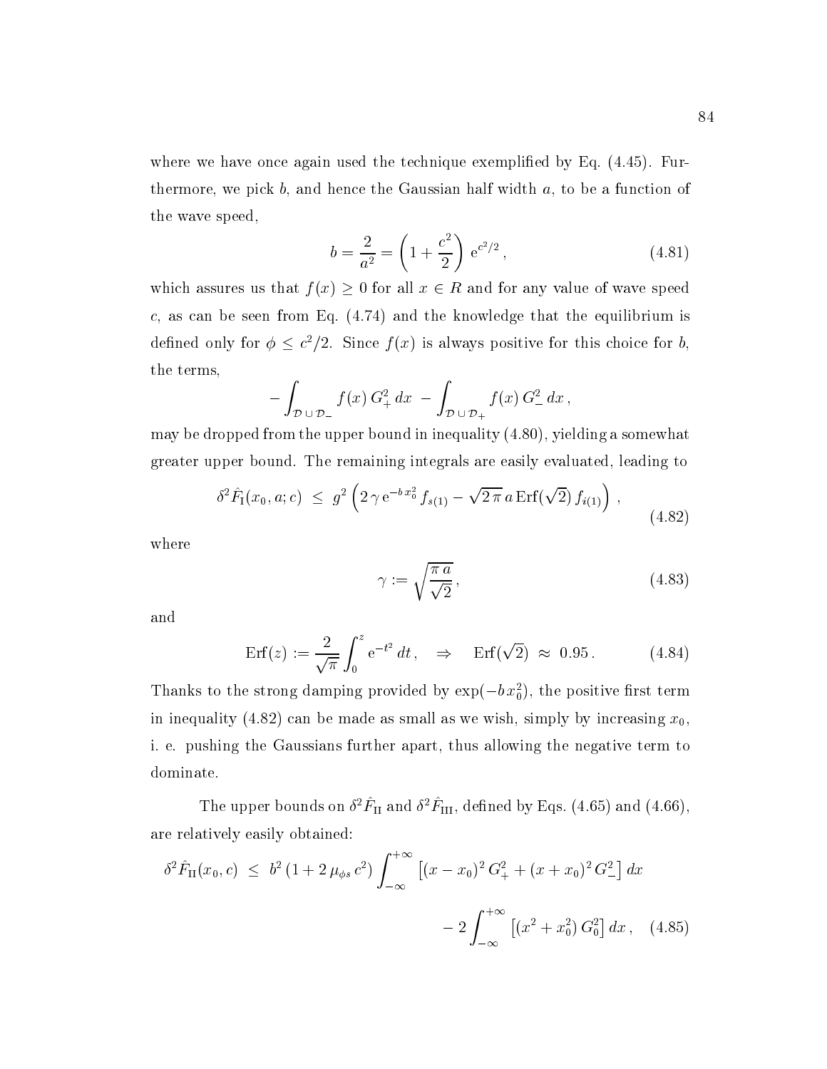where we have once again used the technique exemplified by Eq. (4.45). Furthermore, we pick $b$, and hence the Gaussian half width $a$, to be a function of the wave speed,

$$b = \frac{2}{a^2} = \left(1 + \frac{c^2}{2}\right) \mathrm{e}^{c^2/2}\,, \tag{4.81}$$

which assures us that $f(x) \geq 0$ for all $x \in R$ and for any value of wave speed $c$, as can be seen from Eq. (4.74) and the knowledge that the equilibrium is defined only for $\phi \leq c^2/2$. Since $f(x)$ is always positive for this choice for $b$, the terms,

$$-\int_{\mathcal{D}\,\cup\,\mathcal{D}_-} f(x)\, G_+^2\, dx \;\; - \int_{\mathcal{D}\,\cup\,\mathcal{D}_+} f(x)\, G_-^2\, dx\,,$$

may be dropped from the upper bound in inequality (4.80), yielding a somewhat greater upper bound. The remaining integrals are easily evaluated, leading to

$$\delta^2 \hat{F}_{\mathrm{I}}(x_0, a; c) \;\leq\; g^2 \left(2\,\gamma\, \mathrm{e}^{-b\,x_0^2}\, f_{s(1)} - \sqrt{2\,\pi}\, a\, \mathrm{Erf}(\sqrt{2})\, f_{i(1)}\right)\,, \tag{4.82}$$

where

$$\gamma := \sqrt{\frac{\pi\, a}{\sqrt{2}}}\,, \tag{4.83}$$

and

$$\mathrm{Erf}(z) := \frac{2}{\sqrt{\pi}} \int_0^z \mathrm{e}^{-t^2}\, dt\,, \quad \Rightarrow \quad \mathrm{Erf}(\sqrt{2}) \;\approx\; 0.95\,. \tag{4.84}$$

Thanks to the strong damping provided by $\exp(-b\,x_0^2)$, the positive first term in inequality (4.82) can be made as small as we wish, simply by increasing $x_0$, i. e. pushing the Gaussians further apart, thus allowing the negative term to dominate.

The upper bounds on $\delta^2 \hat{F}_{\mathrm{II}}$ and $\delta^2 \hat{F}_{\mathrm{III}}$, defined by Eqs. (4.65) and (4.66), are relatively easily obtained:

$$\delta^2 \hat{F}_{\mathrm{II}}(x_0, c) \;\leq\; b^2\,(1 + 2\,\mu_{\phi s}\, c^2) \int_{-\infty}^{+\infty} \left[(x - x_0)^2\, G_+^2 + (x + x_0)^2\, G_-^2\right] dx$$

$$- \,2 \int_{-\infty}^{+\infty} \left[(x^2 + x_0^2)\, G_0^2\right] dx\,, \tag{4.85}$$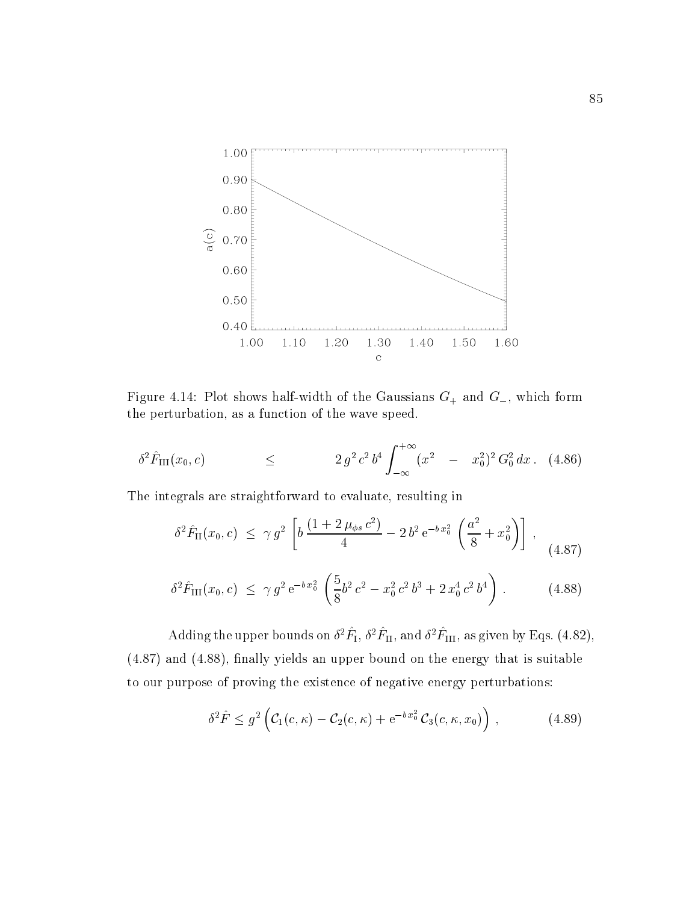Figure 4.14: Plot shows half-width of the Gaussians $G_+$ and $G_-$, which form the perturbation, as a function of the wave speed.

$$\delta^2 \hat{F}_{\rm III}(x_0, c) \quad \leq \quad 2\, g^2\, c^2\, b^4 \int_{-\infty}^{+\infty} (x^2 \quad - \quad x_0^2)^2\, G_0^2\, dx\,. \quad (4.86)$$

The integrals are straightforward to evaluate, resulting in

$$\delta^2 \hat{F}_{\rm II}(x_0, c) \; \leq \; \gamma\, g^2 \left[ b\, \frac{(1 + 2\, \mu_{\phi s}\, c^2)}{4} - 2\, b^2\, {\rm e}^{-b\, x_0^2} \left( \frac{a^2}{8} + x_0^2 \right) \right] , \quad (4.87)$$

$$\delta^2 \hat{F}_{\rm III}(x_0, c) \; \leq \; \gamma\, g^2\, {\rm e}^{-b\, x_0^2} \left( \frac{5}{8} b^2\, c^2 - x_0^2\, c^2\, b^3 + 2\, x_0^4\, c^2\, b^4 \right) . \quad (4.88)$$

Adding the upper bounds on $\delta^2 \hat{F}_{\rm I}$, $\delta^2 \hat{F}_{\rm II}$, and $\delta^2 \hat{F}_{\rm III}$, as given by Eqs. (4.82), (4.87) and (4.88), finally yields an upper bound on the energy that is suitable to our purpose of proving the existence of negative energy perturbations:

$$\delta^2 \hat{F} \leq g^2 \left( \mathcal{C}_1(c, \kappa) - \mathcal{C}_2(c, \kappa) + {\rm e}^{-b\, x_0^2}\, \mathcal{C}_3(c, \kappa, x_0) \right) , \quad (4.89)$$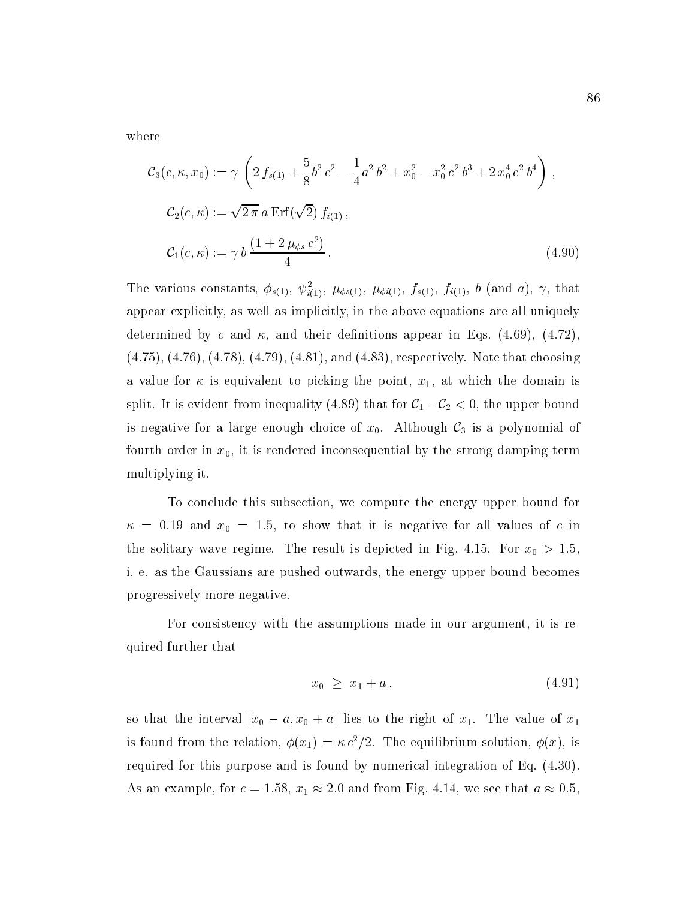where

$$
\begin{aligned}
\mathcal{C}_3(c,\kappa,x_0) &:= \gamma\,\left(2\,f_{s(1)} + \frac{5}{8}b^2\,c^2 - \frac{1}{4}a^2\,b^2 + x_0^2 - x_0^2\,c^2\,b^3 + 2\,x_0^4\,c^2\,b^4\right)\,,\\
\mathcal{C}_2(c,\kappa) &:= \sqrt{2\,\pi}\,a\,\mathrm{Erf}(\sqrt{2})\,f_{i(1)}\,,\\
\mathcal{C}_1(c,\kappa) &:= \gamma\,b\,\frac{(1+2\,\mu_{\phi s}\,c^2)}{4}\,.
\end{aligned}
\tag{4.90}
$$

The various constants, $\phi_{s(1)}$, $\psi^2_{i(1)}$, $\mu_{\phi s(1)}$, $\mu_{\phi i(1)}$, $f_{s(1)}$, $f_{i(1)}$, $b$ (and $a$), $\gamma$, that appear explicitly, as well as implicitly, in the above equations are all uniquely determined by $c$ and $\kappa$, and their definitions appear in Eqs. (4.69), (4.72), (4.75), (4.76), (4.78), (4.79), (4.81), and (4.83), respectively. Note that choosing a value for $\kappa$ is equivalent to picking the point, $x_1$, at which the domain is split. It is evident from inequality (4.89) that for $\mathcal{C}_1 - \mathcal{C}_2 < 0$, the upper bound is negative for a large enough choice of $x_0$. Although $\mathcal{C}_3$ is a polynomial of fourth order in $x_0$, it is rendered inconsequential by the strong damping term multiplying it.

To conclude this subsection, we compute the energy upper bound for $\kappa = 0.19$ and $x_0 = 1.5$, to show that it is negative for all values of $c$ in the solitary wave regime. The result is depicted in Fig. 4.15. For $x_0 > 1.5$, i. e. as the Gaussians are pushed outwards, the energy upper bound becomes progressively more negative.

For consistency with the assumptions made in our argument, it is required further that

$$
x_0 \;\geq\; x_1 + a\,,
\tag{4.91}
$$

so that the interval $[x_0 - a, x_0 + a]$ lies to the right of $x_1$. The value of $x_1$ is found from the relation, $\phi(x_1) = \kappa\,c^2/2$. The equilibrium solution, $\phi(x)$, is required for this purpose and is found by numerical integration of Eq. (4.30). As an example, for $c = 1.58$, $x_1 \approx 2.0$ and from Fig. 4.14, we see that $a \approx 0.5$,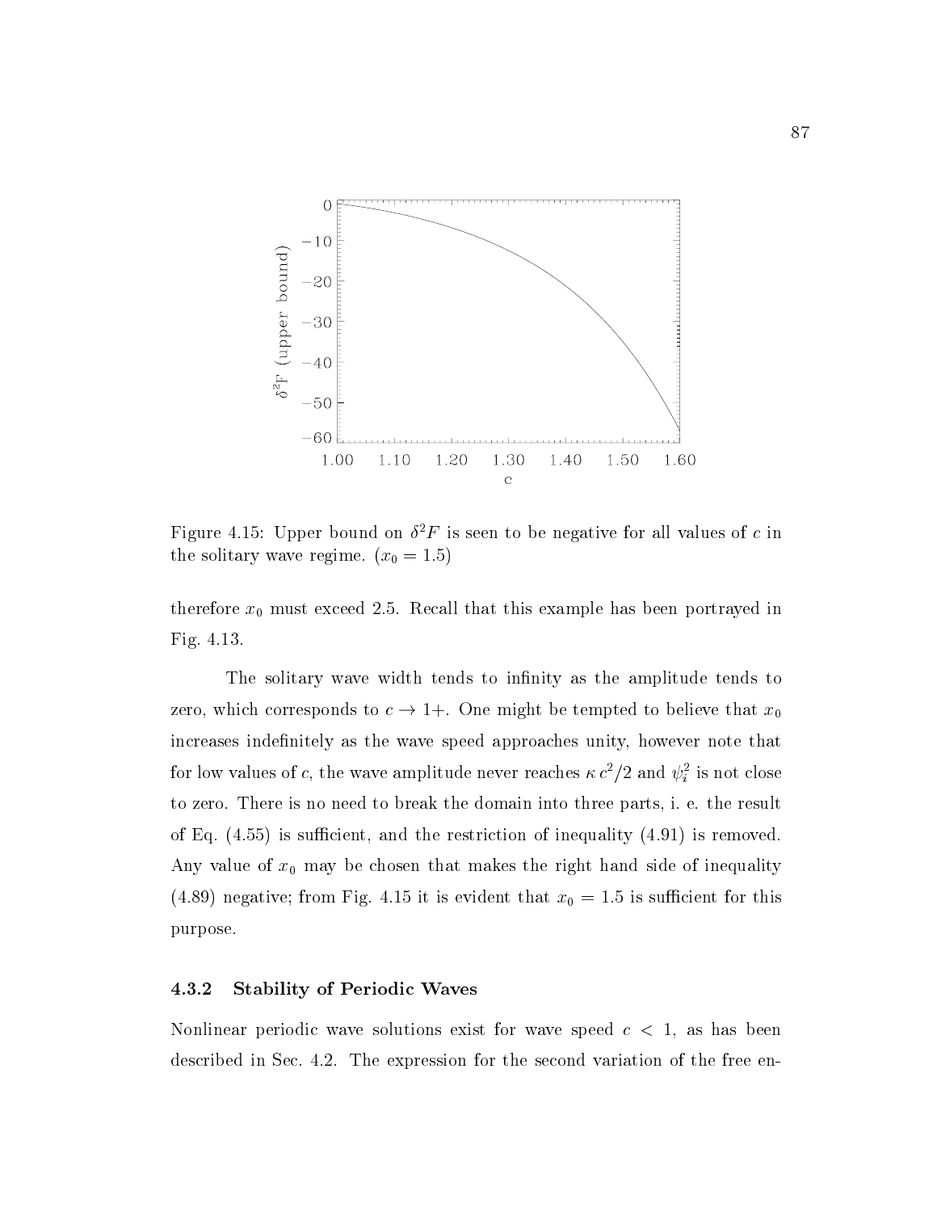Figure 4.15: Upper bound on $\delta^2 F$ is seen to be negative for all values of $c$ in the solitary wave regime. ($x_0 = 1.5$)

therefore $x_0$ must exceed 2.5. Recall that this example has been portrayed in Fig. 4.13.

The solitary wave width tends to infinity as the amplitude tends to zero, which corresponds to $c \to 1+$. One might be tempted to believe that $x_0$ increases indefinitely as the wave speed approaches unity, however note that for low values of $c$, the wave amplitude never reaches $\kappa\, c^2/2$ and $\psi_i^2$ is not close to zero. There is no need to break the domain into three parts, i. e. the result of Eq. (4.55) is sufficient, and the restriction of inequality (4.91) is removed. Any value of $x_0$ may be chosen that makes the right hand side of inequality (4.89) negative; from Fig. 4.15 it is evident that $x_0 = 1.5$ is sufficient for this purpose.

### 4.3.2 Stability of Periodic Waves

Nonlinear periodic wave solutions exist for wave speed $c < 1$, as has been described in Sec. 4.2. The expression for the second variation of the free en-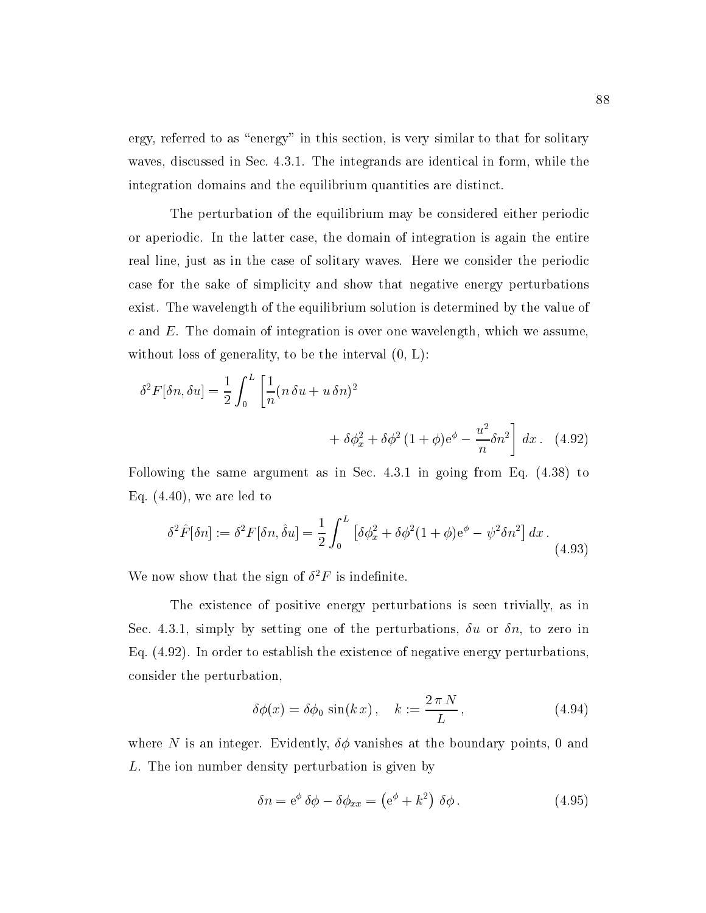ergy, referred to as "energy" in this section, is very similar to that for solitary waves, discussed in Sec. 4.3.1. The integrands are identical in form, while the integration domains and the equilibrium quantities are distinct.

The perturbation of the equilibrium may be considered either periodic or aperiodic. In the latter case, the domain of integration is again the entire real line, just as in the case of solitary waves. Here we consider the periodic case for the sake of simplicity and show that negative energy perturbations exist. The wavelength of the equilibrium solution is determined by the value of $c$ and $E$. The domain of integration is over one wavelength, which we assume, without loss of generality, to be the interval (0, L):

$$\delta^2 F[\delta n, \delta u] = \frac{1}{2}\int_0^L \left[\frac{1}{n}(n\,\delta u + u\,\delta n)^2 + \delta\phi_x^2 + \delta\phi^2\,(1+\phi)\mathrm{e}^{\phi} - \frac{u^2}{n}\delta n^2\right] dx\,. \quad (4.92)$$

Following the same argument as in Sec. 4.3.1 in going from Eq. (4.38) to Eq. (4.40), we are led to

$$\delta^2 \hat{F}[\delta n] := \delta^2 F[\delta n, \hat{\delta u}] = \frac{1}{2}\int_0^L \left[\delta\phi_x^2 + \delta\phi^2(1+\phi)\mathrm{e}^{\phi} - \psi^2\delta n^2\right] dx\,. \quad (4.93)$$

We now show that the sign of $\delta^2 F$ is indefinite.

The existence of positive energy perturbations is seen trivially, as in Sec. 4.3.1, simply by setting one of the perturbations, $\delta u$ or $\delta n$, to zero in Eq. (4.92). In order to establish the existence of negative energy perturbations, consider the perturbation,

$$\delta\phi(x) = \delta\phi_0\,\sin(k\,x)\,, \quad k := \frac{2\,\pi\,N}{L}\,, \quad (4.94)$$

where $N$ is an integer. Evidently, $\delta\phi$ vanishes at the boundary points, 0 and $L$. The ion number density perturbation is given by

$$\delta n = \mathrm{e}^{\phi}\,\delta\phi - \delta\phi_{xx} = \left(\mathrm{e}^{\phi} + k^2\right)\,\delta\phi\,. \quad (4.95)$$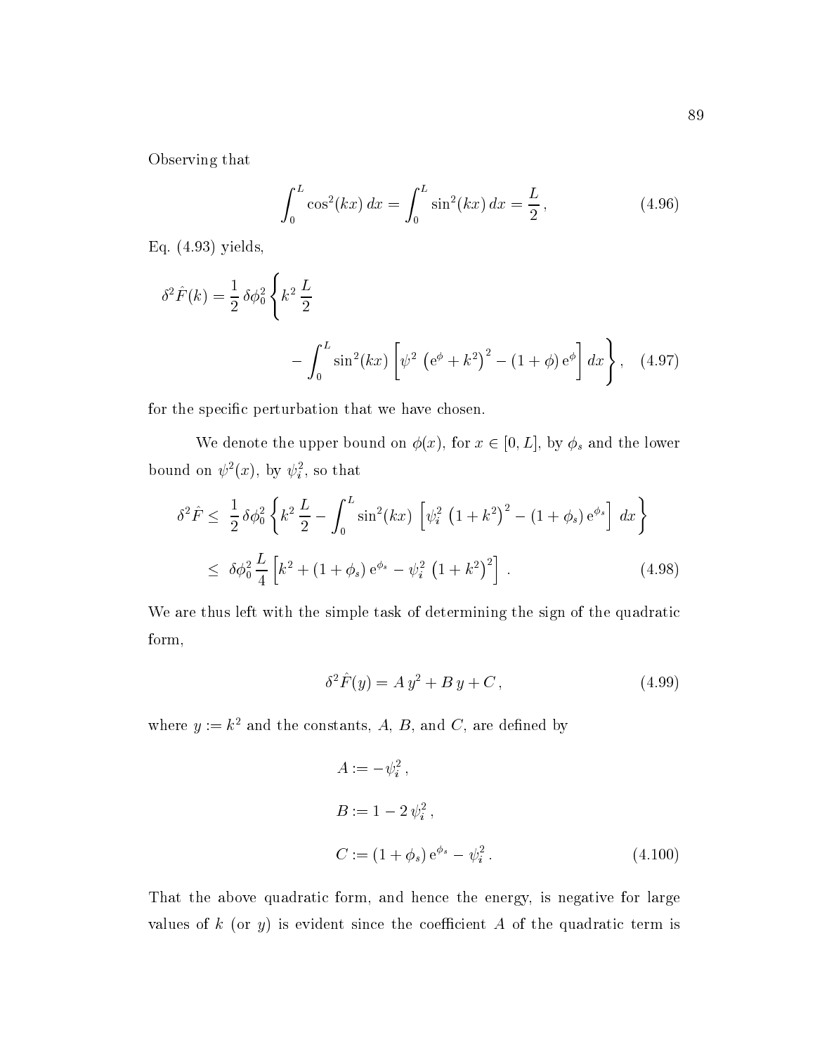Observing that

$$\int_0^L \cos^2(kx)\,dx = \int_0^L \sin^2(kx)\,dx = \frac{L}{2}\,, \tag{4.96}$$

Eq. (4.93) yields,

$$\delta^2 \hat{F}(k) = \frac{1}{2}\,\delta\phi_0^2 \left\{ k^2\,\frac{L}{2} - \int_0^L \sin^2(kx) \left[ \psi^2 \left( \mathrm{e}^{\phi} + k^2 \right)^2 - (1+\phi)\,\mathrm{e}^{\phi} \right] dx \right\}, \tag{4.97}$$

for the specific perturbation that we have chosen.

We denote the upper bound on $\phi(x)$, for $x \in [0, L]$, by $\phi_s$ and the lower bound on $\psi^2(x)$, by $\psi_i^2$, so that

$$\begin{aligned} \delta^2 \hat{F} \leq&\; \frac{1}{2}\,\delta\phi_0^2 \left\{ k^2\,\frac{L}{2} - \int_0^L \sin^2(kx) \left[ \psi_i^2 \left( 1 + k^2 \right)^2 - (1+\phi_s)\,\mathrm{e}^{\phi_s} \right] dx \right\} \\ \leq&\; \delta\phi_0^2\,\frac{L}{4} \left[ k^2 + (1+\phi_s)\,\mathrm{e}^{\phi_s} - \psi_i^2 \left( 1 + k^2 \right)^2 \right]. \end{aligned} \tag{4.98}$$

We are thus left with the simple task of determining the sign of the quadratic form,

$$\delta^2 \hat{F}(y) = A\,y^2 + B\,y + C\,, \tag{4.99}$$

where $y := k^2$ and the constants, $A$, $B$, and $C$, are defined by

$$\begin{aligned} A &:= -\psi_i^2\,, \\ B &:= 1 - 2\,\psi_i^2\,, \\ C &:= (1+\phi_s)\,\mathrm{e}^{\phi_s} - \psi_i^2\,. \end{aligned} \tag{4.100}$$

That the above quadratic form, and hence the energy, is negative for large values of $k$ (or $y$) is evident since the coefficient $A$ of the quadratic term is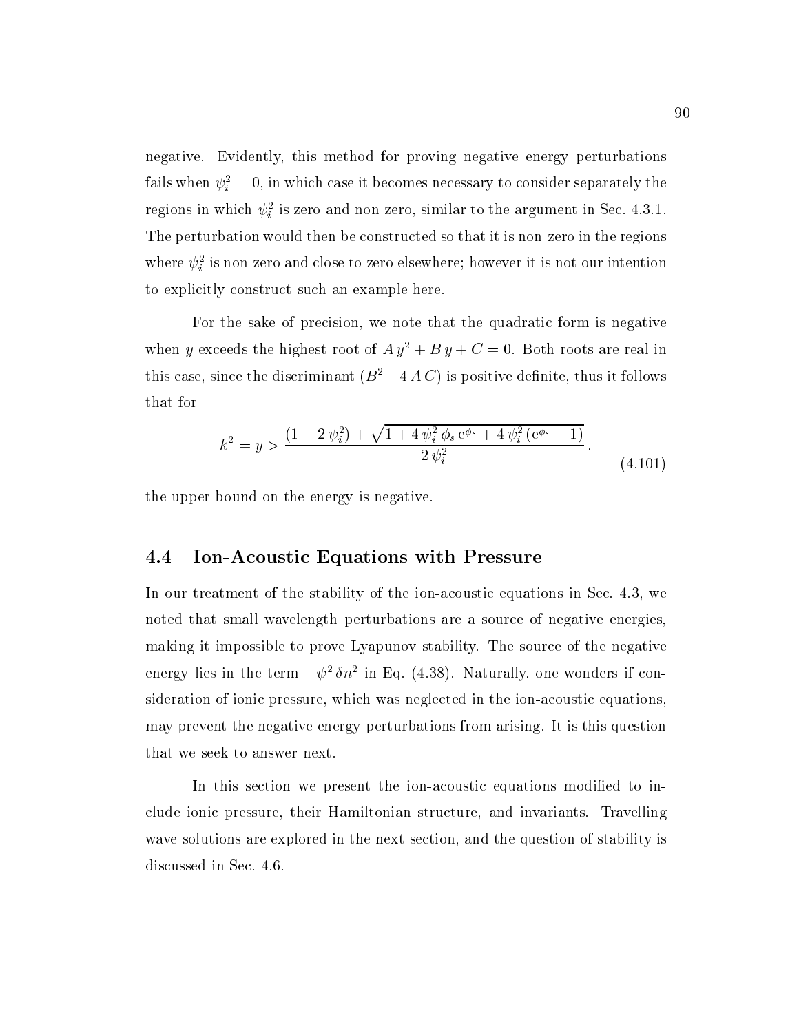negative. Evidently, this method for proving negative energy perturbations fails when $\psi_i^2 = 0$, in which case it becomes necessary to consider separately the regions in which $\psi_i^2$ is zero and non-zero, similar to the argument in Sec. 4.3.1. The perturbation would then be constructed so that it is non-zero in the regions where $\psi_i^2$ is non-zero and close to zero elsewhere; however it is not our intention to explicitly construct such an example here.

For the sake of precision, we note that the quadratic form is negative when $y$ exceeds the highest root of $A\,y^2 + B\,y + C = 0$. Both roots are real in this case, since the discriminant $(B^2 - 4\,A\,C)$ is positive definite, thus it follows that for

$$k^2 = y > \frac{(1 - 2\,\psi_i^2) + \sqrt{1 + 4\,\psi_i^2\,\phi_s\,\mathrm{e}^{\phi_s} + 4\,\psi_i^2\,(\mathrm{e}^{\phi_s} - 1)}}{2\,\psi_i^2}\,, \tag{4.101}$$

the upper bound on the energy is negative.

## 4.4 Ion-Acoustic Equations with Pressure

In our treatment of the stability of the ion-acoustic equations in Sec. 4.3, we noted that small wavelength perturbations are a source of negative energies, making it impossible to prove Lyapunov stability. The source of the negative energy lies in the term $-\psi^2\,\delta n^2$ in Eq. (4.38). Naturally, one wonders if consideration of ionic pressure, which was neglected in the ion-acoustic equations, may prevent the negative energy perturbations from arising. It is this question that we seek to answer next.

In this section we present the ion-acoustic equations modified to include ionic pressure, their Hamiltonian structure, and invariants. Travelling wave solutions are explored in the next section, and the question of stability is discussed in Sec. 4.6.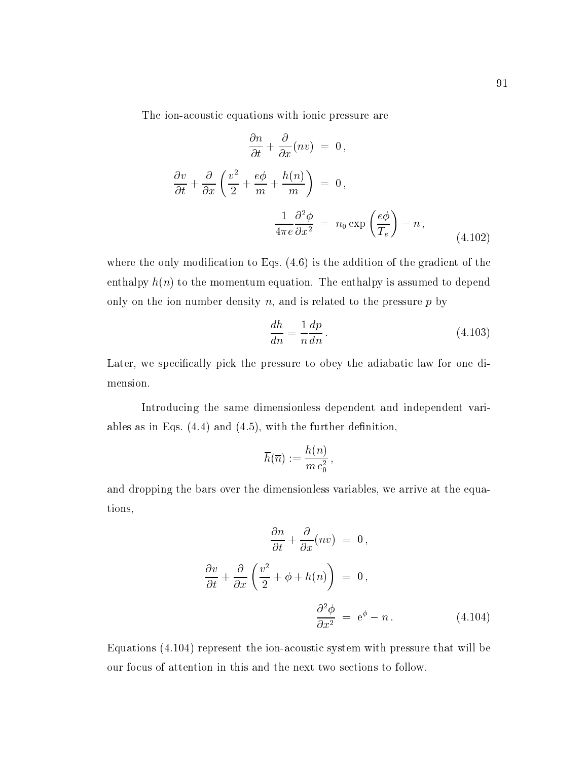The ion-acoustic equations with ionic pressure are

$$
\begin{aligned}
\frac{\partial n}{\partial t} + \frac{\partial}{\partial x}(nv) &= 0\,, \\
\frac{\partial v}{\partial t} + \frac{\partial}{\partial x}\left(\frac{v^2}{2} + \frac{e\phi}{m} + \frac{h(n)}{m}\right) &= 0\,, \\
\frac{1}{4\pi e}\frac{\partial^2 \phi}{\partial x^2} &= n_0 \exp\left(\frac{e\phi}{T_e}\right) - n\,,
\end{aligned}
\tag{4.102}
$$

where the only modification to Eqs. (4.6) is the addition of the gradient of the enthalpy $h(n)$ to the momentum equation. The enthalpy is assumed to depend only on the ion number density $n$, and is related to the pressure $p$ by

$$
\frac{dh}{dn} = \frac{1}{n}\frac{dp}{dn}\,. \tag{4.103}
$$

Later, we specifically pick the pressure to obey the adiabatic law for one dimension.

Introducing the same dimensionless dependent and independent variables as in Eqs. (4.4) and (4.5), with the further definition,

$$
\overline{h}(\overline{n}) := \frac{h(n)}{m\,c_0^2}\,,
$$

and dropping the bars over the dimensionless variables, we arrive at the equations,

$$
\begin{aligned}
\frac{\partial n}{\partial t} + \frac{\partial}{\partial x}(nv) &= 0\,, \\
\frac{\partial v}{\partial t} + \frac{\partial}{\partial x}\left(\frac{v^2}{2} + \phi + h(n)\right) &= 0\,, \\
\frac{\partial^2 \phi}{\partial x^2} &= \mathrm{e}^{\phi} - n\,.
\end{aligned}
\tag{4.104}
$$

Equations (4.104) represent the ion-acoustic system with pressure that will be our focus of attention in this and the next two sections to follow.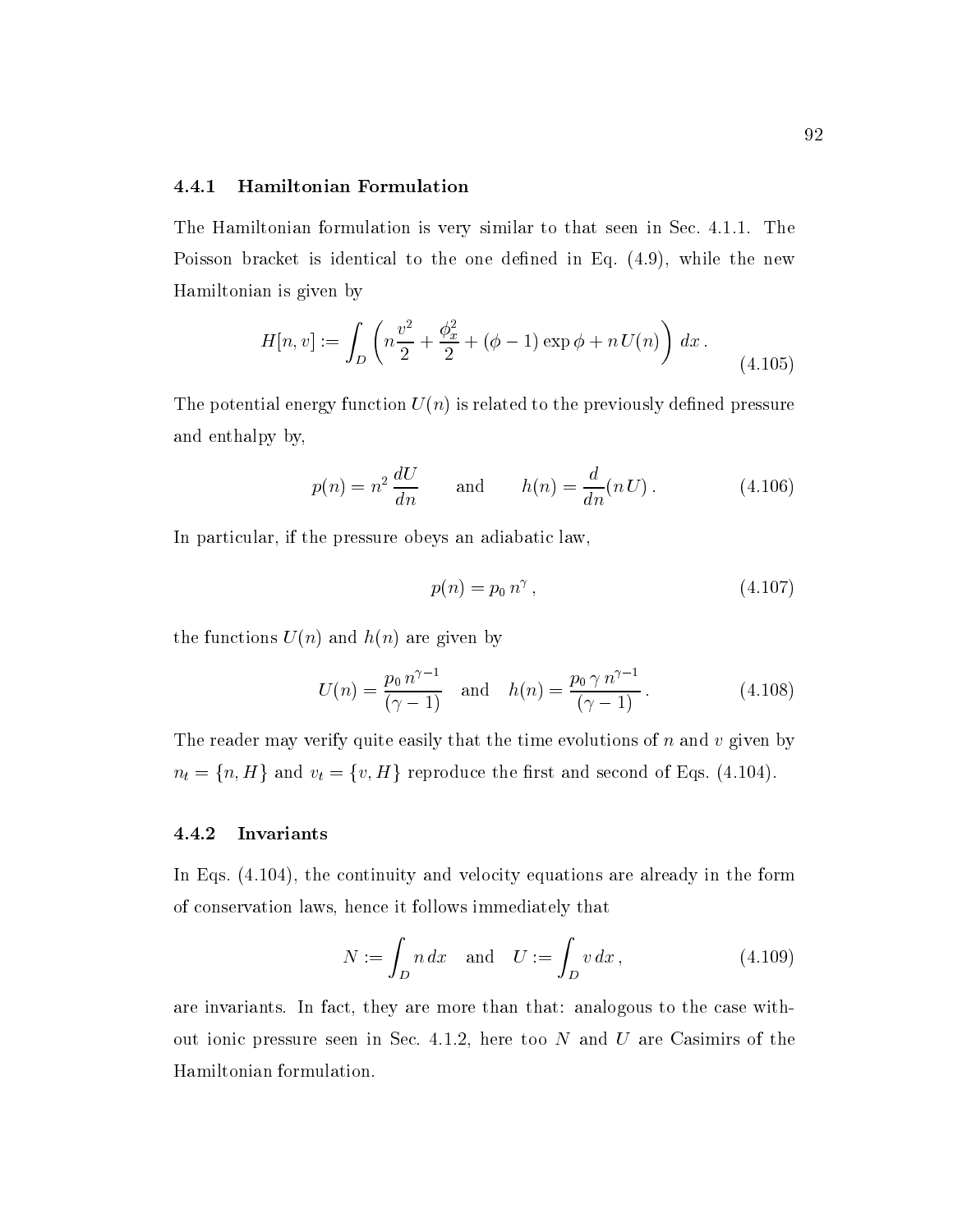### 4.4.1 Hamiltonian Formulation

The Hamiltonian formulation is very similar to that seen in Sec. 4.1.1. The Poisson bracket is identical to the one defined in Eq. (4.9), while the new Hamiltonian is given by

$$H[n, v] := \int_D \left( n\frac{v^2}{2} + \frac{\phi_x^2}{2} + (\phi - 1)\exp\phi + n\,U(n) \right) dx\,. \tag{4.105}$$

The potential energy function $U(n)$ is related to the previously defined pressure and enthalpy by,

$$p(n) = n^2\,\frac{dU}{dn} \qquad \text{and} \qquad h(n) = \frac{d}{dn}(n\,U)\,. \tag{4.106}$$

In particular, if the pressure obeys an adiabatic law,

$$p(n) = p_0\,n^\gamma\,, \tag{4.107}$$

the functions $U(n)$ and $h(n)$ are given by

$$U(n) = \frac{p_0\,n^{\gamma-1}}{(\gamma - 1)} \quad \text{and} \quad h(n) = \frac{p_0\,\gamma\,n^{\gamma-1}}{(\gamma - 1)}\,. \tag{4.108}$$

The reader may verify quite easily that the time evolutions of $n$ and $v$ given by $n_t = \{n, H\}$ and $v_t = \{v, H\}$ reproduce the first and second of Eqs. (4.104).

### 4.4.2 Invariants

In Eqs. (4.104), the continuity and velocity equations are already in the form of conservation laws, hence it follows immediately that

$$N := \int_D n\,dx \quad \text{and} \quad U := \int_D v\,dx\,, \tag{4.109}$$

are invariants. In fact, they are more than that: analogous to the case without ionic pressure seen in Sec. 4.1.2, here too $N$ and $U$ are Casimirs of the Hamiltonian formulation.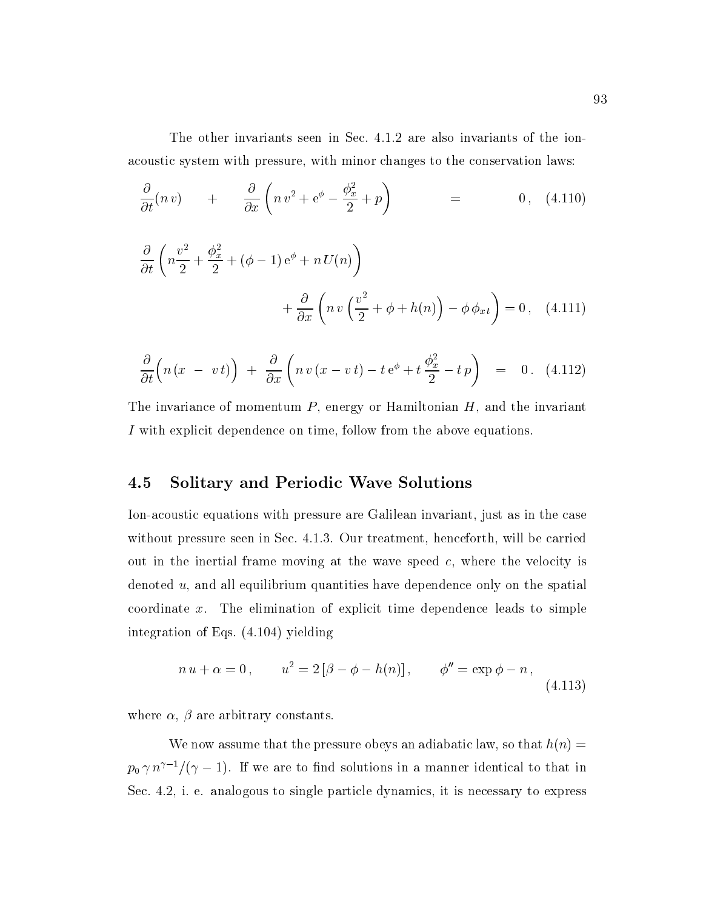The other invariants seen in Sec. 4.1.2 are also invariants of the ion-acoustic system with pressure, with minor changes to the conservation laws:

$$\frac{\partial}{\partial t}(n\,v) + \frac{\partial}{\partial x}\left(n\,v^2 + \mathrm{e}^{\phi} - \frac{\phi_x^2}{2} + p\right) = 0\,, \quad (4.110)$$

$$\frac{\partial}{\partial t}\left(n\frac{v^2}{2} + \frac{\phi_x^2}{2} + (\phi - 1)\,\mathrm{e}^{\phi} + n\,U(n)\right) + \frac{\partial}{\partial x}\left(n\,v\left(\frac{v^2}{2} + \phi + h(n)\right) - \phi\,\phi_{xt}\right) = 0\,, \quad (4.111)$$

$$\frac{\partial}{\partial t}\Big(n\,(x - v\,t)\Big) + \frac{\partial}{\partial x}\left(n\,v\,(x - v\,t) - t\,\mathrm{e}^{\phi} + t\,\frac{\phi_x^2}{2} - t\,p\right) = 0\,. \quad (4.112)$$

The invariance of momentum $P$, energy or Hamiltonian $H$, and the invariant $I$ with explicit dependence on time, follow from the above equations.

## 4.5 Solitary and Periodic Wave Solutions

Ion-acoustic equations with pressure are Galilean invariant, just as in the case without pressure seen in Sec. 4.1.3. Our treatment, henceforth, will be carried out in the inertial frame moving at the wave speed $c$, where the velocity is denoted $u$, and all equilibrium quantities have dependence only on the spatial coordinate $x$. The elimination of explicit time dependence leads to simple integration of Eqs. (4.104) yielding

$$n\,u + \alpha = 0\,, \qquad u^2 = 2\,[\beta - \phi - h(n)]\,, \qquad \phi'' = \exp\phi - n\,, \quad (4.113)$$

where $\alpha$, $\beta$ are arbitrary constants.

We now assume that the pressure obeys an adiabatic law, so that $h(n) = p_0\,\gamma\,n^{\gamma-1}/(\gamma - 1)$. If we are to find solutions in a manner identical to that in Sec. 4.2, i. e. analogous to single particle dynamics, it is necessary to express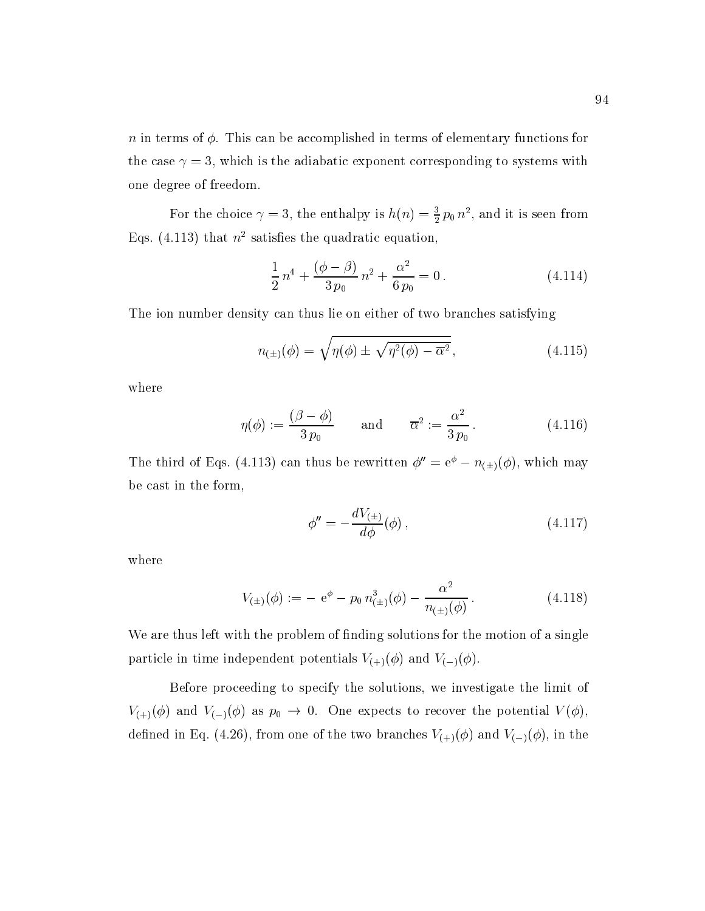$n$ in terms of $\phi$. This can be accomplished in terms of elementary functions for the case $\gamma = 3$, which is the adiabatic exponent corresponding to systems with one degree of freedom.

For the choice $\gamma = 3$, the enthalpy is $h(n) = \frac{3}{2}\, p_0\, n^2$, and it is seen from Eqs. (4.113) that $n^2$ satisfies the quadratic equation,

$$\frac{1}{2}\, n^4 + \frac{(\phi - \beta)}{3\, p_0}\, n^2 + \frac{\alpha^2}{6\, p_0} = 0\,. \tag{4.114}$$

The ion number density can thus lie on either of two branches satisfying

$$n_{(\pm)}(\phi) = \sqrt{\eta(\phi) \pm \sqrt{\eta^2(\phi) - \overline{\alpha}^2}}\,, \tag{4.115}$$

where

$$\eta(\phi) := \frac{(\beta - \phi)}{3\, p_0} \qquad \text{and} \qquad \overline{\alpha}^2 := \frac{\alpha^2}{3\, p_0}\,. \tag{4.116}$$

The third of Eqs. (4.113) can thus be rewritten $\phi'' = \mathrm{e}^{\phi} - n_{(\pm)}(\phi)$, which may be cast in the form,

$$\phi'' = -\frac{dV_{(\pm)}}{d\phi}(\phi)\,, \tag{4.117}$$

where

$$V_{(\pm)}(\phi) := -\, \mathrm{e}^{\phi} - p_0\, n^3_{(\pm)}(\phi) - \frac{\alpha^2}{n_{(\pm)}(\phi)}\,. \tag{4.118}$$

We are thus left with the problem of finding solutions for the motion of a single particle in time independent potentials $V_{(+)}(\phi)$ and $V_{(-)}(\phi)$.

Before proceeding to specify the solutions, we investigate the limit of $V_{(+)}(\phi)$ and $V_{(-)}(\phi)$ as $p_0 \to 0$. One expects to recover the potential $V(\phi)$, defined in Eq. (4.26), from one of the two branches $V_{(+)}(\phi)$ and $V_{(-)}(\phi)$, in the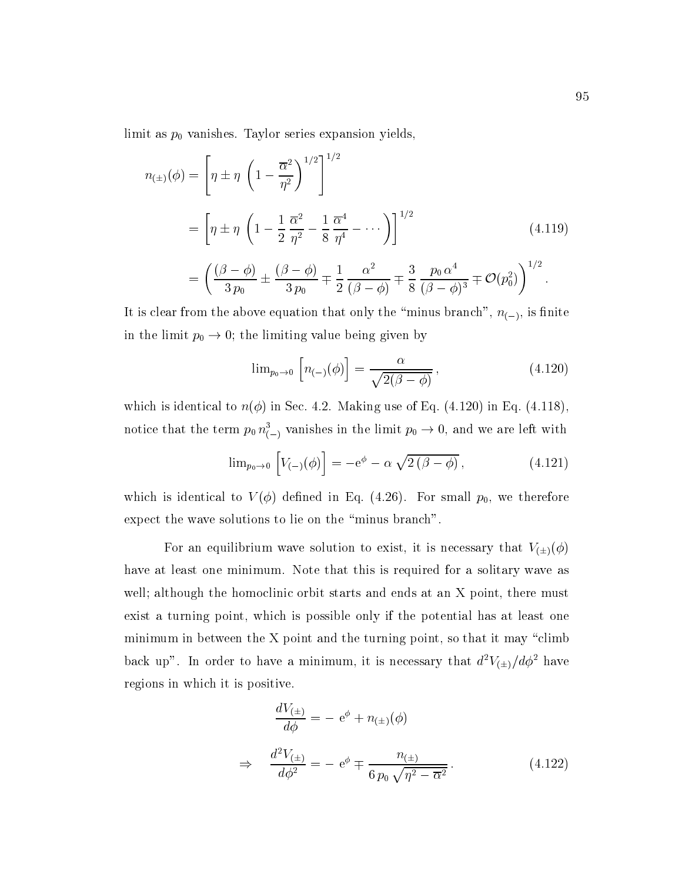limit as $p_0$ vanishes. Taylor series expansion yields,

$$
\begin{aligned}
n_{(\pm)}(\phi) &= \left[\eta \pm \eta \, \left(1 - \frac{\overline{\alpha}^2}{\eta^2}\right)^{1/2}\right]^{1/2} \\
&= \left[\eta \pm \eta \, \left(1 - \frac{1}{2}\,\frac{\overline{\alpha}^2}{\eta^2} - \frac{1}{8}\,\frac{\overline{\alpha}^4}{\eta^4} - \cdots\right)\right]^{1/2} \qquad (4.119) \\
&= \left(\frac{(\beta-\phi)}{3\,p_0} \pm \frac{(\beta-\phi)}{3\,p_0} \mp \frac{1}{2}\,\frac{\alpha^2}{(\beta-\phi)} \mp \frac{3}{8}\,\frac{p_0\,\alpha^4}{(\beta-\phi)^3} \mp \mathcal{O}(p_0^2)\right)^{1/2}.
\end{aligned}
$$

It is clear from the above equation that only the "minus branch", $n_{(-)}$, is finite in the limit $p_0 \to 0$; the limiting value being given by

$$
\lim_{p_0 \to 0}\,\left[n_{(-)}(\phi)\right] = \frac{\alpha}{\sqrt{2(\beta-\phi)}}\,, \qquad (4.120)
$$

which is identical to $n(\phi)$ in Sec. 4.2. Making use of Eq. (4.120) in Eq. (4.118), notice that the term $p_0\,n_{(-)}^3$ vanishes in the limit $p_0 \to 0$, and we are left with

$$
\lim_{p_0 \to 0}\,\left[V_{(-)}(\phi)\right] = -\mathrm{e}^{\phi} - \alpha\,\sqrt{2\,(\beta-\phi)}\,, \qquad (4.121)
$$

which is identical to $V(\phi)$ defined in Eq. (4.26). For small $p_0$, we therefore expect the wave solutions to lie on the "minus branch".

For an equilibrium wave solution to exist, it is necessary that $V_{(\pm)}(\phi)$ have at least one minimum. Note that this is required for a solitary wave as well; although the homoclinic orbit starts and ends at an X point, there must exist a turning point, which is possible only if the potential has at least one minimum in between the X point and the turning point, so that it may "climb back up". In order to have a minimum, it is necessary that $d^2V_{(\pm)}/d\phi^2$ have regions in which it is positive.

$$
\begin{aligned}
\frac{dV_{(\pm)}}{d\phi} &= -\,\mathrm{e}^{\phi} + n_{(\pm)}(\phi) \\
\Rightarrow \quad \frac{d^2V_{(\pm)}}{d\phi^2} &= -\,\mathrm{e}^{\phi} \mp \frac{n_{(\pm)}}{6\,p_0\,\sqrt{\eta^2 - \overline{\alpha}^2}}\,. \qquad (4.122)
\end{aligned}
$$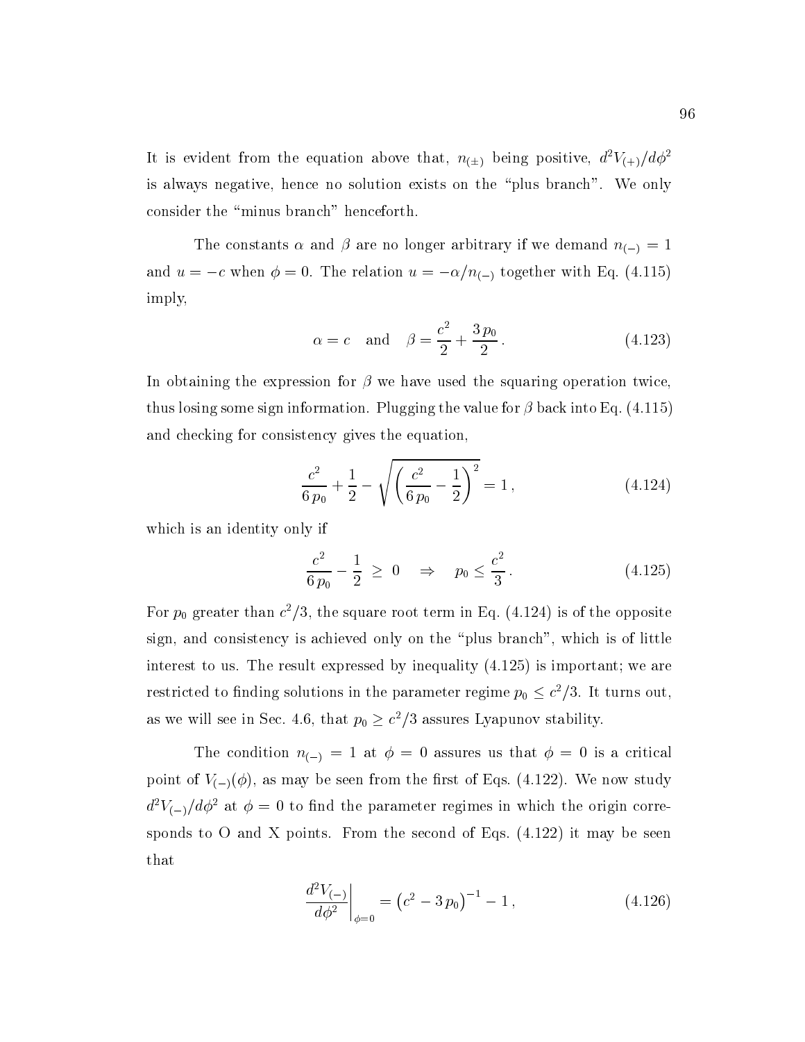It is evident from the equation above that, $n_{(\pm)}$ being positive, $d^2V_{(+)}/d\phi^2$ is always negative, hence no solution exists on the "plus branch". We only consider the "minus branch" henceforth.

The constants $\alpha$ and $\beta$ are no longer arbitrary if we demand $n_{(-)} = 1$ and $u = -c$ when $\phi = 0$. The relation $u = -\alpha/n_{(-)}$ together with Eq. (4.115) imply,

$$\alpha = c \quad \text{and} \quad \beta = \frac{c^2}{2} + \frac{3\,p_0}{2}\,. \tag{4.123}$$

In obtaining the expression for $\beta$ we have used the squaring operation twice, thus losing some sign information. Plugging the value for $\beta$ back into Eq. (4.115) and checking for consistency gives the equation,

$$\frac{c^2}{6\,p_0} + \frac{1}{2} - \sqrt{\left(\frac{c^2}{6\,p_0} - \frac{1}{2}\right)^2} = 1\,, \tag{4.124}$$

which is an identity only if

$$\frac{c^2}{6\,p_0} - \frac{1}{2} \;\geq\; 0 \quad \Rightarrow \quad p_0 \leq \frac{c^2}{3}\,. \tag{4.125}$$

For $p_0$ greater than $c^2/3$, the square root term in Eq. (4.124) is of the opposite sign, and consistency is achieved only on the "plus branch", which is of little interest to us. The result expressed by inequality (4.125) is important; we are restricted to finding solutions in the parameter regime $p_0 \leq c^2/3$. It turns out, as we will see in Sec. 4.6, that $p_0 \geq c^2/3$ assures Lyapunov stability.

The condition $n_{(-)} = 1$ at $\phi = 0$ assures us that $\phi = 0$ is a critical point of $V_{(-)}(\phi)$, as may be seen from the first of Eqs. (4.122). We now study $d^2V_{(-)}/d\phi^2$ at $\phi = 0$ to find the parameter regimes in which the origin corresponds to O and X points. From the second of Eqs. (4.122) it may be seen that

$$\left.\frac{d^2V_{(-)}}{d\phi^2}\right|_{\phi=0} = \left(c^2 - 3\,p_0\right)^{-1} - 1\,, \tag{4.126}$$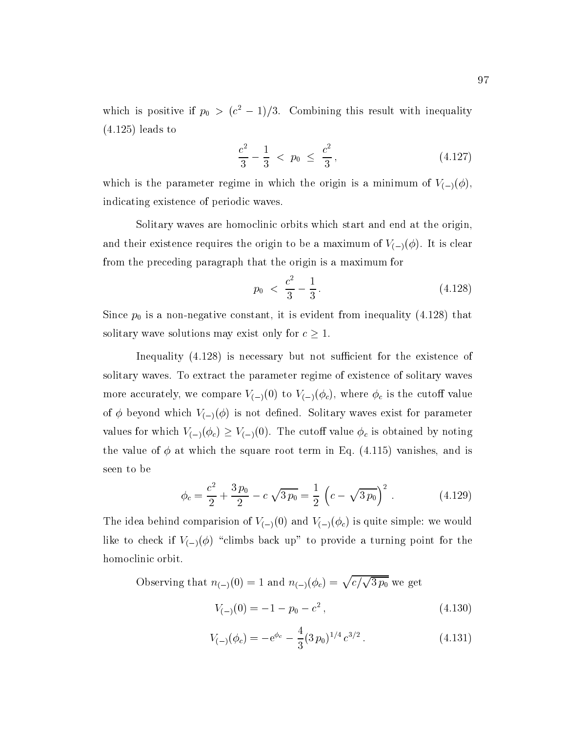which is positive if $p_0 > (c^2 - 1)/3$. Combining this result with inequality (4.125) leads to

$$\frac{c^2}{3} - \frac{1}{3} < p_0 \leq \frac{c^2}{3}, \tag{4.127}$$

which is the parameter regime in which the origin is a minimum of $V_{(-)}(\phi)$, indicating existence of periodic waves.

Solitary waves are homoclinic orbits which start and end at the origin, and their existence requires the origin to be a maximum of $V_{(-)}(\phi)$. It is clear from the preceding paragraph that the origin is a maximum for

$$p_0 < \frac{c^2}{3} - \frac{1}{3}. \tag{4.128}$$

Since $p_0$ is a non-negative constant, it is evident from inequality (4.128) that solitary wave solutions may exist only for $c \geq 1$.

Inequality (4.128) is necessary but not sufficient for the existence of solitary waves. To extract the parameter regime of existence of solitary waves more accurately, we compare $V_{(-)}(0)$ to $V_{(-)}(\phi_c)$, where $\phi_c$ is the cutoff value of $\phi$ beyond which $V_{(-)}(\phi)$ is not defined. Solitary waves exist for parameter values for which $V_{(-)}(\phi_c) \geq V_{(-)}(0)$. The cutoff value $\phi_c$ is obtained by noting the value of $\phi$ at which the square root term in Eq. (4.115) vanishes, and is seen to be

$$\phi_c = \frac{c^2}{2} + \frac{3\,p_0}{2} - c\,\sqrt{3\,p_0} = \frac{1}{2}\left(c - \sqrt{3\,p_0}\right)^2. \tag{4.129}$$

The idea behind comparision of $V_{(-)}(0)$ and $V_{(-)}(\phi_c)$ is quite simple: we would like to check if $V_{(-)}(\phi)$ "climbs back up" to provide a turning point for the homoclinic orbit.

Observing that $n_{(-)}(0) = 1$ and $n_{(-)}(\phi_c) = \sqrt{c/\sqrt{3\,p_0}}$ we get

$$V_{(-)}(0) = -1 - p_0 - c^2, \tag{4.130}$$

$$V_{(-)}(\phi_c) = -\mathrm{e}^{\phi_c} - \frac{4}{3}(3\,p_0)^{1/4}\,c^{3/2}. \tag{4.131}$$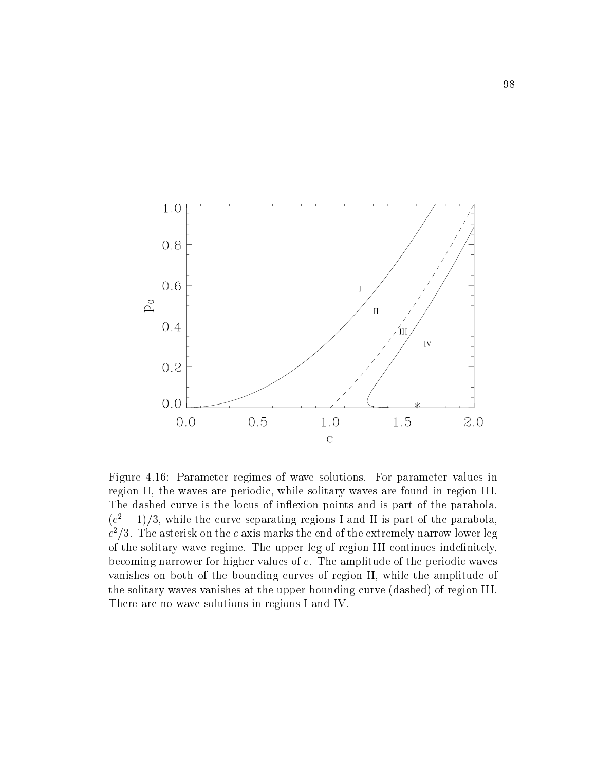Figure 4.16: Parameter regimes of wave solutions. For parameter values in region II, the waves are periodic, while solitary waves are found in region III. The dashed curve is the locus of inflexion points and is part of the parabola, $(c^2 - 1)/3$, while the curve separating regions I and II is part of the parabola, $c^2/3$. The asterisk on the $c$ axis marks the end of the extremely narrow lower leg of the solitary wave regime. The upper leg of region III continues indefinitely, becoming narrower for higher values of $c$. The amplitude of the periodic waves vanishes on both of the bounding curves of region II, while the amplitude of the solitary waves vanishes at the upper bounding curve (dashed) of region III. There are no wave solutions in regions I and IV.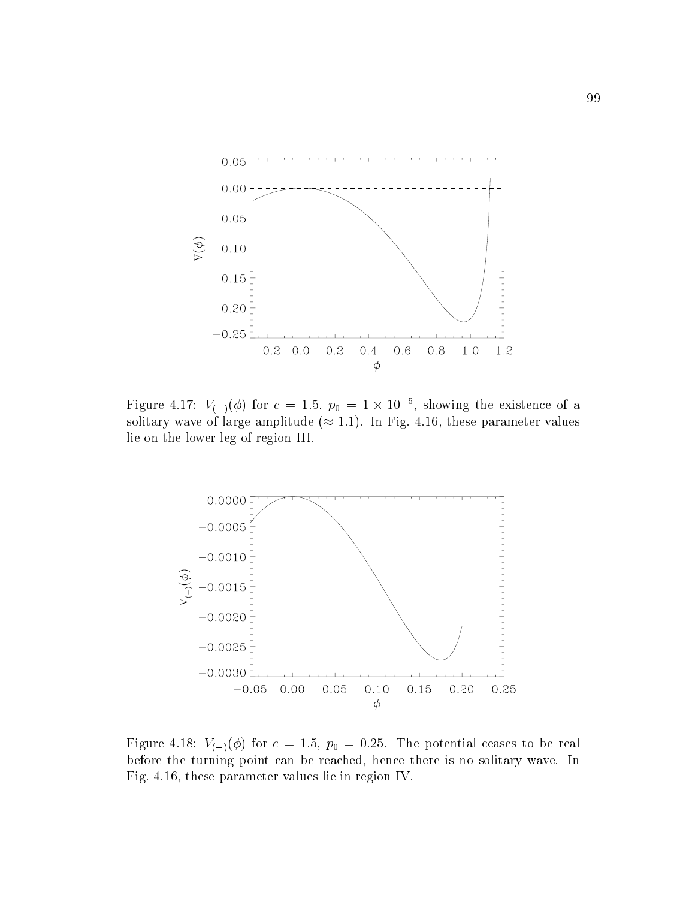Figure 4.17: $V_{(-)}(\phi)$ for $c = 1.5$, $p_0 = 1 \times 10^{-5}$, showing the existence of a solitary wave of large amplitude ($\approx 1.1$). In Fig. 4.16, these parameter values lie on the lower leg of region III.

Figure 4.18: $V_{(-)}(\phi)$ for $c = 1.5$, $p_0 = 0.25$. The potential ceases to be real before the turning point can be reached, hence there is no solitary wave. In Fig. 4.16, these parameter values lie in region IV.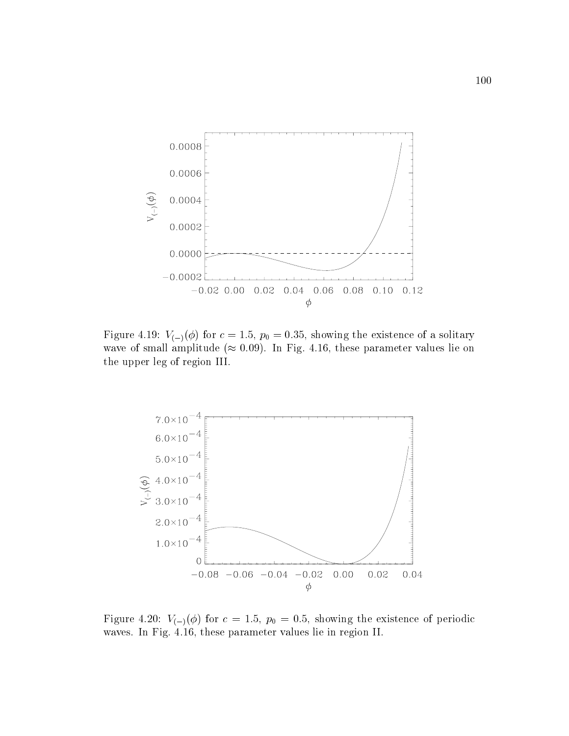Figure 4.19: $V_{(-)}(\phi)$ for $c = 1.5$, $p_0 = 0.35$, showing the existence of a solitary wave of small amplitude ($\approx 0.09$). In Fig. 4.16, these parameter values lie on the upper leg of region III.

Figure 4.20: $V_{(-)}(\phi)$ for $c = 1.5$, $p_0 = 0.5$, showing the existence of periodic waves. In Fig. 4.16, these parameter values lie in region II.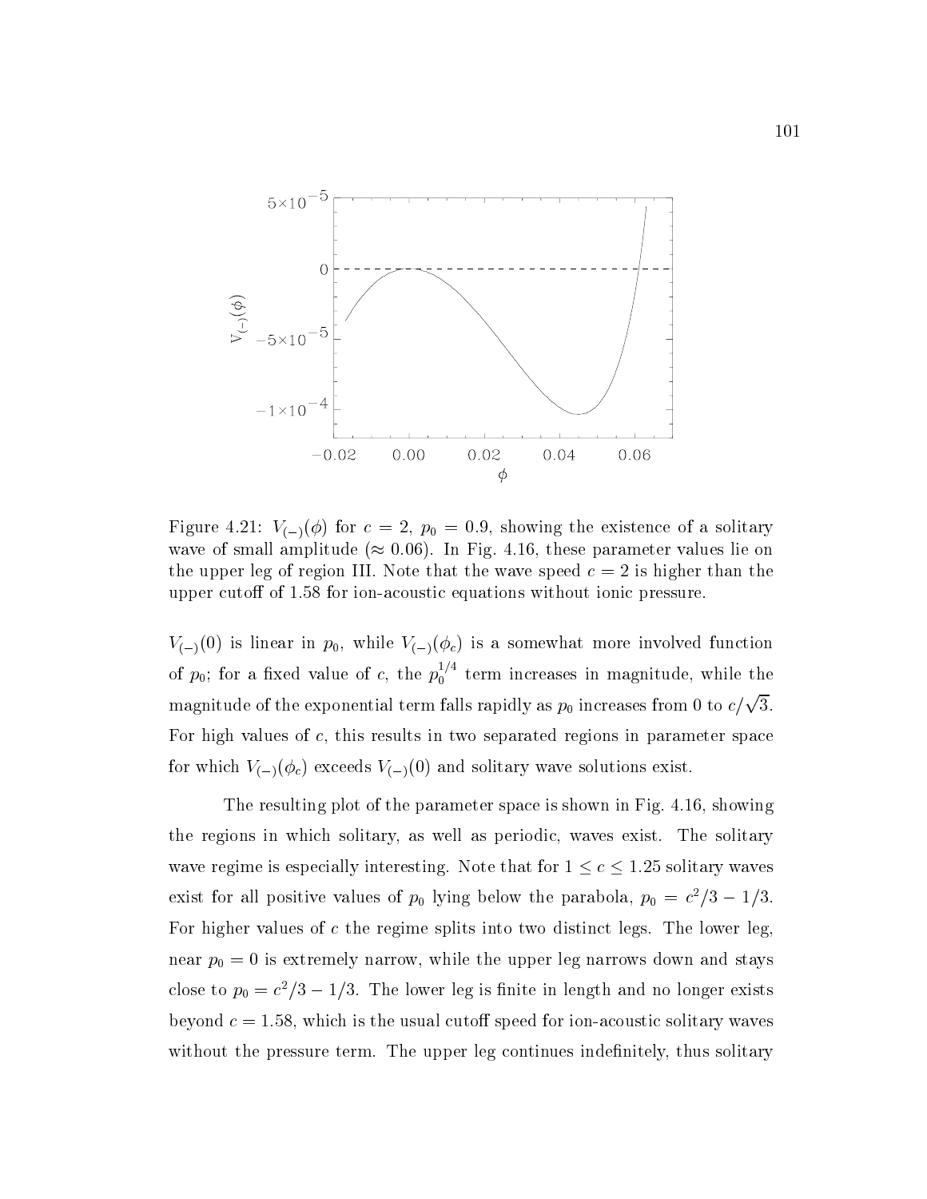Figure 4.21: $V_{(-)}(\phi)$ for $c = 2$, $p_0 = 0.9$, showing the existence of a solitary wave of small amplitude ($\approx 0.06$). In Fig. 4.16, these parameter values lie on the upper leg of region III. Note that the wave speed $c = 2$ is higher than the upper cutoff of 1.58 for ion-acoustic equations without ionic pressure.

$V_{(-)}(0)$ is linear in $p_0$, while $V_{(-)}(\phi_c)$ is a somewhat more involved function of $p_0$; for a fixed value of $c$, the $p_0^{1/4}$ term increases in magnitude, while the magnitude of the exponential term falls rapidly as $p_0$ increases from 0 to $c/\sqrt{3}$. For high values of $c$, this results in two separated regions in parameter space for which $V_{(-)}(\phi_c)$ exceeds $V_{(-)}(0)$ and solitary wave solutions exist.

The resulting plot of the parameter space is shown in Fig. 4.16, showing the regions in which solitary, as well as periodic, waves exist. The solitary wave regime is especially interesting. Note that for $1 \leq c \leq 1.25$ solitary waves exist for all positive values of $p_0$ lying below the parabola, $p_0 = c^2/3 - 1/3$. For higher values of $c$ the regime splits into two distinct legs. The lower leg, near $p_0 = 0$ is extremely narrow, while the upper leg narrows down and stays close to $p_0 = c^2/3 - 1/3$. The lower leg is finite in length and no longer exists beyond $c = 1.58$, which is the usual cutoff speed for ion-acoustic solitary waves without the pressure term. The upper leg continues indefinitely, thus solitary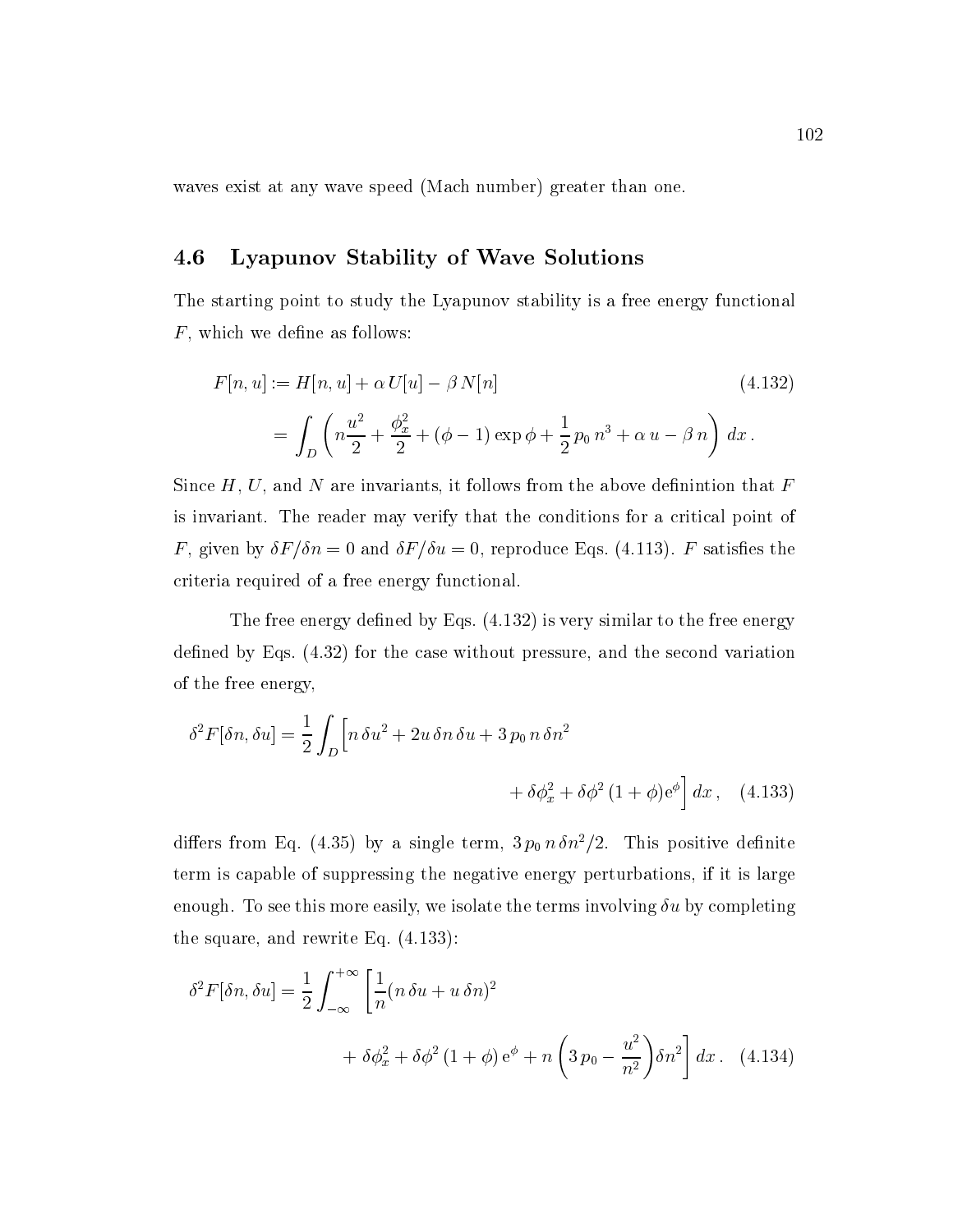waves exist at any wave speed (Mach number) greater than one.

## 4.6 Lyapunov Stability of Wave Solutions

The starting point to study the Lyapunov stability is a free energy functional $F$, which we define as follows:

$$
\begin{aligned}
F[n,u] &:= H[n,u] + \alpha\, U[u] - \beta\, N[n] \qquad (4.132)\\
&= \int_D \left( n\frac{u^2}{2} + \frac{\phi_x^2}{2} + (\phi - 1)\exp\phi + \frac{1}{2}\,p_0\, n^3 + \alpha\, u - \beta\, n \right)\, dx\,.
\end{aligned}
$$

Since $H$, $U$, and $N$ are invariants, it follows from the above definintion that $F$ is invariant. The reader may verify that the conditions for a critical point of $F$, given by $\delta F/\delta n = 0$ and $\delta F/\delta u = 0$, reproduce Eqs. (4.113). $F$ satisfies the criteria required of a free energy functional.

The free energy defined by Eqs. (4.132) is very similar to the free energy defined by Eqs. (4.32) for the case without pressure, and the second variation of the free energy,

$$
\delta^2 F[\delta n, \delta u] = \frac{1}{2}\int_D \Big[ n\,\delta u^2 + 2u\,\delta n\,\delta u + 3\,p_0\, n\,\delta n^2 + \delta\phi_x^2 + \delta\phi^2\,(1+\phi)\mathrm{e}^{\phi} \Big]\, dx\,, \quad (4.133)
$$

differs from Eq. (4.35) by a single term, $3\,p_0\, n\,\delta n^2/2$. This positive definite term is capable of suppressing the negative energy perturbations, if it is large enough. To see this more easily, we isolate the terms involving $\delta u$ by completing the square, and rewrite Eq. (4.133):

$$
\delta^2 F[\delta n, \delta u] = \frac{1}{2}\int_{-\infty}^{+\infty} \left[ \frac{1}{n}(n\,\delta u + u\,\delta n)^2 + \delta\phi_x^2 + \delta\phi^2\,(1+\phi)\,\mathrm{e}^{\phi} + n\left(3\,p_0 - \frac{u^2}{n^2}\right)\delta n^2 \right] dx\,. \quad (4.134)
$$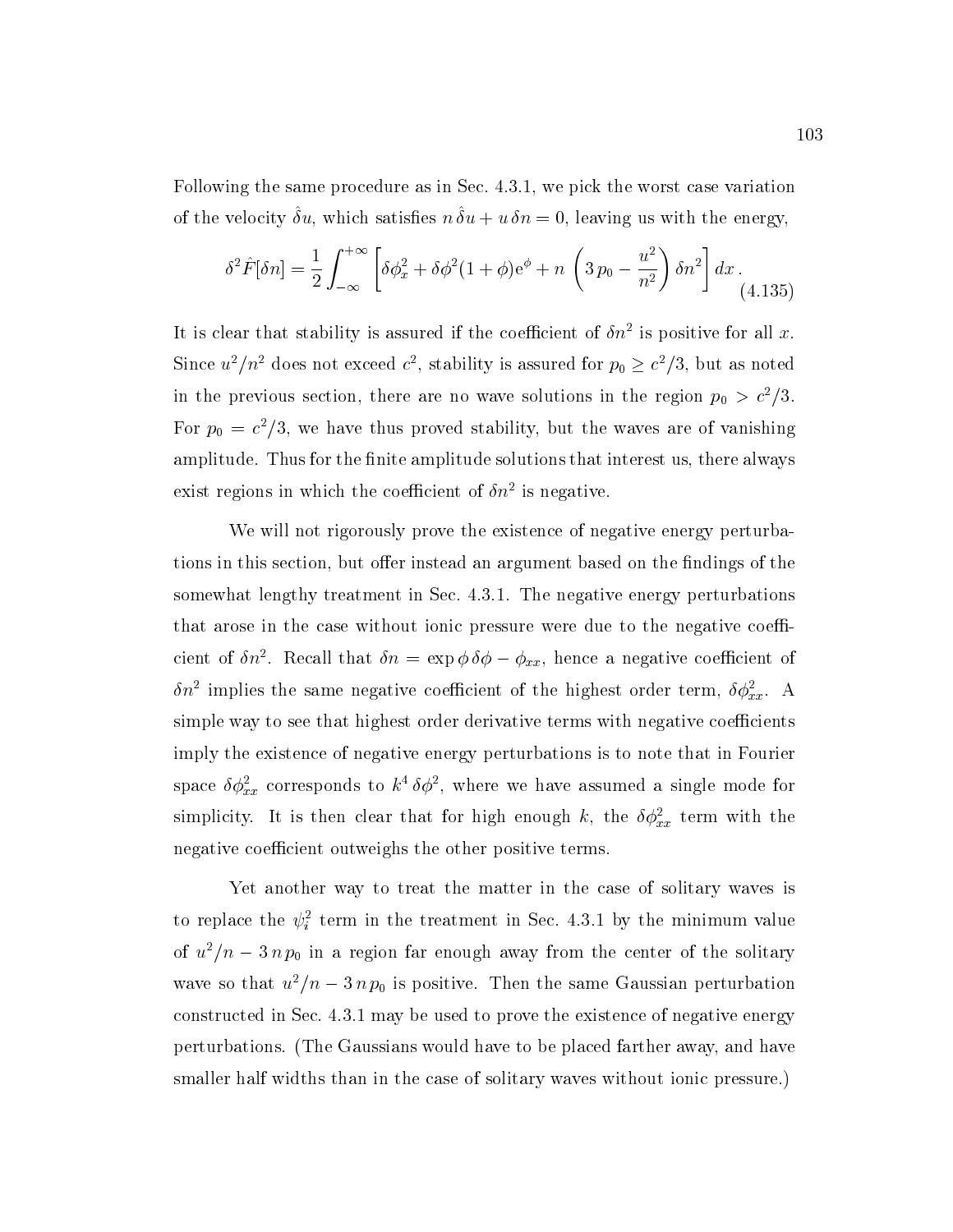Following the same procedure as in Sec. 4.3.1, we pick the worst case variation of the velocity $\hat{\delta} u$, which satisfies $n\,\hat{\delta} u + u\,\delta n = 0$, leaving us with the energy,

$$\delta^2 \hat{F}[\delta n] = \frac{1}{2} \int_{-\infty}^{+\infty} \left[ \delta\phi_x^2 + \delta\phi^2 (1+\phi) \mathrm{e}^{\phi} + n \left( 3\,p_0 - \frac{u^2}{n^2} \right) \delta n^2 \right] dx \,. \tag{4.135}$$

It is clear that stability is assured if the coefficient of $\delta n^2$ is positive for all $x$. Since $u^2/n^2$ does not exceed $c^2$, stability is assured for $p_0 \geq c^2/3$, but as noted in the previous section, there are no wave solutions in the region $p_0 > c^2/3$. For $p_0 = c^2/3$, we have thus proved stability, but the waves are of vanishing amplitude. Thus for the finite amplitude solutions that interest us, there always exist regions in which the coefficient of $\delta n^2$ is negative.

We will not rigorously prove the existence of negative energy perturbations in this section, but offer instead an argument based on the findings of the somewhat lengthy treatment in Sec. 4.3.1. The negative energy perturbations that arose in the case without ionic pressure were due to the negative coefficient of $\delta n^2$. Recall that $\delta n = \exp\phi\,\delta\phi - \phi_{xx}$, hence a negative coefficient of $\delta n^2$ implies the same negative coefficient of the highest order term, $\delta\phi_{xx}^2$. A simple way to see that highest order derivative terms with negative coefficients imply the existence of negative energy perturbations is to note that in Fourier space $\delta\phi_{xx}^2$ corresponds to $k^4\,\delta\phi^2$, where we have assumed a single mode for simplicity. It is then clear that for high enough $k$, the $\delta\phi_{xx}^2$ term with the negative coefficient outweighs the other positive terms.

Yet another way to treat the matter in the case of solitary waves is to replace the $\psi_i^2$ term in the treatment in Sec. 4.3.1 by the minimum value of $u^2/n - 3\,n\,p_0$ in a region far enough away from the center of the solitary wave so that $u^2/n - 3\,n\,p_0$ is positive. Then the same Gaussian perturbation constructed in Sec. 4.3.1 may be used to prove the existence of negative energy perturbations. (The Gaussians would have to be placed farther away, and have smaller half widths than in the case of solitary waves without ionic pressure.)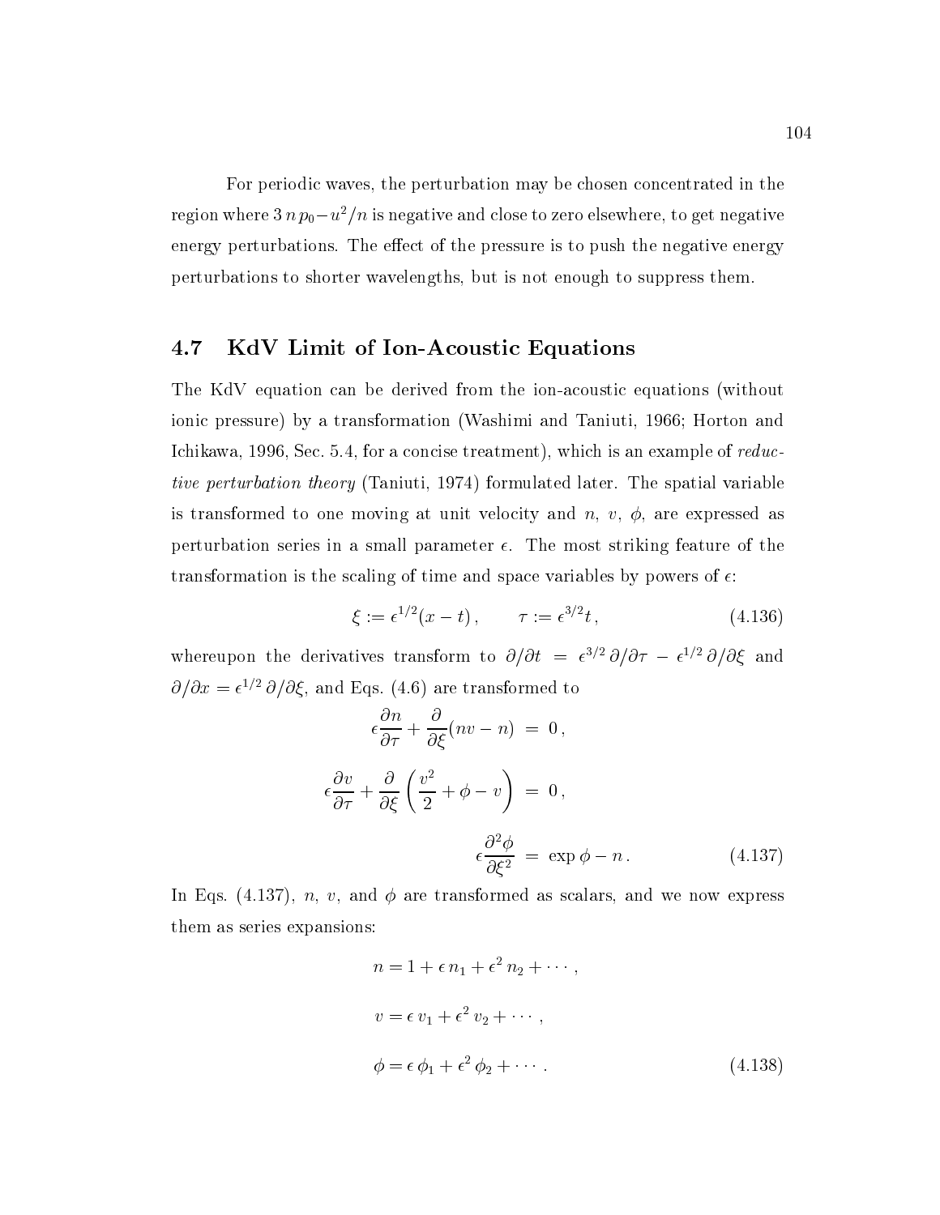For periodic waves, the perturbation may be chosen concentrated in the region where $3\,n\,p_0 - u^2/n$ is negative and close to zero elsewhere, to get negative energy perturbations. The effect of the pressure is to push the negative energy perturbations to shorter wavelengths, but is not enough to suppress them.

## 4.7 KdV Limit of Ion-Acoustic Equations

The KdV equation can be derived from the ion-acoustic equations (without ionic pressure) by a transformation (Washimi and Taniuti, 1966; Horton and Ichikawa, 1996, Sec. 5.4, for a concise treatment), which is an example of *reductive perturbation theory* (Taniuti, 1974) formulated later. The spatial variable is transformed to one moving at unit velocity and $n$, $v$, $\phi$, are expressed as perturbation series in a small parameter $\epsilon$. The most striking feature of the transformation is the scaling of time and space variables by powers of $\epsilon$:

$$\xi := \epsilon^{1/2}(x - t)\,, \qquad \tau := \epsilon^{3/2} t\,, \tag{4.136}$$

whereupon the derivatives transform to $\partial/\partial t \;=\; \epsilon^{3/2}\,\partial/\partial\tau \;-\; \epsilon^{1/2}\,\partial/\partial\xi$ and $\partial/\partial x = \epsilon^{1/2}\,\partial/\partial\xi$, and Eqs. (4.6) are transformed to

$$\begin{aligned}
\epsilon\frac{\partial n}{\partial \tau} + \frac{\partial}{\partial \xi}(nv - n) \;&=\; 0\,, \\
\epsilon\frac{\partial v}{\partial \tau} + \frac{\partial}{\partial \xi}\left(\frac{v^2}{2} + \phi - v\right) \;&=\; 0\,, \\
\epsilon\frac{\partial^2 \phi}{\partial \xi^2} \;&=\; \exp\phi - n\,.
\end{aligned} \tag{4.137}$$

In Eqs. (4.137), $n$, $v$, and $\phi$ are transformed as scalars, and we now express them as series expansions:

$$\begin{aligned}
n &= 1 + \epsilon\, n_1 + \epsilon^2\, n_2 + \cdots\,, \\
v &= \epsilon\, v_1 + \epsilon^2\, v_2 + \cdots\,, \\
\phi &= \epsilon\, \phi_1 + \epsilon^2\, \phi_2 + \cdots\,.
\end{aligned} \tag{4.138}$$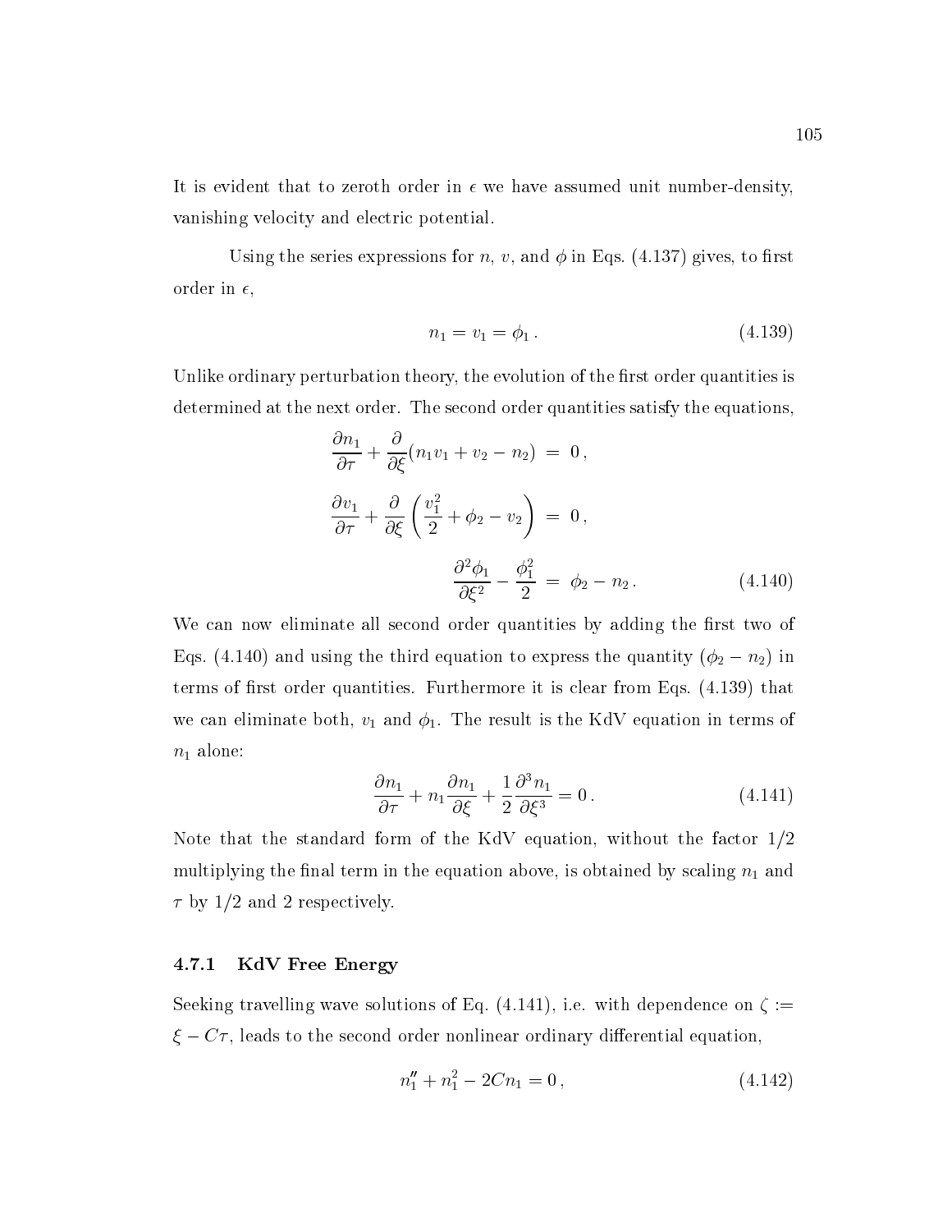It is evident that to zeroth order in $\epsilon$ we have assumed unit number-density, vanishing velocity and electric potential.

Using the series expressions for $n$, $v$, and $\phi$ in Eqs. (4.137) gives, to first order in $\epsilon$,

$$n_1 = v_1 = \phi_1 \,. \tag{4.139}$$

Unlike ordinary perturbation theory, the evolution of the first order quantities is determined at the next order. The second order quantities satisfy the equations,

$$\begin{aligned}
\frac{\partial n_1}{\partial \tau} + \frac{\partial}{\partial \xi}(n_1 v_1 + v_2 - n_2) &= 0 \,, \\
\frac{\partial v_1}{\partial \tau} + \frac{\partial}{\partial \xi}\left(\frac{v_1^2}{2} + \phi_2 - v_2\right) &= 0 \,, \\
\frac{\partial^2 \phi_1}{\partial \xi^2} - \frac{\phi_1^2}{2} &= \phi_2 - n_2 \,.
\end{aligned} \tag{4.140}$$

We can now eliminate all second order quantities by adding the first two of Eqs. (4.140) and using the third equation to express the quantity $(\phi_2 - n_2)$ in terms of first order quantities. Furthermore it is clear from Eqs. (4.139) that we can eliminate both, $v_1$ and $\phi_1$. The result is the KdV equation in terms of $n_1$ alone:

$$\frac{\partial n_1}{\partial \tau} + n_1 \frac{\partial n_1}{\partial \xi} + \frac{1}{2}\frac{\partial^3 n_1}{\partial \xi^3} = 0 \,. \tag{4.141}$$

Note that the standard form of the KdV equation, without the factor $1/2$ multiplying the final term in the equation above, is obtained by scaling $n_1$ and $\tau$ by $1/2$ and $2$ respectively.

### 4.7.1 KdV Free Energy

Seeking travelling wave solutions of Eq. (4.141), i.e. with dependence on $\zeta := \xi - C\tau$, leads to the second order nonlinear ordinary differential equation,

$$n_1'' + n_1^2 - 2Cn_1 = 0 \,, \tag{4.142}$$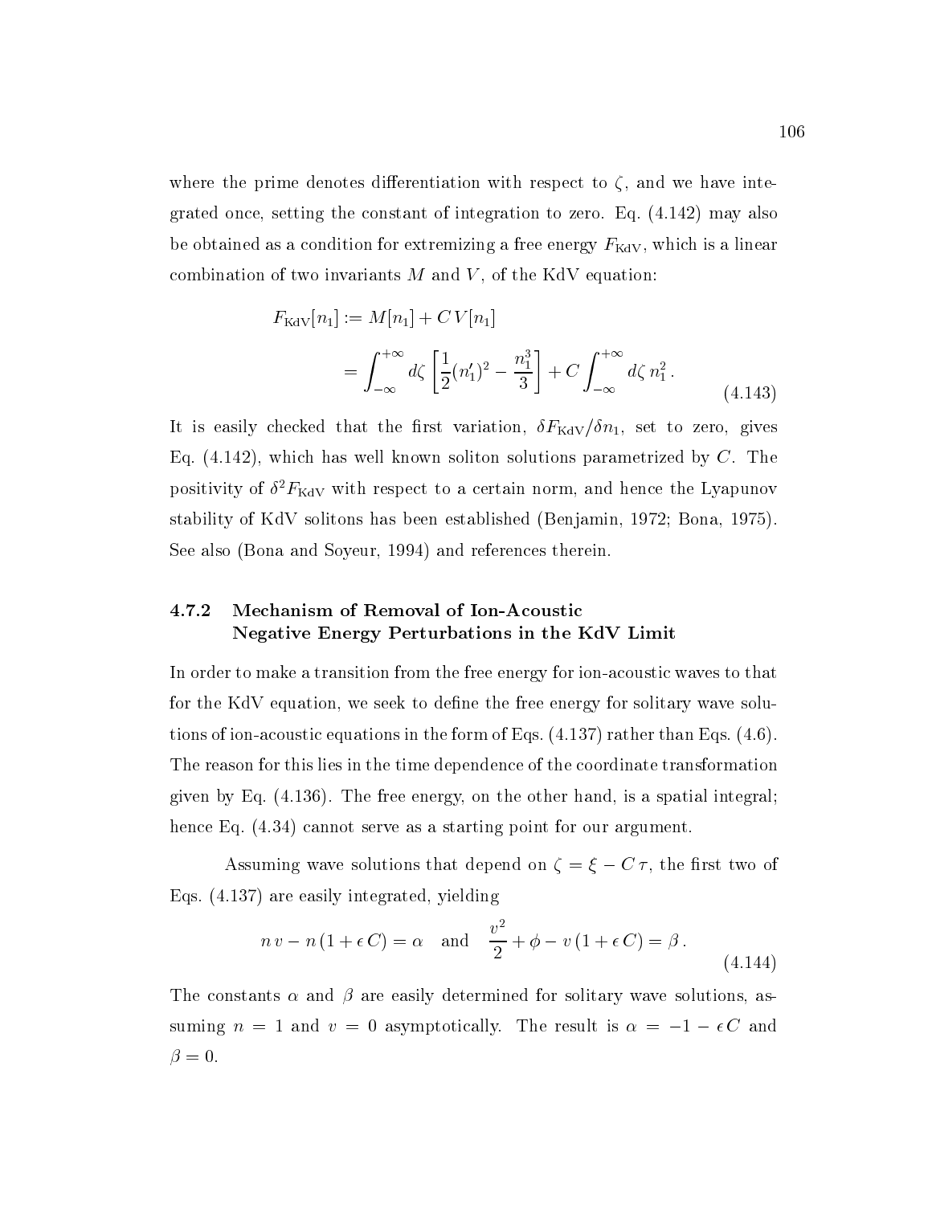where the prime denotes differentiation with respect to $\zeta$, and we have integrated once, setting the constant of integration to zero. Eq. (4.142) may also be obtained as a condition for extremizing a free energy $F_{\rm KdV}$, which is a linear combination of two invariants $M$ and $V$, of the KdV equation:

$$
\begin{aligned}
F_{\rm KdV}[n_1] &:= M[n_1] + C\, V[n_1] \\
&= \int_{-\infty}^{+\infty} d\zeta \left[ \frac{1}{2}(n_1')^2 - \frac{n_1^3}{3} \right] + C \int_{-\infty}^{+\infty} d\zeta\, n_1^2 \,.
\end{aligned}
\tag{4.143}
$$

It is easily checked that the first variation, $\delta F_{\rm KdV}/\delta n_1$, set to zero, gives Eq. (4.142), which has well known soliton solutions parametrized by $C$. The positivity of $\delta^2 F_{\rm KdV}$ with respect to a certain norm, and hence the Lyapunov stability of KdV solitons has been established (Benjamin, 1972; Bona, 1975). See also (Bona and Soyeur, 1994) and references therein.

### 4.7.2 Mechanism of Removal of Ion-Acoustic Negative Energy Perturbations in the KdV Limit

In order to make a transition from the free energy for ion-acoustic waves to that for the KdV equation, we seek to define the free energy for solitary wave solutions of ion-acoustic equations in the form of Eqs. (4.137) rather than Eqs. (4.6). The reason for this lies in the time dependence of the coordinate transformation given by Eq. (4.136). The free energy, on the other hand, is a spatial integral; hence Eq. (4.34) cannot serve as a starting point for our argument.

Assuming wave solutions that depend on $\zeta = \xi - C\,\tau$, the first two of Eqs. (4.137) are easily integrated, yielding

$$
n\, v - n\,(1 + \epsilon\, C) = \alpha \quad \text{and} \quad \frac{v^2}{2} + \phi - v\,(1 + \epsilon\, C) = \beta \,.
\tag{4.144}
$$

The constants $\alpha$ and $\beta$ are easily determined for solitary wave solutions, assuming $n = 1$ and $v = 0$ asymptotically. The result is $\alpha = -1 - \epsilon\, C$ and $\beta = 0$.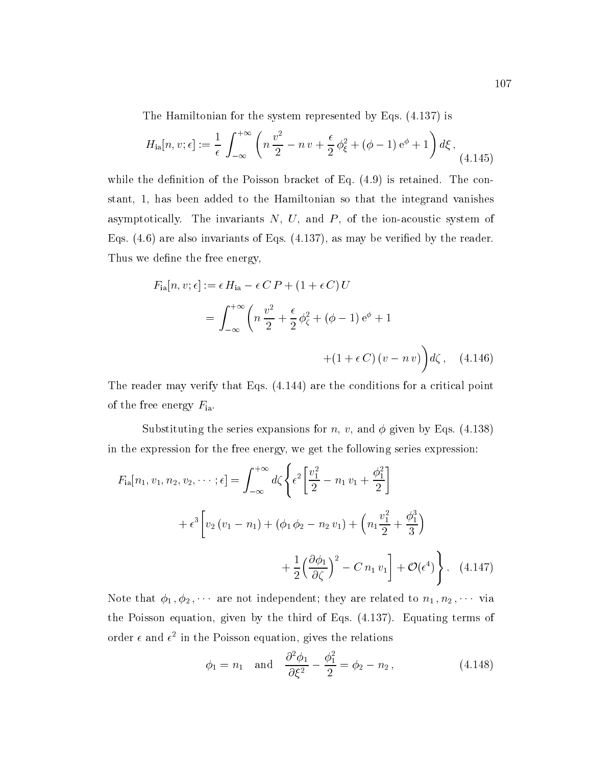The Hamiltonian for the system represented by Eqs. (4.137) is

$$H_{\rm ia}[n, v; \epsilon] := \frac{1}{\epsilon} \int_{-\infty}^{+\infty} \left( n\, \frac{v^2}{2} - n\, v + \frac{\epsilon}{2}\, \phi_\xi^2 + (\phi - 1)\, {\rm e}^{\phi} + 1 \right) d\xi\,, \tag{4.145}$$

while the definition of the Poisson bracket of Eq. (4.9) is retained. The constant, 1, has been added to the Hamiltonian so that the integrand vanishes asymptotically. The invariants $N$, $U$, and $P$, of the ion-acoustic system of Eqs. (4.6) are also invariants of Eqs. (4.137), as may be verified by the reader. Thus we define the free energy,

$$\begin{aligned} F_{\rm ia}[n, v; \epsilon] &:= \epsilon\, H_{\rm ia} - \epsilon\, C\, P + (1 + \epsilon\, C)\, U \\ &= \int_{-\infty}^{+\infty} \Bigg( n\, \frac{v^2}{2} + \frac{\epsilon}{2}\, \phi_\zeta^2 + (\phi - 1)\, {\rm e}^{\phi} + 1 \\ &\qquad\qquad + (1 + \epsilon\, C)\, (v - n\, v) \Bigg) d\zeta\,, \end{aligned} \tag{4.146}$$

The reader may verify that Eqs. (4.144) are the conditions for a critical point of the free energy $F_{\rm ia}$.

Substituting the series expansions for $n$, $v$, and $\phi$ given by Eqs. (4.138) in the expression for the free energy, we get the following series expression:

$$\begin{aligned} F_{\rm ia}[n_1, v_1, n_2, v_2, \cdots; \epsilon] = \int_{-\infty}^{+\infty} d\zeta \Bigg\{ \epsilon^2 \left[ \frac{v_1^2}{2} - n_1\, v_1 + \frac{\phi_1^2}{2} \right] \\ + \epsilon^3 \Bigg[ v_2\, (v_1 - n_1) + (\phi_1\, \phi_2 - n_2\, v_1) + \left( n_1 \frac{v_1^2}{2} + \frac{\phi_1^3}{3} \right) \\ + \frac{1}{2} \left( \frac{\partial \phi_1}{\partial \zeta} \right)^2 - C\, n_1\, v_1 \Bigg] + \mathcal{O}(\epsilon^4) \Bigg\}\,. \end{aligned} \tag{4.147}$$

Note that $\phi_1\,, \phi_2\,, \cdots$ are not independent; they are related to $n_1\,, n_2\,, \cdots$ via the Poisson equation, given by the third of Eqs. (4.137). Equating terms of order $\epsilon$ and $\epsilon^2$ in the Poisson equation, gives the relations

$$\phi_1 = n_1 \quad \text{and} \quad \frac{\partial^2 \phi_1}{\partial \xi^2} - \frac{\phi_1^2}{2} = \phi_2 - n_2\,, \tag{4.148}$$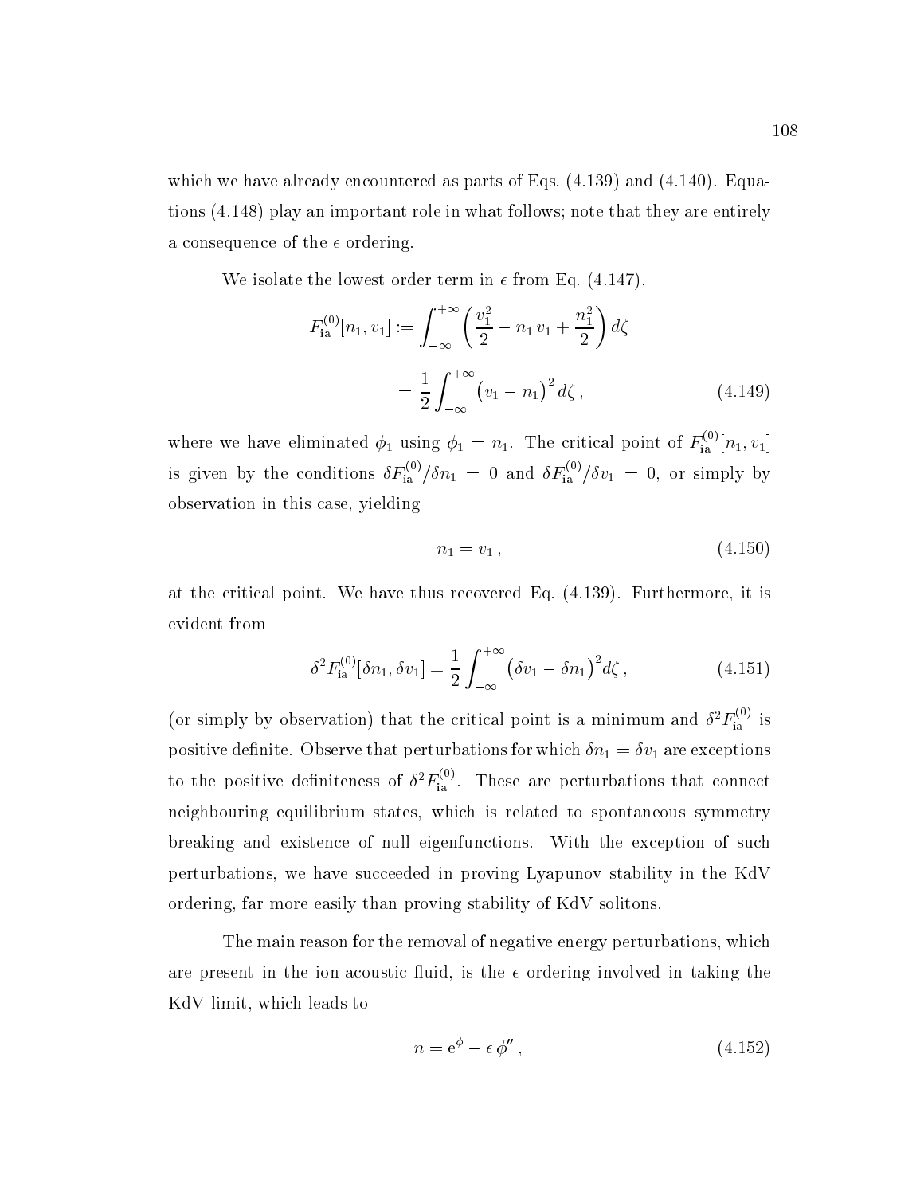which we have already encountered as parts of Eqs. (4.139) and (4.140). Equations (4.148) play an important role in what follows; note that they are entirely a consequence of the $\epsilon$ ordering.

We isolate the lowest order term in $\epsilon$ from Eq. (4.147),

$$
\begin{aligned}
F_{\rm ia}^{(0)}[n_1, v_1] &:= \int_{-\infty}^{+\infty} \left( \frac{v_1^2}{2} - n_1\, v_1 + \frac{n_1^2}{2} \right) d\zeta \\
&= \frac{1}{2} \int_{-\infty}^{+\infty} \big( v_1 - n_1 \big)^2 \, d\zeta \,, \qquad (4.149)
\end{aligned}
$$

where we have eliminated $\phi_1$ using $\phi_1 = n_1$. The critical point of $F_{\rm ia}^{(0)}[n_1, v_1]$ is given by the conditions $\delta F_{\rm ia}^{(0)}/\delta n_1 = 0$ and $\delta F_{\rm ia}^{(0)}/\delta v_1 = 0$, or simply by observation in this case, yielding

$$
n_1 = v_1 \,, \qquad (4.150)
$$

at the critical point. We have thus recovered Eq. (4.139). Furthermore, it is evident from

$$
\delta^2 F_{\rm ia}^{(0)}[\delta n_1, \delta v_1] = \frac{1}{2} \int_{-\infty}^{+\infty} \big( \delta v_1 - \delta n_1 \big)^2 d\zeta \,, \qquad (4.151)
$$

(or simply by observation) that the critical point is a minimum and $\delta^2 F_{\rm ia}^{(0)}$ is positive definite. Observe that perturbations for which $\delta n_1 = \delta v_1$ are exceptions to the positive definiteness of $\delta^2 F_{\rm ia}^{(0)}$. These are perturbations that connect neighbouring equilibrium states, which is related to spontaneous symmetry breaking and existence of null eigenfunctions. With the exception of such perturbations, we have succeeded in proving Lyapunov stability in the KdV ordering, far more easily than proving stability of KdV solitons.

The main reason for the removal of negative energy perturbations, which are present in the ion-acoustic fluid, is the $\epsilon$ ordering involved in taking the KdV limit, which leads to

$$
n = {\rm e}^{\phi} - \epsilon\, \phi'' \,, \qquad (4.152)
$$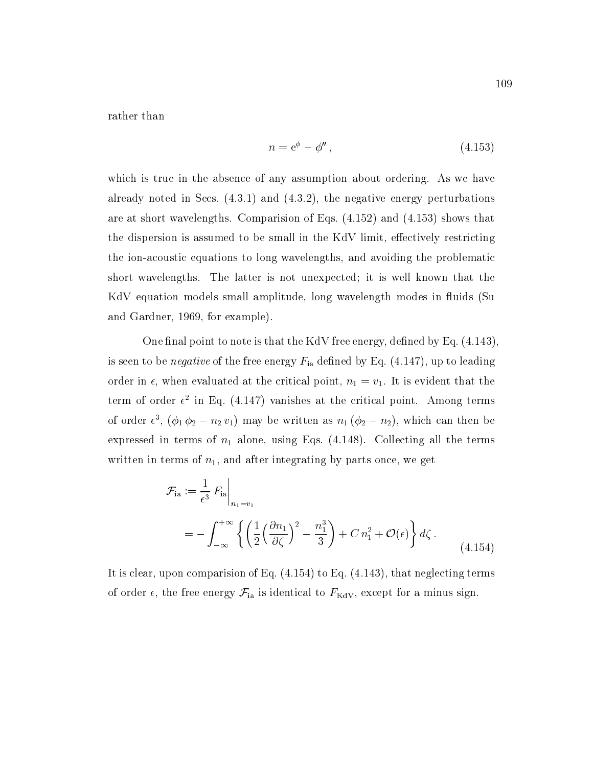rather than

$$n = \mathrm{e}^{\phi} - \phi'' \,, \tag{4.153}$$

which is true in the absence of any assumption about ordering. As we have already noted in Secs. (4.3.1) and (4.3.2), the negative energy perturbations are at short wavelengths. Comparision of Eqs. (4.152) and (4.153) shows that the dispersion is assumed to be small in the KdV limit, effectively restricting the ion-acoustic equations to long wavelengths, and avoiding the problematic short wavelengths. The latter is not unexpected; it is well known that the KdV equation models small amplitude, long wavelength modes in fluids (Su and Gardner, 1969, for example).

One final point to note is that the KdV free energy, defined by Eq. (4.143), is seen to be *negative* of the free energy $F_{\mathrm{ia}}$ defined by Eq. (4.147), up to leading order in $\epsilon$, when evaluated at the critical point, $n_1 = v_1$. It is evident that the term of order $\epsilon^2$ in Eq. (4.147) vanishes at the critical point. Among terms of order $\epsilon^3$, $(\phi_1 \, \phi_2 - n_2 \, v_1)$ may be written as $n_1 \, (\phi_2 - n_2)$, which can then be expressed in terms of $n_1$ alone, using Eqs. (4.148). Collecting all the terms written in terms of $n_1$, and after integrating by parts once, we get

$$\begin{aligned} \mathcal{F}_{\mathrm{ia}} &:= \frac{1}{\epsilon^3} \, F_{\mathrm{ia}} \bigg|_{n_1 = v_1} \\ &= - \int_{-\infty}^{+\infty} \left\{ \left( \frac{1}{2} \Big( \frac{\partial n_1}{\partial \zeta} \Big)^2 - \frac{n_1^3}{3} \right) + C \, n_1^2 + \mathcal{O}(\epsilon) \right\} d\zeta \,. \end{aligned} \tag{4.154}$$

It is clear, upon comparision of Eq. (4.154) to Eq. (4.143), that neglecting terms of order $\epsilon$, the free energy $\mathcal{F}_{\mathrm{ia}}$ is identical to $F_{\mathrm{KdV}}$, except for a minus sign.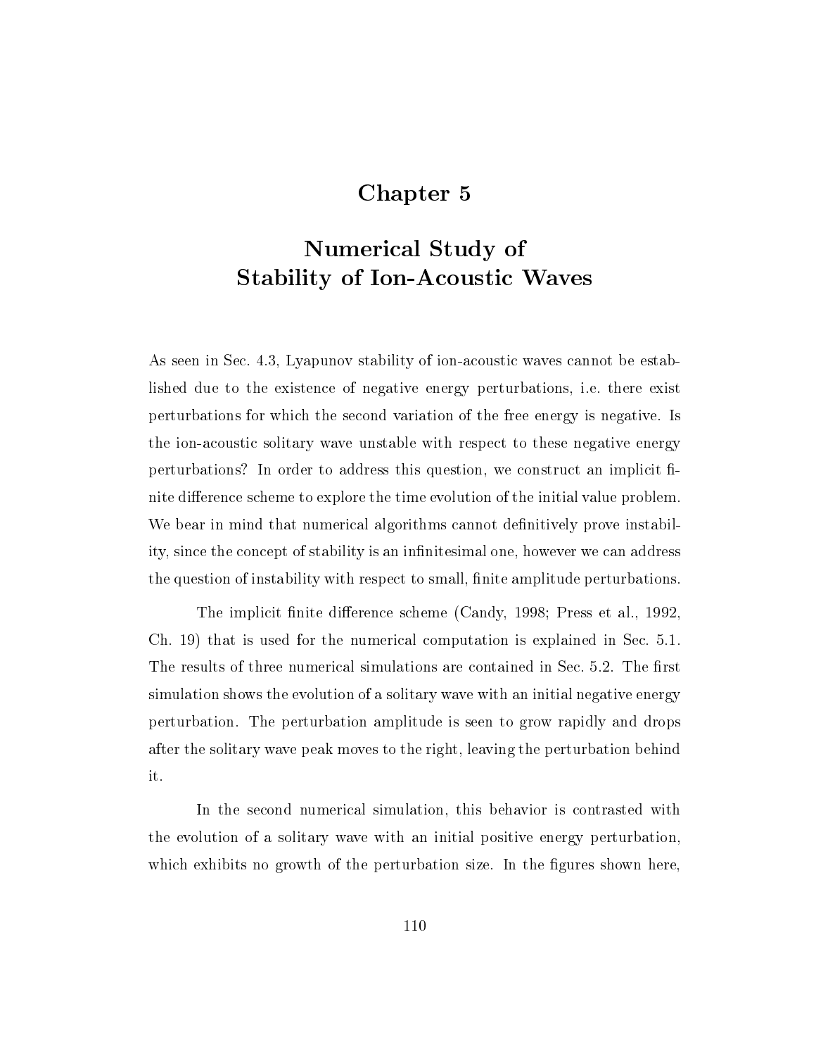# Chapter 5

# Numerical Study of Stability of Ion-Acoustic Waves

As seen in Sec. 4.3, Lyapunov stability of ion-acoustic waves cannot be established due to the existence of negative energy perturbations, i.e. there exist perturbations for which the second variation of the free energy is negative. Is the ion-acoustic solitary wave unstable with respect to these negative energy perturbations? In order to address this question, we construct an implicit finite difference scheme to explore the time evolution of the initial value problem. We bear in mind that numerical algorithms cannot definitively prove instability, since the concept of stability is an infinitesimal one, however we can address the question of instability with respect to small, finite amplitude perturbations.

The implicit finite difference scheme (Candy, 1998; Press et al., 1992, Ch. 19) that is used for the numerical computation is explained in Sec. 5.1. The results of three numerical simulations are contained in Sec. 5.2. The first simulation shows the evolution of a solitary wave with an initial negative energy perturbation. The perturbation amplitude is seen to grow rapidly and drops after the solitary wave peak moves to the right, leaving the perturbation behind it.

In the second numerical simulation, this behavior is contrasted with the evolution of a solitary wave with an initial positive energy perturbation, which exhibits no growth of the perturbation size. In the figures shown here,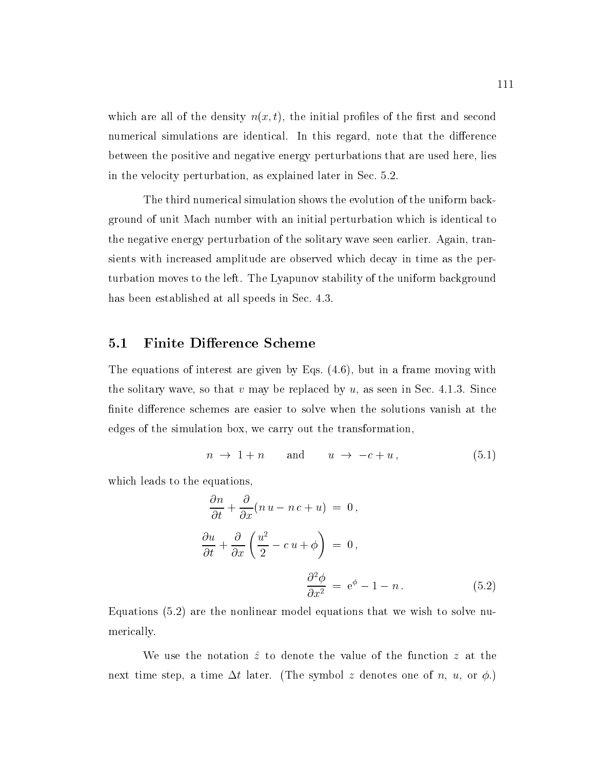which are all of the density $n(x, t)$, the initial profiles of the first and second numerical simulations are identical. In this regard, note that the difference between the positive and negative energy perturbations that are used here, lies in the velocity perturbation, as explained later in Sec. 5.2.

The third numerical simulation shows the evolution of the uniform background of unit Mach number with an initial perturbation which is identical to the negative energy perturbation of the solitary wave seen earlier. Again, transients with increased amplitude are observed which decay in time as the perturbation moves to the left. The Lyapunov stability of the uniform background has been established at all speeds in Sec. 4.3.

## 5.1 Finite Difference Scheme

The equations of interest are given by Eqs. (4.6), but in a frame moving with the solitary wave, so that $v$ may be replaced by $u$, as seen in Sec. 4.1.3. Since finite difference schemes are easier to solve when the solutions vanish at the edges of the simulation box, we carry out the transformation,

$$n \;\to\; 1 + n \qquad \text{and} \qquad u \;\to\; -c + u\,, \tag{5.1}$$

which leads to the equations,

$$\begin{aligned}
\frac{\partial n}{\partial t} + \frac{\partial}{\partial x}(n\,u - n\,c + u) \;&=\; 0\,, \\
\frac{\partial u}{\partial t} + \frac{\partial}{\partial x}\left(\frac{u^2}{2} - c\,u + \phi\right) \;&=\; 0\,, \\
\frac{\partial^2 \phi}{\partial x^2} \;&=\; \mathrm{e}^{\phi} - 1 - n\,.
\end{aligned} \tag{5.2}$$

Equations (5.2) are the nonlinear model equations that we wish to solve numerically.

We use the notation $\hat{z}$ to denote the value of the function $z$ at the next time step, a time $\Delta t$ later. (The symbol $z$ denotes one of $n$, $u$, or $\phi$.)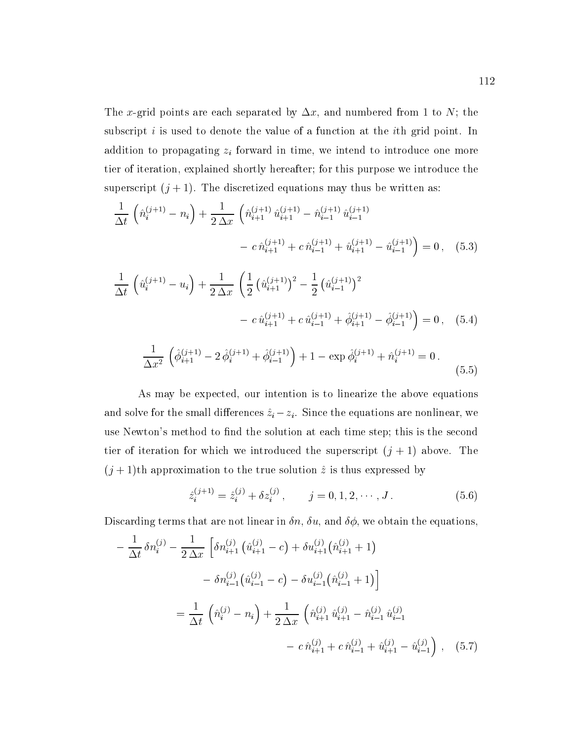The $x$-grid points are each separated by $\Delta x$, and numbered from 1 to $N$; the subscript $i$ is used to denote the value of a function at the $i$th grid point. In addition to propagating $z_i$ forward in time, we intend to introduce one more tier of iteration, explained shortly hereafter; for this purpose we introduce the superscript $(j+1)$. The discretized equations may thus be written as:

$$
\begin{aligned}
\frac{1}{\Delta t}\left(\hat{n}_i^{(j+1)} - n_i\right) + \frac{1}{2\,\Delta x}\,\Big(&\hat{n}_{i+1}^{(j+1)}\,\hat{u}_{i+1}^{(j+1)} - \hat{n}_{i-1}^{(j+1)}\,\hat{u}_{i-1}^{(j+1)} \\
&- c\,\hat{n}_{i+1}^{(j+1)} + c\,\hat{n}_{i-1}^{(j+1)} + \hat{u}_{i+1}^{(j+1)} - \hat{u}_{i-1}^{(j+1)}\Big) = 0\,, \qquad (5.3)
\end{aligned}
$$

$$
\begin{aligned}
\frac{1}{\Delta t}\left(\hat{u}_i^{(j+1)} - u_i\right) + \frac{1}{2\,\Delta x}\,\Big(&\frac{1}{2}\left(\hat{u}_{i+1}^{(j+1)}\right)^2 - \frac{1}{2}\left(\hat{u}_{i-1}^{(j+1)}\right)^2 \\
&- c\,\hat{u}_{i+1}^{(j+1)} + c\,\hat{u}_{i-1}^{(j+1)} + \hat{\phi}_{i+1}^{(j+1)} - \hat{\phi}_{i-1}^{(j+1)}\Big) = 0\,, \qquad (5.4)
\end{aligned}
$$

$$
\frac{1}{\Delta x^2}\,\left(\hat{\phi}_{i+1}^{(j+1)} - 2\,\hat{\phi}_i^{(j+1)} + \hat{\phi}_{i-1}^{(j+1)}\right) + 1 - \exp\hat{\phi}_i^{(j+1)} + \hat{n}_i^{(j+1)} = 0\,. \qquad (5.5)
$$

As may be expected, our intention is to linearize the above equations and solve for the small differences $\hat{z}_i - z_i$. Since the equations are nonlinear, we use Newton's method to find the solution at each time step; this is the second tier of iteration for which we introduced the superscript $(j+1)$ above. The $(j+1)$th approximation to the true solution $\hat{z}$ is thus expressed by

$$
\hat{z}_i^{(j+1)} = \hat{z}_i^{(j)} + \delta z_i^{(j)}\,, \qquad j = 0, 1, 2, \cdots, J\,. \qquad (5.6)
$$

Discarding terms that are not linear in $\delta n$, $\delta u$, and $\delta\phi$, we obtain the equations,

$$
\begin{aligned}
-\frac{1}{\Delta t}\,\delta n_i^{(j)} - \frac{1}{2\,\Delta x}\,\Big[&\delta n_{i+1}^{(j)}\left(\hat{u}_{i+1}^{(j)} - c\right) + \delta u_{i+1}^{(j)}\big(\hat{n}_{i+1}^{(j)} + 1\big) \\
&- \delta n_{i-1}^{(j)}\big(\hat{u}_{i-1}^{(j)} - c\big) - \delta u_{i-1}^{(j)}\big(\hat{n}_{i-1}^{(j)} + 1\big)\Big] \\
= \frac{1}{\Delta t}\,\left(\hat{n}_i^{(j)} - n_i\right) + \frac{1}{2\,\Delta x}\,\Big(&\hat{n}_{i+1}^{(j)}\,\hat{u}_{i+1}^{(j)} - \hat{n}_{i-1}^{(j)}\,\hat{u}_{i-1}^{(j)} \\
&- c\,\hat{n}_{i+1}^{(j)} + c\,\hat{n}_{i-1}^{(j)} + \hat{u}_{i+1}^{(j)} - \hat{u}_{i-1}^{(j)}\Big)\,, \qquad (5.7)
\end{aligned}
$$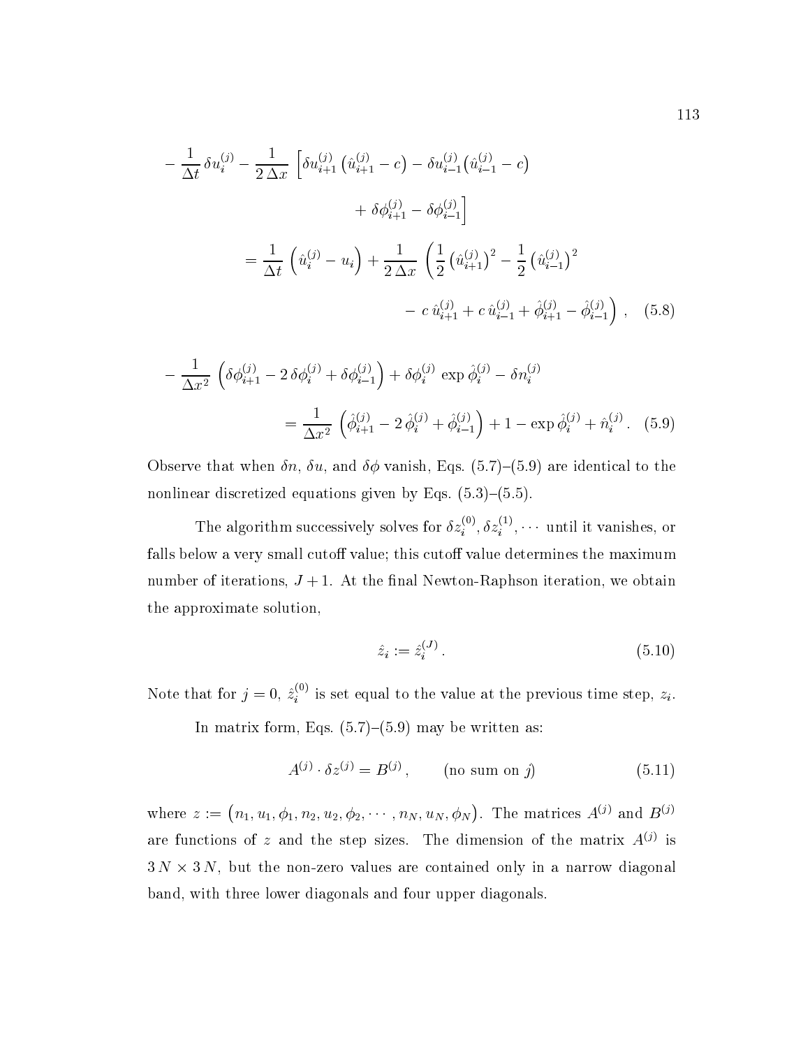$$
\begin{aligned}
-\frac{1}{\Delta t}\,\delta u_i^{(j)} - \frac{1}{2\,\Delta x}\,\Big[\delta u_{i+1}^{(j)}\,\big(\hat{u}_{i+1}^{(j)} - c\big) - \delta u_{i-1}^{(j)}\big(\hat{u}_{i-1}^{(j)} - c\big) \\
+ \delta\phi_{i+1}^{(j)} - \delta\phi_{i-1}^{(j)}\Big] \\
= \frac{1}{\Delta t}\,\left(\hat{u}_i^{(j)} - u_i\right) + \frac{1}{2\,\Delta x}\,\left(\frac{1}{2}\,\big(\hat{u}_{i+1}^{(j)}\big)^2 - \frac{1}{2}\,\big(\hat{u}_{i-1}^{(j)}\big)^2 \right. \\
\left. -\; c\,\hat{u}_{i+1}^{(j)} + c\,\hat{u}_{i-1}^{(j)} + \hat{\phi}_{i+1}^{(j)} - \hat{\phi}_{i-1}^{(j)}\right)\,, \quad (5.8)
\end{aligned}
$$

$$
\begin{aligned}
-\frac{1}{\Delta x^2}\,\left(\delta\phi_{i+1}^{(j)} - 2\,\delta\phi_i^{(j)} + \delta\phi_{i-1}^{(j)}\right) + \delta\phi_i^{(j)}\,\exp\hat{\phi}_i^{(j)} - \delta n_i^{(j)} \\
= \frac{1}{\Delta x^2}\,\left(\hat{\phi}_{i+1}^{(j)} - 2\,\hat{\phi}_i^{(j)} + \hat{\phi}_{i-1}^{(j)}\right) + 1 - \exp\hat{\phi}_i^{(j)} + \hat{n}_i^{(j)}\,. \quad (5.9)
\end{aligned}
$$

Observe that when $\delta n$, $\delta u$, and $\delta\phi$ vanish, Eqs. (5.7)–(5.9) are identical to the nonlinear discretized equations given by Eqs. (5.3)–(5.5).

The algorithm successively solves for $\delta z_i^{(0)}, \delta z_i^{(1)}, \cdots$ until it vanishes, or falls below a very small cutoff value; this cutoff value determines the maximum number of iterations, $J+1$. At the final Newton-Raphson iteration, we obtain the approximate solution,

$$
\hat{z}_i := \hat{z}_i^{(J)}\,. \qquad (5.10)
$$

Note that for $j = 0$, $\hat{z}_i^{(0)}$ is set equal to the value at the previous time step, $z_i$.

In matrix form, Eqs. (5.7)–(5.9) may be written as:

$$
A^{(j)} \cdot \delta z^{(j)} = B^{(j)}\,, \qquad \text{(no sum on } j\text{)} \qquad (5.11)
$$

where $z := \big(n_1, u_1, \phi_1, n_2, u_2, \phi_2, \cdots, n_N, u_N, \phi_N\big)$. The matrices $A^{(j)}$ and $B^{(j)}$ are functions of $z$ and the step sizes. The dimension of the matrix $A^{(j)}$ is $3\,N \times 3\,N$, but the non-zero values are contained only in a narrow diagonal band, with three lower diagonals and four upper diagonals.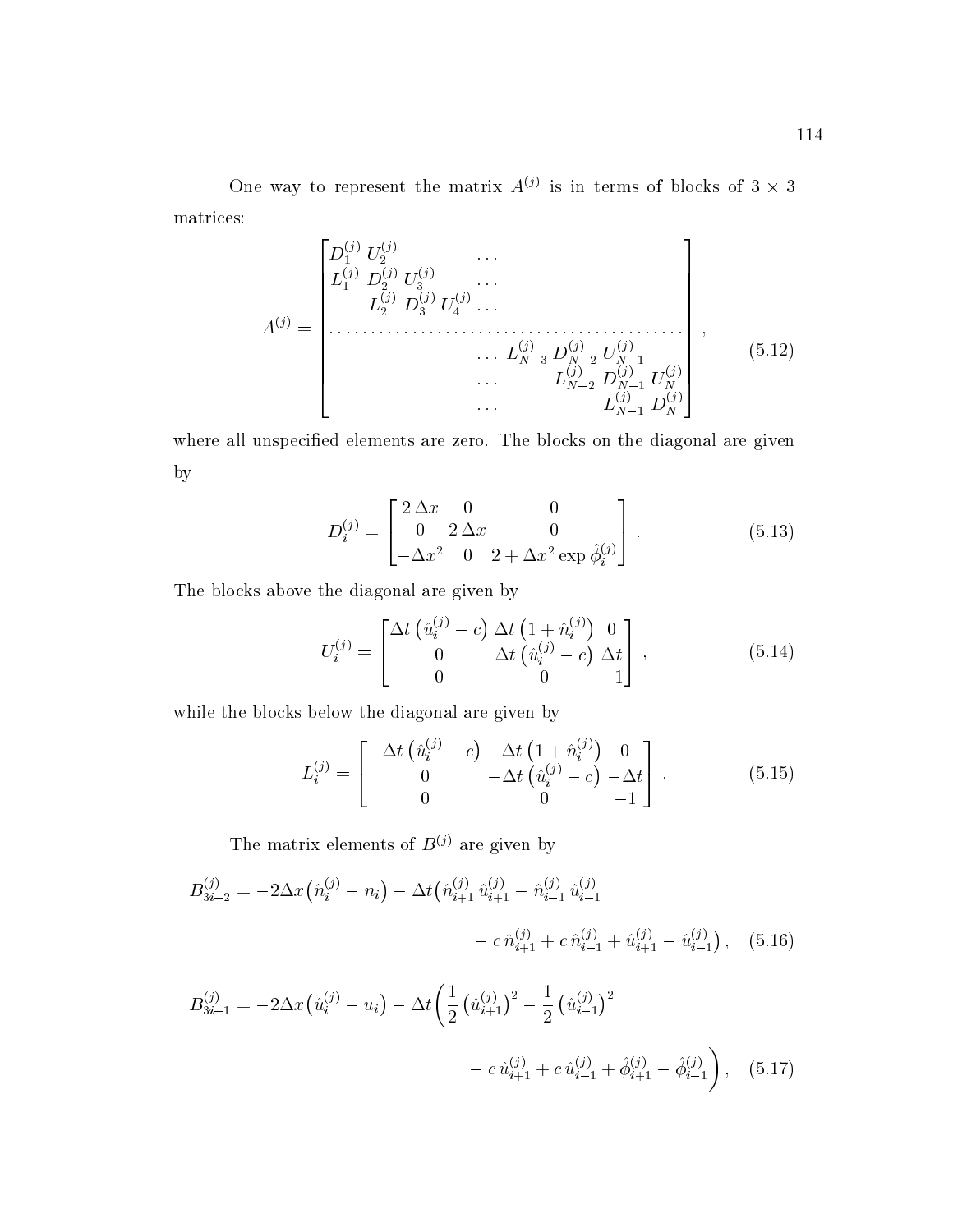One way to represent the matrix $A^{(j)}$ is in terms of blocks of $3 \times 3$ matrices:

$$
A^{(j)} = \begin{bmatrix}
D_1^{(j)} & U_2^{(j)} & & \dots & & & \\
L_1^{(j)} & D_2^{(j)} & U_3^{(j)} & \dots & & & \\
& L_2^{(j)} & D_3^{(j)} & U_4^{(j)} \dots & & & \\
\dots & \dots & \dots & \dots & \dots & \dots & \dots \\
& & & \dots & L_{N-3}^{(j)} & D_{N-2}^{(j)} & U_{N-1}^{(j)} \\
& & & \dots & & L_{N-2}^{(j)} & D_{N-1}^{(j)} \; U_N^{(j)} \\
& & & \dots & & & L_{N-1}^{(j)} \; D_N^{(j)}
\end{bmatrix}, \tag{5.12}
$$

where all unspecified elements are zero. The blocks on the diagonal are given by

$$
D_i^{(j)} = \begin{bmatrix} 2\,\Delta x & 0 & 0 \\ 0 & 2\,\Delta x & 0 \\ -\Delta x^2 & 0 & 2 + \Delta x^2 \exp \hat{\phi}_i^{(j)} \end{bmatrix}. \tag{5.13}
$$

The blocks above the diagonal are given by

$$
U_i^{(j)} = \begin{bmatrix} \Delta t \left( \hat{u}_i^{(j)} - c \right) & \Delta t \left( 1 + \hat{n}_i^{(j)} \right) & 0 \\ 0 & \Delta t \left( \hat{u}_i^{(j)} - c \right) & \Delta t \\ 0 & 0 & -1 \end{bmatrix}, \tag{5.14}
$$

while the blocks below the diagonal are given by

$$
L_i^{(j)} = \begin{bmatrix} -\Delta t \left( \hat{u}_i^{(j)} - c \right) & -\Delta t \left( 1 + \hat{n}_i^{(j)} \right) & 0 \\ 0 & -\Delta t \left( \hat{u}_i^{(j)} - c \right) & -\Delta t \\ 0 & 0 & -1 \end{bmatrix}. \tag{5.15}
$$

The matrix elements of $B^{(j)}$ are given by

$$
\begin{aligned}
B_{3i-2}^{(j)} = -2\Delta x \big( \hat{n}_i^{(j)} - n_i \big) - \Delta t \big( & \hat{n}_{i+1}^{(j)} \, \hat{u}_{i+1}^{(j)} - \hat{n}_{i-1}^{(j)} \, \hat{u}_{i-1}^{(j)} \\
& - c\, \hat{n}_{i+1}^{(j)} + c\, \hat{n}_{i-1}^{(j)} + \hat{u}_{i+1}^{(j)} - \hat{u}_{i-1}^{(j)} \big),
\end{aligned} \tag{5.16}
$$

$$
\begin{aligned}
B_{3i-1}^{(j)} = -2\Delta x \big( \hat{u}_i^{(j)} - u_i \big) - \Delta t \bigg( & \frac{1}{2} \big( \hat{u}_{i+1}^{(j)} \big)^2 - \frac{1}{2} \big( \hat{u}_{i-1}^{(j)} \big)^2 \\
& - c\, \hat{u}_{i+1}^{(j)} + c\, \hat{u}_{i-1}^{(j)} + \hat{\phi}_{i+1}^{(j)} - \hat{\phi}_{i-1}^{(j)} \bigg),
\end{aligned} \tag{5.17}
$$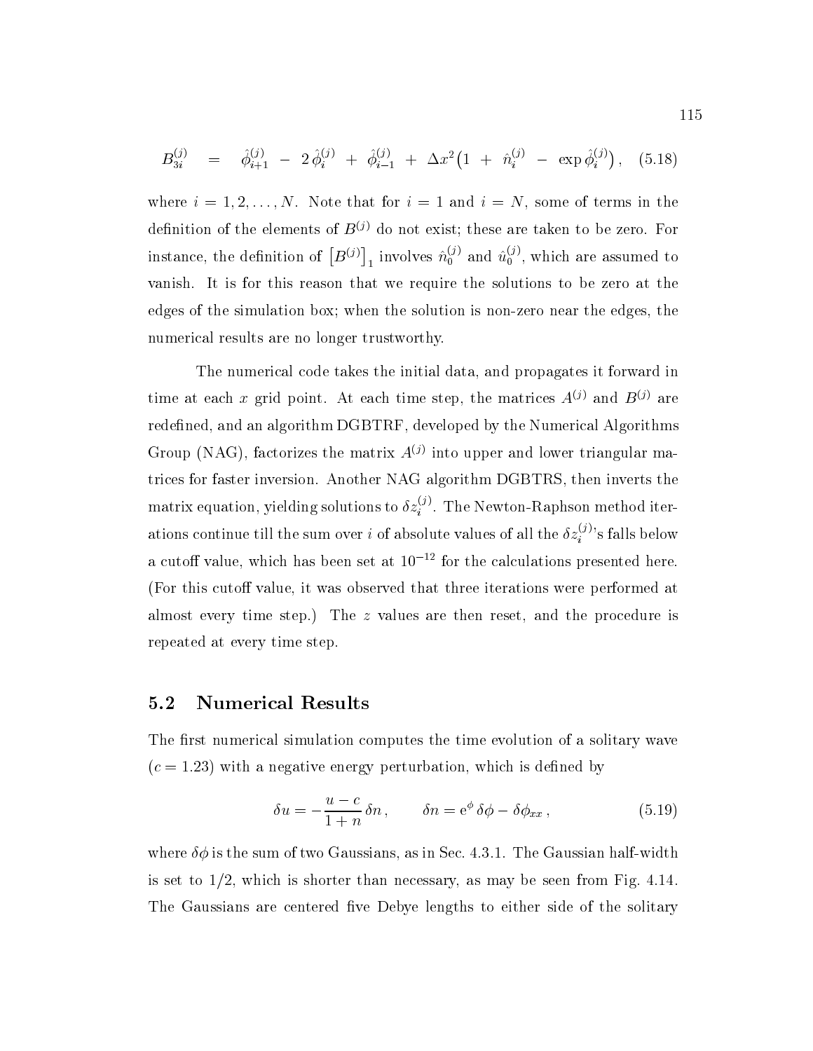$$B_{3i}^{(j)} \quad = \quad \hat{\phi}_{i+1}^{(j)} \ - \ 2\,\hat{\phi}_i^{(j)} \ + \ \hat{\phi}_{i-1}^{(j)} \ + \ \Delta x^2 \big(1 \ + \ \hat{n}_i^{(j)} \ - \ \exp \hat{\phi}_i^{(j)}\big) \,, \quad (5.18)$$

where $i = 1, 2, \ldots, N$. Note that for $i = 1$ and $i = N$, some of terms in the definition of the elements of $B^{(j)}$ do not exist; these are taken to be zero. For instance, the definition of $\big[B^{(j)}\big]_1$ involves $\hat{n}_0^{(j)}$ and $\hat{u}_0^{(j)}$, which are assumed to vanish. It is for this reason that we require the solutions to be zero at the edges of the simulation box; when the solution is non-zero near the edges, the numerical results are no longer trustworthy.

The numerical code takes the initial data, and propagates it forward in time at each $x$ grid point. At each time step, the matrices $A^{(j)}$ and $B^{(j)}$ are redefined, and an algorithm DGBTRF, developed by the Numerical Algorithms Group (NAG), factorizes the matrix $A^{(j)}$ into upper and lower triangular matrices for faster inversion. Another NAG algorithm DGBTRS, then inverts the matrix equation, yielding solutions to $\delta z_i^{(j)}$. The Newton-Raphson method iterations continue till the sum over $i$ of absolute values of all the $\delta z_i^{(j)}$'s falls below a cutoff value, which has been set at $10^{-12}$ for the calculations presented here. (For this cutoff value, it was observed that three iterations were performed at almost every time step.) The $z$ values are then reset, and the procedure is repeated at every time step.

## 5.2 Numerical Results

The first numerical simulation computes the time evolution of a solitary wave ($c = 1.23$) with a negative energy perturbation, which is defined by

$$\delta u = -\frac{u - c}{1 + n}\, \delta n \,, \qquad \delta n = \mathrm{e}^{\phi}\, \delta\phi - \delta\phi_{xx} \,, \qquad (5.19)$$

where $\delta\phi$ is the sum of two Gaussians, as in Sec. 4.3.1. The Gaussian half-width is set to 1/2, which is shorter than necessary, as may be seen from Fig. 4.14. The Gaussians are centered five Debye lengths to either side of the solitary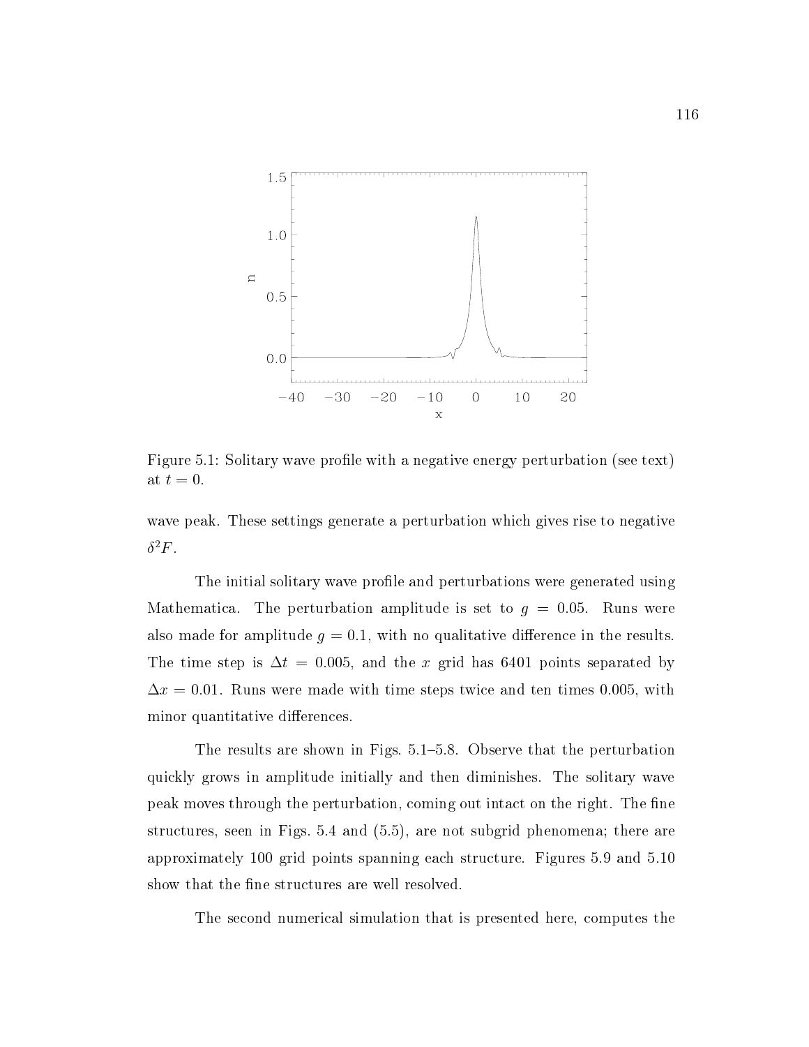Figure 5.1: Solitary wave profile with a negative energy perturbation (see text) at $t = 0$.

wave peak. These settings generate a perturbation which gives rise to negative $\delta^2 F$.

The initial solitary wave profile and perturbations were generated using Mathematica. The perturbation amplitude is set to $g = 0.05$. Runs were also made for amplitude $g = 0.1$, with no qualitative difference in the results. The time step is $\Delta t = 0.005$, and the $x$ grid has 6401 points separated by $\Delta x = 0.01$. Runs were made with time steps twice and ten times 0.005, with minor quantitative differences.

The results are shown in Figs. 5.1–5.8. Observe that the perturbation quickly grows in amplitude initially and then diminishes. The solitary wave peak moves through the perturbation, coming out intact on the right. The fine structures, seen in Figs. 5.4 and (5.5), are not subgrid phenomena; there are approximately 100 grid points spanning each structure. Figures 5.9 and 5.10 show that the fine structures are well resolved.

The second numerical simulation that is presented here, computes the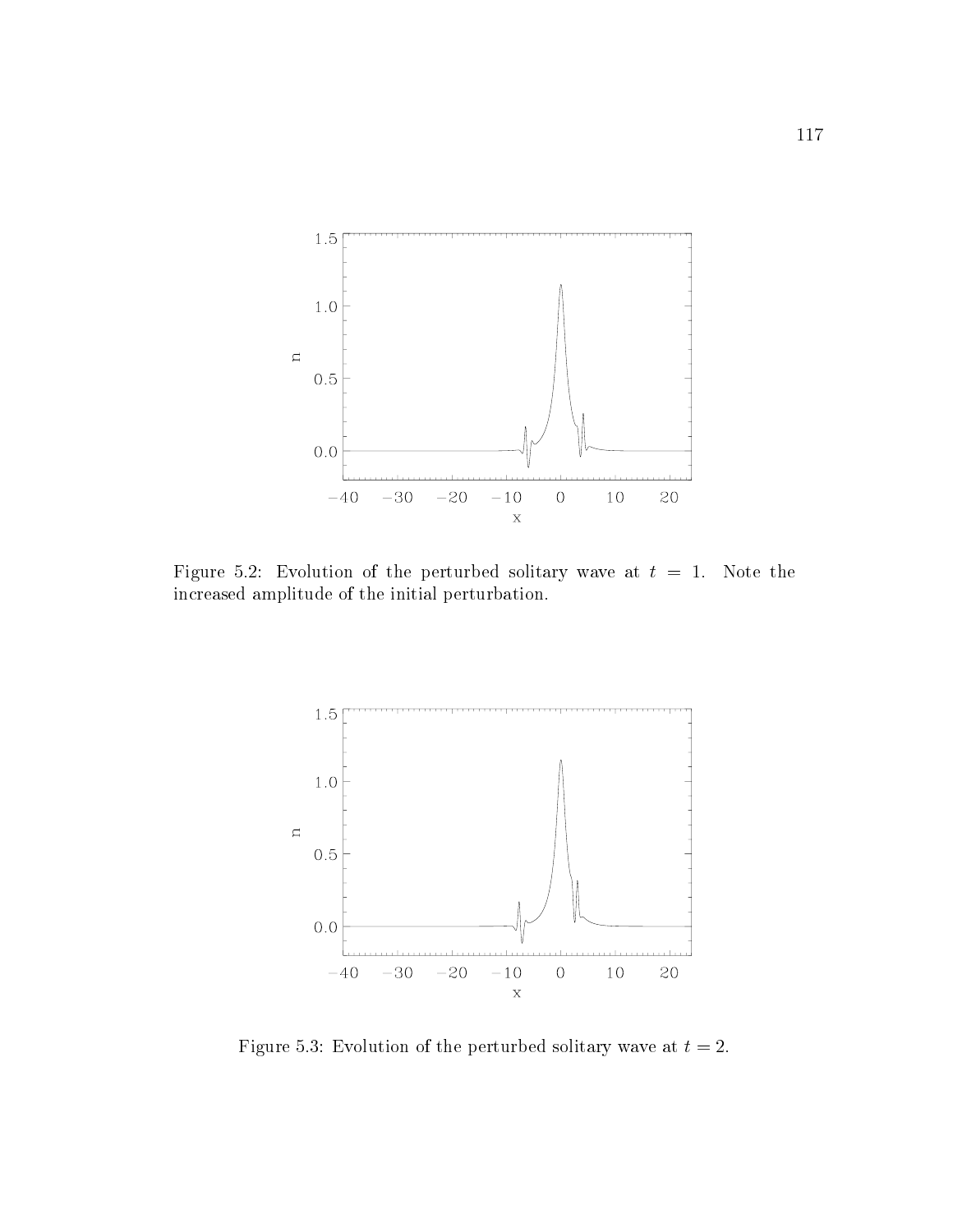Figure 5.2: Evolution of the perturbed solitary wave at $t = 1$. Note the increased amplitude of the initial perturbation.

Figure 5.3: Evolution of the perturbed solitary wave at $t = 2$.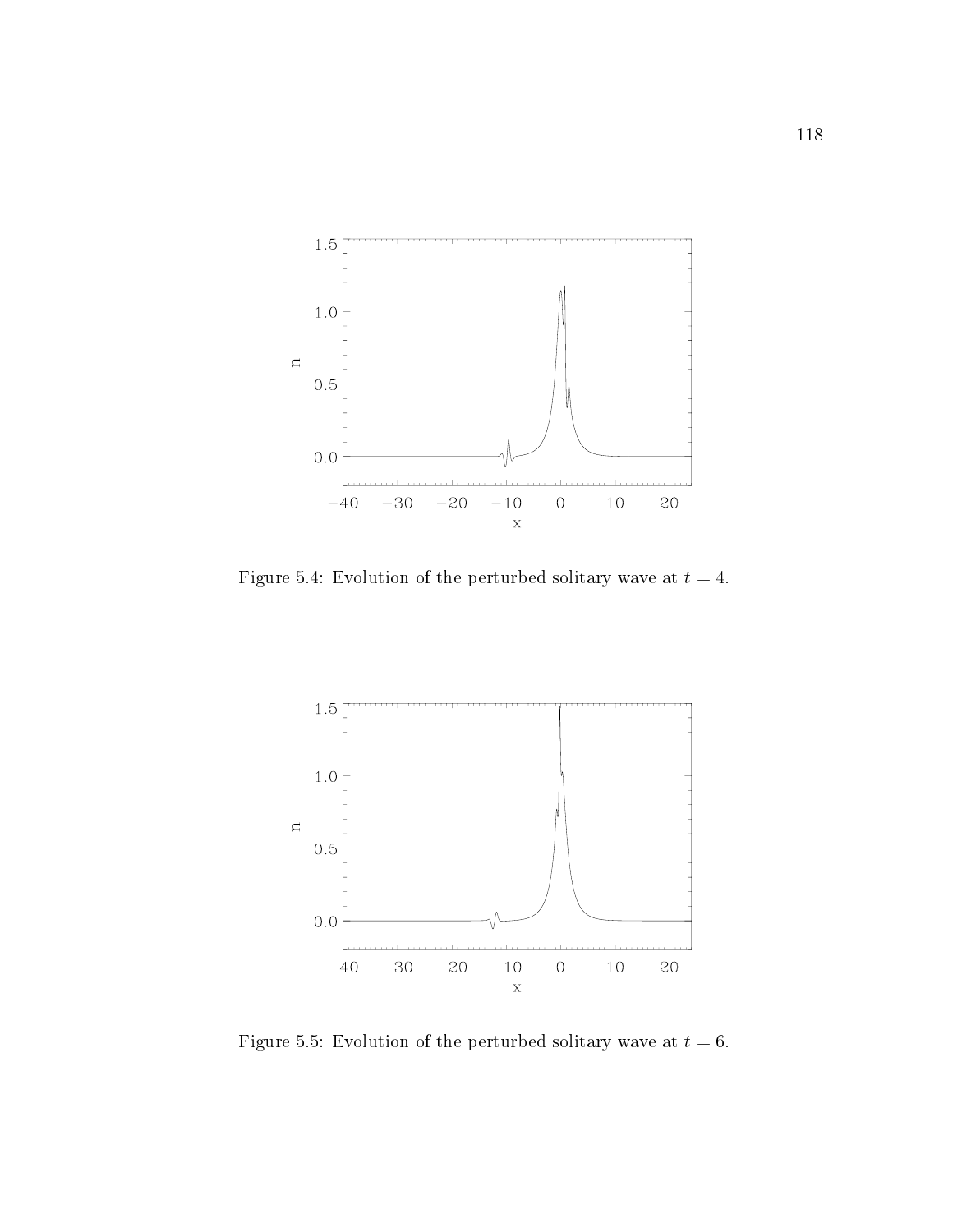Figure 5.4: Evolution of the perturbed solitary wave at $t = 4$.

Figure 5.5: Evolution of the perturbed solitary wave at $t = 6$.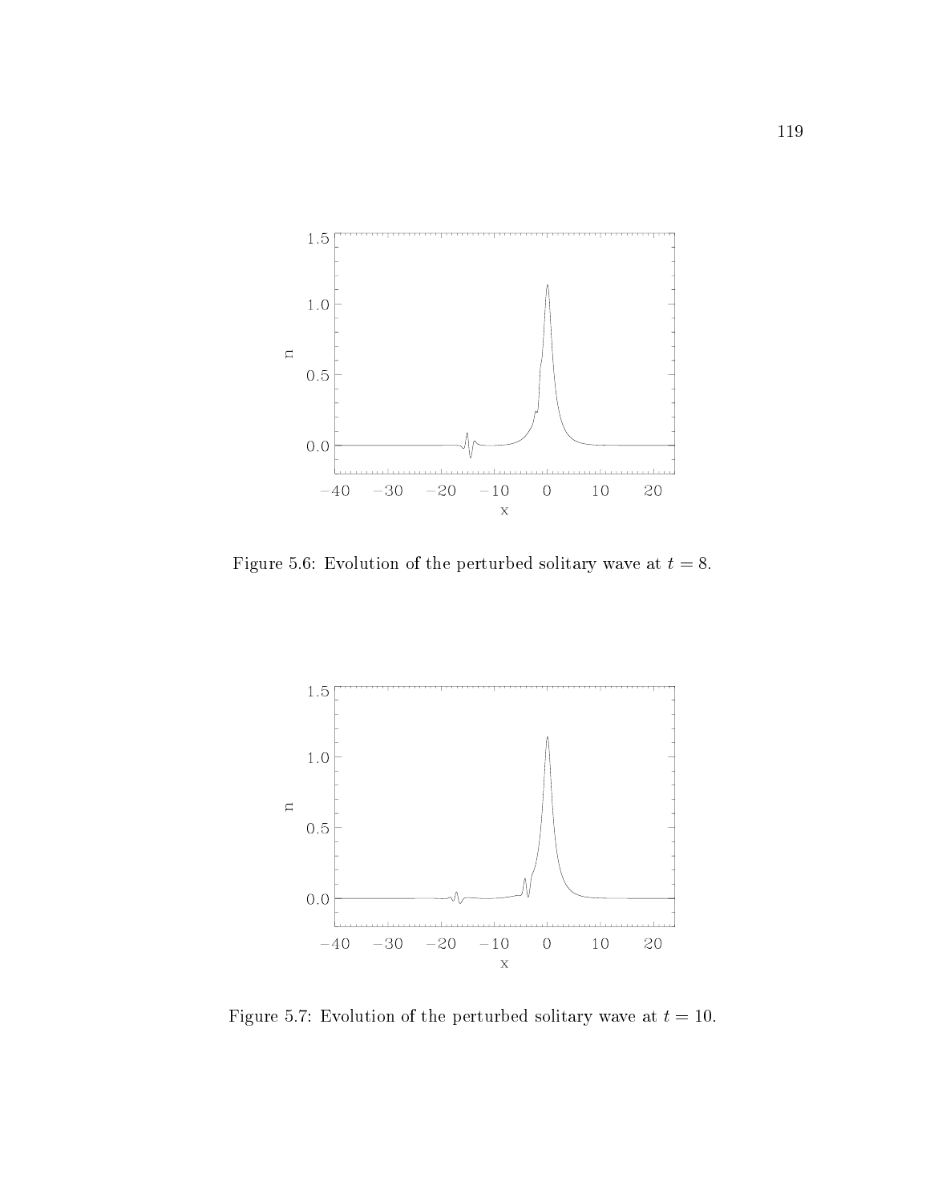Figure 5.6: Evolution of the perturbed solitary wave at $t = 8$.

Figure 5.7: Evolution of the perturbed solitary wave at $t = 10$.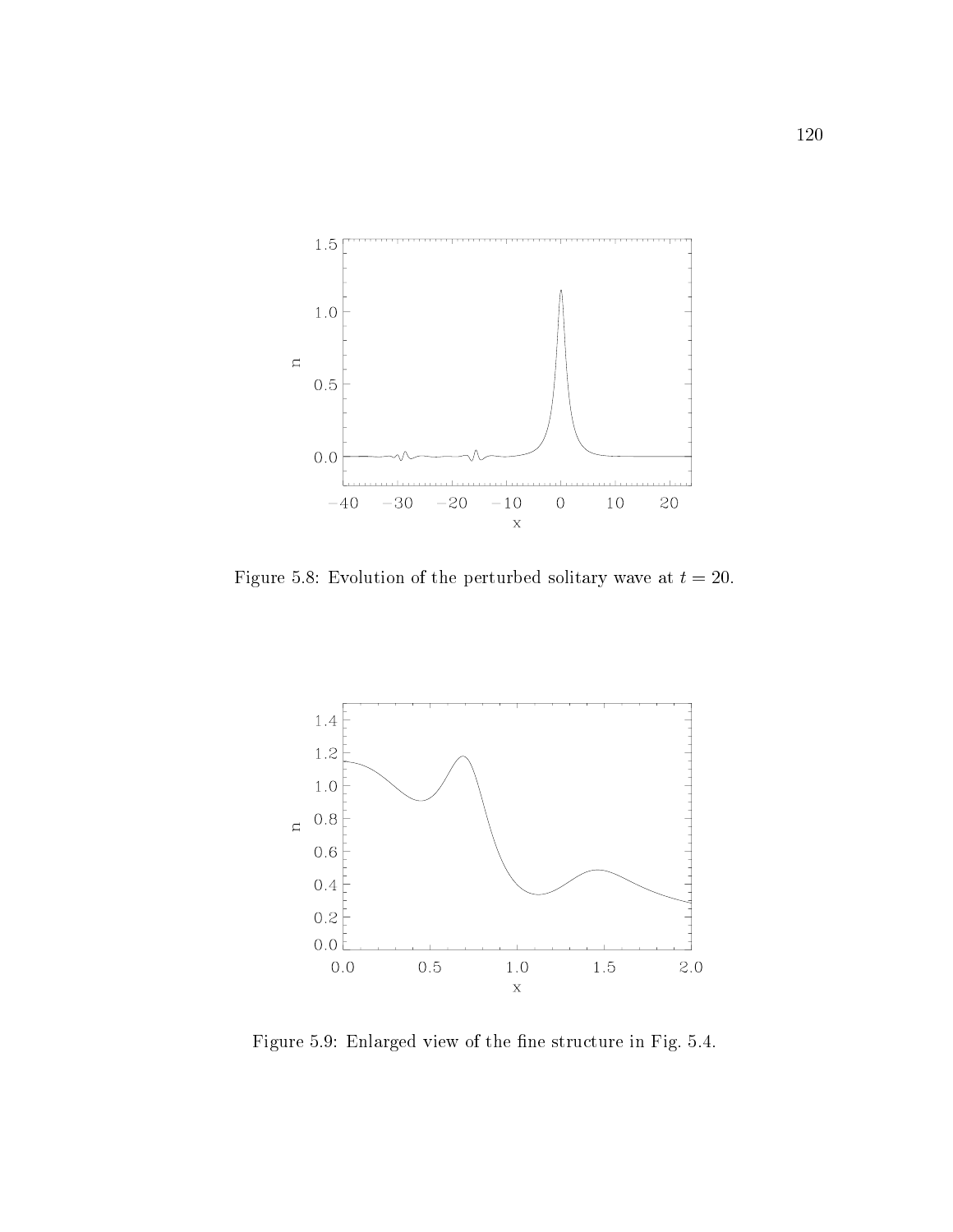Figure 5.8: Evolution of the perturbed solitary wave at $t = 20$.

Figure 5.9: Enlarged view of the fine structure in Fig. 5.4.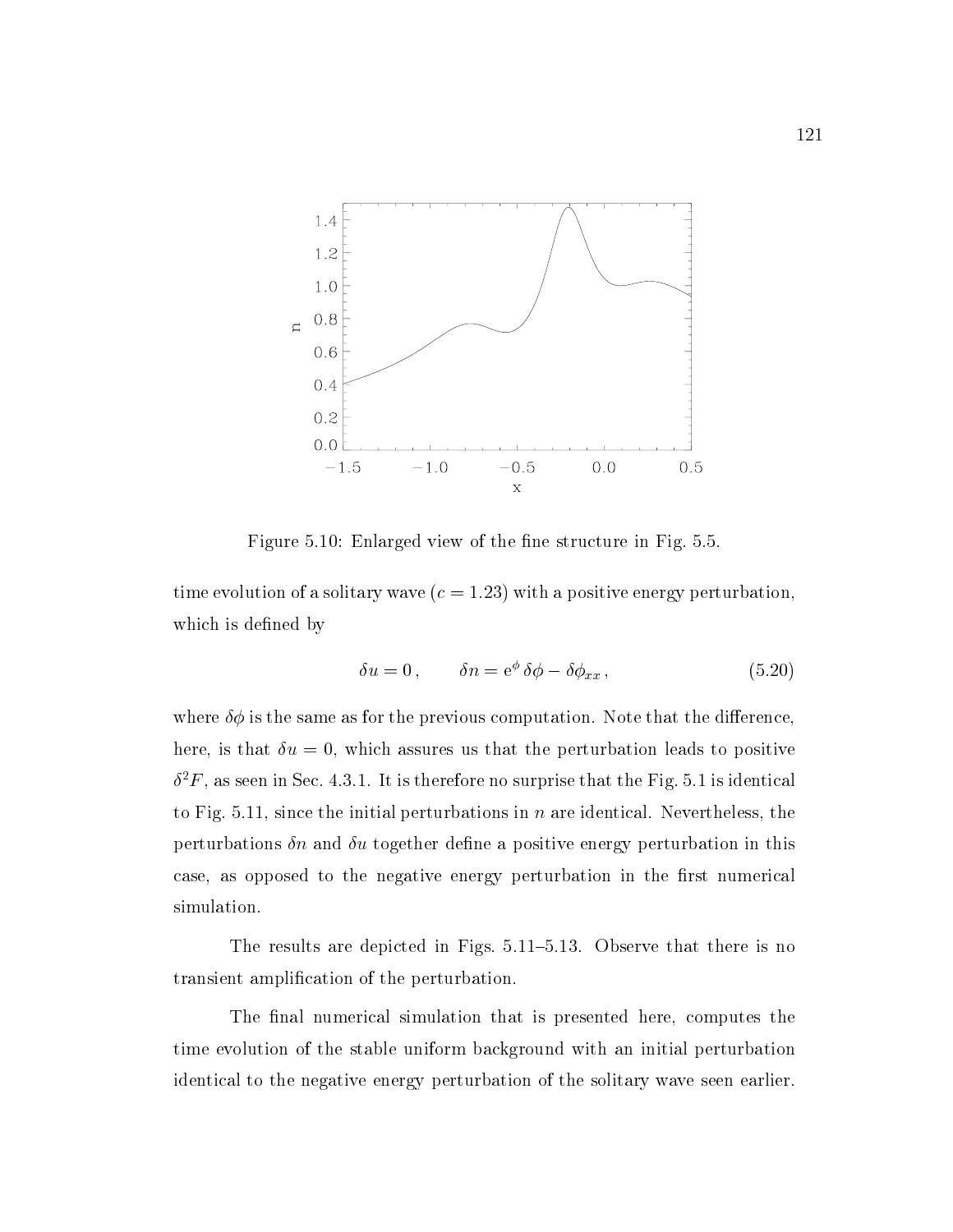Figure 5.10: Enlarged view of the fine structure in Fig. 5.5.

time evolution of a solitary wave ($c = 1.23$) with a positive energy perturbation, which is defined by

$$\delta u = 0\,, \qquad \delta n = \mathrm{e}^{\phi}\,\delta\phi - \delta\phi_{xx}\,, \tag{5.20}$$

where $\delta\phi$ is the same as for the previous computation. Note that the difference, here, is that $\delta u = 0$, which assures us that the perturbation leads to positive $\delta^2 F$, as seen in Sec. 4.3.1. It is therefore no surprise that the Fig. 5.1 is identical to Fig. 5.11, since the initial perturbations in $n$ are identical. Nevertheless, the perturbations $\delta n$ and $\delta u$ together define a positive energy perturbation in this case, as opposed to the negative energy perturbation in the first numerical simulation.

The results are depicted in Figs. 5.11–5.13. Observe that there is no transient amplification of the perturbation.

The final numerical simulation that is presented here, computes the time evolution of the stable uniform background with an initial perturbation identical to the negative energy perturbation of the solitary wave seen earlier.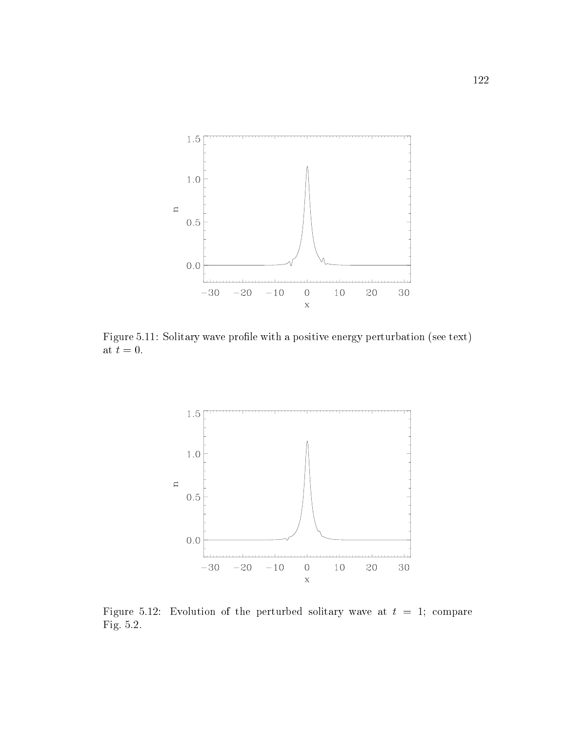Figure 5.11: Solitary wave profile with a positive energy perturbation (see text) at $t = 0$.

Figure 5.12: Evolution of the perturbed solitary wave at $t = 1$; compare Fig. 5.2.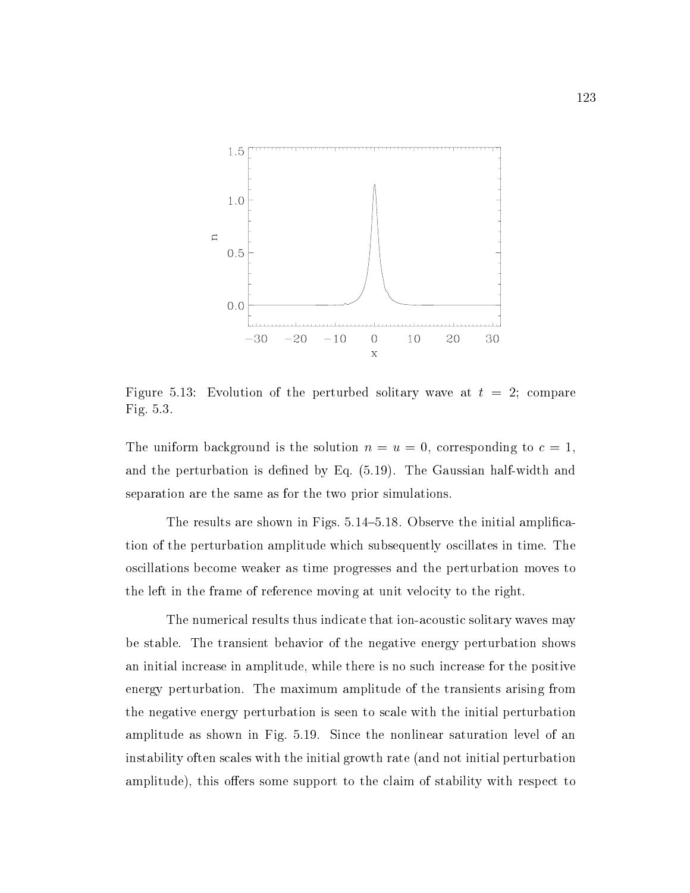Figure 5.13: Evolution of the perturbed solitary wave at $t = 2$; compare Fig. 5.3.

The uniform background is the solution $n = u = 0$, corresponding to $c = 1$, and the perturbation is defined by Eq. (5.19). The Gaussian half-width and separation are the same as for the two prior simulations.

The results are shown in Figs. 5.14–5.18. Observe the initial amplification of the perturbation amplitude which subsequently oscillates in time. The oscillations become weaker as time progresses and the perturbation moves to the left in the frame of reference moving at unit velocity to the right.

The numerical results thus indicate that ion-acoustic solitary waves may be stable. The transient behavior of the negative energy perturbation shows an initial increase in amplitude, while there is no such increase for the positive energy perturbation. The maximum amplitude of the transients arising from the negative energy perturbation is seen to scale with the initial perturbation amplitude as shown in Fig. 5.19. Since the nonlinear saturation level of an instability often scales with the initial growth rate (and not initial perturbation amplitude), this offers some support to the claim of stability with respect to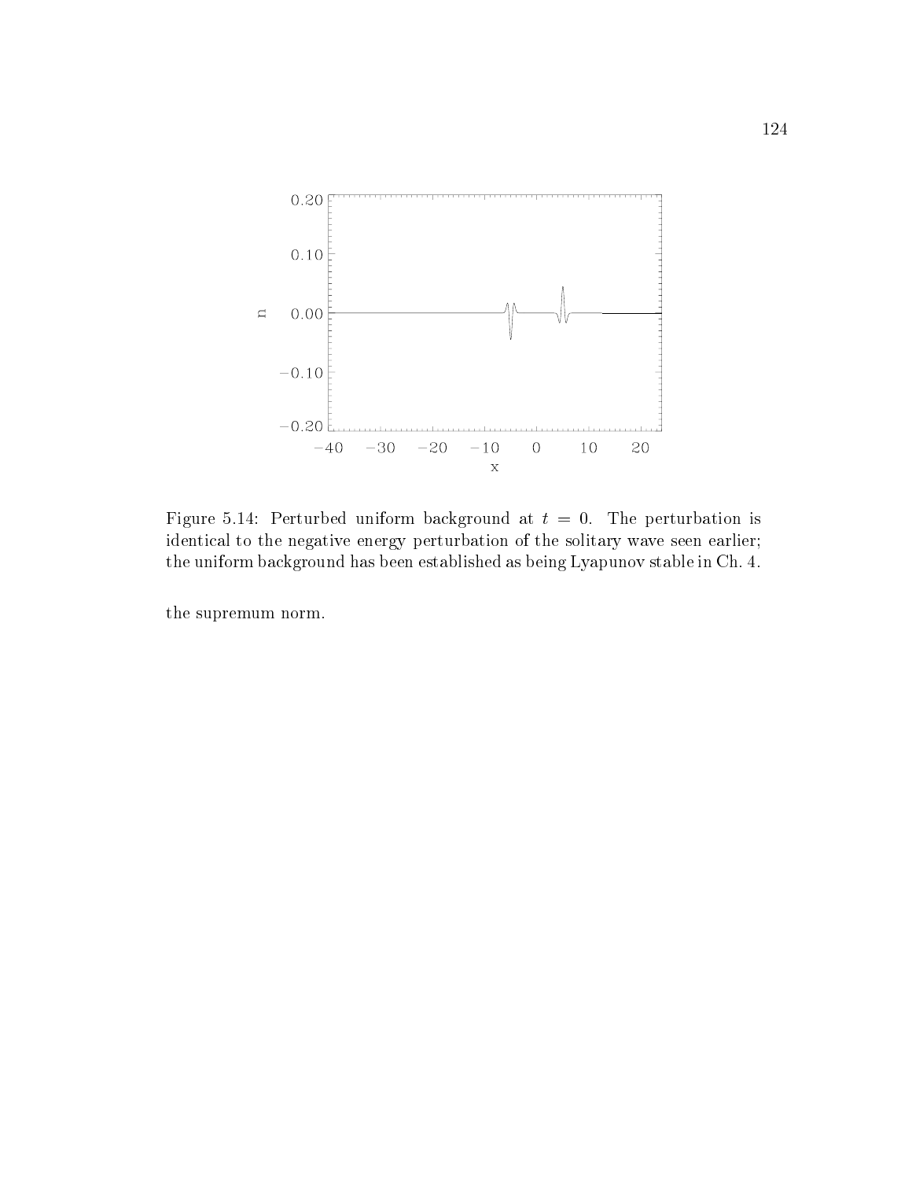Figure 5.14: Perturbed uniform background at $t = 0$. The perturbation is identical to the negative energy perturbation of the solitary wave seen earlier; the uniform background has been established as being Lyapunov stable in Ch. 4.

the supremum norm.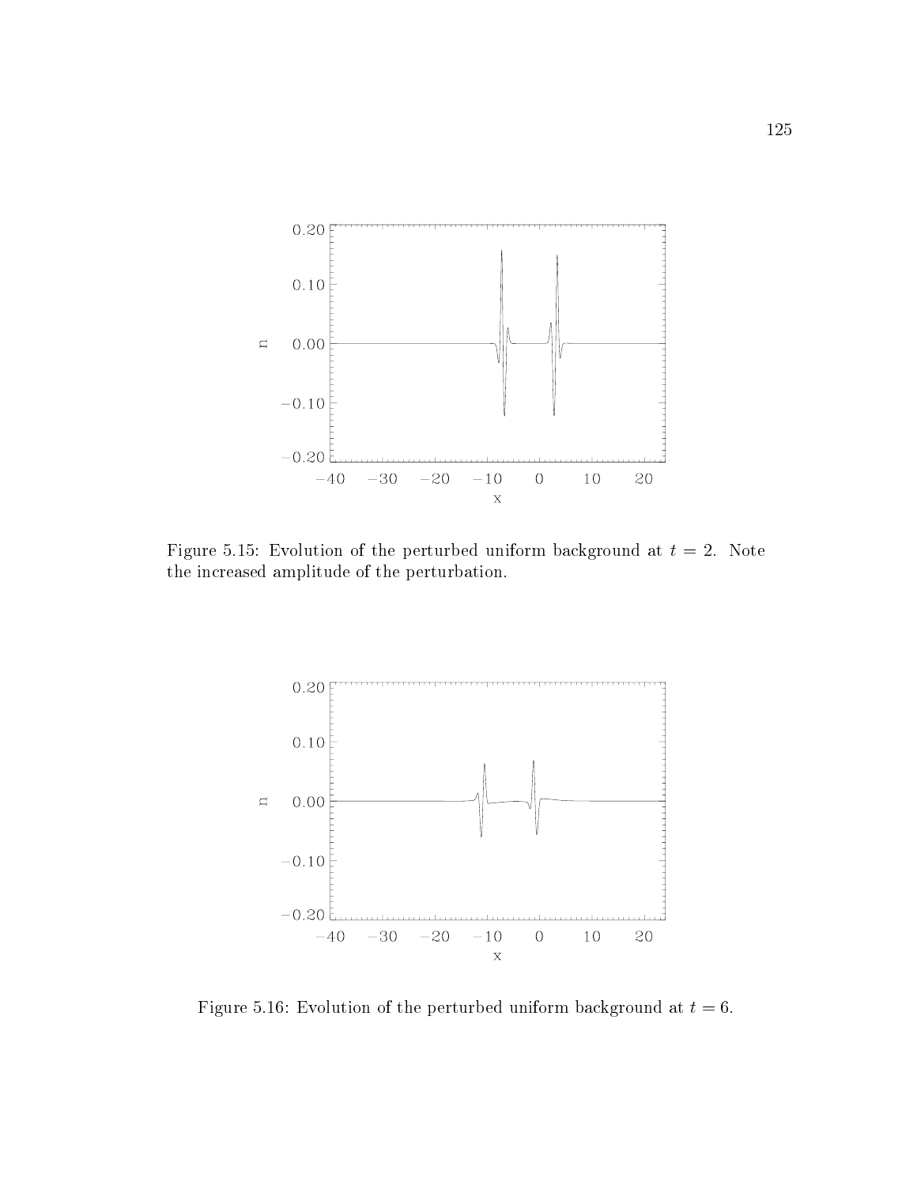Figure 5.15: Evolution of the perturbed uniform background at $t = 2$. Note the increased amplitude of the perturbation.

Figure 5.16: Evolution of the perturbed uniform background at $t = 6$.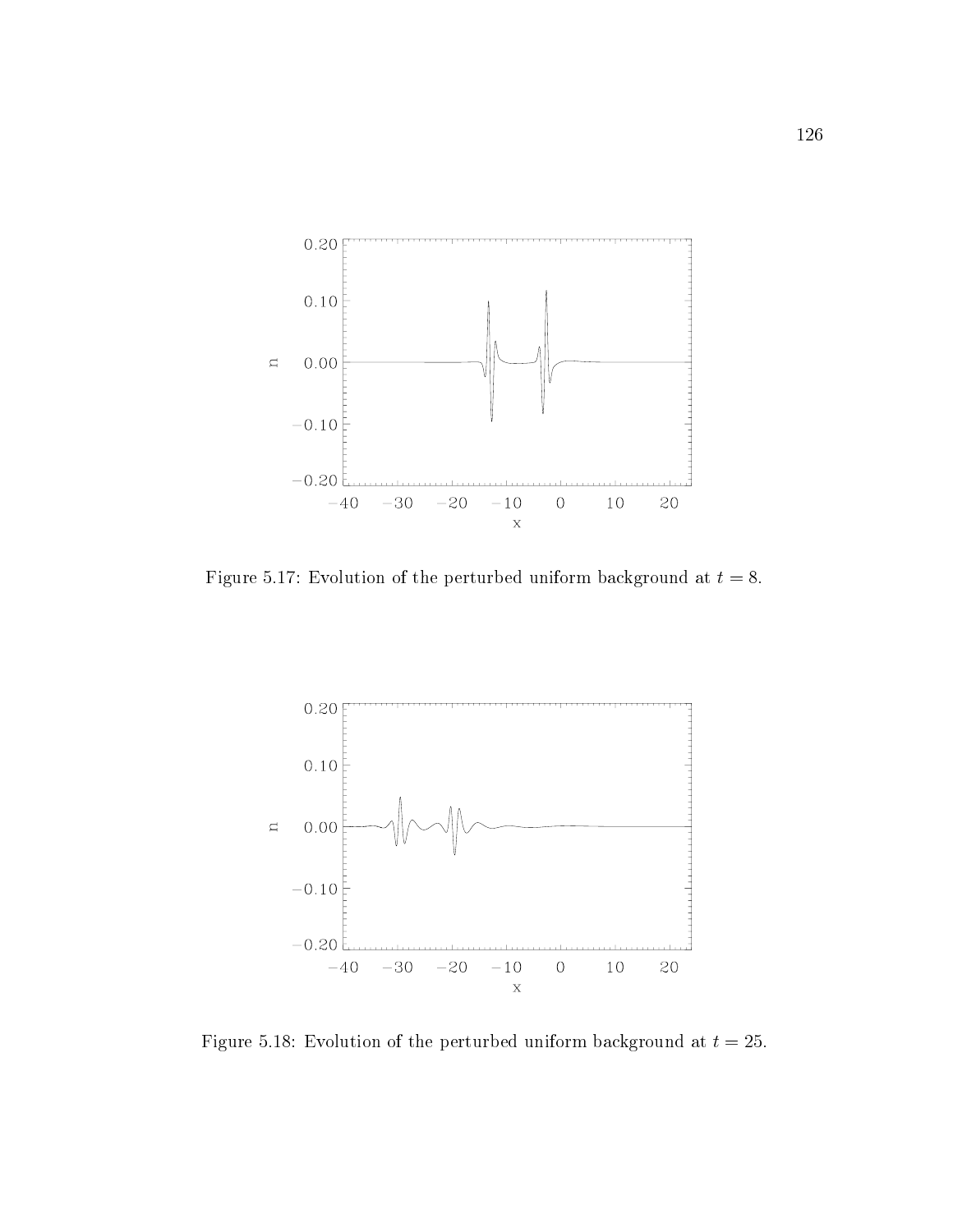Figure 5.17: Evolution of the perturbed uniform background at $t = 8$.

Figure 5.18: Evolution of the perturbed uniform background at $t = 25$.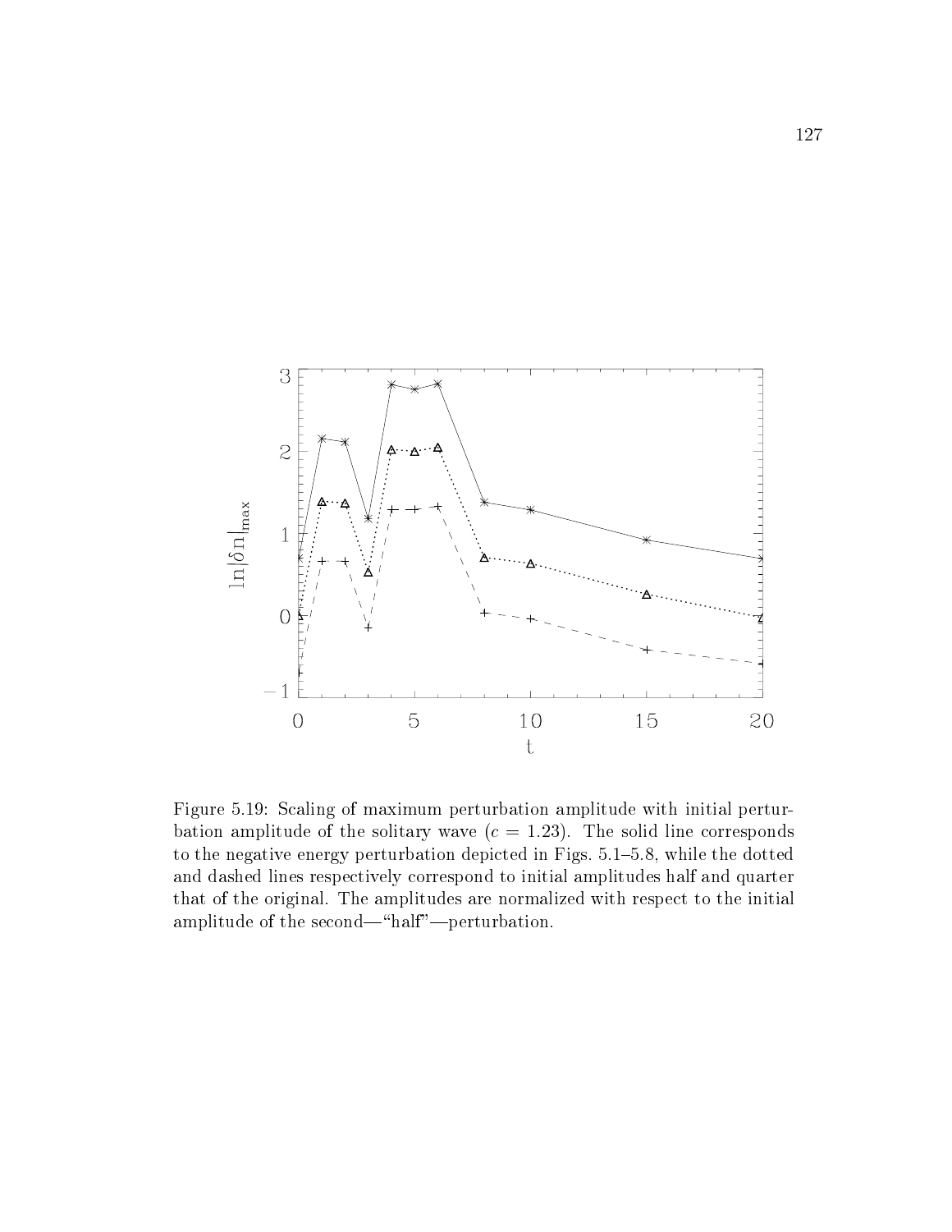Figure 5.19: Scaling of maximum perturbation amplitude with initial perturbation amplitude of the solitary wave ($c = 1.23$). The solid line corresponds to the negative energy perturbation depicted in Figs. 5.1–5.8, while the dotted and dashed lines respectively correspond to initial amplitudes half and quarter that of the original. The amplitudes are normalized with respect to the initial amplitude of the second—"half"—perturbation.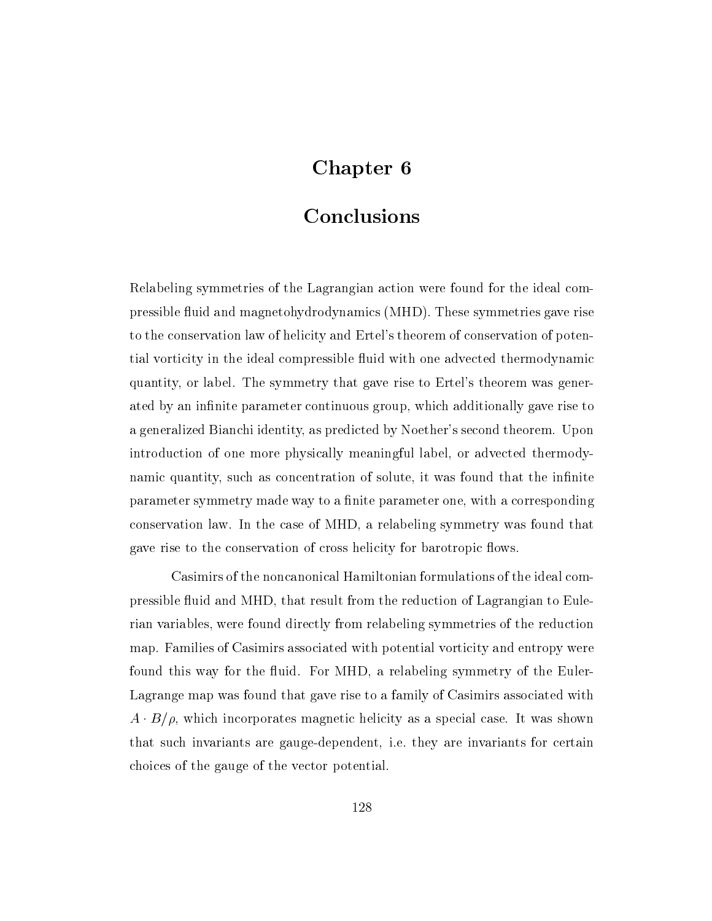# Chapter 6

# Conclusions

Relabeling symmetries of the Lagrangian action were found for the ideal compressible fluid and magnetohydrodynamics (MHD). These symmetries gave rise to the conservation law of helicity and Ertel's theorem of conservation of potential vorticity in the ideal compressible fluid with one advected thermodynamic quantity, or label. The symmetry that gave rise to Ertel's theorem was generated by an infinite parameter continuous group, which additionally gave rise to a generalized Bianchi identity, as predicted by Noether's second theorem. Upon introduction of one more physically meaningful label, or advected thermodynamic quantity, such as concentration of solute, it was found that the infinite parameter symmetry made way to a finite parameter one, with a corresponding conservation law. In the case of MHD, a relabeling symmetry was found that gave rise to the conservation of cross helicity for barotropic flows.

Casimirs of the noncanonical Hamiltonian formulations of the ideal compressible fluid and MHD, that result from the reduction of Lagrangian to Eulerian variables, were found directly from relabeling symmetries of the reduction map. Families of Casimirs associated with potential vorticity and entropy were found this way for the fluid. For MHD, a relabeling symmetry of the Euler-Lagrange map was found that gave rise to a family of Casimirs associated with $A \cdot B/\rho$, which incorporates magnetic helicity as a special case. It was shown that such invariants are gauge-dependent, i.e. they are invariants for certain choices of the gauge of the vector potential.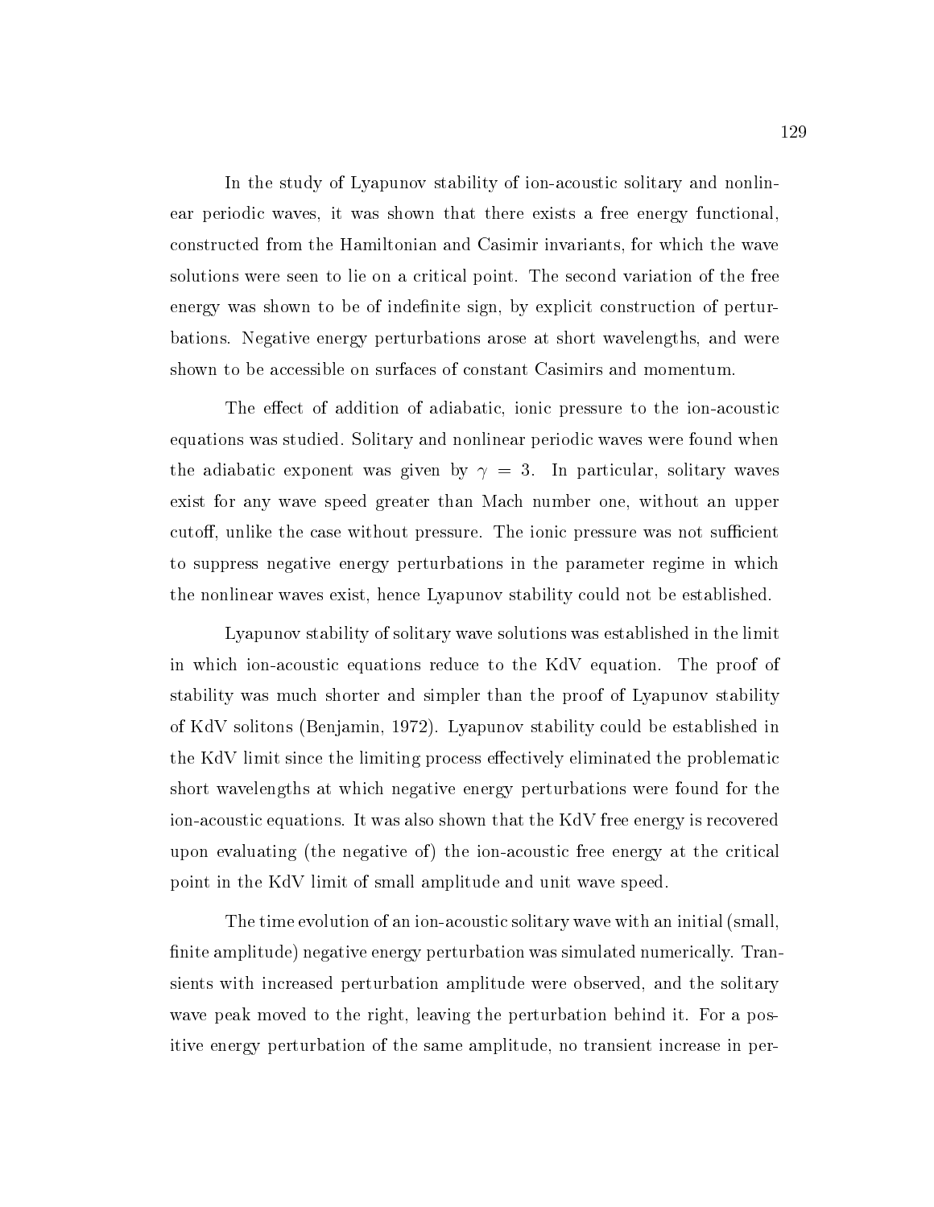In the study of Lyapunov stability of ion-acoustic solitary and nonlinear periodic waves, it was shown that there exists a free energy functional, constructed from the Hamiltonian and Casimir invariants, for which the wave solutions were seen to lie on a critical point. The second variation of the free energy was shown to be of indefinite sign, by explicit construction of perturbations. Negative energy perturbations arose at short wavelengths, and were shown to be accessible on surfaces of constant Casimirs and momentum.

The effect of addition of adiabatic, ionic pressure to the ion-acoustic equations was studied. Solitary and nonlinear periodic waves were found when the adiabatic exponent was given by $\gamma = 3$. In particular, solitary waves exist for any wave speed greater than Mach number one, without an upper cutoff, unlike the case without pressure. The ionic pressure was not sufficient to suppress negative energy perturbations in the parameter regime in which the nonlinear waves exist, hence Lyapunov stability could not be established.

Lyapunov stability of solitary wave solutions was established in the limit in which ion-acoustic equations reduce to the KdV equation. The proof of stability was much shorter and simpler than the proof of Lyapunov stability of KdV solitons (Benjamin, 1972). Lyapunov stability could be established in the KdV limit since the limiting process effectively eliminated the problematic short wavelengths at which negative energy perturbations were found for the ion-acoustic equations. It was also shown that the KdV free energy is recovered upon evaluating (the negative of) the ion-acoustic free energy at the critical point in the KdV limit of small amplitude and unit wave speed.

The time evolution of an ion-acoustic solitary wave with an initial (small, finite amplitude) negative energy perturbation was simulated numerically. Transients with increased perturbation amplitude were observed, and the solitary wave peak moved to the right, leaving the perturbation behind it. For a positive energy perturbation of the same amplitude, no transient increase in per-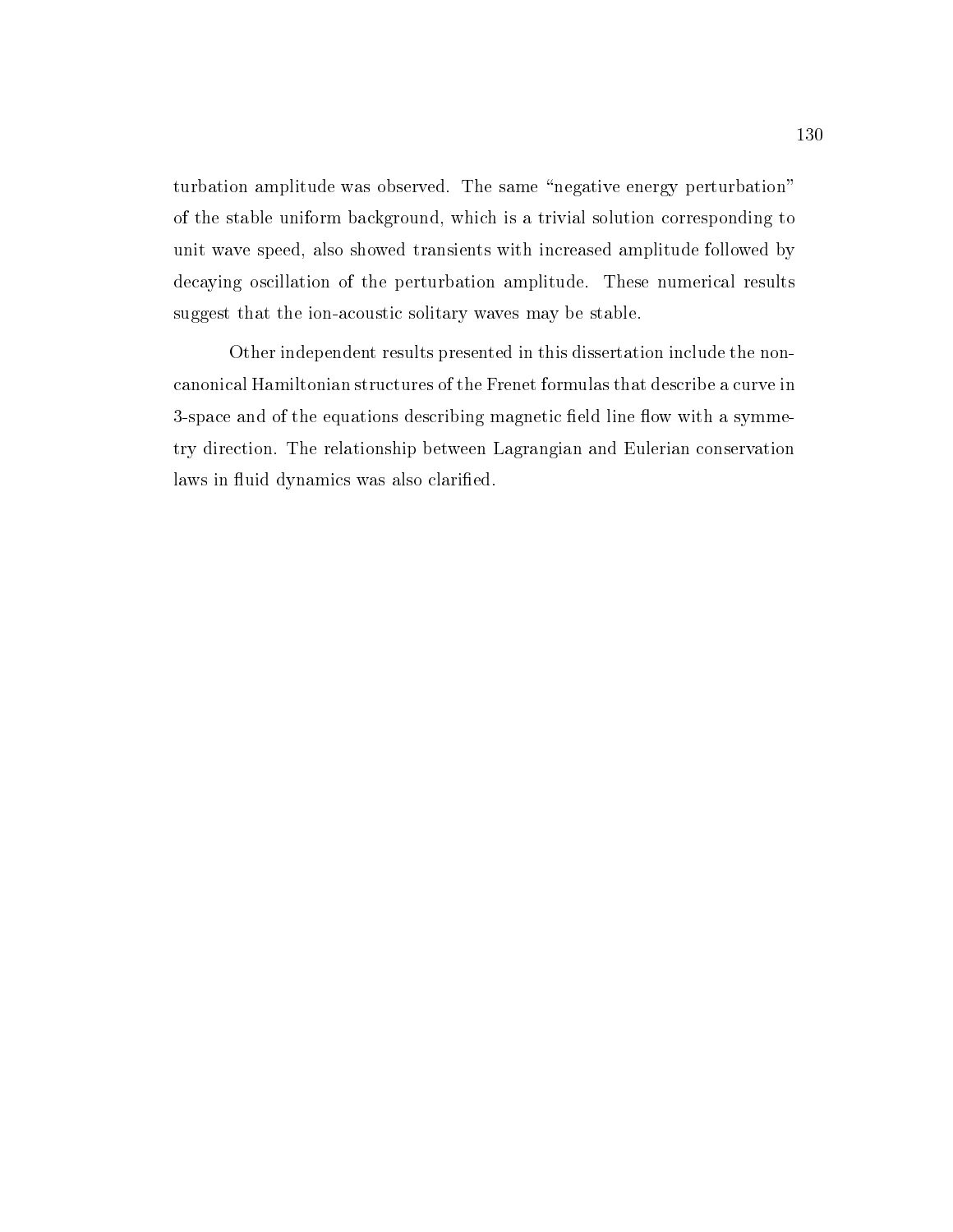turbation amplitude was observed. The same "negative energy perturbation" of the stable uniform background, which is a trivial solution corresponding to unit wave speed, also showed transients with increased amplitude followed by decaying oscillation of the perturbation amplitude. These numerical results suggest that the ion-acoustic solitary waves may be stable.

Other independent results presented in this dissertation include the non-canonical Hamiltonian structures of the Frenet formulas that describe a curve in 3-space and of the equations describing magnetic field line flow with a symmetry direction. The relationship between Lagrangian and Eulerian conservation laws in fluid dynamics was also clarified.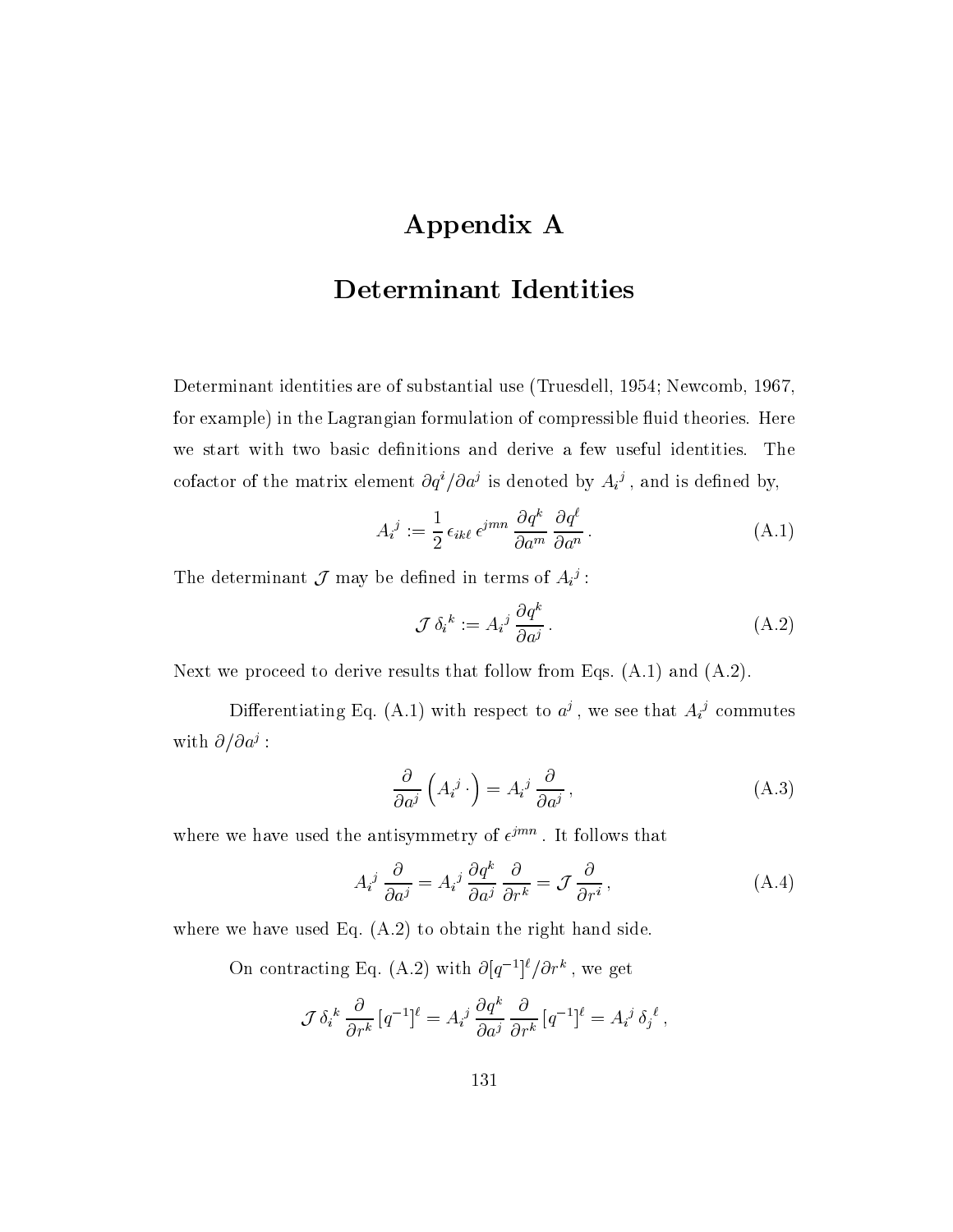# Appendix A

## Determinant Identities

Determinant identities are of substantial use (Truesdell, 1954; Newcomb, 1967, for example) in the Lagrangian formulation of compressible fluid theories. Here we start with two basic definitions and derive a few useful identities. The cofactor of the matrix element $\partial q^i / \partial a^j$ is denoted by ${A_i}^j$, and is defined by,

$$ {A_i}^j := \frac{1}{2}\, \epsilon_{ik\ell}\, \epsilon^{jmn}\, \frac{\partial q^k}{\partial a^m}\, \frac{\partial q^\ell}{\partial a^n}\,. \tag{A.1} $$

The determinant $\mathcal{J}$ may be defined in terms of ${A_i}^j$ :

$$ \mathcal{J}\, {\delta_i}^k := {A_i}^j\, \frac{\partial q^k}{\partial a^j}\,. \tag{A.2} $$

Next we proceed to derive results that follow from Eqs. (A.1) and (A.2).

Differentiating Eq. (A.1) with respect to $a^j$, we see that ${A_i}^j$ commutes with $\partial / \partial a^j$ :

$$ \frac{\partial}{\partial a^j}\left( {A_i}^j \,\cdot \right) = {A_i}^j\, \frac{\partial}{\partial a^j}\,, \tag{A.3} $$

where we have used the antisymmetry of $\epsilon^{jmn}$. It follows that

$$ {A_i}^j\, \frac{\partial}{\partial a^j} = {A_i}^j\, \frac{\partial q^k}{\partial a^j}\, \frac{\partial}{\partial r^k} = \mathcal{J}\, \frac{\partial}{\partial r^i}\,, \tag{A.4} $$

where we have used Eq. (A.2) to obtain the right hand side.

On contracting Eq. (A.2) with $\partial [q^{-1}]^\ell / \partial r^k$, we get

$$ \mathcal{J}\, {\delta_i}^k\, \frac{\partial}{\partial r^k}\, [q^{-1}]^\ell = {A_i}^j\, \frac{\partial q^k}{\partial a^j}\, \frac{\partial}{\partial r^k}\, [q^{-1}]^\ell = {A_i}^j\, {\delta_j}^\ell\,, $$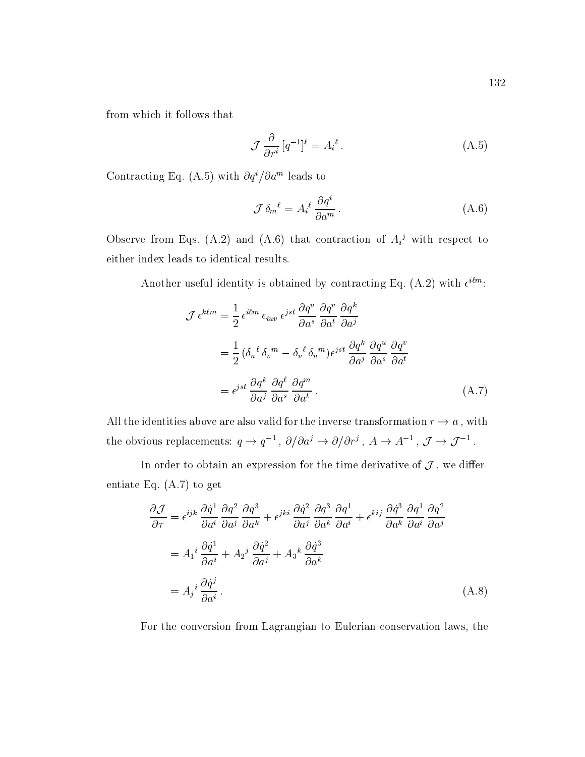from which it follows that

$$\mathcal{J}\,\frac{\partial}{\partial r^i}\,[q^{-1}]^\ell = A_i{}^\ell\,. \tag{A.5}$$

Contracting Eq. (A.5) with $\partial q^i/\partial a^m$ leads to

$$\mathcal{J}\,\delta_m{}^\ell = A_i{}^\ell\,\frac{\partial q^i}{\partial a^m}\,. \tag{A.6}$$

Observe from Eqs. (A.2) and (A.6) that contraction of $A_i{}^j$ with respect to either index leads to identical results.

Another useful identity is obtained by contracting Eq. (A.2) with $\epsilon^{i\ell m}$:

$$\begin{aligned}
\mathcal{J}\,\epsilon^{k\ell m} &= \frac{1}{2}\,\epsilon^{i\ell m}\,\epsilon_{iuv}\,\epsilon^{jst}\,\frac{\partial q^u}{\partial a^s}\,\frac{\partial q^v}{\partial a^t}\,\frac{\partial q^k}{\partial a^j} \\
&= \frac{1}{2}\,(\delta_u{}^\ell\,\delta_v{}^m - \delta_v{}^\ell\,\delta_u{}^m)\epsilon^{jst}\,\frac{\partial q^k}{\partial a^j}\,\frac{\partial q^u}{\partial a^s}\,\frac{\partial q^v}{\partial a^t} \\
&= \epsilon^{jst}\,\frac{\partial q^k}{\partial a^j}\,\frac{\partial q^\ell}{\partial a^s}\,\frac{\partial q^m}{\partial a^t}\,.
\end{aligned} \tag{A.7}$$

All the identities above are also valid for the inverse transformation $r \to a$, with the obvious replacements: $q \to q^{-1}$, $\partial/\partial a^j \to \partial/\partial r^j$, $A \to A^{-1}$, $\mathcal{J} \to \mathcal{J}^{-1}$.

In order to obtain an expression for the time derivative of $\mathcal{J}$, we differentiate Eq. (A.7) to get

$$\begin{aligned}
\frac{\partial \mathcal{J}}{\partial \tau} &= \epsilon^{ijk}\,\frac{\partial \dot{q}^1}{\partial a^i}\,\frac{\partial q^2}{\partial a^j}\,\frac{\partial q^3}{\partial a^k} + \epsilon^{jki}\,\frac{\partial \dot{q}^2}{\partial a^j}\,\frac{\partial q^3}{\partial a^k}\,\frac{\partial q^1}{\partial a^i} + \epsilon^{kij}\,\frac{\partial \dot{q}^3}{\partial a^k}\,\frac{\partial q^1}{\partial a^i}\,\frac{\partial q^2}{\partial a^j} \\
&= A_1{}^i\,\frac{\partial \dot{q}^1}{\partial a^i} + A_2{}^j\,\frac{\partial \dot{q}^2}{\partial a^j} + A_3{}^k\,\frac{\partial \dot{q}^3}{\partial a^k} \\
&= A_j{}^i\,\frac{\partial \dot{q}^j}{\partial a^i}\,.
\end{aligned} \tag{A.8}$$

For the conversion from Lagrangian to Eulerian conservation laws, the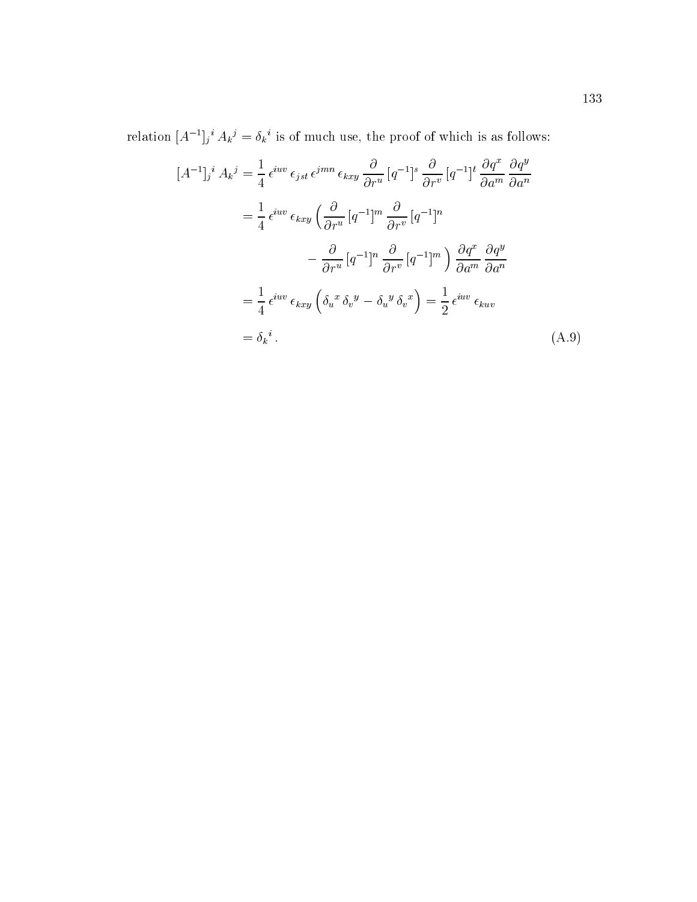relation $[A^{-1}]_j{}^i \, A_k{}^j = \delta_k{}^i$ is of much use, the proof of which is as follows:

$$
\begin{aligned}
[A^{-1}]_j{}^i \, A_k{}^j &= \frac{1}{4} \, \epsilon^{iuv} \, \epsilon_{jst} \, \epsilon^{jmn} \, \epsilon_{kxy} \, \frac{\partial}{\partial r^u} \, [q^{-1}]^s \, \frac{\partial}{\partial r^v} \, [q^{-1}]^t \, \frac{\partial q^x}{\partial a^m} \, \frac{\partial q^y}{\partial a^n} \\
&= \frac{1}{4} \, \epsilon^{iuv} \, \epsilon_{kxy} \left( \frac{\partial}{\partial r^u} \, [q^{-1}]^m \, \frac{\partial}{\partial r^v} \, [q^{-1}]^n \right. \\
&\qquad\qquad \left. - \frac{\partial}{\partial r^u} \, [q^{-1}]^n \, \frac{\partial}{\partial r^v} \, [q^{-1}]^m \right) \frac{\partial q^x}{\partial a^m} \, \frac{\partial q^y}{\partial a^n} \\
&= \frac{1}{4} \, \epsilon^{iuv} \, \epsilon_{kxy} \left( \delta_u{}^x \, \delta_v{}^y - \delta_u{}^y \, \delta_v{}^x \right) = \frac{1}{2} \, \epsilon^{iuv} \, \epsilon_{kuv} \\
&= \delta_k{}^i \, .
\end{aligned}
\tag{A.9}
$$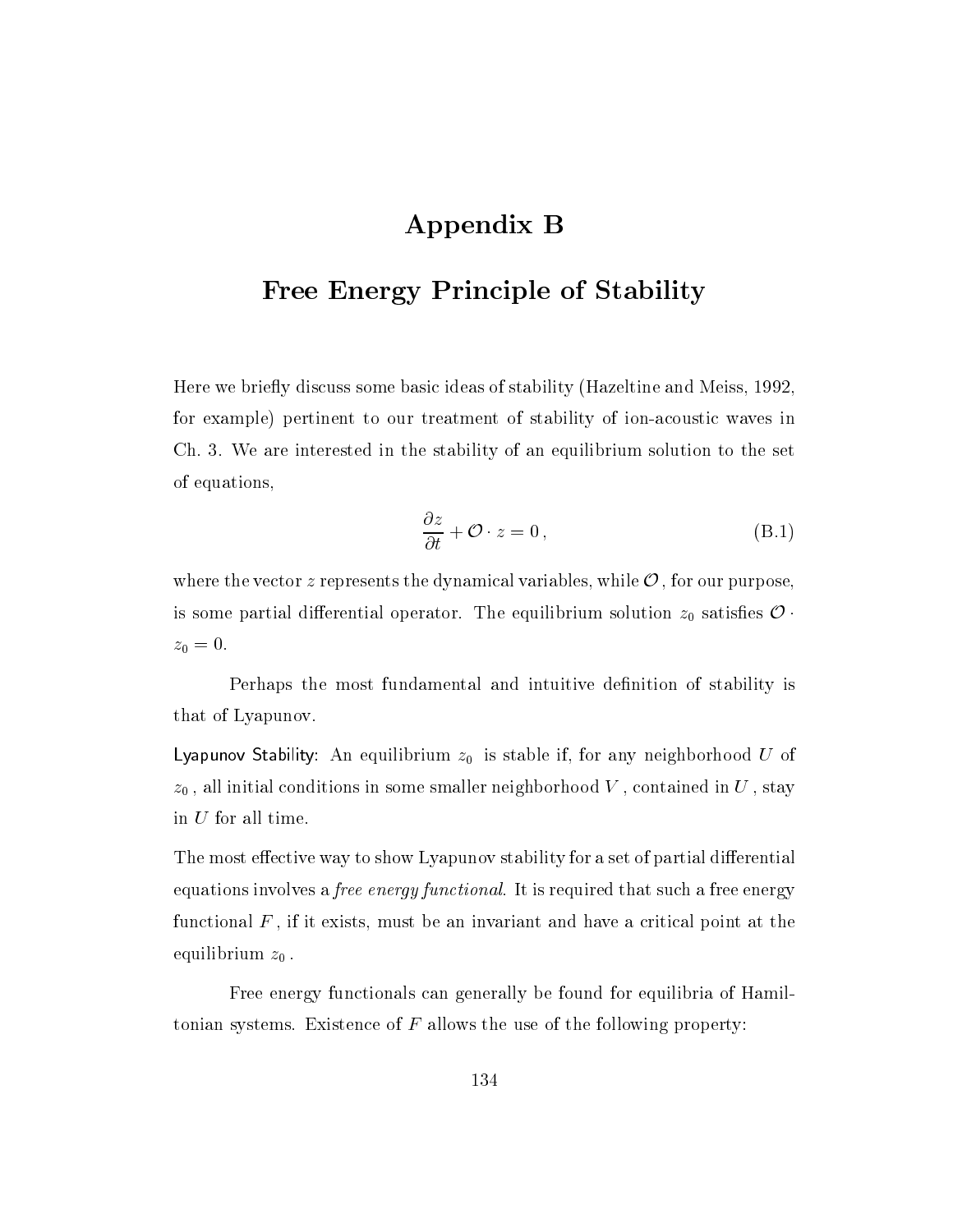# Appendix B

## Free Energy Principle of Stability

Here we briefly discuss some basic ideas of stability (Hazeltine and Meiss, 1992, for example) pertinent to our treatment of stability of ion-acoustic waves in Ch. 3. We are interested in the stability of an equilibrium solution to the set of equations,

$$\frac{\partial z}{\partial t} + \mathcal{O} \cdot z = 0 \,, \tag{B.1}$$

where the vector $z$ represents the dynamical variables, while $\mathcal{O}$, for our purpose, is some partial differential operator. The equilibrium solution $z_0$ satisfies $\mathcal{O} \cdot z_0 = 0$.

Perhaps the most fundamental and intuitive definition of stability is that of Lyapunov.

Lyapunov Stability: An equilibrium $z_0$ is stable if, for any neighborhood $U$ of $z_0$, all initial conditions in some smaller neighborhood $V$, contained in $U$, stay in $U$ for all time.

The most effective way to show Lyapunov stability for a set of partial differential equations involves a *free energy functional*. It is required that such a free energy functional $F$, if it exists, must be an invariant and have a critical point at the equilibrium $z_0$.

Free energy functionals can generally be found for equilibria of Hamiltonian systems. Existence of $F$ allows the use of the following property: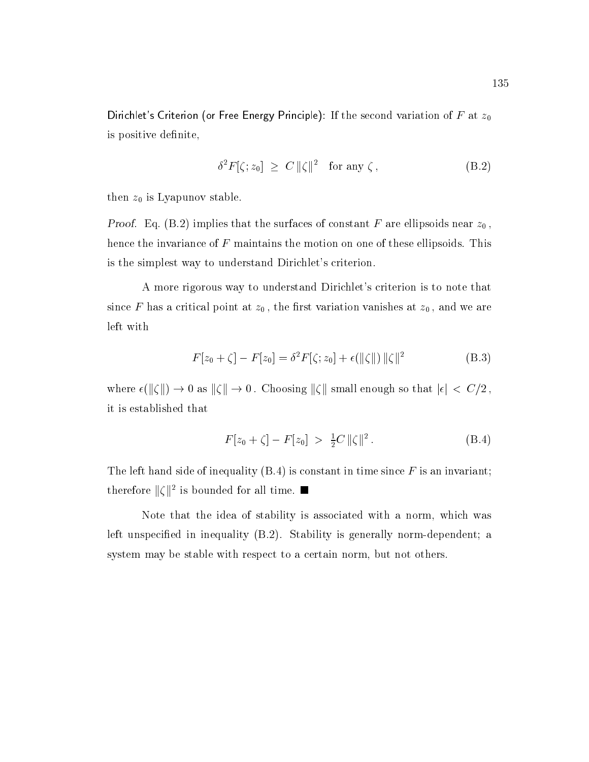Dirichlet's Criterion (or Free Energy Principle): If the second variation of $F$ at $z_0$ is positive definite,

$$\delta^2 F[\zeta; z_0] \;\geq\; C\,\|\zeta\|^2 \quad \text{for any } \zeta\,, \tag{B.2}$$

then $z_0$ is Lyapunov stable.

*Proof*. Eq. (B.2) implies that the surfaces of constant $F$ are ellipsoids near $z_0$, hence the invariance of $F$ maintains the motion on one of these ellipsoids. This is the simplest way to understand Dirichlet's criterion.

A more rigorous way to understand Dirichlet's criterion is to note that since $F$ has a critical point at $z_0$, the first variation vanishes at $z_0$, and we are left with

$$F[z_0 + \zeta] - F[z_0] = \delta^2 F[\zeta; z_0] + \epsilon(\|\zeta\|)\,\|\zeta\|^2 \tag{B.3}$$

where $\epsilon(\|\zeta\|) \to 0$ as $\|\zeta\| \to 0$. Choosing $\|\zeta\|$ small enough so that $|\epsilon| < C/2$, it is established that

$$F[z_0 + \zeta] - F[z_0] \;>\; \tfrac{1}{2}C\,\|\zeta\|^2\,. \tag{B.4}$$

The left hand side of inequality (B.4) is constant in time since $F$ is an invariant; therefore $\|\zeta\|^2$ is bounded for all time. ■

Note that the idea of stability is associated with a norm, which was left unspecified in inequality (B.2). Stability is generally norm-dependent; a system may be stable with respect to a certain norm, but not others.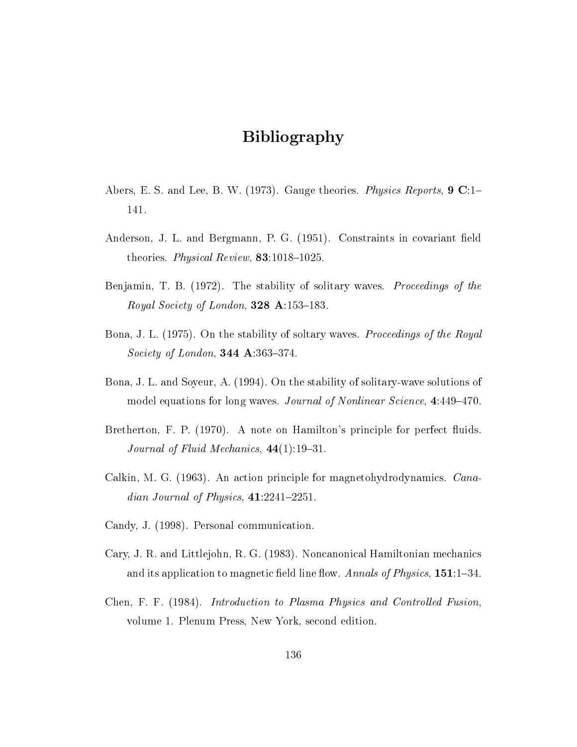# Bibliography

Abers, E. S. and Lee, B. W. (1973). Gauge theories. *Physics Reports*, **9 C**:1–141.

Anderson, J. L. and Bergmann, P. G. (1951). Constraints in covariant field theories. *Physical Review*, **83**:1018–1025.

Benjamin, T. B. (1972). The stability of solitary waves. *Proceedings of the Royal Society of London*, **328 A**:153–183.

Bona, J. L. (1975). On the stability of soltary waves. *Proceedings of the Royal Society of London*, **344 A**:363–374.

Bona, J. L. and Soyeur, A. (1994). On the stability of solitary-wave solutions of model equations for long waves. *Journal of Nonlinear Science*, **4**:449–470.

Bretherton, F. P. (1970). A note on Hamilton's principle for perfect fluids. *Journal of Fluid Mechanics*, **44**(1):19–31.

Calkin, M. G. (1963). An action principle for magnetohydrodynamics. *Canadian Journal of Physics*, **41**:2241–2251.

Candy, J. (1998). Personal communication.

Cary, J. R. and Littlejohn, R. G. (1983). Noncanonical Hamiltonian mechanics and its application to magnetic field line flow. *Annals of Physics*, **151**:1–34.

Chen, F. F. (1984). *Introduction to Plasma Physics and Controlled Fusion*, volume 1. Plenum Press, New York, second edition.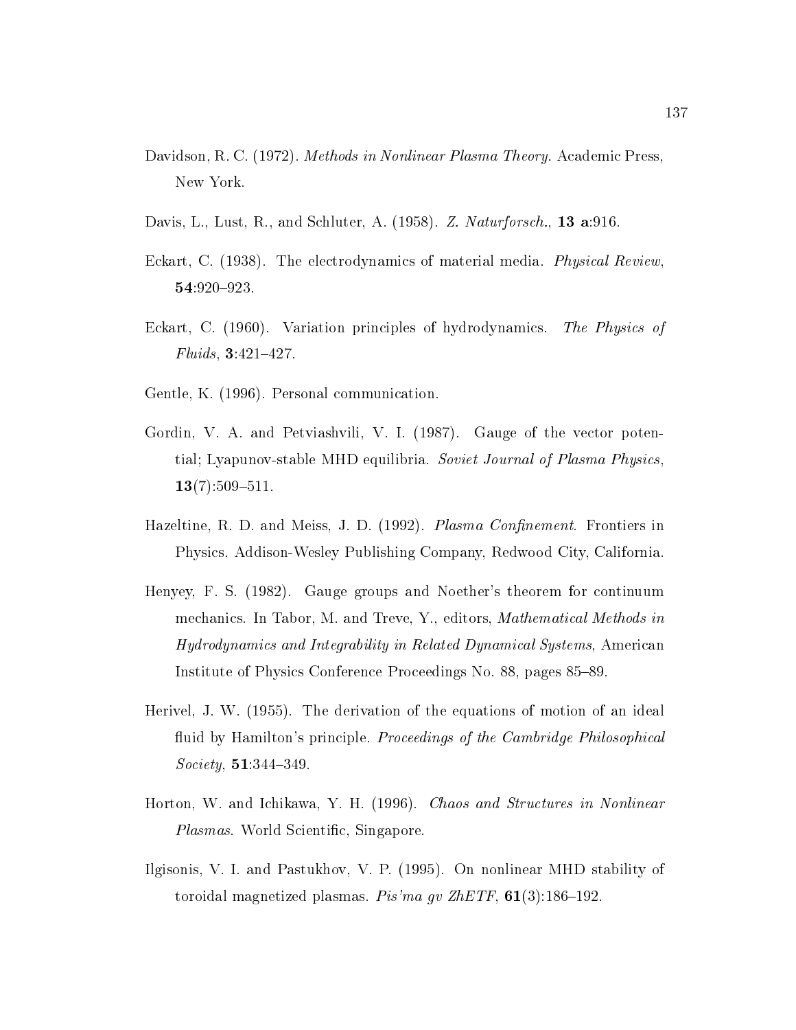Davidson, R. C. (1972). *Methods in Nonlinear Plasma Theory*. Academic Press, New York.

Davis, L., Lust, R., and Schluter, A. (1958). *Z. Naturforsch.*, **13 a**:916.

Eckart, C. (1938). The electrodynamics of material media. *Physical Review*, **54**:920–923.

Eckart, C. (1960). Variation principles of hydrodynamics. *The Physics of Fluids*, **3**:421–427.

Gentle, K. (1996). Personal communication.

Gordin, V. A. and Petviashvili, V. I. (1987). Gauge of the vector potential; Lyapunov-stable MHD equilibria. *Soviet Journal of Plasma Physics*, **13**(7):509–511.

Hazeltine, R. D. and Meiss, J. D. (1992). *Plasma Confinement*. Frontiers in Physics. Addison-Wesley Publishing Company, Redwood City, California.

Henyey, F. S. (1982). Gauge groups and Noether's theorem for continuum mechanics. In Tabor, M. and Treve, Y., editors, *Mathematical Methods in Hydrodynamics and Integrability in Related Dynamical Systems*, American Institute of Physics Conference Proceedings No. 88, pages 85–89.

Herivel, J. W. (1955). The derivation of the equations of motion of an ideal fluid by Hamilton's principle. *Proceedings of the Cambridge Philosophical Society*, **51**:344–349.

Horton, W. and Ichikawa, Y. H. (1996). *Chaos and Structures in Nonlinear Plasmas*. World Scientific, Singapore.

Ilgisonis, V. I. and Pastukhov, V. P. (1995). On nonlinear MHD stability of toroidal magnetized plasmas. *Pis'ma gv ZhETF*, **61**(3):186–192.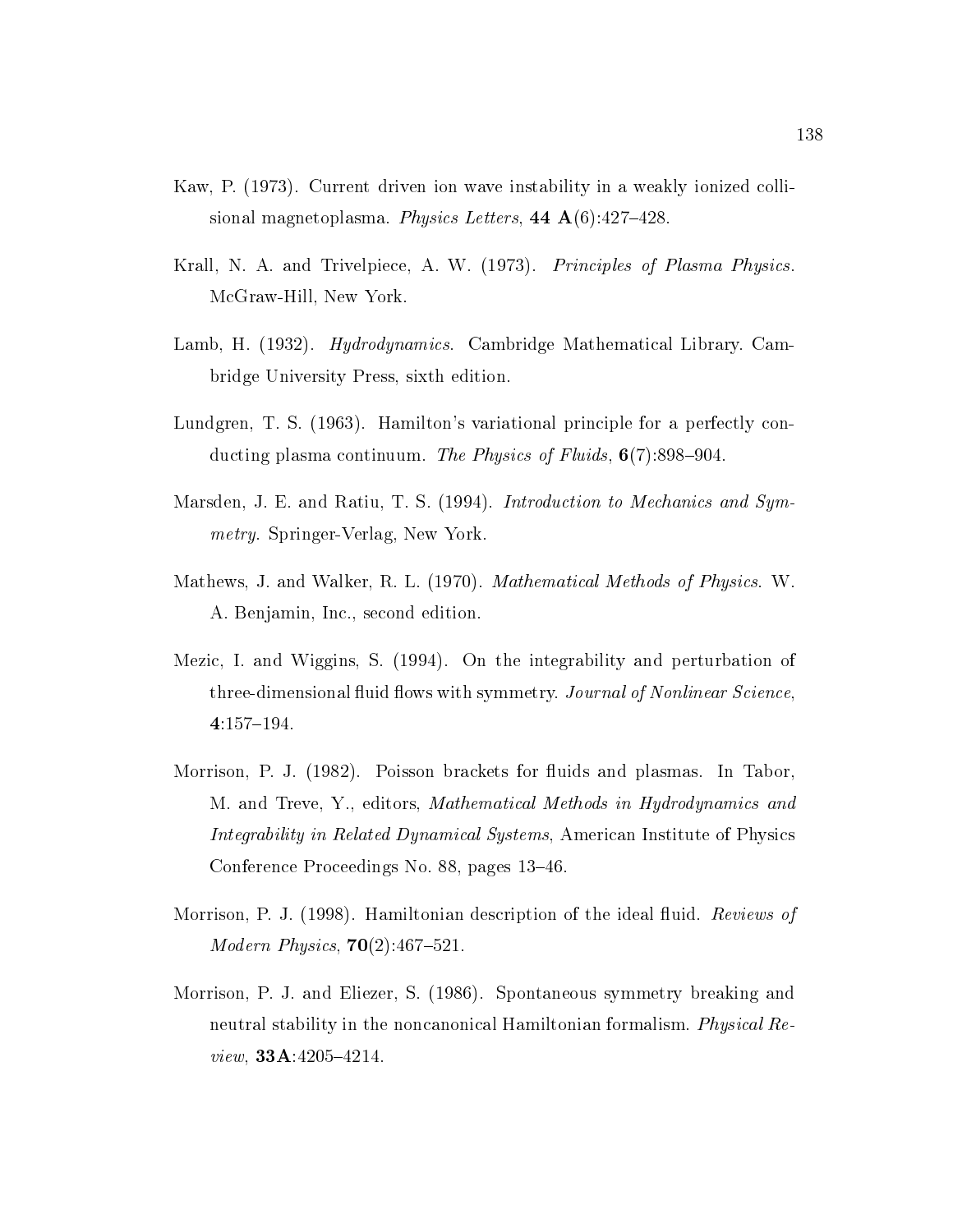Kaw, P. (1973). Current driven ion wave instability in a weakly ionized collisional magnetoplasma. *Physics Letters*, **44 A**(6):427–428.

Krall, N. A. and Trivelpiece, A. W. (1973). *Principles of Plasma Physics*. McGraw-Hill, New York.

Lamb, H. (1932). *Hydrodynamics*. Cambridge Mathematical Library. Cambridge University Press, sixth edition.

Lundgren, T. S. (1963). Hamilton's variational principle for a perfectly conducting plasma continuum. *The Physics of Fluids*, **6**(7):898–904.

Marsden, J. E. and Ratiu, T. S. (1994). *Introduction to Mechanics and Symmetry*. Springer-Verlag, New York.

Mathews, J. and Walker, R. L. (1970). *Mathematical Methods of Physics*. W. A. Benjamin, Inc., second edition.

Mezic, I. and Wiggins, S. (1994). On the integrability and perturbation of three-dimensional fluid flows with symmetry. *Journal of Nonlinear Science*, **4**:157–194.

Morrison, P. J. (1982). Poisson brackets for fluids and plasmas. In Tabor, M. and Treve, Y., editors, *Mathematical Methods in Hydrodynamics and Integrability in Related Dynamical Systems*, American Institute of Physics Conference Proceedings No. 88, pages 13–46.

Morrison, P. J. (1998). Hamiltonian description of the ideal fluid. *Reviews of Modern Physics*, **70**(2):467–521.

Morrison, P. J. and Eliezer, S. (1986). Spontaneous symmetry breaking and neutral stability in the noncanonical Hamiltonian formalism. *Physical Review*, **33A**:4205–4214.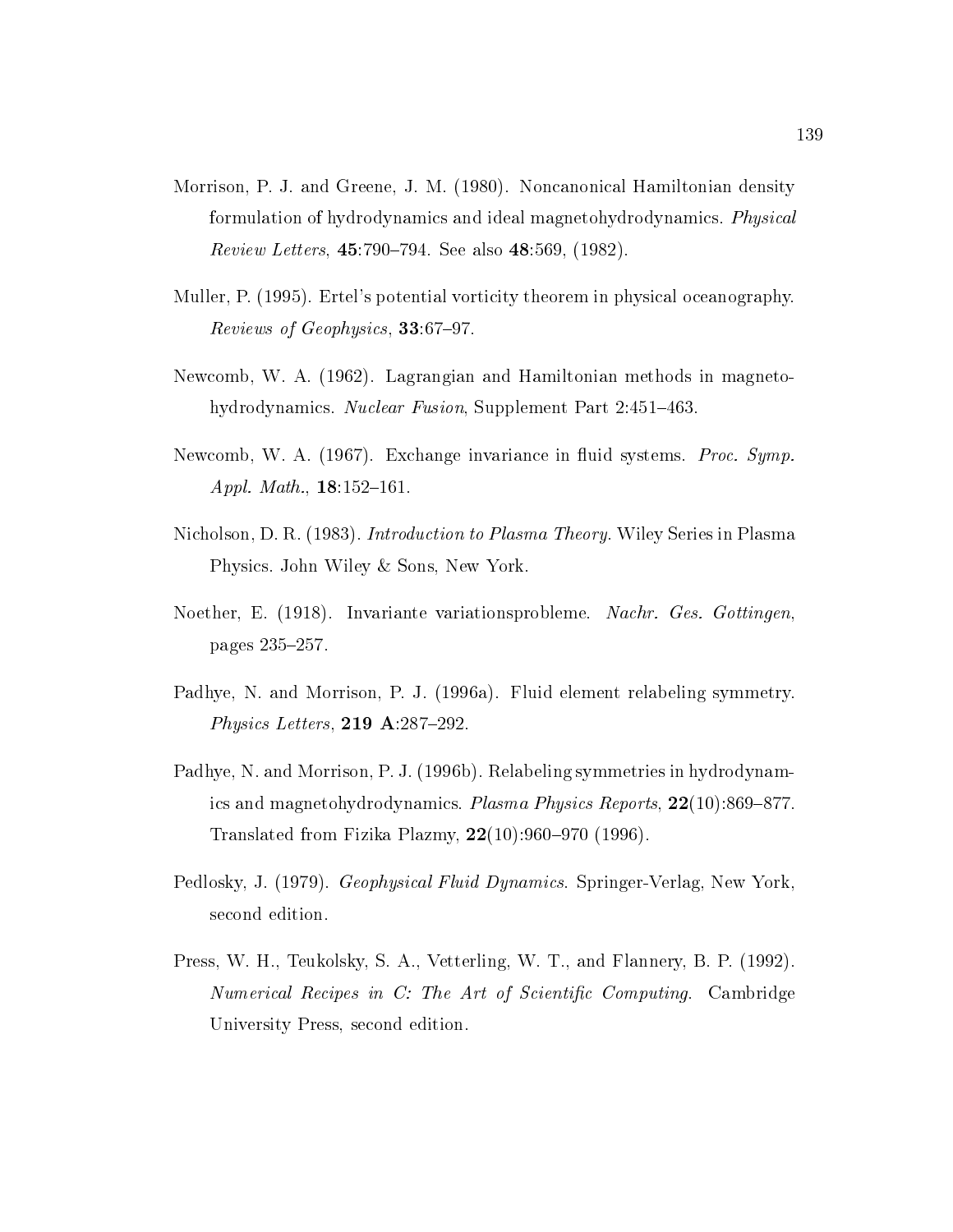Morrison, P. J. and Greene, J. M. (1980). Noncanonical Hamiltonian density formulation of hydrodynamics and ideal magnetohydrodynamics. *Physical Review Letters*, **45**:790–794. See also **48**:569, (1982).

Muller, P. (1995). Ertel's potential vorticity theorem in physical oceanography. *Reviews of Geophysics*, **33**:67–97.

Newcomb, W. A. (1962). Lagrangian and Hamiltonian methods in magnetohydrodynamics. *Nuclear Fusion*, Supplement Part 2:451–463.

Newcomb, W. A. (1967). Exchange invariance in fluid systems. *Proc. Symp. Appl. Math.*, **18**:152–161.

Nicholson, D. R. (1983). *Introduction to Plasma Theory*. Wiley Series in Plasma Physics. John Wiley & Sons, New York.

Noether, E. (1918). Invariante variationsprobleme. *Nachr. Ges. Gottingen*, pages 235–257.

Padhye, N. and Morrison, P. J. (1996a). Fluid element relabeling symmetry. *Physics Letters*, **219 A**:287–292.

Padhye, N. and Morrison, P. J. (1996b). Relabeling symmetries in hydrodynamics and magnetohydrodynamics. *Plasma Physics Reports*, **22**(10):869–877. Translated from Fizika Plazmy, **22**(10):960–970 (1996).

Pedlosky, J. (1979). *Geophysical Fluid Dynamics*. Springer-Verlag, New York, second edition.

Press, W. H., Teukolsky, S. A., Vetterling, W. T., and Flannery, B. P. (1992). *Numerical Recipes in C: The Art of Scientific Computing*. Cambridge University Press, second edition.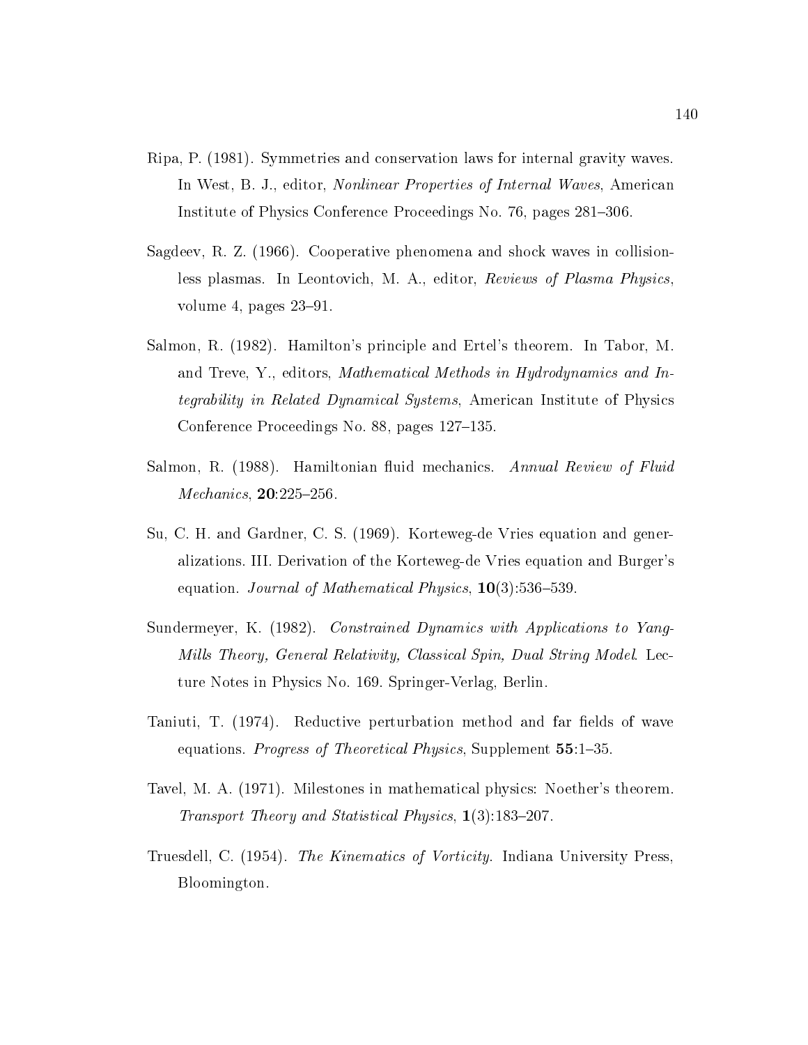Ripa, P. (1981). Symmetries and conservation laws for internal gravity waves. In West, B. J., editor, *Nonlinear Properties of Internal Waves*, American Institute of Physics Conference Proceedings No. 76, pages 281–306.

Sagdeev, R. Z. (1966). Cooperative phenomena and shock waves in collisionless plasmas. In Leontovich, M. A., editor, *Reviews of Plasma Physics*, volume 4, pages 23–91.

Salmon, R. (1982). Hamilton's principle and Ertel's theorem. In Tabor, M. and Treve, Y., editors, *Mathematical Methods in Hydrodynamics and Integrability in Related Dynamical Systems*, American Institute of Physics Conference Proceedings No. 88, pages 127–135.

Salmon, R. (1988). Hamiltonian fluid mechanics. *Annual Review of Fluid Mechanics*, **20**:225–256.

Su, C. H. and Gardner, C. S. (1969). Korteweg-de Vries equation and generalizations. III. Derivation of the Korteweg-de Vries equation and Burger's equation. *Journal of Mathematical Physics*, **10**(3):536–539.

Sundermeyer, K. (1982). *Constrained Dynamics with Applications to Yang-Mills Theory, General Relativity, Classical Spin, Dual String Model*. Lecture Notes in Physics No. 169. Springer-Verlag, Berlin.

Taniuti, T. (1974). Reductive perturbation method and far fields of wave equations. *Progress of Theoretical Physics*, Supplement **55**:1–35.

Tavel, M. A. (1971). Milestones in mathematical physics: Noether's theorem. *Transport Theory and Statistical Physics*, **1**(3):183–207.

Truesdell, C. (1954). *The Kinematics of Vorticity*. Indiana University Press, Bloomington.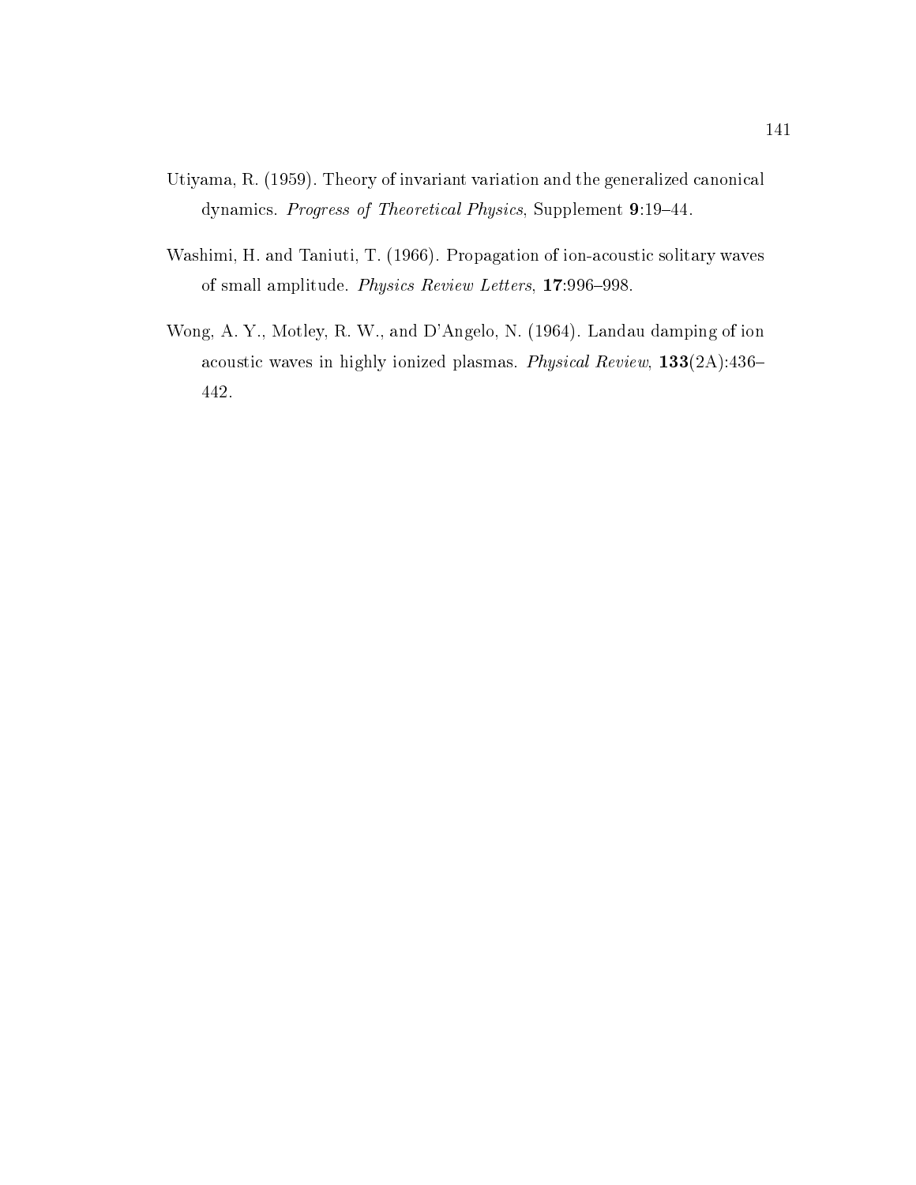Utiyama, R. (1959). Theory of invariant variation and the generalized canonical dynamics. *Progress of Theoretical Physics*, Supplement **9**:19–44.

Washimi, H. and Taniuti, T. (1966). Propagation of ion-acoustic solitary waves of small amplitude. *Physics Review Letters*, **17**:996–998.

Wong, A. Y., Motley, R. W., and D'Angelo, N. (1964). Landau damping of ion acoustic waves in highly ionized plasmas. *Physical Review*, **133**(2A):436–442.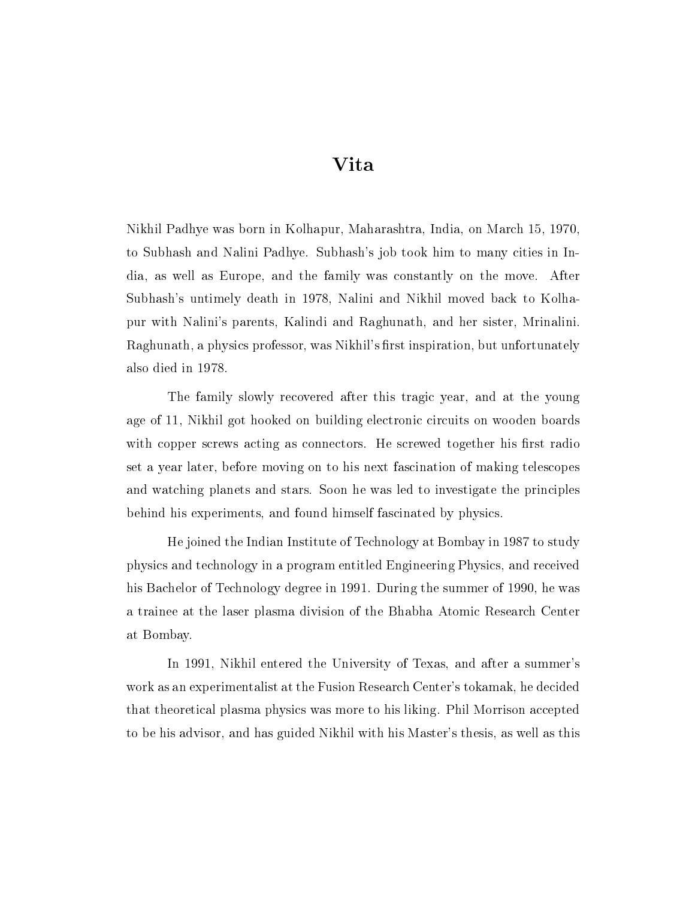# Vita

Nikhil Padhye was born in Kolhapur, Maharashtra, India, on March 15, 1970, to Subhash and Nalini Padhye. Subhash's job took him to many cities in India, as well as Europe, and the family was constantly on the move. After Subhash's untimely death in 1978, Nalini and Nikhil moved back to Kolhapur with Nalini's parents, Kalindi and Raghunath, and her sister, Mrinalini. Raghunath, a physics professor, was Nikhil's first inspiration, but unfortunately also died in 1978.

The family slowly recovered after this tragic year, and at the young age of 11, Nikhil got hooked on building electronic circuits on wooden boards with copper screws acting as connectors. He screwed together his first radio set a year later, before moving on to his next fascination of making telescopes and watching planets and stars. Soon he was led to investigate the principles behind his experiments, and found himself fascinated by physics.

He joined the Indian Institute of Technology at Bombay in 1987 to study physics and technology in a program entitled Engineering Physics, and received his Bachelor of Technology degree in 1991. During the summer of 1990, he was a trainee at the laser plasma division of the Bhabha Atomic Research Center at Bombay.

In 1991, Nikhil entered the University of Texas, and after a summer's work as an experimentalist at the Fusion Research Center's tokamak, he decided that theoretical plasma physics was more to his liking. Phil Morrison accepted to be his advisor, and has guided Nikhil with his Master's thesis, as well as this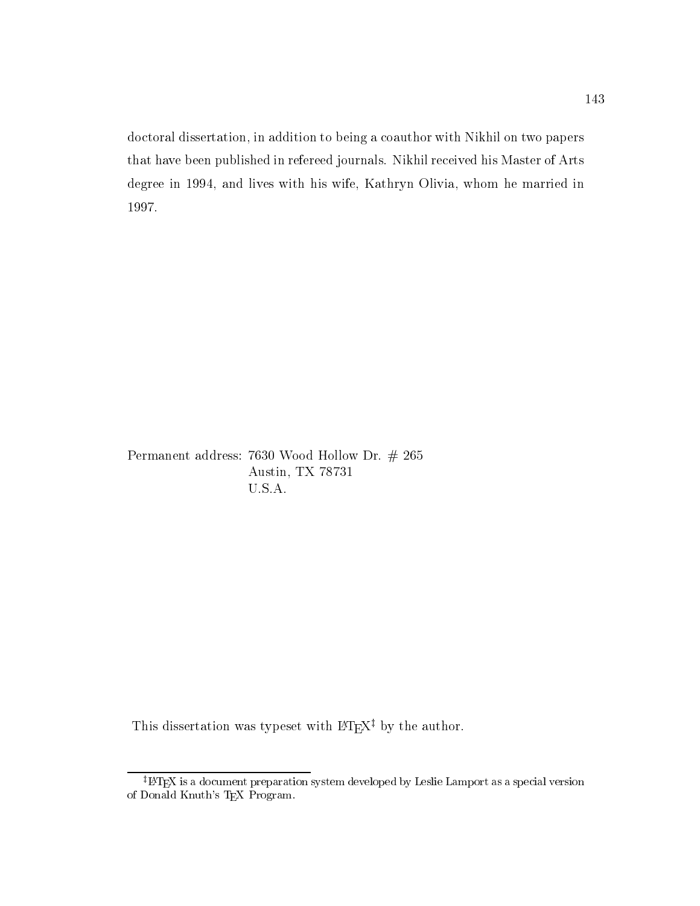doctoral dissertation, in addition to being a coauthor with Nikhil on two papers that have been published in refereed journals. Nikhil received his Master of Arts degree in 1994, and lives with his wife, Kathryn Olivia, whom he married in 1997.

Permanent address: 7630 Wood Hollow Dr. # 265
Austin, TX 78731
U.S.A.

This dissertation was typeset with LaTeX[‡] by the author.

---

[‡] LaTeX is a document preparation system developed by Leslie Lamport as a special version of Donald Knuth's TeX Program.